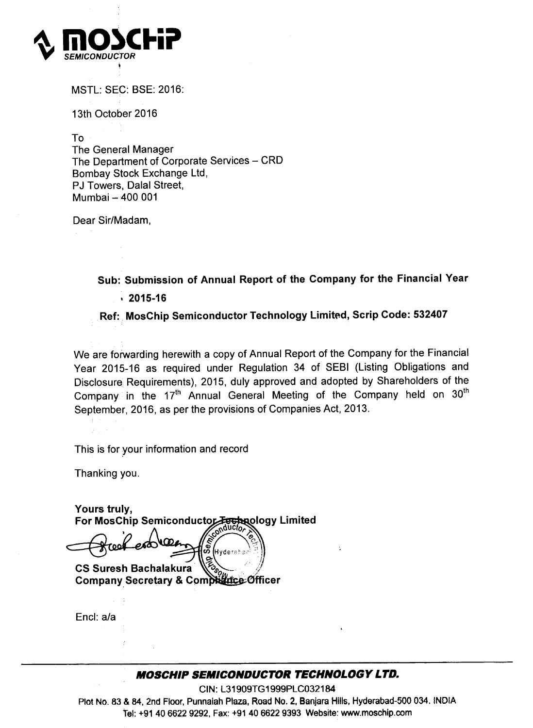**MOSCHIP**
*SEMICONDUCTOR*

MSTL: SEC: BSE: 2016:

13th October 2016

To
The General Manager
The Department of Corporate Services – CRD
Bombay Stock Exchange Ltd,
PJ Towers, Dalal Street,
Mumbai – 400 001

Dear Sir/Madam,

**Sub: Submission of Annual Report of the Company for the Financial Year 2015-16**

**Ref: MosChip Semiconductor Technology Limited, Scrip Code: 532407**

We are forwarding herewith a copy of Annual Report of the Company for the Financial Year 2015-16 as required under Regulation 34 of SEBI (Listing Obligations and Disclosure Requirements), 2015, duly approved and adopted by Shareholders of the Company in the 17th Annual General Meeting of the Company held on 30th September, 2016, as per the provisions of Companies Act, 2013.

This is for your information and record

Thanking you.

**Yours truly,**
**For MosChip Semiconductor Technology Limited**

**CS Suresh Bachalakura**
**Company Secretary & Compliance Officer**

Encl: a/a

---

***MOSCHIP SEMICONDUCTOR TECHNOLOGY LTD.***

CIN: L31909TG1999PLC032184

Plot No. 83 & 84, 2nd Floor, Punnaiah Plaza, Road No. 2, Banjara Hills, Hyderabad-500 034. INDIA

Tel: +91 40 6622 9292, Fax: +91 40 6622 9393 Website: www.moschip.com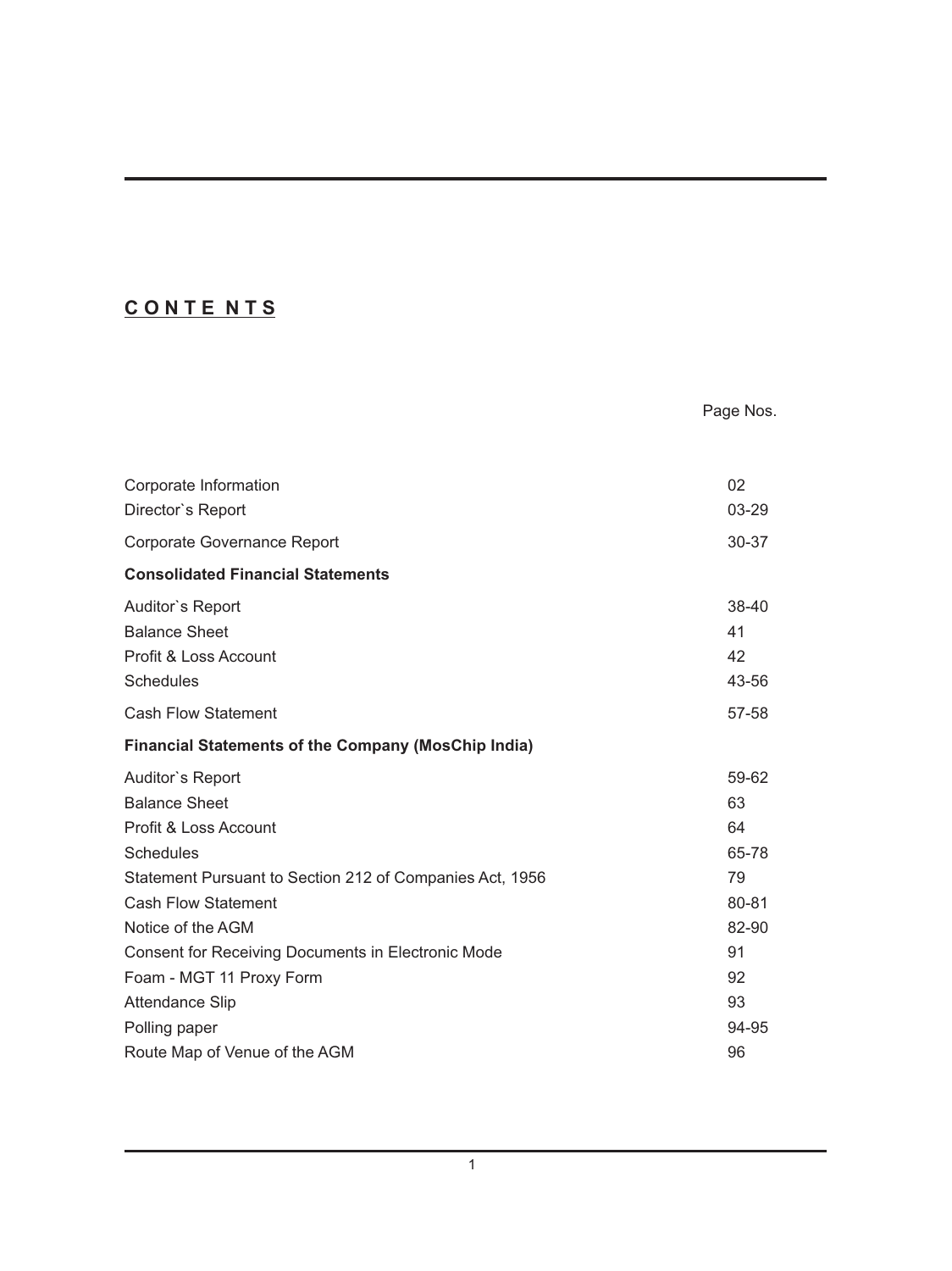## C O N T E N T S

| | Page Nos. |
|---|---|
| Corporate Information | 02 |
| Director`s Report | 03-29 |
| Corporate Governance Report | 30-37 |
| **Consolidated Financial Statements** | |
| Auditor`s Report | 38-40 |
| Balance Sheet | 41 |
| Profit & Loss Account | 42 |
| Schedules | 43-56 |
| Cash Flow Statement | 57-58 |
| **Financial Statements of the Company (MosChip India)** | |
| Auditor`s Report | 59-62 |
| Balance Sheet | 63 |
| Profit & Loss Account | 64 |
| Schedules | 65-78 |
| Statement Pursuant to Section 212 of Companies Act, 1956 | 79 |
| Cash Flow Statement | 80-81 |
| Notice of the AGM | 82-90 |
| Consent for Receiving Documents in Electronic Mode | 91 |
| Foam - MGT 11 Proxy Form | 92 |
| Attendance Slip | 93 |
| Polling paper | 94-95 |
| Route Map of Venue of the AGM | 96 |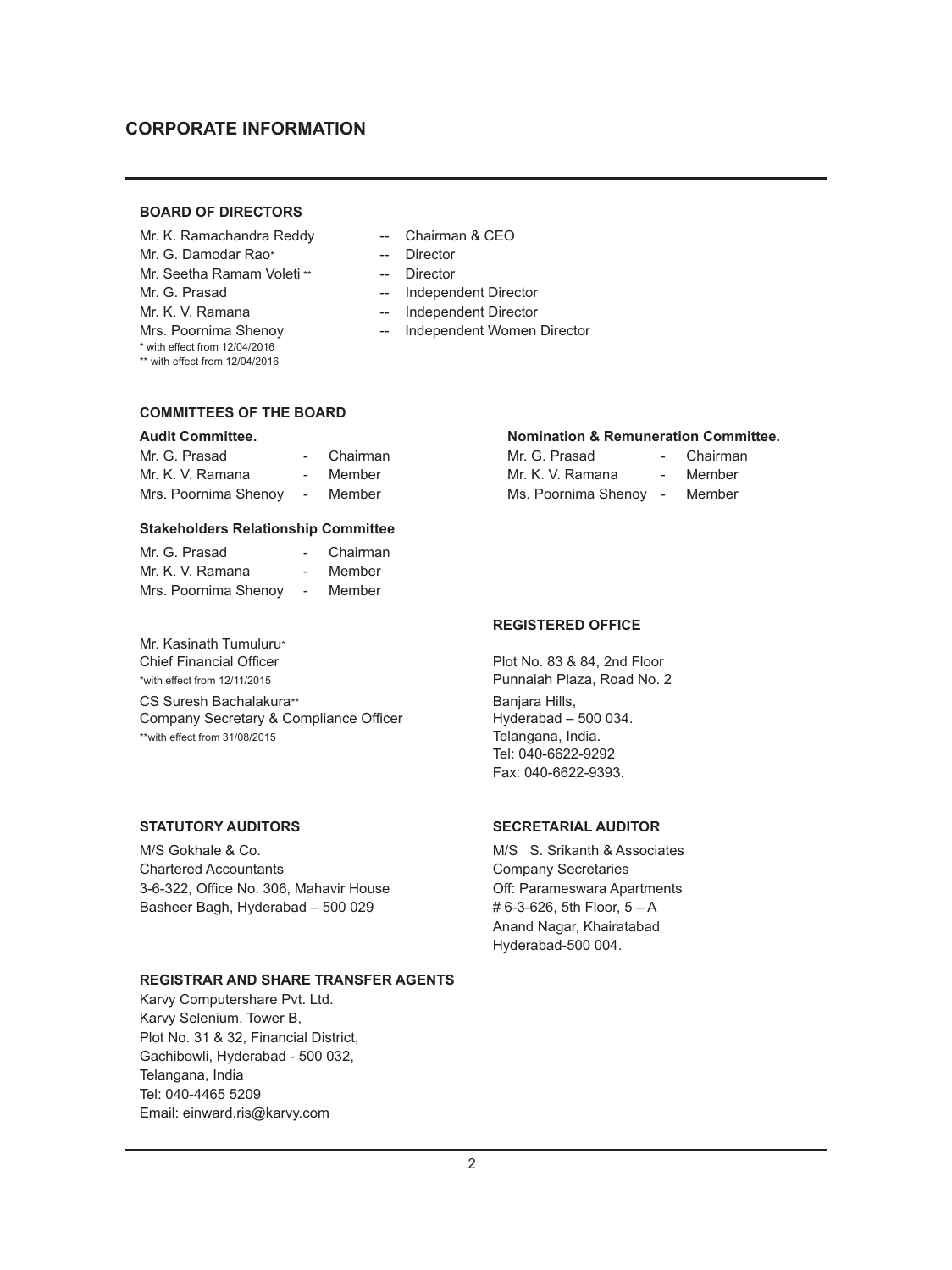## CORPORATE INFORMATION

### BOARD OF DIRECTORS

| | | |
|---|---|---|
| Mr. K. Ramachandra Reddy | -- | Chairman & CEO |
| Mr. G. Damodar Rao* | -- | Director |
| Mr. Seetha Ramam Voleti ** | -- | Director |
| Mr. G. Prasad | -- | Independent Director |
| Mr. K. V. Ramana | -- | Independent Director |
| Mrs. Poornima Shenoy | -- | Independent Women Director |

\* with effect from 12/04/2016

** with effect from 12/04/2016

### COMMITTEES OF THE BOARD

**Audit Committee.**

| | | |
|---|---|---|
| Mr. G. Prasad | - | Chairman |
| Mr. K. V. Ramana | - | Member |
| Mrs. Poornima Shenoy | - | Member |

**Nomination & Remuneration Committee.**

| | | |
|---|---|---|
| Mr. G. Prasad | - | Chairman |
| Mr. K. V. Ramana | - | Member |
| Ms. Poornima Shenoy | - | Member |

**Stakeholders Relationship Committee**

| | | |
|---|---|---|
| Mr. G. Prasad | - | Chairman |
| Mr. K. V. Ramana | - | Member |
| Mrs. Poornima Shenoy | - | Member |

Mr. Kasinath Tumuluru*
Chief Financial Officer
*with effect from 12/11/2015

CS Suresh Bachalakura**
Company Secretary & Compliance Officer
**with effect from 31/08/2015

### REGISTERED OFFICE

Plot No. 83 & 84, 2nd Floor
Punnaiah Plaza, Road No. 2
Banjara Hills,
Hyderabad – 500 034.
Telangana, India.
Tel: 040-6622-9292
Fax: 040-6622-9393.

### STATUTORY AUDITORS

M/S Gokhale & Co.
Chartered Accountants
3-6-322, Office No. 306, Mahavir House
Basheer Bagh, Hyderabad – 500 029

### SECRETARIAL AUDITOR

M/S S. Srikanth & Associates
Company Secretaries
Off: Parameswara Apartments
# 6-3-626, 5th Floor, 5 – A
Anand Nagar, Khairatabad
Hyderabad-500 004.

### REGISTRAR AND SHARE TRANSFER AGENTS

Karvy Computershare Pvt. Ltd.
Karvy Selenium, Tower B,
Plot No. 31 & 32, Financial District,
Gachibowli, Hyderabad - 500 032,
Telangana, India
Tel: 040-4465 5209
Email: einward.ris@karvy.com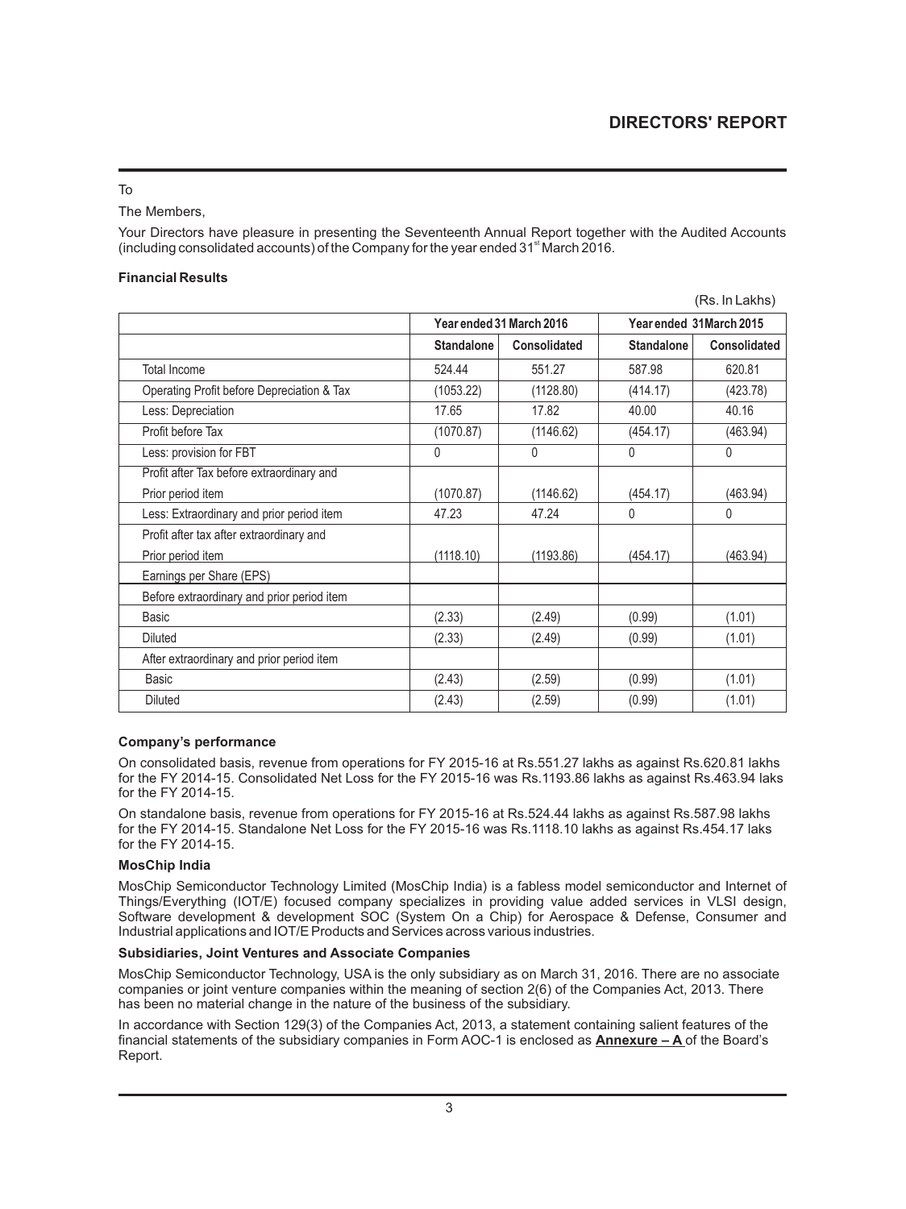# DIRECTORS' REPORT

To

The Members,

Your Directors have pleasure in presenting the Seventeenth Annual Report together with the Audited Accounts (including consolidated accounts) of the Company for the year ended 31st March 2016.

**Financial Results**

(Rs. In Lakhs)

| | Year ended 31 March 2016 | | Year ended 31March 2015 | |
|---|---|---|---|---|
| | **Standalone** | **Consolidated** | **Standalone** | **Consolidated** |
| Total Income | 524.44 | 551.27 | 587.98 | 620.81 |
| Operating Profit before Depreciation & Tax | (1053.22) | (1128.80) | (414.17) | (423.78) |
| Less: Depreciation | 17.65 | 17.82 | 40.00 | 40.16 |
| Profit before Tax | (1070.87) | (1146.62) | (454.17) | (463.94) |
| Less: provision for FBT | 0 | 0 | 0 | 0 |
| Profit after Tax before extraordinary and Prior period item | (1070.87) | (1146.62) | (454.17) | (463.94) |
| Less: Extraordinary and prior period item | 47.23 | 47.24 | 0 | 0 |
| Profit after tax after extraordinary and Prior period item | (1118.10) | (1193.86) | (454.17) | (463.94) |
| Earnings per Share (EPS) | | | | |
| Before extraordinary and prior period item | | | | |
| Basic | (2.33) | (2.49) | (0.99) | (1.01) |
| Diluted | (2.33) | (2.49) | (0.99) | (1.01) |
| After extraordinary and prior period item | | | | |
| Basic | (2.43) | (2.59) | (0.99) | (1.01) |
| Diluted | (2.43) | (2.59) | (0.99) | (1.01) |

**Company's performance**

On consolidated basis, revenue from operations for FY 2015-16 at Rs.551.27 lakhs as against Rs.620.81 lakhs for the FY 2014-15. Consolidated Net Loss for the FY 2015-16 was Rs.1193.86 lakhs as against Rs.463.94 laks for the FY 2014-15.

On standalone basis, revenue from operations for FY 2015-16 at Rs.524.44 lakhs as against Rs.587.98 lakhs for the FY 2014-15. Standalone Net Loss for the FY 2015-16 was Rs.1118.10 lakhs as against Rs.454.17 laks for the FY 2014-15.

**MosChip India**

MosChip Semiconductor Technology Limited (MosChip India) is a fabless model semiconductor and Internet of Things/Everything (IOT/E) focused company specializes in providing value added services in VLSI design, Software development & development SOC (System On a Chip) for Aerospace & Defense, Consumer and Industrial applications and IOT/E Products and Services across various industries.

**Subsidiaries, Joint Ventures and Associate Companies**

MosChip Semiconductor Technology, USA is the only subsidiary as on March 31, 2016. There are no associate companies or joint venture companies within the meaning of section 2(6) of the Companies Act, 2013. There has been no material change in the nature of the business of the subsidiary.

In accordance with Section 129(3) of the Companies Act, 2013, a statement containing salient features of the financial statements of the subsidiary companies in Form AOC-1 is enclosed as **Annexure – A** of the Board's Report.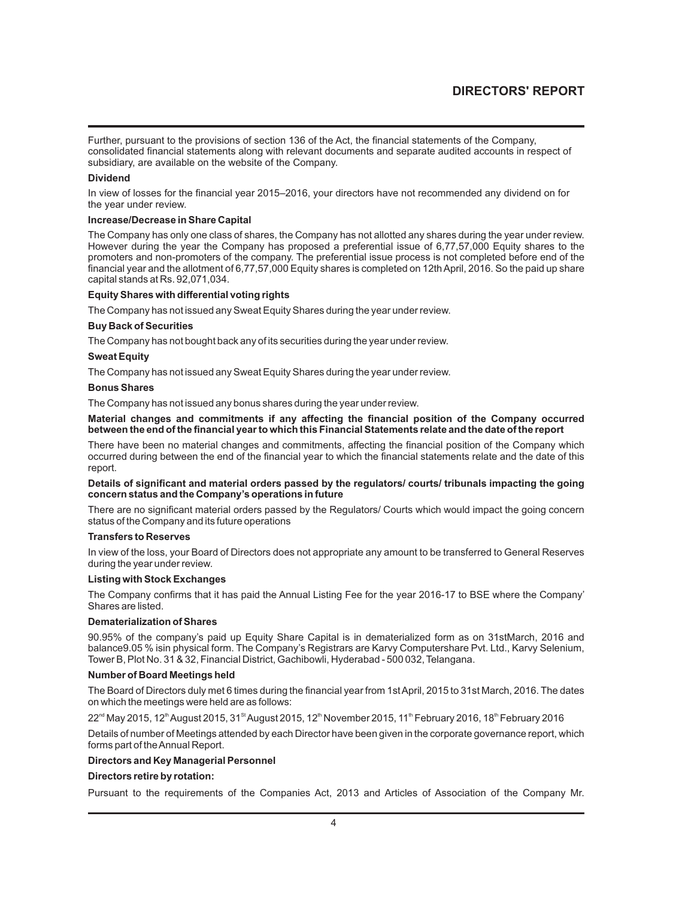Further, pursuant to the provisions of section 136 of the Act, the financial statements of the Company, consolidated financial statements along with relevant documents and separate audited accounts in respect of subsidiary, are available on the website of the Company.

**Dividend**

In view of losses for the financial year 2015–2016, your directors have not recommended any dividend on for the year under review.

**Increase/Decrease in Share Capital**

The Company has only one class of shares, the Company has not allotted any shares during the year under review. However during the year the Company has proposed a preferential issue of 6,77,57,000 Equity shares to the promoters and non-promoters of the company. The preferential issue process is not completed before end of the financial year and the allotment of 6,77,57,000 Equity shares is completed on 12th April, 2016. So the paid up share capital stands at Rs. 92,071,034.

**Equity Shares with differential voting rights**

The Company has not issued any Sweat Equity Shares during the year under review.

**Buy Back of Securities**

The Company has not bought back any of its securities during the year under review.

**Sweat Equity**

The Company has not issued any Sweat Equity Shares during the year under review.

**Bonus Shares**

The Company has not issued any bonus shares during the year under review.

**Material changes and commitments if any affecting the financial position of the Company occurred between the end of the financial year to which this Financial Statements relate and the date of the report**

There have been no material changes and commitments, affecting the financial position of the Company which occurred during between the end of the financial year to which the financial statements relate and the date of this report.

**Details of significant and material orders passed by the regulators/ courts/ tribunals impacting the going concern status and the Company's operations in future**

There are no significant material orders passed by the Regulators/ Courts which would impact the going concern status of the Company and its future operations

**Transfers to Reserves**

In view of the loss, your Board of Directors does not appropriate any amount to be transferred to General Reserves during the year under review.

**Listing with Stock Exchanges**

The Company confirms that it has paid the Annual Listing Fee for the year 2016-17 to BSE where the Company' Shares are listed.

**Dematerialization of Shares**

90.95% of the company's paid up Equity Share Capital is in dematerialized form as on 31stMarch, 2016 and balance9.05 % isin physical form. The Company's Registrars are Karvy Computershare Pvt. Ltd., Karvy Selenium, Tower B, Plot No. 31 & 32, Financial District, Gachibowli, Hyderabad - 500 032, Telangana.

**Number of Board Meetings held**

The Board of Directors duly met 6 times during the financial year from 1st April, 2015 to 31st March, 2016. The dates on which the meetings were held are as follows:

22nd May 2015, 12th August 2015, 31st August 2015, 12th November 2015, 11th February 2016, 18th February 2016

Details of number of Meetings attended by each Director have been given in the corporate governance report, which forms part of the Annual Report.

**Directors and Key Managerial Personnel**

**Directors retire by rotation:**

Pursuant to the requirements of the Companies Act, 2013 and Articles of Association of the Company Mr.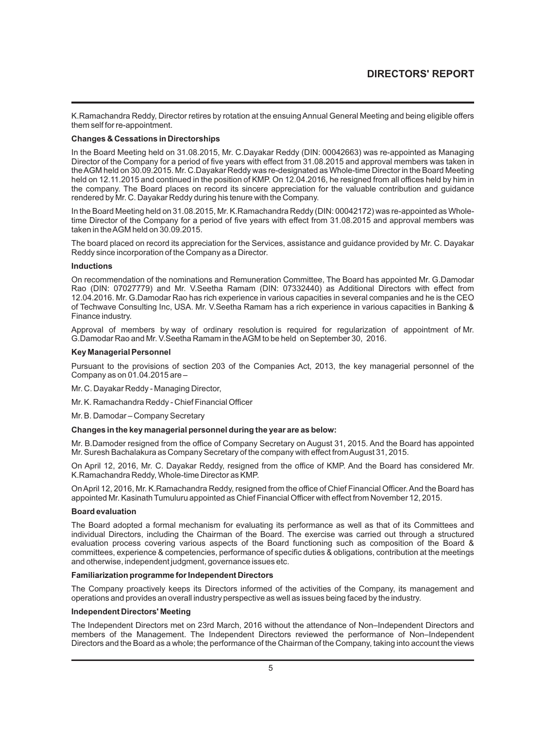K.Ramachandra Reddy, Director retires by rotation at the ensuing Annual General Meeting and being eligible offers them self for re-appointment.

**Changes & Cessations in Directorships**

In the Board Meeting held on 31.08.2015, Mr. C.Dayakar Reddy (DIN: 00042663) was re-appointed as Managing Director of the Company for a period of five years with effect from 31.08.2015 and approval members was taken in the AGM held on 30.09.2015. Mr. C.Dayakar Reddy was re-designated as Whole-time Director in the Board Meeting held on 12.11.2015 and continued in the position of KMP. On 12.04.2016, he resigned from all offices held by him in the company. The Board places on record its sincere appreciation for the valuable contribution and guidance rendered by Mr. C. Dayakar Reddy during his tenure with the Company.

In the Board Meeting held on 31.08.2015, Mr. K.Ramachandra Reddy (DIN: 00042172) was re-appointed as Whole-time Director of the Company for a period of five years with effect from 31.08.2015 and approval members was taken in the AGM held on 30.09.2015.

The board placed on record its appreciation for the Services, assistance and guidance provided by Mr. C. Dayakar Reddy since incorporation of the Company as a Director.

**Inductions**

On recommendation of the nominations and Remuneration Committee, The Board has appointed Mr. G.Damodar Rao (DIN: 07027779) and Mr. V.Seetha Ramam (DIN: 07332440) as Additional Directors with effect from 12.04.2016. Mr. G.Damodar Rao has rich experience in various capacities in several companies and he is the CEO of Techwave Consulting Inc, USA. Mr. V.Seetha Ramam has a rich experience in various capacities in Banking & Finance industry.

Approval of members by way of ordinary resolution is required for regularization of appointment of Mr. G.Damodar Rao and Mr. V.Seetha Ramam in the AGM to be held on September 30, 2016.

**Key Managerial Personnel**

Pursuant to the provisions of section 203 of the Companies Act, 2013, the key managerial personnel of the Company as on 01.04.2015 are –

Mr. C. Dayakar Reddy - Managing Director,

Mr. K. Ramachandra Reddy - Chief Financial Officer

Mr. B. Damodar – Company Secretary

**Changes in the key managerial personnel during the year are as below:**

Mr. B.Damoder resigned from the office of Company Secretary on August 31, 2015. And the Board has appointed Mr. Suresh Bachalakura as Company Secretary of the company with effect from August 31, 2015.

On April 12, 2016, Mr. C. Dayakar Reddy, resigned from the office of KMP. And the Board has considered Mr. K.Ramachandra Reddy, Whole-time Director as KMP.

On April 12, 2016, Mr. K.Ramachandra Reddy, resigned from the office of Chief Financial Officer. And the Board has appointed Mr. Kasinath Tumuluru appointed as Chief Financial Officer with effect from November 12, 2015.

**Board evaluation**

The Board adopted a formal mechanism for evaluating its performance as well as that of its Committees and individual Directors, including the Chairman of the Board. The exercise was carried out through a structured evaluation process covering various aspects of the Board functioning such as composition of the Board & committees, experience & competencies, performance of specific duties & obligations, contribution at the meetings and otherwise, independent judgment, governance issues etc.

**Familiarization programme for Independent Directors**

The Company proactively keeps its Directors informed of the activities of the Company, its management and operations and provides an overall industry perspective as well as issues being faced by the industry.

**Independent Directors' Meeting**

The Independent Directors met on 23rd March, 2016 without the attendance of Non–Independent Directors and members of the Management. The Independent Directors reviewed the performance of Non–Independent Directors and the Board as a whole; the performance of the Chairman of the Company, taking into account the views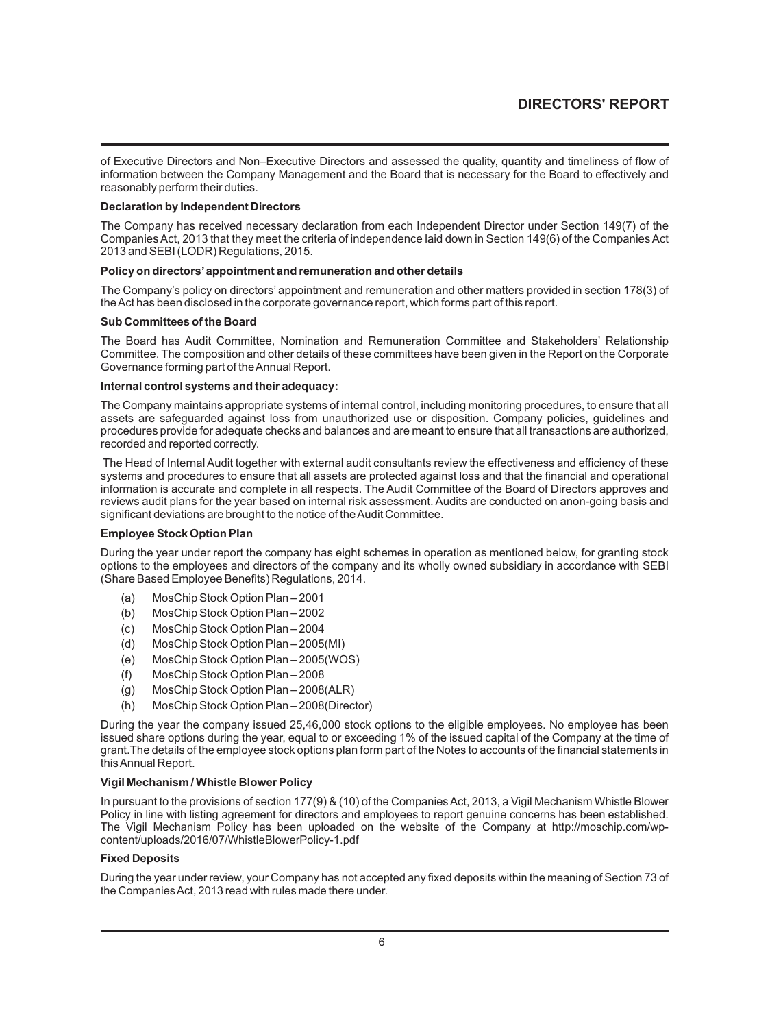of Executive Directors and Non–Executive Directors and assessed the quality, quantity and timeliness of flow of information between the Company Management and the Board that is necessary for the Board to effectively and reasonably perform their duties.

**Declaration by Independent Directors**

The Company has received necessary declaration from each Independent Director under Section 149(7) of the Companies Act, 2013 that they meet the criteria of independence laid down in Section 149(6) of the Companies Act 2013 and SEBI (LODR) Regulations, 2015.

**Policy on directors' appointment and remuneration and other details**

The Company's policy on directors' appointment and remuneration and other matters provided in section 178(3) of the Act has been disclosed in the corporate governance report, which forms part of this report.

**Sub Committees of the Board**

The Board has Audit Committee, Nomination and Remuneration Committee and Stakeholders' Relationship Committee. The composition and other details of these committees have been given in the Report on the Corporate Governance forming part of the Annual Report.

**Internal control systems and their adequacy:**

The Company maintains appropriate systems of internal control, including monitoring procedures, to ensure that all assets are safeguarded against loss from unauthorized use or disposition. Company policies, guidelines and procedures provide for adequate checks and balances and are meant to ensure that all transactions are authorized, recorded and reported correctly.

The Head of Internal Audit together with external audit consultants review the effectiveness and efficiency of these systems and procedures to ensure that all assets are protected against loss and that the financial and operational information is accurate and complete in all respects. The Audit Committee of the Board of Directors approves and reviews audit plans for the year based on internal risk assessment. Audits are conducted on anon-going basis and significant deviations are brought to the notice of the Audit Committee.

**Employee Stock Option Plan**

During the year under report the company has eight schemes in operation as mentioned below, for granting stock options to the employees and directors of the company and its wholly owned subsidiary in accordance with SEBI (Share Based Employee Benefits) Regulations, 2014.

(a) MosChip Stock Option Plan – 2001
(b) MosChip Stock Option Plan – 2002
(c) MosChip Stock Option Plan – 2004
(d) MosChip Stock Option Plan – 2005(MI)
(e) MosChip Stock Option Plan – 2005(WOS)
(f) MosChip Stock Option Plan – 2008
(g) MosChip Stock Option Plan – 2008(ALR)
(h) MosChip Stock Option Plan – 2008(Director)

During the year the company issued 25,46,000 stock options to the eligible employees. No employee has been issued share options during the year, equal to or exceeding 1% of the issued capital of the Company at the time of grant.The details of the employee stock options plan form part of the Notes to accounts of the financial statements in this Annual Report.

**Vigil Mechanism / Whistle Blower Policy**

In pursuant to the provisions of section 177(9) & (10) of the Companies Act, 2013, a Vigil Mechanism Whistle Blower Policy in line with listing agreement for directors and employees to report genuine concerns has been established. The Vigil Mechanism Policy has been uploaded on the website of the Company at http://moschip.com/wp-content/uploads/2016/07/WhistleBlowerPolicy-1.pdf

**Fixed Deposits**

During the year under review, your Company has not accepted any fixed deposits within the meaning of Section 73 of the Companies Act, 2013 read with rules made there under.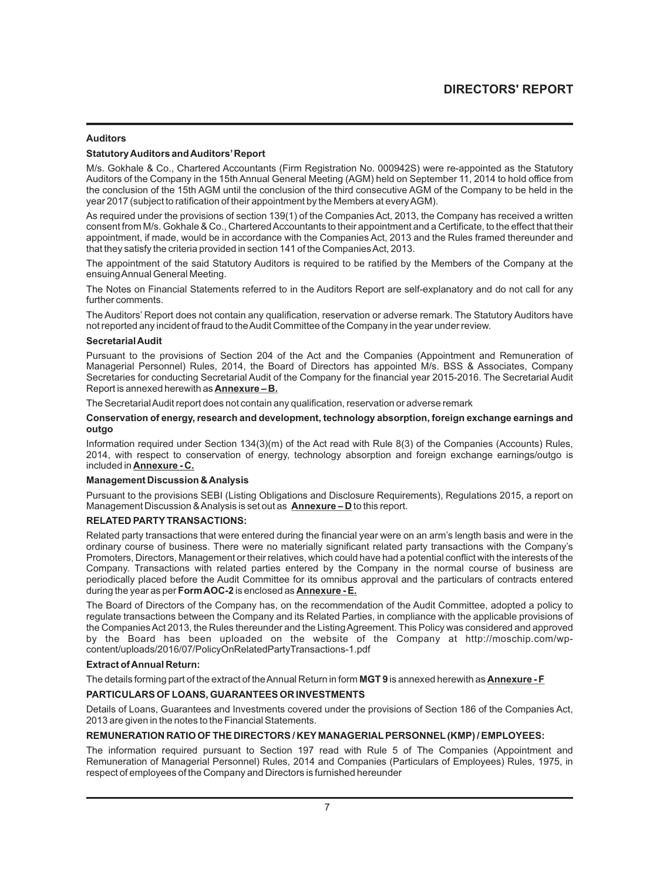### Auditors

#### Statutory Auditors and Auditors' Report

M/s. Gokhale & Co., Chartered Accountants (Firm Registration No. 000942S) were re-appointed as the Statutory Auditors of the Company in the 15th Annual General Meeting (AGM) held on September 11, 2014 to hold office from the conclusion of the 15th AGM until the conclusion of the third consecutive AGM of the Company to be held in the year 2017 (subject to ratification of their appointment by the Members at every AGM).

As required under the provisions of section 139(1) of the Companies Act, 2013, the Company has received a written consent from M/s. Gokhale & Co., Chartered Accountants to their appointment and a Certificate, to the effect that their appointment, if made, would be in accordance with the Companies Act, 2013 and the Rules framed thereunder and that they satisfy the criteria provided in section 141 of the Companies Act, 2013.

The appointment of the said Statutory Auditors is required to be ratified by the Members of the Company at the ensuing Annual General Meeting.

The Notes on Financial Statements referred to in the Auditors Report are self-explanatory and do not call for any further comments.

The Auditors' Report does not contain any qualification, reservation or adverse remark. The Statutory Auditors have not reported any incident of fraud to the Audit Committee of the Company in the year under review.

#### Secretarial Audit

Pursuant to the provisions of Section 204 of the Act and the Companies (Appointment and Remuneration of Managerial Personnel) Rules, 2014, the Board of Directors has appointed M/s. BSS & Associates, Company Secretaries for conducting Secretarial Audit of the Company for the financial year 2015-2016. The Secretarial Audit Report is annexed herewith as **Annexure – B.**

The Secretarial Audit report does not contain any qualification, reservation or adverse remark

#### Conservation of energy, research and development, technology absorption, foreign exchange earnings and outgo

Information required under Section 134(3)(m) of the Act read with Rule 8(3) of the Companies (Accounts) Rules, 2014, with respect to conservation of energy, technology absorption and foreign exchange earnings/outgo is included in **Annexure - C.**

#### Management Discussion & Analysis

Pursuant to the provisions SEBI (Listing Obligations and Disclosure Requirements), Regulations 2015, a report on Management Discussion & Analysis is set out as **Annexure – D** to this report.

#### RELATED PARTY TRANSACTIONS:

Related party transactions that were entered during the financial year were on an arm's length basis and were in the ordinary course of business. There were no materially significant related party transactions with the Company's Promoters, Directors, Management or their relatives, which could have had a potential conflict with the interests of the Company. Transactions with related parties entered by the Company in the normal course of business are periodically placed before the Audit Committee for its omnibus approval and the particulars of contracts entered during the year as per **Form AOC-2** is enclosed as **Annexure - E.**

The Board of Directors of the Company has, on the recommendation of the Audit Committee, adopted a policy to regulate transactions between the Company and its Related Parties, in compliance with the applicable provisions of the Companies Act 2013, the Rules thereunder and the Listing Agreement. This Policy was considered and approved by the Board has been uploaded on the website of the Company at http://moschip.com/wp-content/uploads/2016/07/PolicyOnRelatedPartyTransactions-1.pdf

#### Extract of Annual Return:

The details forming part of the extract of the Annual Return in form **MGT 9** is annexed herewith as **Annexure - F**

#### PARTICULARS OF LOANS, GUARANTEES OR INVESTMENTS

Details of Loans, Guarantees and Investments covered under the provisions of Section 186 of the Companies Act, 2013 are given in the notes to the Financial Statements.

#### REMUNERATION RATIO OF THE DIRECTORS / KEY MANAGERIAL PERSONNEL (KMP) / EMPLOYEES:

The information required pursuant to Section 197 read with Rule 5 of The Companies (Appointment and Remuneration of Managerial Personnel) Rules, 2014 and Companies (Particulars of Employees) Rules, 1975, in respect of employees of the Company and Directors is furnished hereunder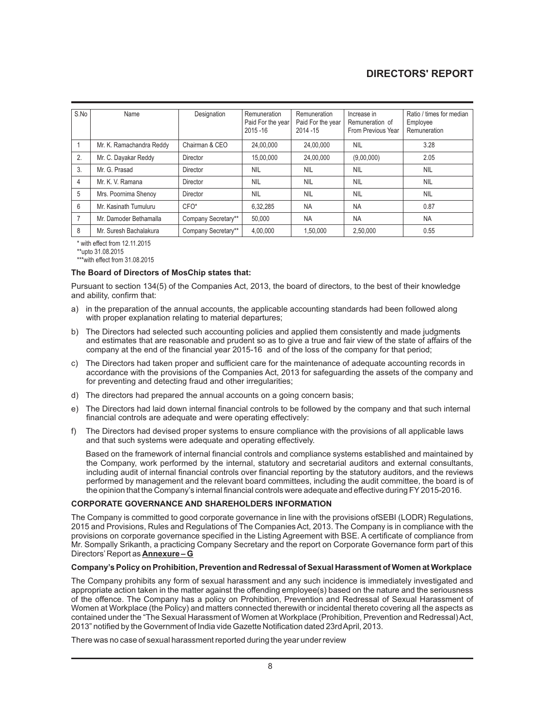| S.No | Name | Designation | Remuneration Paid For the year 2015 -16 | Remuneration Paid For the year 2014 -15 | Increase in Remuneration of From Previous Year | Ratio / times for median Employee Remuneration |
|---|---|---|---|---|---|---|
| 1 | Mr. K. Ramachandra Reddy | Chairman & CEO | 24,00,000 | 24,00,000 | NIL | 3.28 |
| 2. | Mr. C. Dayakar Reddy | Director | 15,00,000 | 24,00,000 | (9,00,000) | 2.05 |
| 3. | Mr. G. Prasad | Director | NIL | NIL | NIL | NIL |
| 4 | Mr. K. V. Ramana | Director | NIL | NIL | NIL | NIL |
| 5 | Mrs. Poornima Shenoy | Director | NIL | NIL | NIL | NIL |
| 6 | Mr. Kasinath Tumuluru | CFO* | 6,32,285 | NA | NA | 0.87 |
| 7 | Mr. Damoder Bethamalla | Company Secretary** | 50,000 | NA | NA | NA |
| 8 | Mr. Suresh Bachalakura | Company Secretary** | 4,00,000 | 1,50,000 | 2,50,000 | 0.55 |

\* with effect from 12.11.2015

\*\*upto 31.08.2015

\*\*\*with effect from 31.08.2015

**The Board of Directors of MosChip states that:**

Pursuant to section 134(5) of the Companies Act, 2013, the board of directors, to the best of their knowledge and ability, confirm that:

a) in the preparation of the annual accounts, the applicable accounting standards had been followed along with proper explanation relating to material departures;

b) The Directors had selected such accounting policies and applied them consistently and made judgments and estimates that are reasonable and prudent so as to give a true and fair view of the state of affairs of the company at the end of the financial year 2015-16 and of the loss of the company for that period;

c) The Directors had taken proper and sufficient care for the maintenance of adequate accounting records in accordance with the provisions of the Companies Act, 2013 for safeguarding the assets of the company and for preventing and detecting fraud and other irregularities;

d) The directors had prepared the annual accounts on a going concern basis;

e) The Directors had laid down internal financial controls to be followed by the company and that such internal financial controls are adequate and were operating effectively:

f) The Directors had devised proper systems to ensure compliance with the provisions of all applicable laws and that such systems were adequate and operating effectively.

Based on the framework of internal financial controls and compliance systems established and maintained by the Company, work performed by the internal, statutory and secretarial auditors and external consultants, including audit of internal financial controls over financial reporting by the statutory auditors, and the reviews performed by management and the relevant board committees, including the audit committee, the board is of the opinion that the Company's internal financial controls were adequate and effective during FY 2015-2016.

**CORPORATE GOVERNANCE AND SHAREHOLDERS INFORMATION**

The Company is committed to good corporate governance in line with the provisions ofSEBI (LODR) Regulations, 2015 and Provisions, Rules and Regulations of The Companies Act, 2013. The Company is in compliance with the provisions on corporate governance specified in the Listing Agreement with BSE. A certificate of compliance from Mr. Sompally Srikanth, a practicing Company Secretary and the report on Corporate Governance form part of this Directors' Report as **Annexure – G**

**Company's Policy on Prohibition, Prevention and Redressal of Sexual Harassment of Women at Workplace**

The Company prohibits any form of sexual harassment and any such incidence is immediately investigated and appropriate action taken in the matter against the offending employee(s) based on the nature and the seriousness of the offence. The Company has a policy on Prohibition, Prevention and Redressal of Sexual Harassment of Women at Workplace (the Policy) and matters connected therewith or incidental thereto covering all the aspects as contained under the "The Sexual Harassment of Women at Workplace (Prohibition, Prevention and Redressal) Act, 2013" notified by the Government of India vide Gazette Notification dated 23rd April, 2013.

There was no case of sexual harassment reported during the year under review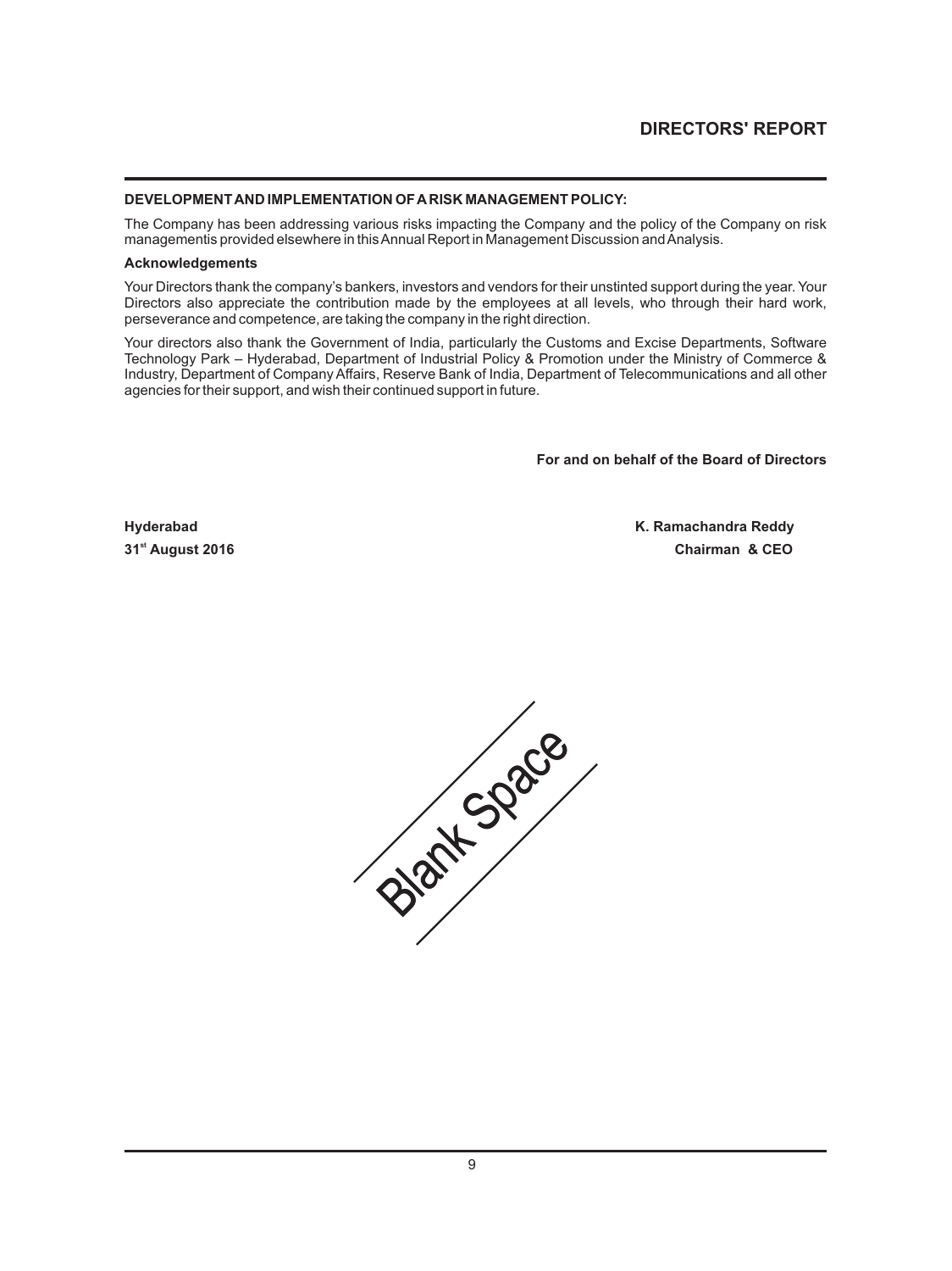**DEVELOPMENT AND IMPLEMENTATION OF A RISK MANAGEMENT POLICY:**

The Company has been addressing various risks impacting the Company and the policy of the Company on risk managementis provided elsewhere in this Annual Report in Management Discussion and Analysis.

**Acknowledgements**

Your Directors thank the company's bankers, investors and vendors for their unstinted support during the year. Your Directors also appreciate the contribution made by the employees at all levels, who through their hard work, perseverance and competence, are taking the company in the right direction.

Your directors also thank the Government of India, particularly the Customs and Excise Departments, Software Technology Park – Hyderabad, Department of Industrial Policy & Promotion under the Ministry of Commerce & Industry, Department of Company Affairs, Reserve Bank of India, Department of Telecommunications and all other agencies for their support, and wish their continued support in future.

**For and on behalf of the Board of Directors**

**Hyderabad**
**31st August 2016**

**K. Ramachandra Reddy**
**Chairman & CEO**

Blank Space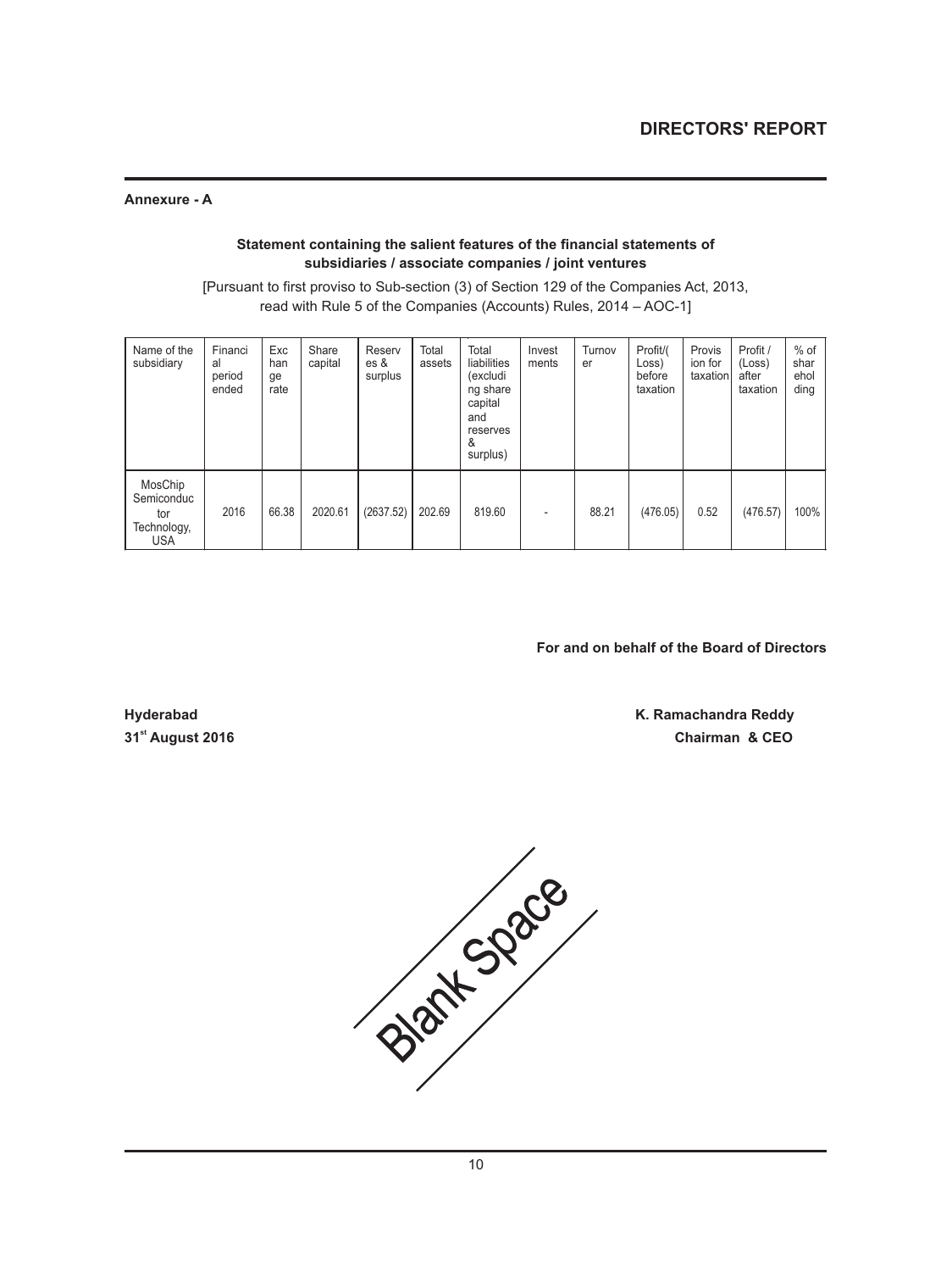**Annexure - A**

**Statement containing the salient features of the financial statements of subsidiaries / associate companies / joint ventures**

[Pursuant to first proviso to Sub-section (3) of Section 129 of the Companies Act, 2013, read with Rule 5 of the Companies (Accounts) Rules, 2014 – AOC-1]

| Name of the subsidiary | Financial period ended | Exchange rate | Share capital | Reserves & surplus | Total assets | Total liabilities (excluding share capital and reserves & surplus) | Investments | Turnover | Profit/(Loss) before taxation | Provision for taxation | Profit / (Loss) after taxation | % of shareholding |
|---|---|---|---|---|---|---|---|---|---|---|---|---|
| MosChip Semiconductor Technology, USA | 2016 | 66.38 | 2020.61 | (2637.52) | 202.69 | 819.60 | - | 88.21 | (476.05) | 0.52 | (476.57) | 100% |

**For and on behalf of the Board of Directors**

**Hyderabad**
**31st August 2016**

**K. Ramachandra Reddy**
**Chairman & CEO**

Blank Space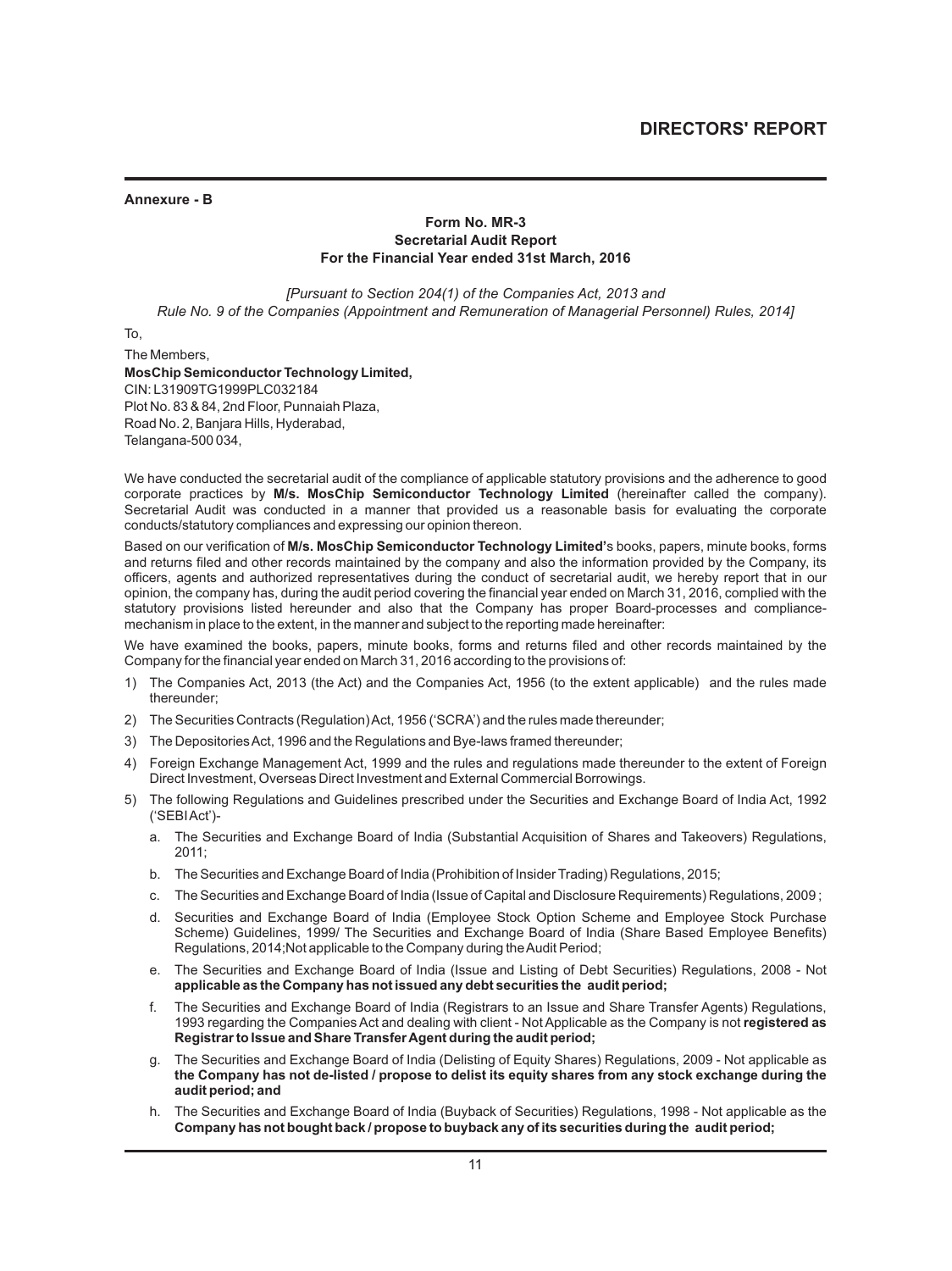**Annexure - B**

**Form No. MR-3**
**Secretarial Audit Report**
**For the Financial Year ended 31st March, 2016**

*[Pursuant to Section 204(1) of the Companies Act, 2013 and Rule No. 9 of the Companies (Appointment and Remuneration of Managerial Personnel) Rules, 2014]*

To,

The Members,
**MosChip Semiconductor Technology Limited,**
CIN: L31909TG1999PLC032184
Plot No. 83 & 84, 2nd Floor, Punnaiah Plaza,
Road No. 2, Banjara Hills, Hyderabad,
Telangana-500 034,

We have conducted the secretarial audit of the compliance of applicable statutory provisions and the adherence to good corporate practices by **M/s. MosChip Semiconductor Technology Limited** (hereinafter called the company). Secretarial Audit was conducted in a manner that provided us a reasonable basis for evaluating the corporate conducts/statutory compliances and expressing our opinion thereon.

Based on our verification of **M/s. MosChip Semiconductor Technology Limited'**s books, papers, minute books, forms and returns filed and other records maintained by the company and also the information provided by the Company, its officers, agents and authorized representatives during the conduct of secretarial audit, we hereby report that in our opinion, the company has, during the audit period covering the financial year ended on March 31, 2016, complied with the statutory provisions listed hereunder and also that the Company has proper Board-processes and compliance-mechanism in place to the extent, in the manner and subject to the reporting made hereinafter:

We have examined the books, papers, minute books, forms and returns filed and other records maintained by the Company for the financial year ended on March 31, 2016 according to the provisions of:

1) The Companies Act, 2013 (the Act) and the Companies Act, 1956 (to the extent applicable) and the rules made thereunder;
2) The Securities Contracts (Regulation) Act, 1956 ('SCRA') and the rules made thereunder;
3) The Depositories Act, 1996 and the Regulations and Bye-laws framed thereunder;
4) Foreign Exchange Management Act, 1999 and the rules and regulations made thereunder to the extent of Foreign Direct Investment, Overseas Direct Investment and External Commercial Borrowings.
5) The following Regulations and Guidelines prescribed under the Securities and Exchange Board of India Act, 1992 ('SEBI Act')-
   a. The Securities and Exchange Board of India (Substantial Acquisition of Shares and Takeovers) Regulations, 2011;
   b. The Securities and Exchange Board of India (Prohibition of Insider Trading) Regulations, 2015;
   c. The Securities and Exchange Board of India (Issue of Capital and Disclosure Requirements) Regulations, 2009 ;
   d. Securities and Exchange Board of India (Employee Stock Option Scheme and Employee Stock Purchase Scheme) Guidelines, 1999/ The Securities and Exchange Board of India (Share Based Employee Benefits) Regulations, 2014;Not applicable to the Company during the Audit Period;
   e. The Securities and Exchange Board of India (Issue and Listing of Debt Securities) Regulations, 2008 - Not **applicable as the Company has not issued any debt securities the audit period;**
   f. The Securities and Exchange Board of India (Registrars to an Issue and Share Transfer Agents) Regulations, 1993 regarding the Companies Act and dealing with client - Not Applicable as the Company is not **registered as Registrar to Issue and Share Transfer Agent during the audit period;**
   g. The Securities and Exchange Board of India (Delisting of Equity Shares) Regulations, 2009 - Not applicable as **the Company has not de-listed / propose to delist its equity shares from any stock exchange during the audit period; and**
   h. The Securities and Exchange Board of India (Buyback of Securities) Regulations, 1998 - Not applicable as the **Company has not bought back / propose to buyback any of its securities during the audit period;**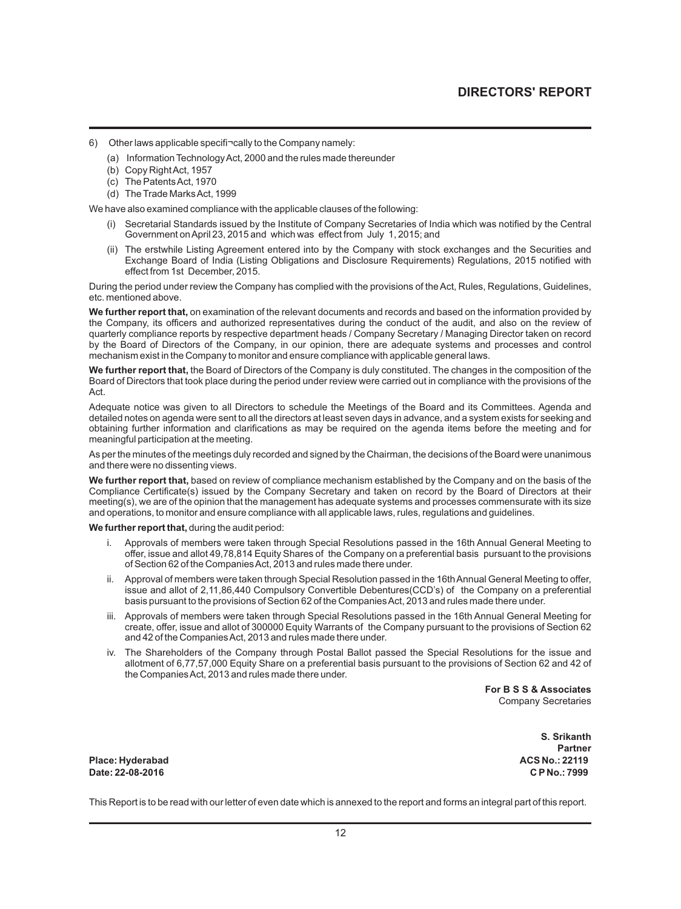6) Other laws applicable specifi¬cally to the Company namely:

(a) Information Technology Act, 2000 and the rules made thereunder
(b) Copy Right Act, 1957
(c) The Patents Act, 1970
(d) The Trade Marks Act, 1999

We have also examined compliance with the applicable clauses of the following:

(i) Secretarial Standards issued by the Institute of Company Secretaries of India which was notified by the Central Government on April 23, 2015 and which was effect from July 1, 2015; and

(ii) The erstwhile Listing Agreement entered into by the Company with stock exchanges and the Securities and Exchange Board of India (Listing Obligations and Disclosure Requirements) Regulations, 2015 notified with effect from 1st December, 2015.

During the period under review the Company has complied with the provisions of the Act, Rules, Regulations, Guidelines, etc. mentioned above.

**We further report that,** on examination of the relevant documents and records and based on the information provided by the Company, its officers and authorized representatives during the conduct of the audit, and also on the review of quarterly compliance reports by respective department heads / Company Secretary / Managing Director taken on record by the Board of Directors of the Company, in our opinion, there are adequate systems and processes and control mechanism exist in the Company to monitor and ensure compliance with applicable general laws.

**We further report that,** the Board of Directors of the Company is duly constituted. The changes in the composition of the Board of Directors that took place during the period under review were carried out in compliance with the provisions of the Act.

Adequate notice was given to all Directors to schedule the Meetings of the Board and its Committees. Agenda and detailed notes on agenda were sent to all the directors at least seven days in advance, and a system exists for seeking and obtaining further information and clarifications as may be required on the agenda items before the meeting and for meaningful participation at the meeting.

As per the minutes of the meetings duly recorded and signed by the Chairman, the decisions of the Board were unanimous and there were no dissenting views.

**We further report that,** based on review of compliance mechanism established by the Company and on the basis of the Compliance Certificate(s) issued by the Company Secretary and taken on record by the Board of Directors at their meeting(s), we are of the opinion that the management has adequate systems and processes commensurate with its size and operations, to monitor and ensure compliance with all applicable laws, rules, regulations and guidelines.

**We further report that,** during the audit period:

i. Approvals of members were taken through Special Resolutions passed in the 16th Annual General Meeting to offer, issue and allot 49,78,814 Equity Shares of the Company on a preferential basis pursuant to the provisions of Section 62 of the Companies Act, 2013 and rules made there under.

ii. Approval of members were taken through Special Resolution passed in the 16th Annual General Meeting to offer, issue and allot of 2,11,86,440 Compulsory Convertible Debentures(CCD's) of the Company on a preferential basis pursuant to the provisions of Section 62 of the Companies Act, 2013 and rules made there under.

iii. Approvals of members were taken through Special Resolutions passed in the 16th Annual General Meeting for create, offer, issue and allot of 300000 Equity Warrants of the Company pursuant to the provisions of Section 62 and 42 of the Companies Act, 2013 and rules made there under.

iv. The Shareholders of the Company through Postal Ballot passed the Special Resolutions for the issue and allotment of 6,77,57,000 Equity Share on a preferential basis pursuant to the provisions of Section 62 and 42 of the Companies Act, 2013 and rules made there under.

**For B S S & Associates**
Company Secretaries

**S. Srikanth**
**Partner**
**ACS No.: 22119**
**C P No.: 7999**

**Place: Hyderabad**
**Date: 22-08-2016**

This Report is to be read with our letter of even date which is annexed to the report and forms an integral part of this report.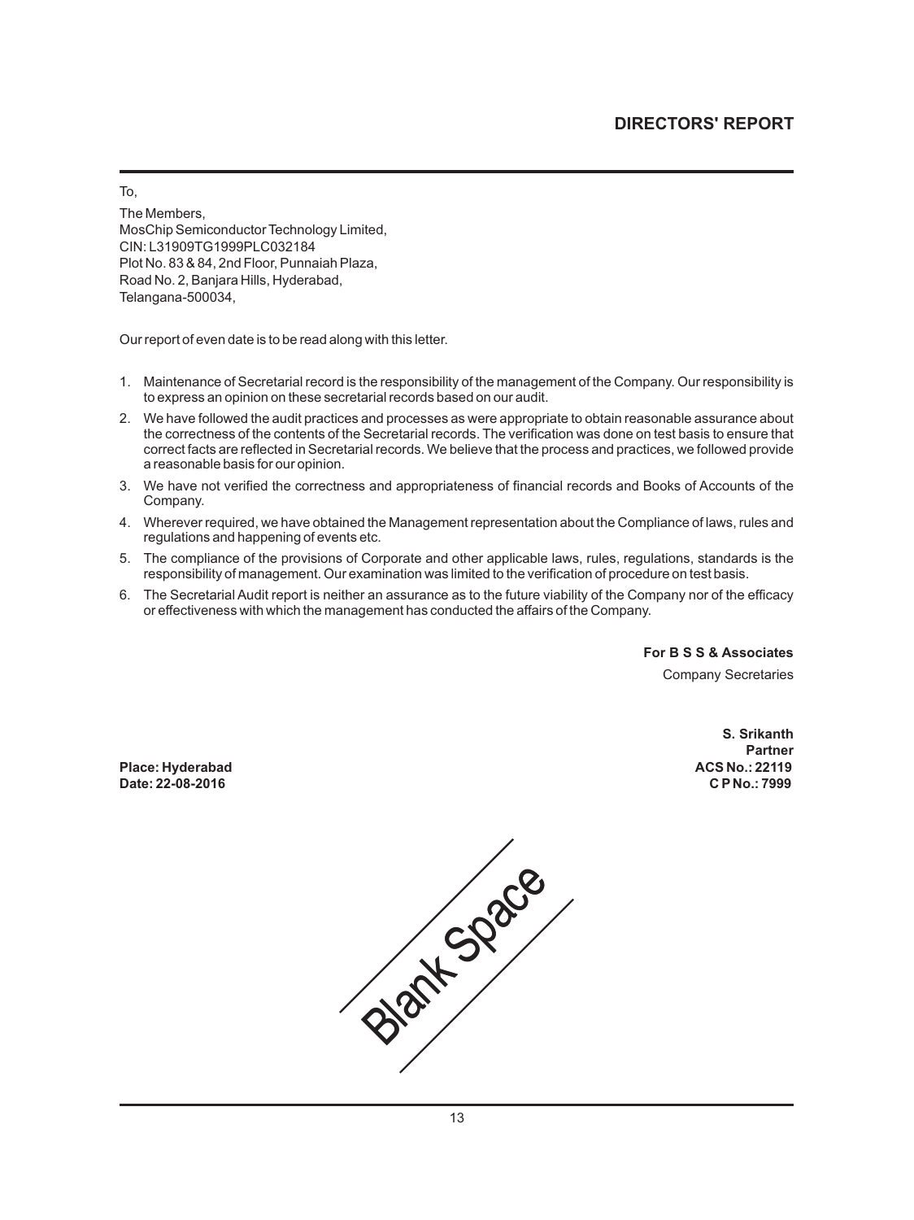To,

The Members,
MosChip Semiconductor Technology Limited,
CIN: L31909TG1999PLC032184
Plot No. 83 & 84, 2nd Floor, Punnaiah Plaza,
Road No. 2, Banjara Hills, Hyderabad,
Telangana-500034,

Our report of even date is to be read along with this letter.

1. Maintenance of Secretarial record is the responsibility of the management of the Company. Our responsibility is to express an opinion on these secretarial records based on our audit.
2. We have followed the audit practices and processes as were appropriate to obtain reasonable assurance about the correctness of the contents of the Secretarial records. The verification was done on test basis to ensure that correct facts are reflected in Secretarial records. We believe that the process and practices, we followed provide a reasonable basis for our opinion.
3. We have not verified the correctness and appropriateness of financial records and Books of Accounts of the Company.
4. Wherever required, we have obtained the Management representation about the Compliance of laws, rules and regulations and happening of events etc.
5. The compliance of the provisions of Corporate and other applicable laws, rules, regulations, standards is the responsibility of management. Our examination was limited to the verification of procedure on test basis.
6. The Secretarial Audit report is neither an assurance as to the future viability of the Company nor of the efficacy or effectiveness with which the management has conducted the affairs of the Company.

**For B S S & Associates**
Company Secretaries

**S. Srikanth**
**Partner**
**ACS No.: 22119**
**C P No.: 7999**

**Place: Hyderabad**
**Date: 22-08-2016**

Blank Space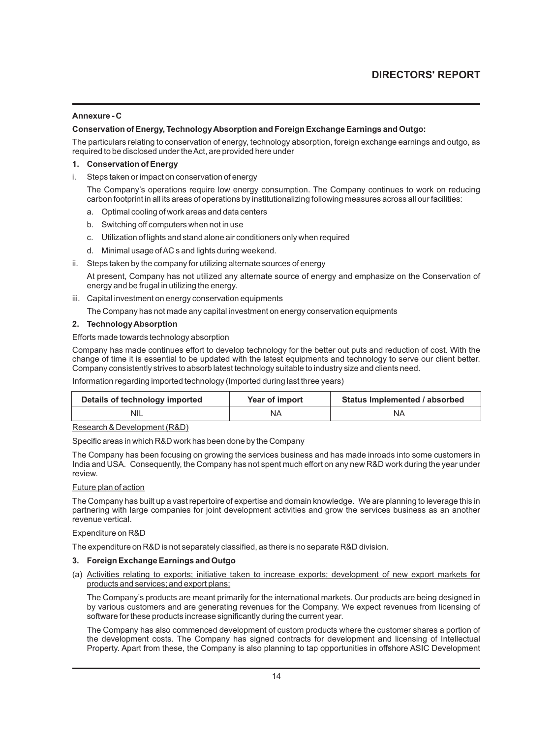## Annexure - C

### Conservation of Energy, Technology Absorption and Foreign Exchange Earnings and Outgo:

The particulars relating to conservation of energy, technology absorption, foreign exchange earnings and outgo, as required to be disclosed under the Act, are provided here under

### 1. Conservation of Energy

i. Steps taken or impact on conservation of energy

The Company's operations require low energy consumption. The Company continues to work on reducing carbon footprint in all its areas of operations by institutionalizing following measures across all our facilities:

a. Optimal cooling of work areas and data centers

b. Switching off computers when not in use

c. Utilization of lights and stand alone air conditioners only when required

d. Minimal usage of AC s and lights during weekend.

ii. Steps taken by the company for utilizing alternate sources of energy

At present, Company has not utilized any alternate source of energy and emphasize on the Conservation of energy and be frugal in utilizing the energy.

iii. Capital investment on energy conservation equipments

The Company has not made any capital investment on energy conservation equipments

### 2. Technology Absorption

Efforts made towards technology absorption

Company has made continues effort to develop technology for the better out puts and reduction of cost. With the change of time it is essential to be updated with the latest equipments and technology to serve our client better. Company consistently strives to absorb latest technology suitable to industry size and clients need.

Information regarding imported technology (Imported during last three years)

| Details of technology imported | Year of import | Status Implemented / absorbed |
|---|---|---|
| NIL | NA | NA |

<u>Research & Development (R&D)</u>

<u>Specific areas in which R&D work has been done by the Company</u>

The Company has been focusing on growing the services business and has made inroads into some customers in India and USA. Consequently, the Company has not spent much effort on any new R&D work during the year under review.

<u>Future plan of action</u>

The Company has built up a vast repertoire of expertise and domain knowledge. We are planning to leverage this in partnering with large companies for joint development activities and grow the services business as an another revenue vertical.

<u>Expenditure on R&D</u>

The expenditure on R&D is not separately classified, as there is no separate R&D division.

### 3. Foreign Exchange Earnings and Outgo

(a) <u>Activities relating to exports; initiative taken to increase exports; development of new export markets for products and services; and export plans;</u>

The Company's products are meant primarily for the international markets. Our products are being designed in by various customers and are generating revenues for the Company. We expect revenues from licensing of software for these products increase significantly during the current year.

The Company has also commenced development of custom products where the customer shares a portion of the development costs. The Company has signed contracts for development and licensing of Intellectual Property. Apart from these, the Company is also planning to tap opportunities in offshore ASIC Development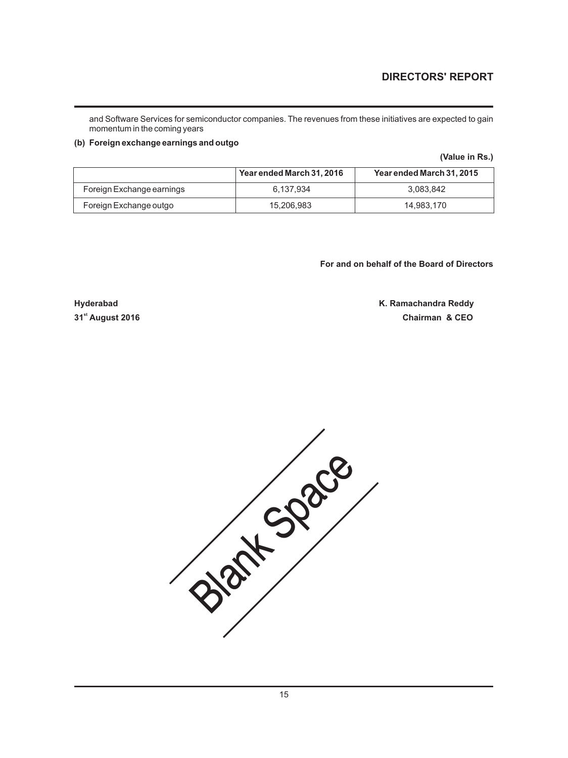and Software Services for semiconductor companies. The revenues from these initiatives are expected to gain momentum in the coming years

**(b) Foreign exchange earnings and outgo**

**(Value in Rs.)**

| | Year ended March 31, 2016 | Year ended March 31, 2015 |
|---|---|---|
| Foreign Exchange earnings | 6,137,934 | 3,083,842 |
| Foreign Exchange outgo | 15,206,983 | 14,983,170 |

**For and on behalf of the Board of Directors**

**Hyderabad**
**31st August 2016**

**K. Ramachandra Reddy**
**Chairman & CEO**

Blank Space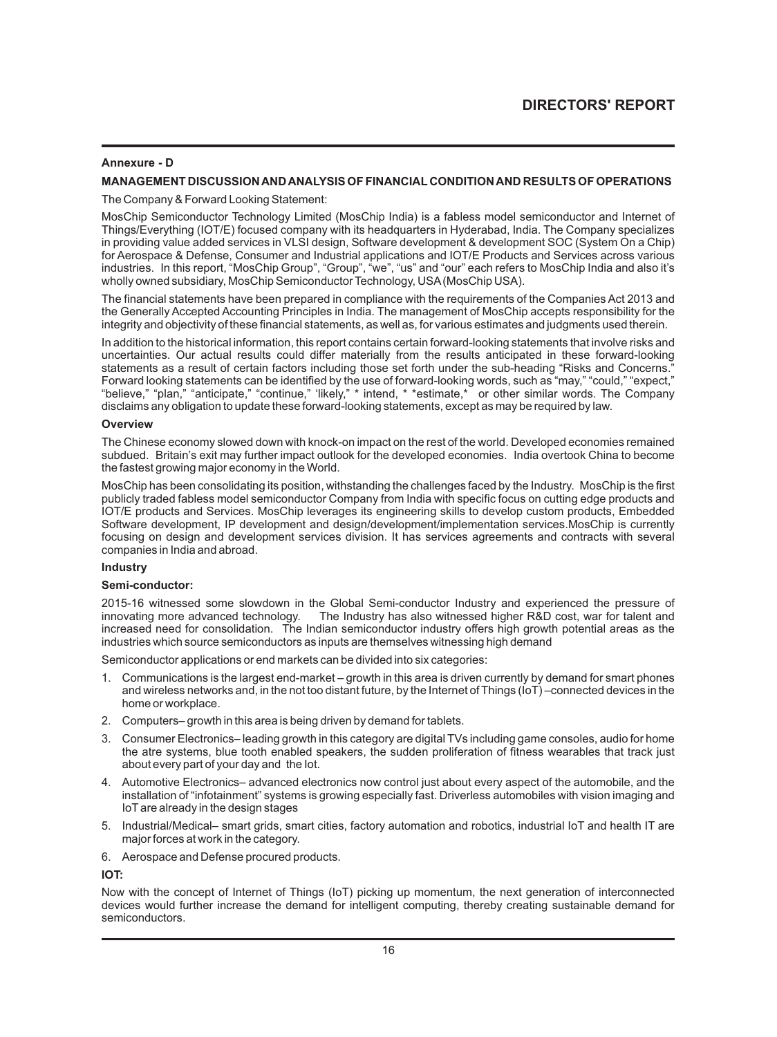## Annexure - D

### MANAGEMENT DISCUSSION AND ANALYSIS OF FINANCIAL CONDITION AND RESULTS OF OPERATIONS

The Company & Forward Looking Statement:

MosChip Semiconductor Technology Limited (MosChip India) is a fabless model semiconductor and Internet of Things/Everything (IOT/E) focused company with its headquarters in Hyderabad, India. The Company specializes in providing value added services in VLSI design, Software development & development SOC (System On a Chip) for Aerospace & Defense, Consumer and Industrial applications and IOT/E Products and Services across various industries. In this report, "MosChip Group", "Group", "we", "us" and "our" each refers to MosChip India and also it's wholly owned subsidiary, MosChip Semiconductor Technology, USA (MosChip USA).

The financial statements have been prepared in compliance with the requirements of the Companies Act 2013 and the Generally Accepted Accounting Principles in India. The management of MosChip accepts responsibility for the integrity and objectivity of these financial statements, as well as, for various estimates and judgments used therein.

In addition to the historical information, this report contains certain forward-looking statements that involve risks and uncertainties. Our actual results could differ materially from the results anticipated in these forward-looking statements as a result of certain factors including those set forth under the sub-heading "Risks and Concerns." Forward looking statements can be identified by the use of forward-looking words, such as "may," "could," "expect," "believe," "plan," "anticipate," "continue," 'likely," * intend, * *estimate,* or other similar words. The Company disclaims any obligation to update these forward-looking statements, except as may be required by law.

**Overview**

The Chinese economy slowed down with knock-on impact on the rest of the world. Developed economies remained subdued. Britain's exit may further impact outlook for the developed economies. India overtook China to become the fastest growing major economy in the World.

MosChip has been consolidating its position, withstanding the challenges faced by the Industry. MosChip is the first publicly traded fabless model semiconductor Company from India with specific focus on cutting edge products and IOT/E products and Services. MosChip leverages its engineering skills to develop custom products, Embedded Software development, IP development and design/development/implementation services.MosChip is currently focusing on design and development services division. It has services agreements and contracts with several companies in India and abroad.

**Industry**

**Semi-conductor:**

2015-16 witnessed some slowdown in the Global Semi-conductor Industry and experienced the pressure of innovating more advanced technology. The Industry has also witnessed higher R&D cost, war for talent and increased need for consolidation. The Indian semiconductor industry offers high growth potential areas as the industries which source semiconductors as inputs are themselves witnessing high demand

Semiconductor applications or end markets can be divided into six categories:

1. Communications is the largest end-market – growth in this area is driven currently by demand for smart phones and wireless networks and, in the not too distant future, by the Internet of Things (IoT) –connected devices in the home or workplace.
2. Computers– growth in this area is being driven by demand for tablets.
3. Consumer Electronics– leading growth in this category are digital TVs including game consoles, audio for home the atre systems, blue tooth enabled speakers, the sudden proliferation of fitness wearables that track just about every part of your day and the Iot.
4. Automotive Electronics– advanced electronics now control just about every aspect of the automobile, and the installation of "infotainment" systems is growing especially fast. Driverless automobiles with vision imaging and IoT are already in the design stages
5. Industrial/Medical– smart grids, smart cities, factory automation and robotics, industrial IoT and health IT are major forces at work in the category.
6. Aerospace and Defense procured products.

**IOT:**

Now with the concept of Internet of Things (IoT) picking up momentum, the next generation of interconnected devices would further increase the demand for intelligent computing, thereby creating sustainable demand for semiconductors.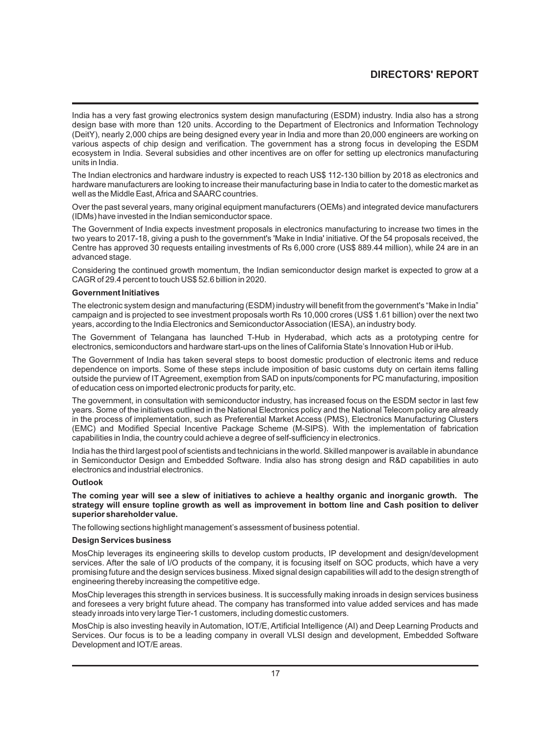India has a very fast growing electronics system design manufacturing (ESDM) industry. India also has a strong design base with more than 120 units. According to the Department of Electronics and Information Technology (DeitY), nearly 2,000 chips are being designed every year in India and more than 20,000 engineers are working on various aspects of chip design and verification. The government has a strong focus in developing the ESDM ecosystem in India. Several subsidies and other incentives are on offer for setting up electronics manufacturing units in India.

The Indian electronics and hardware industry is expected to reach US$ 112-130 billion by 2018 as electronics and hardware manufacturers are looking to increase their manufacturing base in India to cater to the domestic market as well as the Middle East, Africa and SAARC countries.

Over the past several years, many original equipment manufacturers (OEMs) and integrated device manufacturers (IDMs) have invested in the Indian semiconductor space.

The Government of India expects investment proposals in electronics manufacturing to increase two times in the two years to 2017-18, giving a push to the government's 'Make in India' initiative. Of the 54 proposals received, the Centre has approved 30 requests entailing investments of Rs 6,000 crore (US$ 889.44 million), while 24 are in an advanced stage.

Considering the continued growth momentum, the Indian semiconductor design market is expected to grow at a CAGR of 29.4 percent to touch US$ 52.6 billion in 2020.

**Government Initiatives**

The electronic system design and manufacturing (ESDM) industry will benefit from the government's "Make in India" campaign and is projected to see investment proposals worth Rs 10,000 crores (US$ 1.61 billion) over the next two years, according to the India Electronics and Semiconductor Association (IESA), an industry body.

The Government of Telangana has launched T-Hub in Hyderabad, which acts as a prototyping centre for electronics, semiconductors and hardware start-ups on the lines of California State's Innovation Hub or iHub.

The Government of India has taken several steps to boost domestic production of electronic items and reduce dependence on imports. Some of these steps include imposition of basic customs duty on certain items falling outside the purview of IT Agreement, exemption from SAD on inputs/components for PC manufacturing, imposition of education cess on imported electronic products for parity, etc.

The government, in consultation with semiconductor industry, has increased focus on the ESDM sector in last few years. Some of the initiatives outlined in the National Electronics policy and the National Telecom policy are already in the process of implementation, such as Preferential Market Access (PMS), Electronics Manufacturing Clusters (EMC) and Modified Special Incentive Package Scheme (M-SIPS). With the implementation of fabrication capabilities in India, the country could achieve a degree of self-sufficiency in electronics.

India has the third largest pool of scientists and technicians in the world. Skilled manpower is available in abundance in Semiconductor Design and Embedded Software. India also has strong design and R&D capabilities in auto electronics and industrial electronics.

**Outlook**

**The coming year will see a slew of initiatives to achieve a healthy organic and inorganic growth. The strategy will ensure topline growth as well as improvement in bottom line and Cash position to deliver superior shareholder value.**

The following sections highlight management's assessment of business potential.

**Design Services business**

MosChip leverages its engineering skills to develop custom products, IP development and design/development services. After the sale of I/O products of the company, it is focusing itself on SOC products, which have a very promising future and the design services business. Mixed signal design capabilities will add to the design strength of engineering thereby increasing the competitive edge.

MosChip leverages this strength in services business. It is successfully making inroads in design services business and foresees a very bright future ahead. The company has transformed into value added services and has made steady inroads into very large Tier-1 customers, including domestic customers.

MosChip is also investing heavily in Automation, IOT/E, Artificial Intelligence (AI) and Deep Learning Products and Services. Our focus is to be a leading company in overall VLSI design and development, Embedded Software Development and IOT/E areas.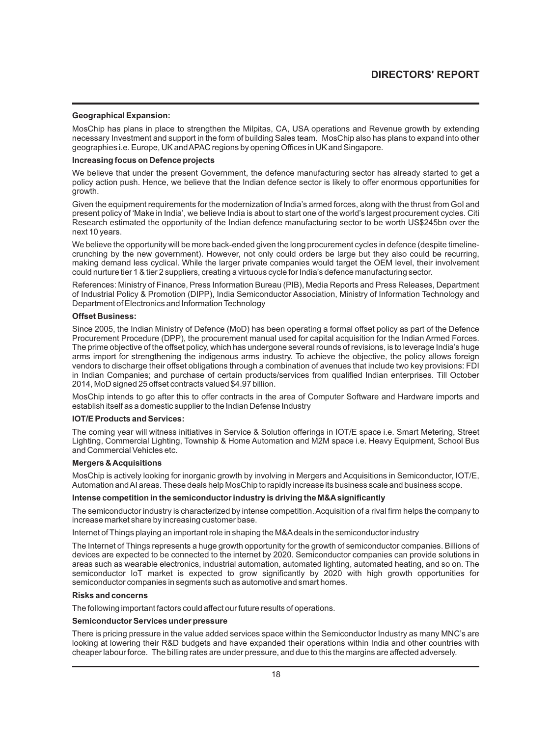**Geographical Expansion:**

MosChip has plans in place to strengthen the Milpitas, CA, USA operations and Revenue growth by extending necessary Investment and support in the form of building Sales team. MosChip also has plans to expand into other geographies i.e. Europe, UK and APAC regions by opening Offices in UK and Singapore.

**Increasing focus on Defence projects**

We believe that under the present Government, the defence manufacturing sector has already started to get a policy action push. Hence, we believe that the Indian defence sector is likely to offer enormous opportunities for growth.

Given the equipment requirements for the modernization of India's armed forces, along with the thrust from GoI and present policy of 'Make in India', we believe India is about to start one of the world's largest procurement cycles. Citi Research estimated the opportunity of the Indian defence manufacturing sector to be worth US$245bn over the next 10 years.

We believe the opportunity will be more back-ended given the long procurement cycles in defence (despite timeline-crunching by the new government). However, not only could orders be large but they also could be recurring, making demand less cyclical. While the larger private companies would target the OEM level, their involvement could nurture tier 1 & tier 2 suppliers, creating a virtuous cycle for India's defence manufacturing sector.

References: Ministry of Finance, Press Information Bureau (PIB), Media Reports and Press Releases, Department of Industrial Policy & Promotion (DIPP), India Semiconductor Association, Ministry of Information Technology and Department of Electronics and Information Technology

**Offset Business:**

Since 2005, the Indian Ministry of Defence (MoD) has been operating a formal offset policy as part of the Defence Procurement Procedure (DPP), the procurement manual used for capital acquisition for the Indian Armed Forces. The prime objective of the offset policy, which has undergone several rounds of revisions, is to leverage India's huge arms import for strengthening the indigenous arms industry. To achieve the objective, the policy allows foreign vendors to discharge their offset obligations through a combination of avenues that include two key provisions: FDI in Indian Companies; and purchase of certain products/services from qualified Indian enterprises. Till October 2014, MoD signed 25 offset contracts valued $4.97 billion.

MosChip intends to go after this to offer contracts in the area of Computer Software and Hardware imports and establish itself as a domestic supplier to the Indian Defense Industry

**IOT/E Products and Services:**

The coming year will witness initiatives in Service & Solution offerings in IOT/E space i.e. Smart Metering, Street Lighting, Commercial Lighting, Township & Home Automation and M2M space i.e. Heavy Equipment, School Bus and Commercial Vehicles etc.

**Mergers & Acquisitions**

MosChip is actively looking for inorganic growth by involving in Mergers and Acquisitions in Semiconductor, IOT/E, Automation and AI areas. These deals help MosChip to rapidly increase its business scale and business scope.

**Intense competition in the semiconductor industry is driving the M&A significantly**

The semiconductor industry is characterized by intense competition. Acquisition of a rival firm helps the company to increase market share by increasing customer base.

Internet of Things playing an important role in shaping the M&A deals in the semiconductor industry

The Internet of Things represents a huge growth opportunity for the growth of semiconductor companies. Billions of devices are expected to be connected to the internet by 2020. Semiconductor companies can provide solutions in areas such as wearable electronics, industrial automation, automated lighting, automated heating, and so on. The semiconductor IoT market is expected to grow significantly by 2020 with high growth opportunities for semiconductor companies in segments such as automotive and smart homes.

**Risks and concerns**

The following important factors could affect our future results of operations.

**Semiconductor Services under pressure**

There is pricing pressure in the value added services space within the Semiconductor Industry as many MNC's are looking at lowering their R&D budgets and have expanded their operations within India and other countries with cheaper labour force. The billing rates are under pressure, and due to this the margins are affected adversely.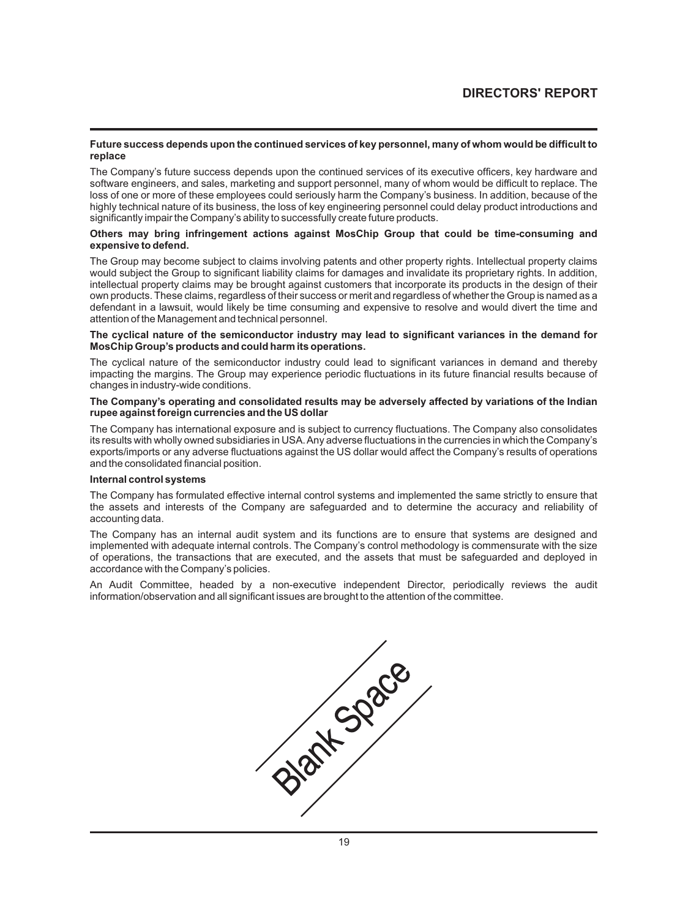**Future success depends upon the continued services of key personnel, many of whom would be difficult to replace**

The Company's future success depends upon the continued services of its executive officers, key hardware and software engineers, and sales, marketing and support personnel, many of whom would be difficult to replace. The loss of one or more of these employees could seriously harm the Company's business. In addition, because of the highly technical nature of its business, the loss of key engineering personnel could delay product introductions and significantly impair the Company's ability to successfully create future products.

**Others may bring infringement actions against MosChip Group that could be time-consuming and expensive to defend.**

The Group may become subject to claims involving patents and other property rights. Intellectual property claims would subject the Group to significant liability claims for damages and invalidate its proprietary rights. In addition, intellectual property claims may be brought against customers that incorporate its products in the design of their own products. These claims, regardless of their success or merit and regardless of whether the Group is named as a defendant in a lawsuit, would likely be time consuming and expensive to resolve and would divert the time and attention of the Management and technical personnel.

**The cyclical nature of the semiconductor industry may lead to significant variances in the demand for MosChip Group's products and could harm its operations.**

The cyclical nature of the semiconductor industry could lead to significant variances in demand and thereby impacting the margins. The Group may experience periodic fluctuations in its future financial results because of changes in industry-wide conditions.

**The Company's operating and consolidated results may be adversely affected by variations of the Indian rupee against foreign currencies and the US dollar**

The Company has international exposure and is subject to currency fluctuations. The Company also consolidates its results with wholly owned subsidiaries in USA. Any adverse fluctuations in the currencies in which the Company's exports/imports or any adverse fluctuations against the US dollar would affect the Company's results of operations and the consolidated financial position.

**Internal control systems**

The Company has formulated effective internal control systems and implemented the same strictly to ensure that the assets and interests of the Company are safeguarded and to determine the accuracy and reliability of accounting data.

The Company has an internal audit system and its functions are to ensure that systems are designed and implemented with adequate internal controls. The Company's control methodology is commensurate with the size of operations, the transactions that are executed, and the assets that must be safeguarded and deployed in accordance with the Company's policies.

An Audit Committee, headed by a non-executive independent Director, periodically reviews the audit information/observation and all significant issues are brought to the attention of the committee.

Blank Space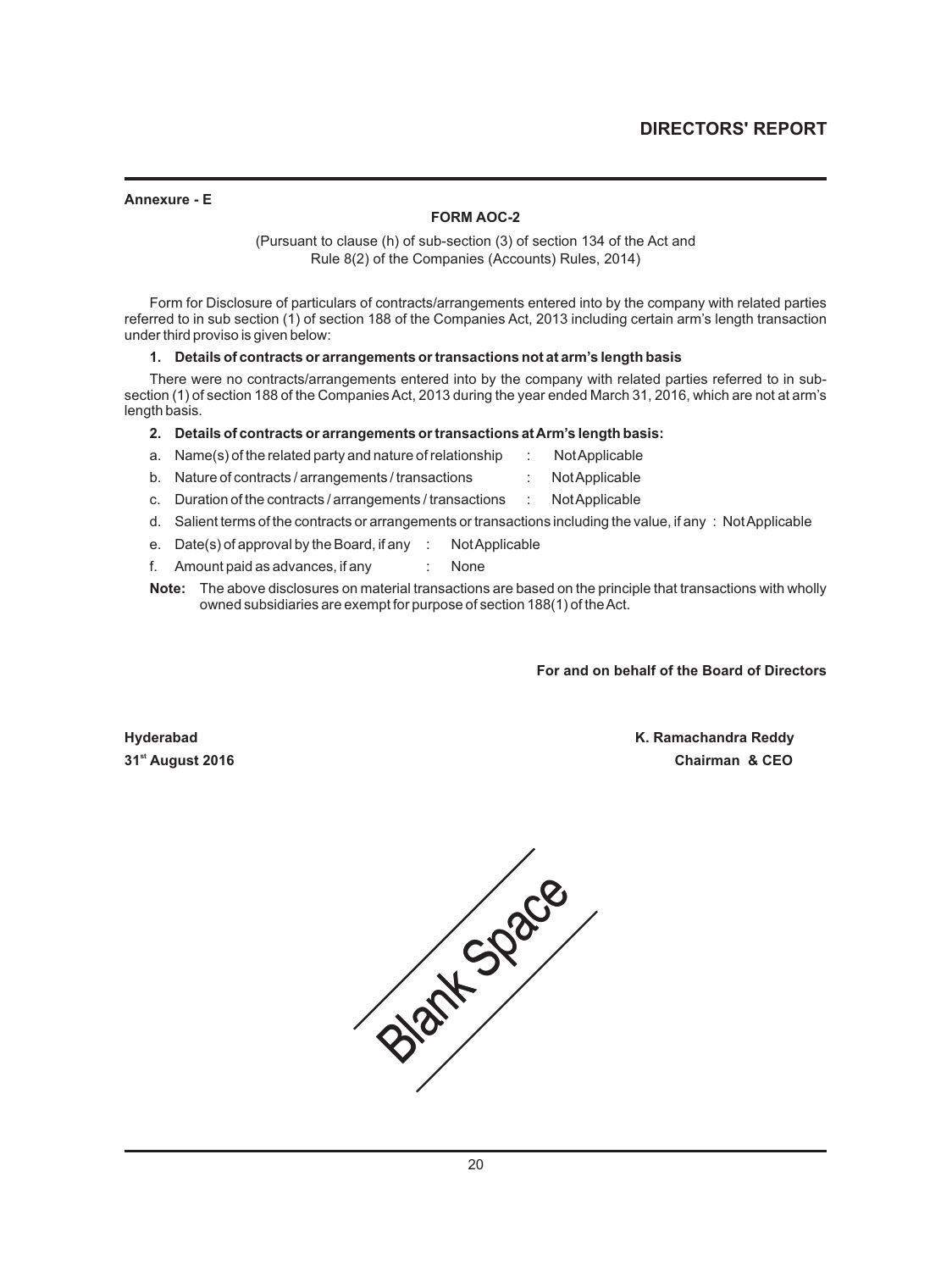**Annexure - E**

## FORM AOC-2

(Pursuant to clause (h) of sub-section (3) of section 134 of the Act and
Rule 8(2) of the Companies (Accounts) Rules, 2014)

Form for Disclosure of particulars of contracts/arrangements entered into by the company with related parties referred to in sub section (1) of section 188 of the Companies Act, 2013 including certain arm's length transaction under third proviso is given below:

**1. Details of contracts or arrangements or transactions not at arm's length basis**

There were no contracts/arrangements entered into by the company with related parties referred to in sub-section (1) of section 188 of the Companies Act, 2013 during the year ended March 31, 2016, which are not at arm's length basis.

**2. Details of contracts or arrangements or transactions at Arm's length basis:**

a. Name(s) of the related party and nature of relationship : Not Applicable

b. Nature of contracts / arrangements / transactions : Not Applicable

c. Duration of the contracts / arrangements / transactions : Not Applicable

d. Salient terms of the contracts or arrangements or transactions including the value, if any : Not Applicable

e. Date(s) of approval by the Board, if any : Not Applicable

f. Amount paid as advances, if any : None

**Note:** The above disclosures on material transactions are based on the principle that transactions with wholly owned subsidiaries are exempt for purpose of section 188(1) of the Act.

**For and on behalf of the Board of Directors**

**Hyderabad**
**31st August 2016**

**K. Ramachandra Reddy**
**Chairman & CEO**

Blank Space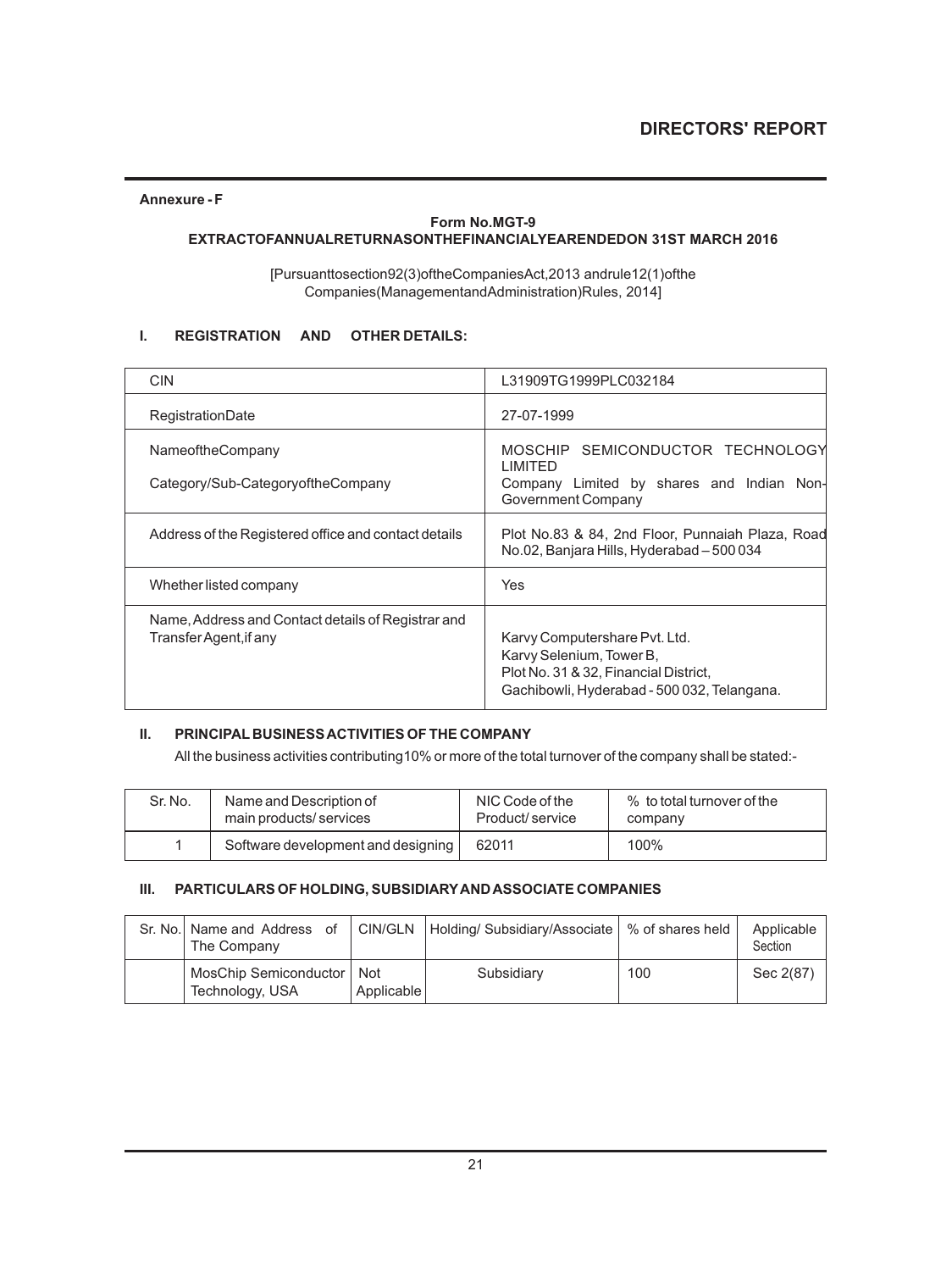**Annexure - F**

**Form No.MGT-9**
**EXTRACTOFANNUALRETURNASONTHEFINANCIALYEARENDEDON 31ST MARCH 2016**

[Pursuanttosection92(3)oftheCompaniesAct,2013 andrule12(1)ofthe Companies(ManagementandAdministration)Rules, 2014]

## I. REGISTRATION AND OTHER DETAILS:

| | |
|---|---|
| CIN | L31909TG1999PLC032184 |
| RegistrationDate | 27-07-1999 |
| NameoftheCompany<br>Category/Sub-CategoryoftheCompany | MOSCHIP SEMICONDUCTOR TECHNOLOGY LIMITED<br>Company Limited by shares and Indian Non-Government Company |
| Address of the Registered office and contact details | Plot No.83 & 84, 2nd Floor, Punnaiah Plaza, Road No.02, Banjara Hills, Hyderabad – 500 034 |
| Whether listed company | Yes |
| Name, Address and Contact details of Registrar and Transfer Agent,if any | Karvy Computershare Pvt. Ltd.<br>Karvy Selenium, Tower B,<br>Plot No. 31 & 32, Financial District,<br>Gachibowli, Hyderabad - 500 032, Telangana. |

## II. PRINCIPAL BUSINESS ACTIVITIES OF THE COMPANY

All the business activities contributing10% or more of the total turnover of the company shall be stated:-

| Sr. No. | Name and Description of main products/ services | NIC Code of the Product/ service | % to total turnover of the company |
|---|---|---|---|
| 1 | Software development and designing | 62011 | 100% |

## III. PARTICULARS OF HOLDING, SUBSIDIARY AND ASSOCIATE COMPANIES

| Sr. No. | Name and Address of The Company | CIN/GLN | Holding/ Subsidiary/Associate | % of shares held | Applicable Section |
|---|---|---|---|---|---|
| | MosChip Semiconductor Technology, USA | Not Applicable | Subsidiary | 100 | Sec 2(87) |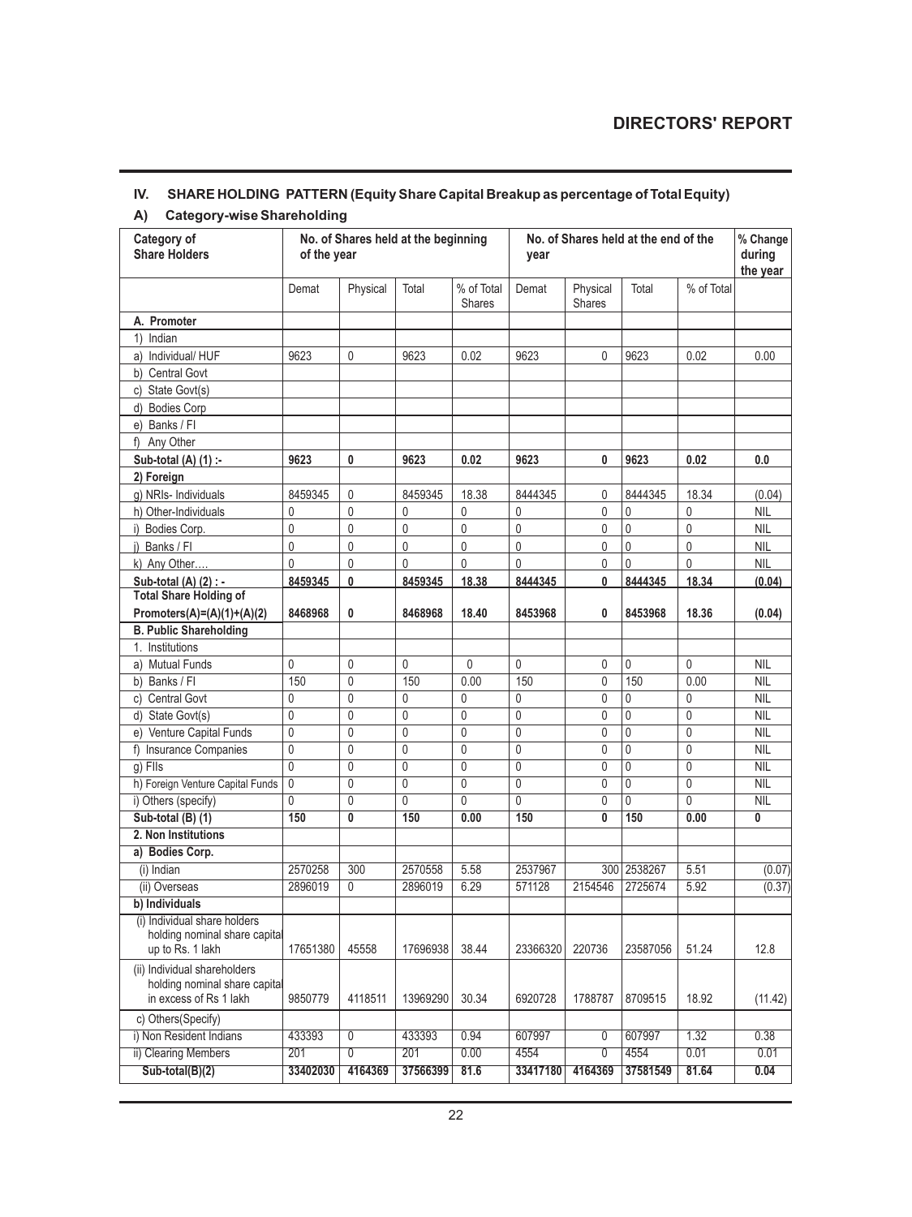## IV. SHARE HOLDING PATTERN (Equity Share Capital Breakup as percentage of Total Equity)

### A) Category-wise Shareholding

| Category of Share Holders | No. of Shares held at the beginning of the year | | | | No. of Shares held at the end of the year | | | | % Change during the year |
|---|---|---|---|---|---|---|---|---|---|
| | Demat | Physical | Total | % of Total Shares | Demat | Physical Shares | Total | % of Total | |
| **A. Promoter** | | | | | | | | | |
| 1) Indian | | | | | | | | | |
| a) Individual/ HUF | 9623 | 0 | 9623 | 0.02 | 9623 | 0 | 9623 | 0.02 | 0.00 |
| b) Central Govt | | | | | | | | | |
| c) State Govt(s) | | | | | | | | | |
| d) Bodies Corp | | | | | | | | | |
| e) Banks / FI | | | | | | | | | |
| f) Any Other | | | | | | | | | |
| **Sub-total (A) (1) :-** | **9623** | **0** | **9623** | **0.02** | **9623** | **0** | **9623** | **0.02** | **0.0** |
| **2) Foreign** | | | | | | | | | |
| g) NRIs- Individuals | 8459345 | 0 | 8459345 | 18.38 | 8444345 | 0 | 8444345 | 18.34 | (0.04) |
| h) Other-Individuals | 0 | 0 | 0 | 0 | 0 | 0 | 0 | 0 | NIL |
| i) Bodies Corp. | 0 | 0 | 0 | 0 | 0 | 0 | 0 | 0 | NIL |
| j) Banks / FI | 0 | 0 | 0 | 0 | 0 | 0 | 0 | 0 | NIL |
| k) Any Other…. | 0 | 0 | 0 | 0 | 0 | 0 | 0 | 0 | NIL |
| **Sub-total (A) (2) : -** | **8459345** | **0** | **8459345** | **18.38** | **8444345** | **0** | **8444345** | **18.34** | **(0.04)** |
| **Total Share Holding of Promoters(A)=(A)(1)+(A)(2)** | **8468968** | **0** | **8468968** | **18.40** | **8453968** | **0** | **8453968** | **18.36** | **(0.04)** |
| **B. Public Shareholding** | | | | | | | | | |
| 1. Institutions | | | | | | | | | |
| a) Mutual Funds | 0 | 0 | 0 | 0 | 0 | 0 | 0 | 0 | NIL |
| b) Banks / FI | 150 | 0 | 150 | 0.00 | 150 | 0 | 150 | 0.00 | NIL |
| c) Central Govt | 0 | 0 | 0 | 0 | 0 | 0 | 0 | 0 | NIL |
| d) State Govt(s) | 0 | 0 | 0 | 0 | 0 | 0 | 0 | 0 | NIL |
| e) Venture Capital Funds | 0 | 0 | 0 | 0 | 0 | 0 | 0 | 0 | NIL |
| f) Insurance Companies | 0 | 0 | 0 | 0 | 0 | 0 | 0 | 0 | NIL |
| g) FIIs | 0 | 0 | 0 | 0 | 0 | 0 | 0 | 0 | NIL |
| h) Foreign Venture Capital Funds | 0 | 0 | 0 | 0 | 0 | 0 | 0 | 0 | NIL |
| i) Others (specify) | 0 | 0 | 0 | 0 | 0 | 0 | 0 | 0 | NIL |
| **Sub-total (B) (1)** | **150** | **0** | **150** | **0.00** | **150** | **0** | **150** | **0.00** | **0** |
| **2. Non Institutions** | | | | | | | | | |
| **a) Bodies Corp.** | | | | | | | | | |
| (i) Indian | 2570258 | 300 | 2570558 | 5.58 | 2537967 | 300 | 2538267 | 5.51 | (0.07) |
| (ii) Overseas | 2896019 | 0 | 2896019 | 6.29 | 571128 | 2154546 | 2725674 | 5.92 | (0.37) |
| **b) Individuals** | | | | | | | | | |
| (i) Individual share holders holding nominal share capital up to Rs. 1 lakh | 17651380 | 45558 | 17696938 | 38.44 | 23366320 | 220736 | 23587056 | 51.24 | 12.8 |
| (ii) Individual shareholders holding nominal share capital in excess of Rs 1 lakh | 9850779 | 4118511 | 13969290 | 30.34 | 6920728 | 1788787 | 8709515 | 18.92 | (11.42) |
| c) Others(Specify) | | | | | | | | | |
| i) Non Resident Indians | 433393 | 0 | 433393 | 0.94 | 607997 | 0 | 607997 | 1.32 | 0.38 |
| ii) Clearing Members | 201 | 0 | 201 | 0.00 | 4554 | 0 | 4554 | 0.01 | 0.01 |
| **Sub-total(B)(2)** | **33402030** | **4164369** | **37566399** | **81.6** | **33417180** | **4164369** | **37581549** | **81.64** | **0.04** |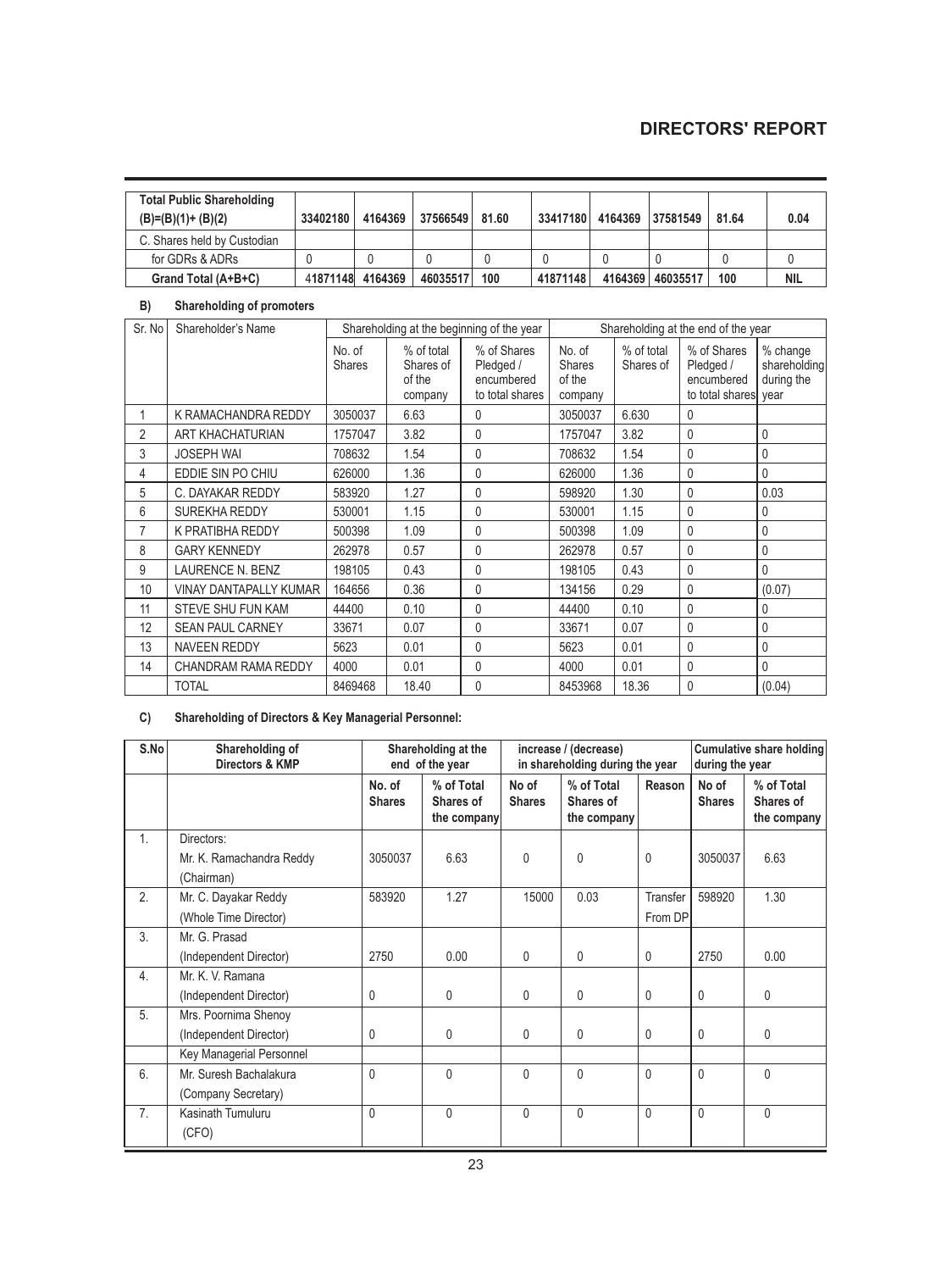## DIRECTORS' REPORT

| | | | | | | | | | |
|---|---|---|---|---|---|---|---|---|---|
| **Total Public Shareholding (B)=(B)(1)+ (B)(2)** | **33402180** | **4164369** | **37566549** | **81.60** | **33417180** | **4164369** | **37581549** | **81.64** | **0.04** |
| C. Shares held by Custodian | | | | | | | | | |
| for GDRs & ADRs | 0 | 0 | 0 | 0 | 0 | 0 | 0 | 0 | 0 |
| **Grand Total (A+B+C)** | 41871148 | **4164369** | **46035517** | **100** | **41871148** | **4164369** | **46035517** | **100** | **NIL** |

**B) Shareholding of promoters**

| Sr. No | Shareholder's Name | Shareholding at the beginning of the year | | | Shareholding at the end of the year | | | |
|---|---|---|---|---|---|---|---|---|
| | | No. of Shares | % of total Shares of of the company | % of Shares Pledged / encumbered to total shares | No. of Shares of the company | % of total Shares of | % of Shares Pledged / encumbered to total shares | % change shareholding during the year |
| 1 | K RAMACHANDRA REDDY | 3050037 | 6.63 | 0 | 3050037 | 6.630 | 0 | |
| 2 | ART KHACHATURIAN | 1757047 | 3.82 | 0 | 1757047 | 3.82 | 0 | 0 |
| 3 | JOSEPH WAI | 708632 | 1.54 | 0 | 708632 | 1.54 | 0 | 0 |
| 4 | EDDIE SIN PO CHIU | 626000 | 1.36 | 0 | 626000 | 1.36 | 0 | 0 |
| 5 | C. DAYAKAR REDDY | 583920 | 1.27 | 0 | 598920 | 1.30 | 0 | 0.03 |
| 6 | SUREKHA REDDY | 530001 | 1.15 | 0 | 530001 | 1.15 | 0 | 0 |
| 7 | K PRATIBHA REDDY | 500398 | 1.09 | 0 | 500398 | 1.09 | 0 | 0 |
| 8 | GARY KENNEDY | 262978 | 0.57 | 0 | 262978 | 0.57 | 0 | 0 |
| 9 | LAURENCE N. BENZ | 198105 | 0.43 | 0 | 198105 | 0.43 | 0 | 0 |
| 10 | VINAY DANTAPALLY KUMAR | 164656 | 0.36 | 0 | 134156 | 0.29 | 0 | (0.07) |
| 11 | STEVE SHU FUN KAM | 44400 | 0.10 | 0 | 44400 | 0.10 | 0 | 0 |
| 12 | SEAN PAUL CARNEY | 33671 | 0.07 | 0 | 33671 | 0.07 | 0 | 0 |
| 13 | NAVEEN REDDY | 5623 | 0.01 | 0 | 5623 | 0.01 | 0 | 0 |
| 14 | CHANDRAM RAMA REDDY | 4000 | 0.01 | 0 | 4000 | 0.01 | 0 | 0 |
| | TOTAL | 8469468 | 18.40 | 0 | 8453968 | 18.36 | 0 | (0.04) |

**C) Shareholding of Directors & Key Managerial Personnel:**

| S.No | Shareholding of Directors & KMP | Shareholding at the end of the year | | increase / (decrease) in shareholding during the year | | | Cumulative share holding during the year | |
|---|---|---|---|---|---|---|---|---|
| | | **No. of Shares** | **% of Total Shares of the company** | **No of Shares** | **% of Total Shares of the company** | **Reason** | **No of Shares** | **% of Total Shares of the company** |
| 1. | Directors: Mr. K. Ramachandra Reddy (Chairman) | 3050037 | 6.63 | 0 | 0 | 0 | 3050037 | 6.63 |
| 2. | Mr. C. Dayakar Reddy (Whole Time Director) | 583920 | 1.27 | 15000 | 0.03 | Transfer From DP | 598920 | 1.30 |
| 3. | Mr. G. Prasad (Independent Director) | 2750 | 0.00 | 0 | 0 | 0 | 2750 | 0.00 |
| 4. | Mr. K. V. Ramana (Independent Director) | 0 | 0 | 0 | 0 | 0 | 0 | 0 |
| 5. | Mrs. Poornima Shenoy (Independent Director) | 0 | 0 | 0 | 0 | 0 | 0 | 0 |
| | Key Managerial Personnel | | | | | | | |
| 6. | Mr. Suresh Bachalakura (Company Secretary) | 0 | 0 | 0 | 0 | 0 | 0 | 0 |
| 7. | Kasinath Tumuluru (CFO) | 0 | 0 | 0 | 0 | 0 | 0 | 0 |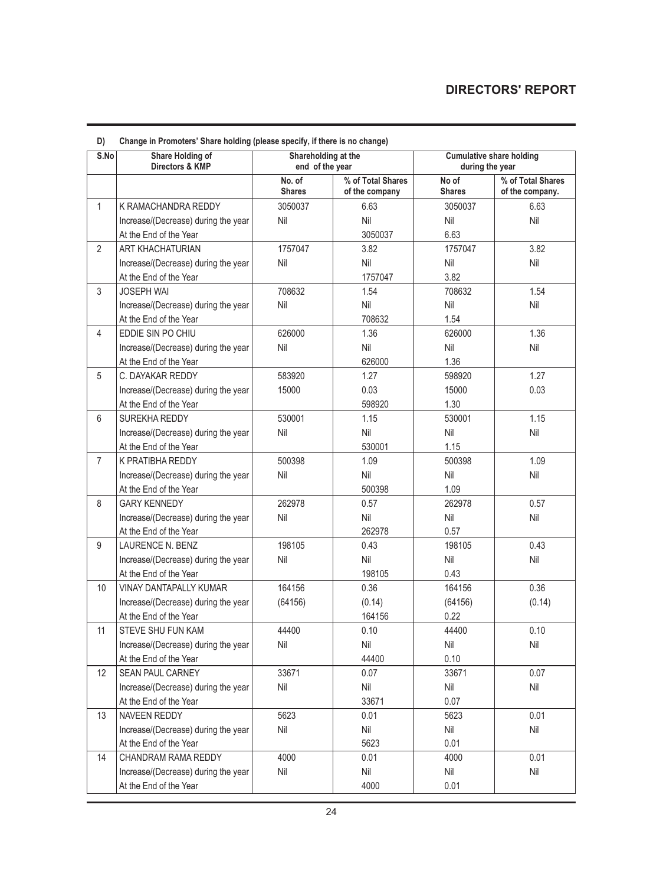**D) Change in Promoters' Share holding (please specify, if there is no change)**

| S.No | Share Holding of Directors & KMP | Shareholding at the end of the year | | Cumulative share holding during the year | |
|---|---|---|---|---|---|
| | | No. of Shares | % of Total Shares of the company | No of Shares | % of Total Shares of the company. |
| 1 | K RAMACHANDRA REDDY | 3050037 | 6.63 | 3050037 | 6.63 |
| | Increase/(Decrease) during the year | Nil | Nil | Nil | Nil |
| | At the End of the Year | | 3050037 | 6.63 | |
| 2 | ART KHACHATURIAN | 1757047 | 3.82 | 1757047 | 3.82 |
| | Increase/(Decrease) during the year | Nil | Nil | Nil | Nil |
| | At the End of the Year | | 1757047 | 3.82 | |
| 3 | JOSEPH WAI | 708632 | 1.54 | 708632 | 1.54 |
| | Increase/(Decrease) during the year | Nil | Nil | Nil | Nil |
| | At the End of the Year | | 708632 | 1.54 | |
| 4 | EDDIE SIN PO CHIU | 626000 | 1.36 | 626000 | 1.36 |
| | Increase/(Decrease) during the year | Nil | Nil | Nil | Nil |
| | At the End of the Year | | 626000 | 1.36 | |
| 5 | C. DAYAKAR REDDY | 583920 | 1.27 | 598920 | 1.27 |
| | Increase/(Decrease) during the year | 15000 | 0.03 | 15000 | 0.03 |
| | At the End of the Year | | 598920 | 1.30 | |
| 6 | SUREKHA REDDY | 530001 | 1.15 | 530001 | 1.15 |
| | Increase/(Decrease) during the year | Nil | Nil | Nil | Nil |
| | At the End of the Year | | 530001 | 1.15 | |
| 7 | K PRATIBHA REDDY | 500398 | 1.09 | 500398 | 1.09 |
| | Increase/(Decrease) during the year | Nil | Nil | Nil | Nil |
| | At the End of the Year | | 500398 | 1.09 | |
| 8 | GARY KENNEDY | 262978 | 0.57 | 262978 | 0.57 |
| | Increase/(Decrease) during the year | Nil | Nil | Nil | Nil |
| | At the End of the Year | | 262978 | 0.57 | |
| 9 | LAURENCE N. BENZ | 198105 | 0.43 | 198105 | 0.43 |
| | Increase/(Decrease) during the year | Nil | Nil | Nil | Nil |
| | At the End of the Year | | 198105 | 0.43 | |
| 10 | VINAY DANTAPALLY KUMAR | 164156 | 0.36 | 164156 | 0.36 |
| | Increase/(Decrease) during the year | (64156) | (0.14) | (64156) | (0.14) |
| | At the End of the Year | | 164156 | 0.22 | |
| 11 | STEVE SHU FUN KAM | 44400 | 0.10 | 44400 | 0.10 |
| | Increase/(Decrease) during the year | Nil | Nil | Nil | Nil |
| | At the End of the Year | | 44400 | 0.10 | |
| 12 | SEAN PAUL CARNEY | 33671 | 0.07 | 33671 | 0.07 |
| | Increase/(Decrease) during the year | Nil | Nil | Nil | Nil |
| | At the End of the Year | | 33671 | 0.07 | |
| 13 | NAVEEN REDDY | 5623 | 0.01 | 5623 | 0.01 |
| | Increase/(Decrease) during the year | Nil | Nil | Nil | Nil |
| | At the End of the Year | | 5623 | 0.01 | |
| 14 | CHANDRAM RAMA REDDY | 4000 | 0.01 | 4000 | 0.01 |
| | Increase/(Decrease) during the year | Nil | Nil | Nil | Nil |
| | At the End of the Year | | 4000 | 0.01 | |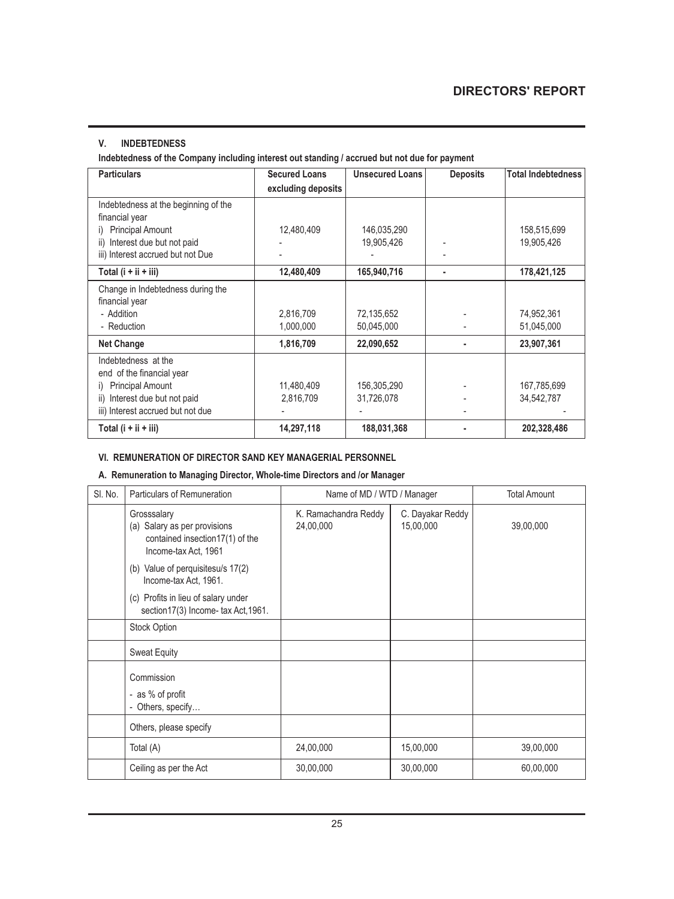## V. INDEBTEDNESS

**Indebtedness of the Company including interest out standing / accrued but not due for payment**

| Particulars | Secured Loans excluding deposits | Unsecured Loans | Deposits | Total Indebtedness |
|---|---|---|---|---|
| Indebtedness at the beginning of the financial year | | | | |
| i) Principal Amount | 12,480,409 | 146,035,290 | | 158,515,699 |
| ii) Interest due but not paid | - | 19,905,426 | - | 19,905,426 |
| iii) Interest accrued but not Due | - | - | - | |
| **Total (i + ii + iii)** | **12,480,409** | **165,940,716** | **-** | **178,421,125** |
| Change in Indebtedness during the financial year | | | | |
| - Addition | 2,816,709 | 72,135,652 | - | 74,952,361 |
| - Reduction | 1,000,000 | 50,045,000 | - | 51,045,000 |
| **Net Change** | **1,816,709** | **22,090,652** | **-** | **23,907,361** |
| Indebtedness at the end of the financial year | | | | |
| i) Principal Amount | 11,480,409 | 156,305,290 | - | 167,785,699 |
| ii) Interest due but not paid | 2,816,709 | 31,726,078 | - | 34,542,787 |
| iii) Interest accrued but not due | - | - | - | - |
| **Total (i + ii + iii)** | **14,297,118** | **188,031,368** | **-** | **202,328,486** |

## VI. REMUNERATION OF DIRECTOR SAND KEY MANAGERIAL PERSONNEL

### A. Remuneration to Managing Director, Whole-time Directors and /or Manager

| Sl. No. | Particulars of Remuneration | Name of MD / WTD / Manager | | Total Amount |
|---|---|---|---|---|
| | | K. Ramachandra Reddy | C. Dayakar Reddy | |
| | Grosssalary<br>(a) Salary as per provisions contained insection17(1) of the Income-tax Act, 1961<br>(b) Value of perquisitesu/s 17(2) Income-tax Act, 1961.<br>(c) Profits in lieu of salary under section17(3) Income- tax Act,1961. | 24,00,000 | 15,00,000 | 39,00,000 |
| | Stock Option | | | |
| | Sweat Equity | | | |
| | Commission<br>- as % of profit<br>- Others, specify… | | | |
| | Others, please specify | | | |
| | Total (A) | 24,00,000 | 15,00,000 | 39,00,000 |
| | Ceiling as per the Act | 30,00,000 | 30,00,000 | 60,00,000 |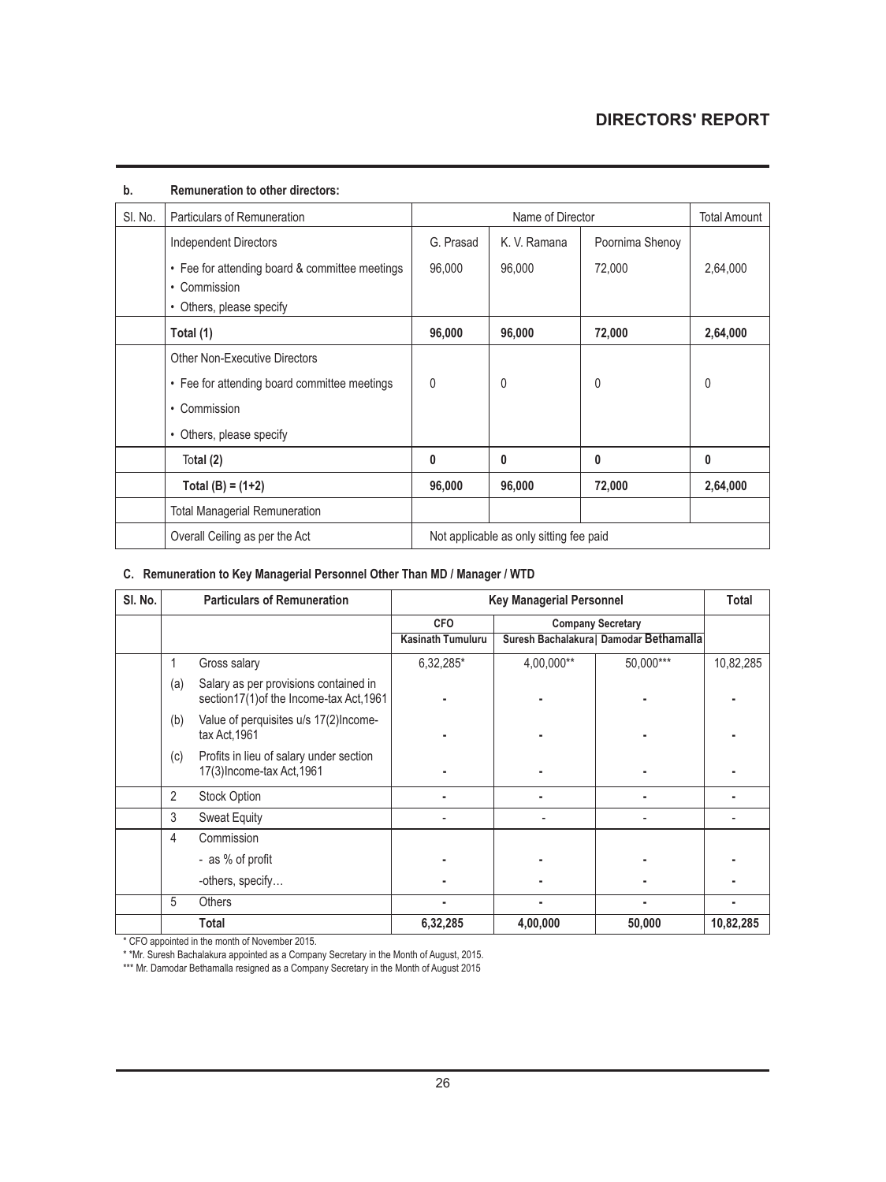**b. Remuneration to other directors:**

| Sl. No. | Particulars of Remuneration | Name of Director | | | Total Amount |
|---|---|---|---|---|---|
| | Independent Directors | G. Prasad | K. V. Ramana | Poornima Shenoy | |
| | • Fee for attending board & committee meetings<br>• Commission<br>• Others, please specify | 96,000 | 96,000 | 72,000 | 2,64,000 |
| | **Total (1)** | **96,000** | **96,000** | **72,000** | **2,64,000** |
| | Other Non-Executive Directors | | | | |
| | • Fee for attending board committee meetings | 0 | 0 | 0 | 0 |
| | • Commission | | | | |
| | • Others, please specify | | | | |
| | **Total (2)** | **0** | **0** | **0** | **0** |
| | **Total (B) = (1+2)** | **96,000** | **96,000** | **72,000** | **2,64,000** |
| | Total Managerial Remuneration | | | | |
| | Overall Ceiling as per the Act | Not applicable as only sitting fee paid | | | |

**C. Remuneration to Key Managerial Personnel Other Than MD / Manager / WTD**

| Sl. No. | | Particulars of Remuneration | Key Managerial Personnel | | | Total |
|---|---|---|---|---|---|---|
| | | | **CFO** | **Company Secretary** | | |
| | | | **Kasinath Tumuluru** | **Suresh Bachalakura** | **Damodar Bethamalla** | |
| | 1 | Gross salary | 6,32,285* | 4,00,000** | 50,000*** | 10,82,285 |
| | (a) | Salary as per provisions contained in section17(1)of the Income-tax Act,1961 | - | - | - | - |
| | (b) | Value of perquisites u/s 17(2)Income-tax Act,1961 | - | - | - | - |
| | (c) | Profits in lieu of salary under section 17(3)Income-tax Act,1961 | - | - | - | - |
| | 2 | Stock Option | - | - | - | - |
| | 3 | Sweat Equity | - | - | - | - |
| | 4 | Commission | | | | |
| | | - as % of profit | - | - | - | - |
| | | -others, specify… | - | - | - | - |
| | 5 | Others | - | - | - | - |
| | | **Total** | **6,32,285** | **4,00,000** | **50,000** | **10,82,285** |

\* CFO appointed in the month of November 2015.

\* *Mr. Suresh Bachalakura appointed as a Company Secretary in the Month of August, 2015.

\*** Mr. Damodar Bethamalla resigned as a Company Secretary in the Month of August 2015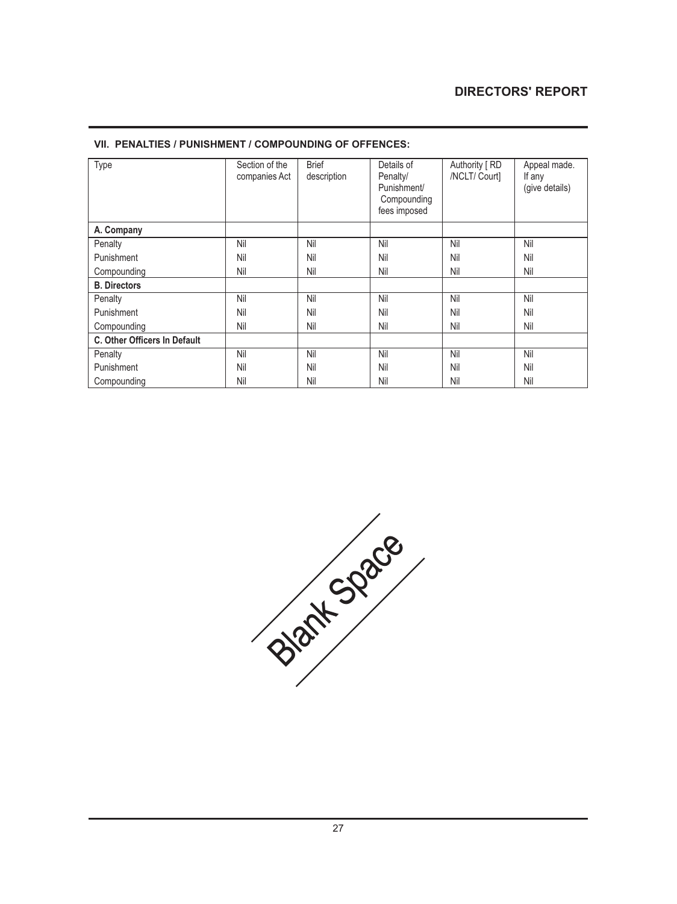### VII. PENALTIES / PUNISHMENT / COMPOUNDING OF OFFENCES:

| Type | Section of the companies Act | Brief description | Details of Penalty/ Punishment/ Compounding fees imposed | Authority [ RD /NCLT/ Court] | Appeal made. If any (give details) |
|---|---|---|---|---|---|
| **A. Company** | | | | | |
| Penalty | Nil | Nil | Nil | Nil | Nil |
| Punishment | Nil | Nil | Nil | Nil | Nil |
| Compounding | Nil | Nil | Nil | Nil | Nil |
| **B. Directors** | | | | | |
| Penalty | Nil | Nil | Nil | Nil | Nil |
| Punishment | Nil | Nil | Nil | Nil | Nil |
| Compounding | Nil | Nil | Nil | Nil | Nil |
| **C. Other Officers In Default** | | | | | |
| Penalty | Nil | Nil | Nil | Nil | Nil |
| Punishment | Nil | Nil | Nil | Nil | Nil |
| Compounding | Nil | Nil | Nil | Nil | Nil |

Blank Space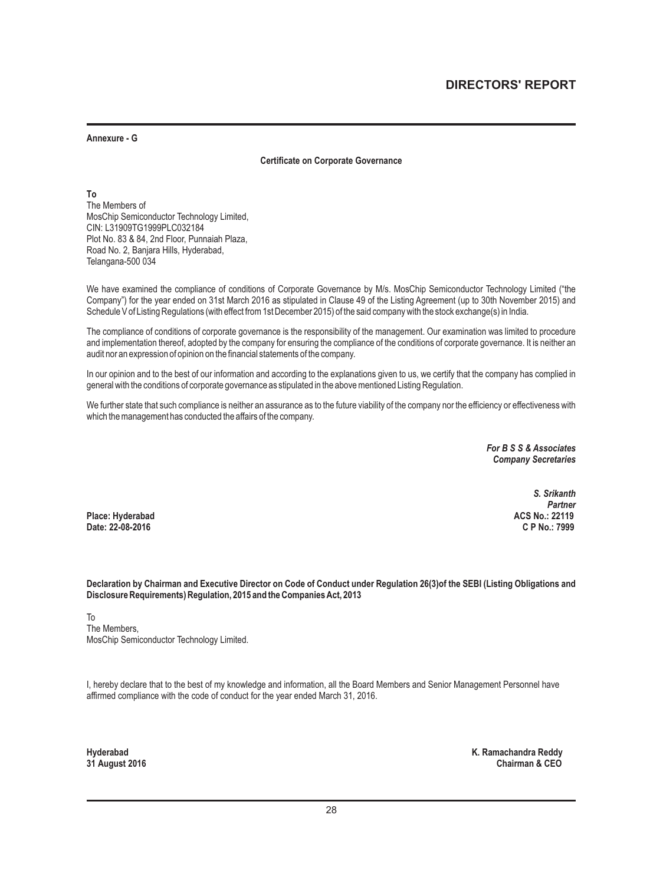**Annexure - G**

**Certificate on Corporate Governance**

**To**
The Members of
MosChip Semiconductor Technology Limited,
CIN: L31909TG1999PLC032184
Plot No. 83 & 84, 2nd Floor, Punnaiah Plaza,
Road No. 2, Banjara Hills, Hyderabad,
Telangana-500 034

We have examined the compliance of conditions of Corporate Governance by M/s. MosChip Semiconductor Technology Limited ("the Company") for the year ended on 31st March 2016 as stipulated in Clause 49 of the Listing Agreement (up to 30th November 2015) and Schedule V of Listing Regulations (with effect from 1st December 2015) of the said company with the stock exchange(s) in India.

The compliance of conditions of corporate governance is the responsibility of the management. Our examination was limited to procedure and implementation thereof, adopted by the company for ensuring the compliance of the conditions of corporate governance. It is neither an audit nor an expression of opinion on the financial statements of the company.

In our opinion and to the best of our information and according to the explanations given to us, we certify that the company has complied in general with the conditions of corporate governance as stipulated in the above mentioned Listing Regulation.

We further state that such compliance is neither an assurance as to the future viability of the company nor the efficiency or effectiveness with which the management has conducted the affairs of the company.

***For B S S & Associates***
***Company Secretaries***

***S. Srikanth***
***Partner***
**ACS No.: 22119**
**C P No.: 7999**

**Place: Hyderabad**
**Date: 22-08-2016**

**Declaration by Chairman and Executive Director on Code of Conduct under Regulation 26(3)of the SEBI (Listing Obligations and Disclosure Requirements) Regulation, 2015 and the Companies Act, 2013**

To
The Members,
MosChip Semiconductor Technology Limited.

I, hereby declare that to the best of my knowledge and information, all the Board Members and Senior Management Personnel have affirmed compliance with the code of conduct for the year ended March 31, 2016.

**Hyderabad**
**31 August 2016**

**K. Ramachandra Reddy**
**Chairman & CEO**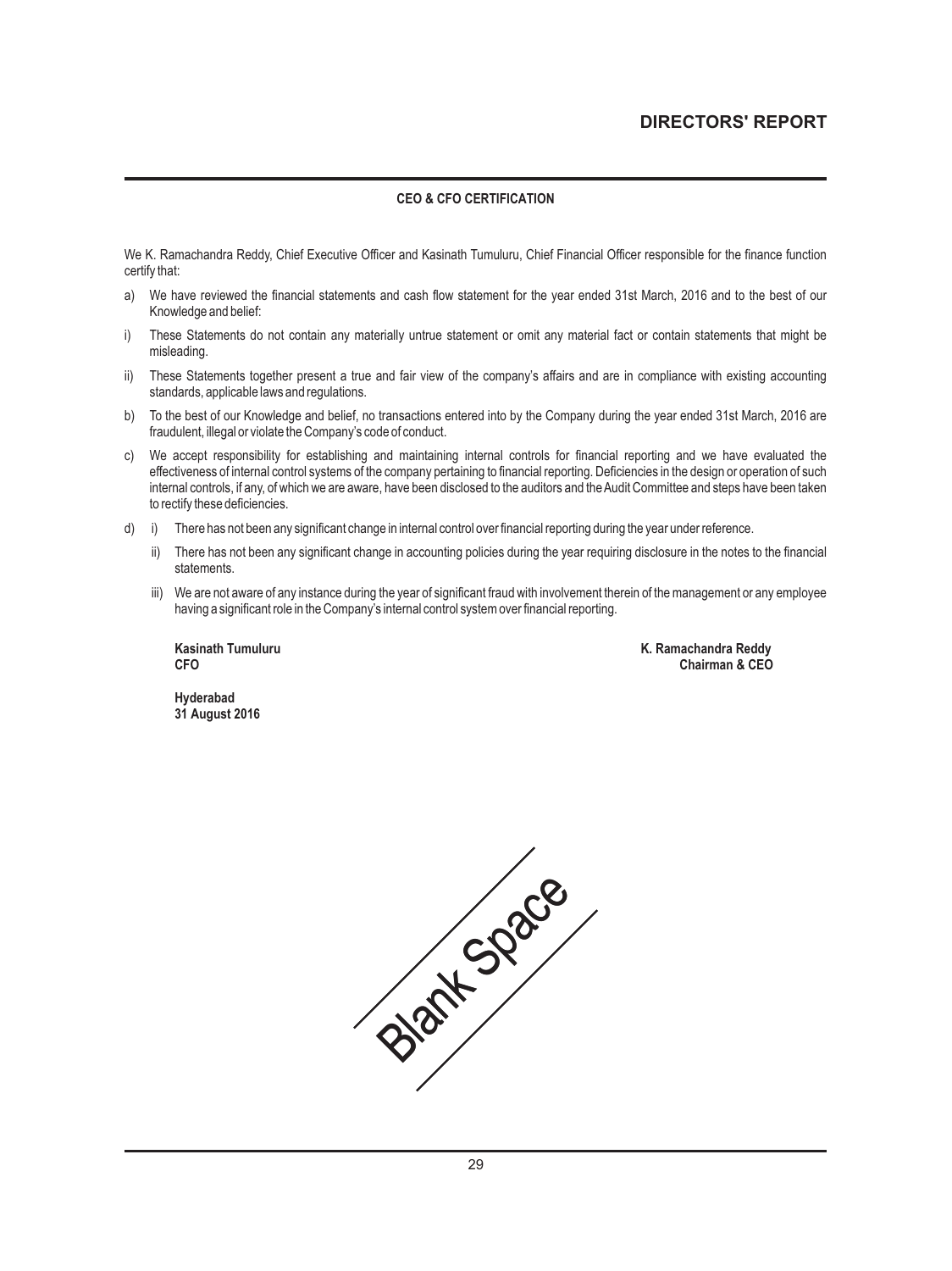## CEO & CFO CERTIFICATION

We K. Ramachandra Reddy, Chief Executive Officer and Kasinath Tumuluru, Chief Financial Officer responsible for the finance function certify that:

a) We have reviewed the financial statements and cash flow statement for the year ended 31st March, 2016 and to the best of our Knowledge and belief:

i) These Statements do not contain any materially untrue statement or omit any material fact or contain statements that might be misleading.

ii) These Statements together present a true and fair view of the company's affairs and are in compliance with existing accounting standards, applicable laws and regulations.

b) To the best of our Knowledge and belief, no transactions entered into by the Company during the year ended 31st March, 2016 are fraudulent, illegal or violate the Company's code of conduct.

c) We accept responsibility for establishing and maintaining internal controls for financial reporting and we have evaluated the effectiveness of internal control systems of the company pertaining to financial reporting. Deficiencies in the design or operation of such internal controls, if any, of which we are aware, have been disclosed to the auditors and the Audit Committee and steps have been taken to rectify these deficiencies.

d) i) There has not been any significant change in internal control over financial reporting during the year under reference.

   ii) There has not been any significant change in accounting policies during the year requiring disclosure in the notes to the financial statements.

   iii) We are not aware of any instance during the year of significant fraud with involvement therein of the management or any employee having a significant role in the Company's internal control system over financial reporting.

**Kasinath Tumuluru**
**CFO**

**K. Ramachandra Reddy**
**Chairman & CEO**

**Hyderabad**
**31 August 2016**

Blank Space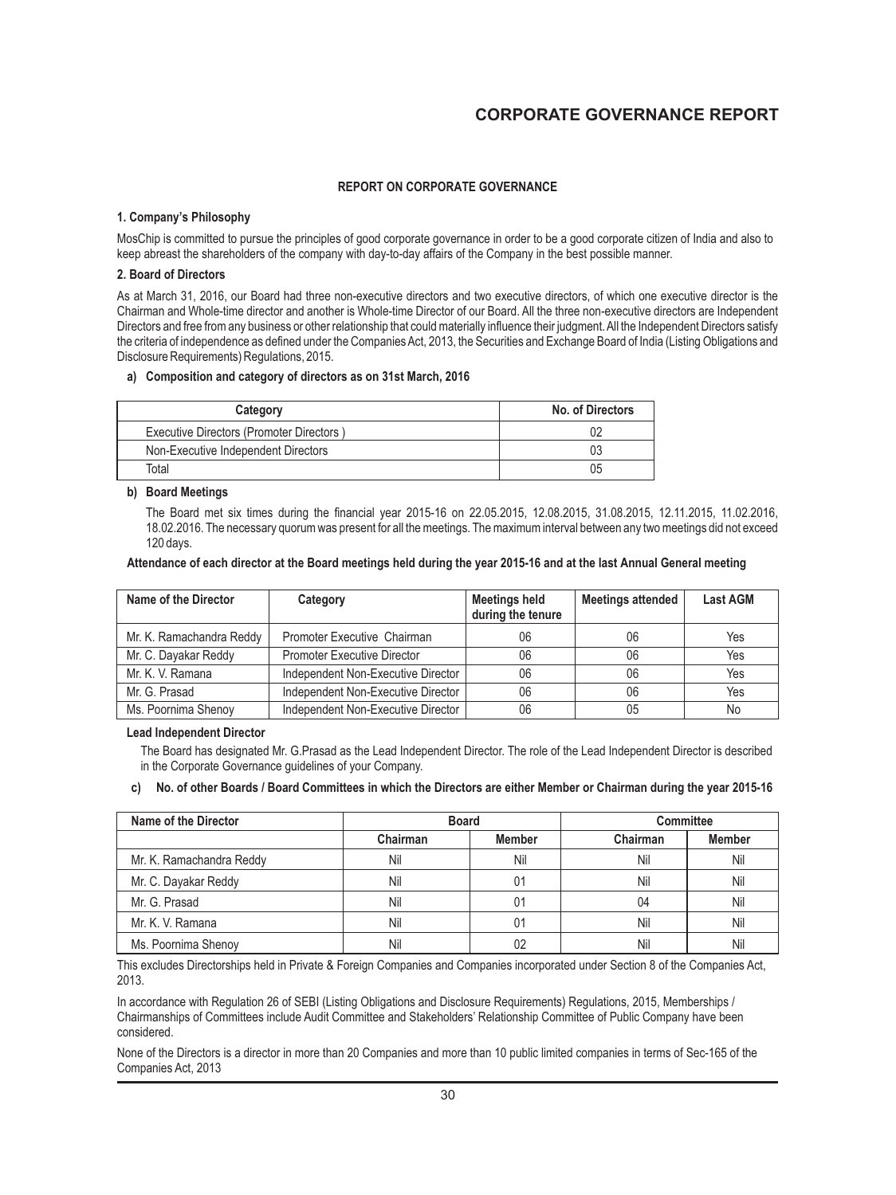# CORPORATE GOVERNANCE REPORT

## REPORT ON CORPORATE GOVERNANCE

### 1. Company's Philosophy

MosChip is committed to pursue the principles of good corporate governance in order to be a good corporate citizen of India and also to keep abreast the shareholders of the company with day-to-day affairs of the Company in the best possible manner.

### 2. Board of Directors

As at March 31, 2016, our Board had three non-executive directors and two executive directors, of which one executive director is the Chairman and Whole-time director and another is Whole-time Director of our Board. All the three non-executive directors are Independent Directors and free from any business or other relationship that could materially influence their judgment. All the Independent Directors satisfy the criteria of independence as defined under the Companies Act, 2013, the Securities and Exchange Board of India (Listing Obligations and Disclosure Requirements) Regulations, 2015.

**a) Composition and category of directors as on 31st March, 2016**

| Category | No. of Directors |
|---|---|
| Executive Directors (Promoter Directors ) | 02 |
| Non-Executive Independent Directors | 03 |
| Total | 05 |

**b) Board Meetings**

The Board met six times during the financial year 2015-16 on 22.05.2015, 12.08.2015, 31.08.2015, 12.11.2015, 11.02.2016, 18.02.2016. The necessary quorum was present for all the meetings. The maximum interval between any two meetings did not exceed 120 days.

**Attendance of each director at the Board meetings held during the year 2015-16 and at the last Annual General meeting**

| Name of the Director | Category | Meetings held during the tenure | Meetings attended | Last AGM |
|---|---|---|---|---|
| Mr. K. Ramachandra Reddy | Promoter Executive Chairman | 06 | 06 | Yes |
| Mr. C. Dayakar Reddy | Promoter Executive Director | 06 | 06 | Yes |
| Mr. K. V. Ramana | Independent Non-Executive Director | 06 | 06 | Yes |
| Mr. G. Prasad | Independent Non-Executive Director | 06 | 06 | Yes |
| Ms. Poornima Shenoy | Independent Non-Executive Director | 06 | 05 | No |

**Lead Independent Director**

The Board has designated Mr. G.Prasad as the Lead Independent Director. The role of the Lead Independent Director is described in the Corporate Governance guidelines of your Company.

**c) No. of other Boards / Board Committees in which the Directors are either Member or Chairman during the year 2015-16**

| Name of the Director | Board | | Committee | |
|---|---|---|---|---|
| | Chairman | Member | Chairman | Member |
| Mr. K. Ramachandra Reddy | Nil | Nil | Nil | Nil |
| Mr. C. Dayakar Reddy | Nil | 01 | Nil | Nil |
| Mr. G. Prasad | Nil | 01 | 04 | Nil |
| Mr. K. V. Ramana | Nil | 01 | Nil | Nil |
| Ms. Poornima Shenoy | Nil | 02 | Nil | Nil |

This excludes Directorships held in Private & Foreign Companies and Companies incorporated under Section 8 of the Companies Act, 2013.

In accordance with Regulation 26 of SEBI (Listing Obligations and Disclosure Requirements) Regulations, 2015, Memberships / Chairmanships of Committees include Audit Committee and Stakeholders' Relationship Committee of Public Company have been considered.

None of the Directors is a director in more than 20 Companies and more than 10 public limited companies in terms of Sec-165 of the Companies Act, 2013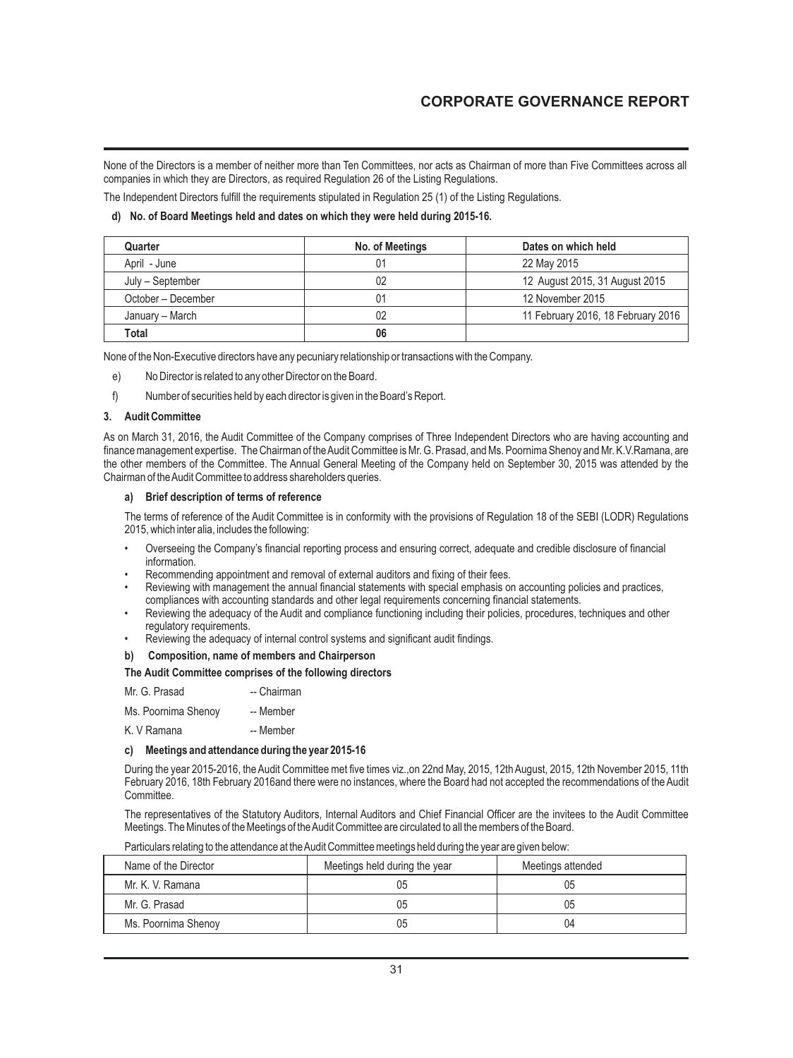None of the Directors is a member of neither more than Ten Committees, nor acts as Chairman of more than Five Committees across all companies in which they are Directors, as required Regulation 26 of the Listing Regulations.

The Independent Directors fulfill the requirements stipulated in Regulation 25 (1) of the Listing Regulations.

**d) No. of Board Meetings held and dates on which they were held during 2015-16.**

| Quarter | No. of Meetings | Dates on which held |
|---|---|---|
| April - June | 01 | 22 May 2015 |
| July – September | 02 | 12 August 2015, 31 August 2015 |
| October – December | 01 | 12 November 2015 |
| January – March | 02 | 11 February 2016, 18 February 2016 |
| **Total** | **06** | |

None of the Non-Executive directors have any pecuniary relationship or transactions with the Company.

e) No Director is related to any other Director on the Board.

f) Number of securities held by each director is given in the Board's Report.

### 3. Audit Committee

As on March 31, 2016, the Audit Committee of the Company comprises of Three Independent Directors who are having accounting and finance management expertise. The Chairman of the Audit Committee is Mr. G. Prasad, and Ms. Poornima Shenoy and Mr. K.V.Ramana, are the other members of the Committee. The Annual General Meeting of the Company held on September 30, 2015 was attended by the Chairman of the Audit Committee to address shareholders queries.

**a) Brief description of terms of reference**

The terms of reference of the Audit Committee is in conformity with the provisions of Regulation 18 of the SEBI (LODR) Regulations 2015, which inter alia, includes the following:

- Overseeing the Company's financial reporting process and ensuring correct, adequate and credible disclosure of financial information.
- Recommending appointment and removal of external auditors and fixing of their fees.
- Reviewing with management the annual financial statements with special emphasis on accounting policies and practices, compliances with accounting standards and other legal requirements concerning financial statements.
- Reviewing the adequacy of the Audit and compliance functioning including their policies, procedures, techniques and other regulatory requirements.
- Reviewing the adequacy of internal control systems and significant audit findings.

**b) Composition, name of members and Chairperson**

**The Audit Committee comprises of the following directors**

Mr. G. Prasad -- Chairman

Ms. Poornima Shenoy -- Member

K. V Ramana -- Member

**c) Meetings and attendance during the year 2015-16**

During the year 2015-2016, the Audit Committee met five times viz.,on 22nd May, 2015, 12th August, 2015, 12th November 2015, 11th February 2016, 18th February 2016and there were no instances, where the Board had not accepted the recommendations of the Audit Committee.

The representatives of the Statutory Auditors, Internal Auditors and Chief Financial Officer are the invitees to the Audit Committee Meetings. The Minutes of the Meetings of the Audit Committee are circulated to all the members of the Board.

Particulars relating to the attendance at the Audit Committee meetings held during the year are given below:

| Name of the Director | Meetings held during the year | Meetings attended |
|---|---|---|
| Mr. K. V. Ramana | 05 | 05 |
| Mr. G. Prasad | 05 | 05 |
| Ms. Poornima Shenoy | 05 | 04 |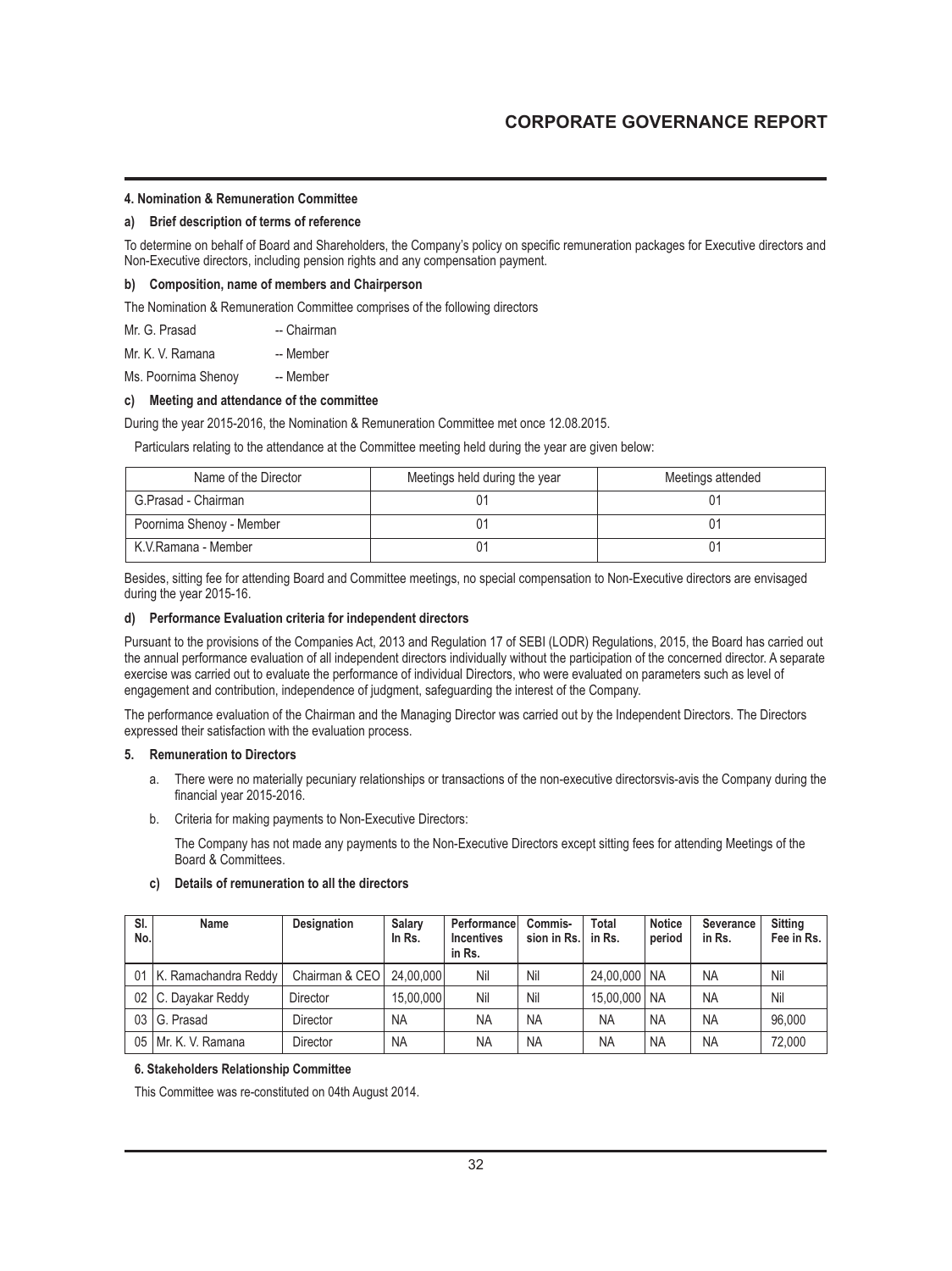#### 4. Nomination & Remuneration Committee

**a) Brief description of terms of reference**

To determine on behalf of Board and Shareholders, the Company's policy on specific remuneration packages for Executive directors and Non-Executive directors, including pension rights and any compensation payment.

**b) Composition, name of members and Chairperson**

The Nomination & Remuneration Committee comprises of the following directors

Mr. G. Prasad -- Chairman

Mr. K. V. Ramana -- Member

Ms. Poornima Shenoy -- Member

**c) Meeting and attendance of the committee**

During the year 2015-2016, the Nomination & Remuneration Committee met once 12.08.2015.

Particulars relating to the attendance at the Committee meeting held during the year are given below:

| Name of the Director | Meetings held during the year | Meetings attended |
|---|---|---|
| G.Prasad - Chairman | 01 | 01 |
| Poornima Shenoy - Member | 01 | 01 |
| K.V.Ramana - Member | 01 | 01 |

Besides, sitting fee for attending Board and Committee meetings, no special compensation to Non-Executive directors are envisaged during the year 2015-16.

**d) Performance Evaluation criteria for independent directors**

Pursuant to the provisions of the Companies Act, 2013 and Regulation 17 of SEBI (LODR) Regulations, 2015, the Board has carried out the annual performance evaluation of all independent directors individually without the participation of the concerned director. A separate exercise was carried out to evaluate the performance of individual Directors, who were evaluated on parameters such as level of engagement and contribution, independence of judgment, safeguarding the interest of the Company.

The performance evaluation of the Chairman and the Managing Director was carried out by the Independent Directors. The Directors expressed their satisfaction with the evaluation process.

#### 5. Remuneration to Directors

a. There were no materially pecuniary relationships or transactions of the non-executive directorsvis-avis the Company during the financial year 2015-2016.

b. Criteria for making payments to Non-Executive Directors:

   The Company has not made any payments to the Non-Executive Directors except sitting fees for attending Meetings of the Board & Committees.

**c) Details of remuneration to all the directors**

| Sl. No. | Name | Designation | Salary In Rs. | Performance Incentives in Rs. | Commis-sion in Rs. | Total in Rs. | Notice period | Severance in Rs. | Sitting Fee in Rs. |
|---|---|---|---|---|---|---|---|---|---|
| 01 | K. Ramachandra Reddy | Chairman & CEO | 24,00,000 | Nil | Nil | 24,00,000 | NA | NA | Nil |
| 02 | C. Dayakar Reddy | Director | 15,00,000 | Nil | Nil | 15,00,000 | NA | NA | Nil |
| 03 | G. Prasad | Director | NA | NA | NA | NA | NA | NA | 96,000 |
| 05 | Mr. K. V. Ramana | Director | NA | NA | NA | NA | NA | NA | 72,000 |

#### 6. Stakeholders Relationship Committee

This Committee was re-constituted on 04th August 2014.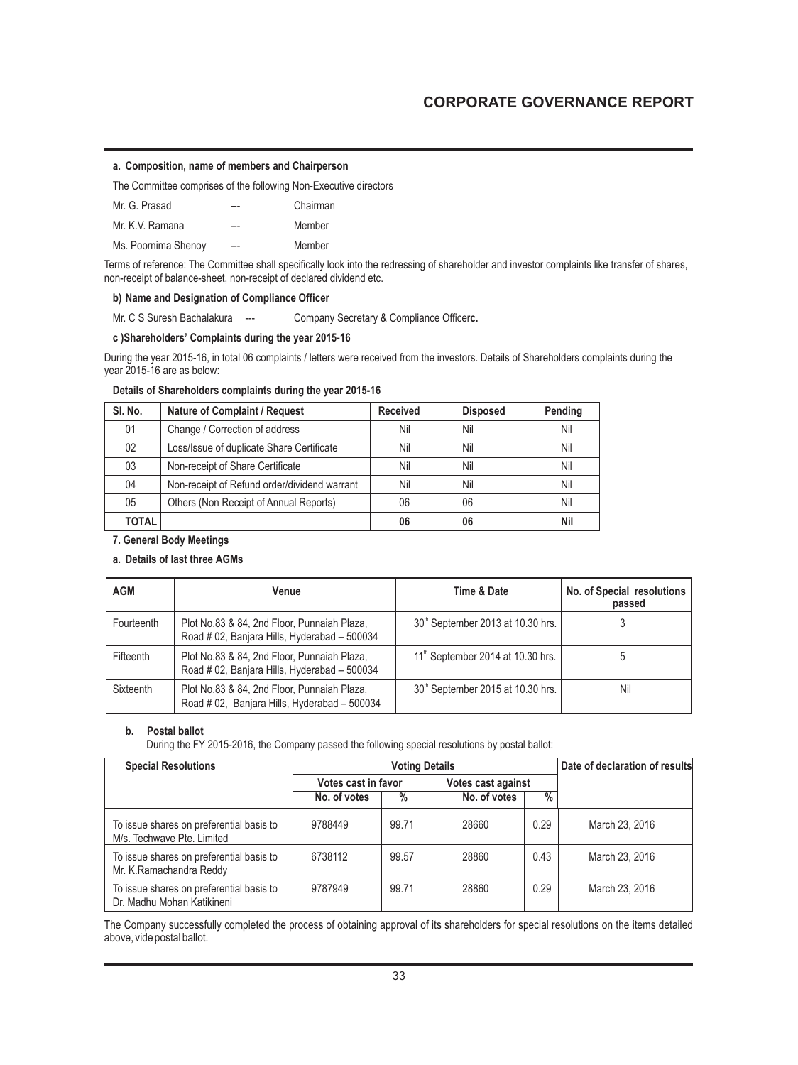**a. Composition, name of members and Chairperson**

The Committee comprises of the following Non-Executive directors

| | | |
|---|---|---|
| Mr. G. Prasad | --- | Chairman |
| Mr. K.V. Ramana | --- | Member |
| Ms. Poornima Shenoy | --- | Member |

Terms of reference: The Committee shall specifically look into the redressing of shareholder and investor complaints like transfer of shares, non-receipt of balance-sheet, non-receipt of declared dividend etc.

**b) Name and Designation of Compliance Officer**

Mr. C S Suresh Bachalakura --- Company Secretary & Compliance Officer**c.**

**c )Shareholders' Complaints during the year 2015-16**

During the year 2015-16, in total 06 complaints / letters were received from the investors. Details of Shareholders complaints during the year 2015-16 are as below:

**Details of Shareholders complaints during the year 2015-16**

| Sl. No. | Nature of Complaint / Request | Received | Disposed | Pending |
|---|---|---|---|---|
| 01 | Change / Correction of address | Nil | Nil | Nil |
| 02 | Loss/Issue of duplicate Share Certificate | Nil | Nil | Nil |
| 03 | Non-receipt of Share Certificate | Nil | Nil | Nil |
| 04 | Non-receipt of Refund order/dividend warrant | Nil | Nil | Nil |
| 05 | Others (Non Receipt of Annual Reports) | 06 | 06 | Nil |
| **TOTAL** | | **06** | **06** | **Nil** |

**7. General Body Meetings**

**a. Details of last three AGMs**

| AGM | Venue | Time & Date | No. of Special resolutions passed |
|---|---|---|---|
| Fourteenth | Plot No.83 & 84, 2nd Floor, Punnaiah Plaza, Road # 02, Banjara Hills, Hyderabad – 500034 | 30th September 2013 at 10.30 hrs. | 3 |
| Fifteenth | Plot No.83 & 84, 2nd Floor, Punnaiah Plaza, Road # 02, Banjara Hills, Hyderabad – 500034 | 11th September 2014 at 10.30 hrs. | 5 |
| Sixteenth | Plot No.83 & 84, 2nd Floor, Punnaiah Plaza, Road # 02, Banjara Hills, Hyderabad – 500034 | 30th September 2015 at 10.30 hrs. | Nil |

**b. Postal ballot**

During the FY 2015-2016, the Company passed the following special resolutions by postal ballot:

| Special Resolutions | Voting Details | | | | Date of declaration of results |
|---|---|---|---|---|---|
| | Votes cast in favor | | Votes cast against | | |
| | No. of votes | % | No. of votes | % | |
| To issue shares on preferential basis to M/s. Techwave Pte. Limited | 9788449 | 99.71 | 28660 | 0.29 | March 23, 2016 |
| To issue shares on preferential basis to Mr. K.Ramachandra Reddy | 6738112 | 99.57 | 28860 | 0.43 | March 23, 2016 |
| To issue shares on preferential basis to Dr. Madhu Mohan Katikineni | 9787949 | 99.71 | 28860 | 0.29 | March 23, 2016 |

The Company successfully completed the process of obtaining approval of its shareholders for special resolutions on the items detailed above, vide postal ballot.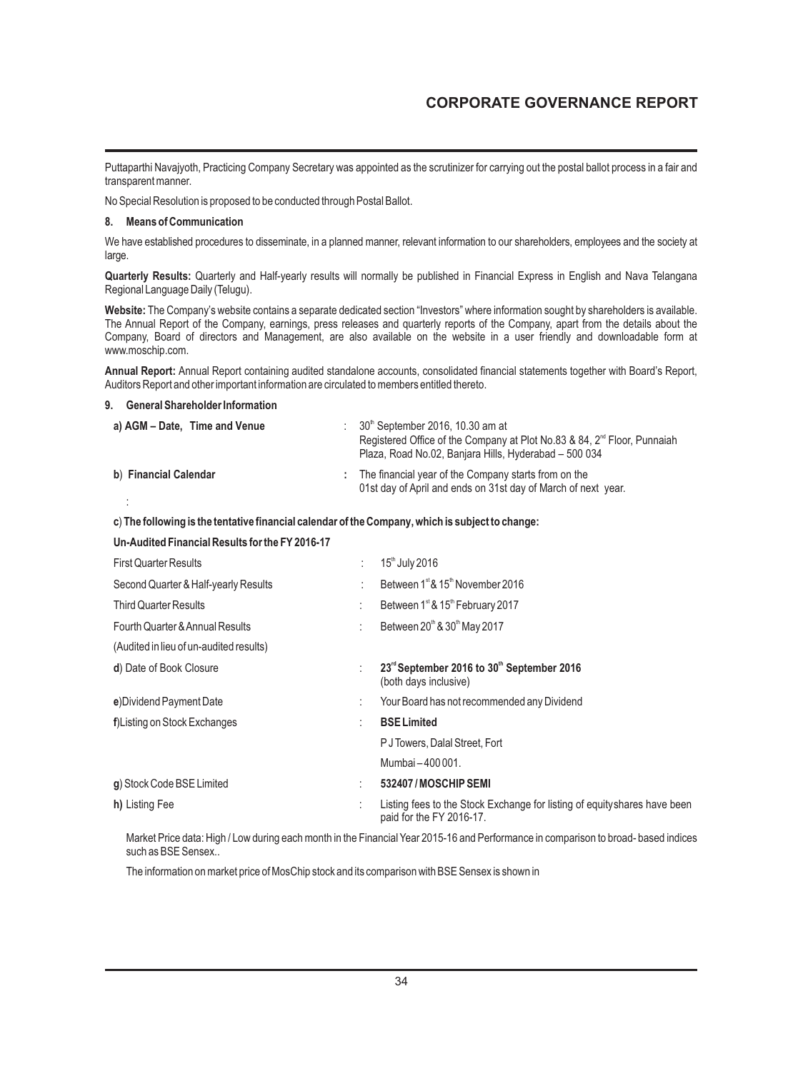Puttaparthi Navajyoth, Practicing Company Secretary was appointed as the scrutinizer for carrying out the postal ballot process in a fair and transparent manner.

No Special Resolution is proposed to be conducted through Postal Ballot.

## 8. Means of Communication

We have established procedures to disseminate, in a planned manner, relevant information to our shareholders, employees and the society at large.

**Quarterly Results:** Quarterly and Half-yearly results will normally be published in Financial Express in English and Nava Telangana Regional Language Daily (Telugu).

**Website:** The Company's website contains a separate dedicated section "Investors" where information sought by shareholders is available. The Annual Report of the Company, earnings, press releases and quarterly reports of the Company, apart from the details about the Company, Board of directors and Management, are also available on the website in a user friendly and downloadable form at www.moschip.com.

**Annual Report:** Annual Report containing audited standalone accounts, consolidated financial statements together with Board's Report, Auditors Report and other important information are circulated to members entitled thereto.

## 9. General Shareholder Information

| | | |
|---|---|---|
| **a) AGM – Date, Time and Venue** | : | 30th September 2016, 10.30 am at Registered Office of the Company at Plot No.83 & 84, 2nd Floor, Punnaiah Plaza, Road No.02, Banjara Hills, Hyderabad – 500 034 |
| **b) Financial Calendar** | : | The financial year of the Company starts from on the 01st day of April and ends on 31st day of March of next year. |

**c) The following is the tentative financial calendar of the Company, which is subject to change:**

| **Un-Audited Financial Results for the FY 2016-17** | | |
|---|---|---|
| First Quarter Results | : | 15th July 2016 |
| Second Quarter & Half-yearly Results | : | Between 1st & 15th November 2016 |
| Third Quarter Results | : | Between 1st & 15th February 2017 |
| Fourth Quarter & Annual Results (Audited in lieu of un-audited results) | : | Between 20th & 30th May 2017 |
| **d)** Date of Book Closure | : | **23rd September 2016 to 30th September 2016** (both days inclusive) |
| **e)** Dividend Payment Date | : | Your Board has not recommended any Dividend |
| **f)** Listing on Stock Exchanges | : | **BSE Limited** P J Towers, Dalal Street, Fort Mumbai – 400 001. |
| **g)** Stock Code BSE Limited | : | **532407 / MOSCHIP SEMI** |
| **h)** Listing Fee | : | Listing fees to the Stock Exchange for listing of equity shares have been paid for the FY 2016-17. |

Market Price data: High / Low during each month in the Financial Year 2015-16 and Performance in comparison to broad- based indices such as BSE Sensex..

The information on market price of MosChip stock and its comparison with BSE Sensex is shown in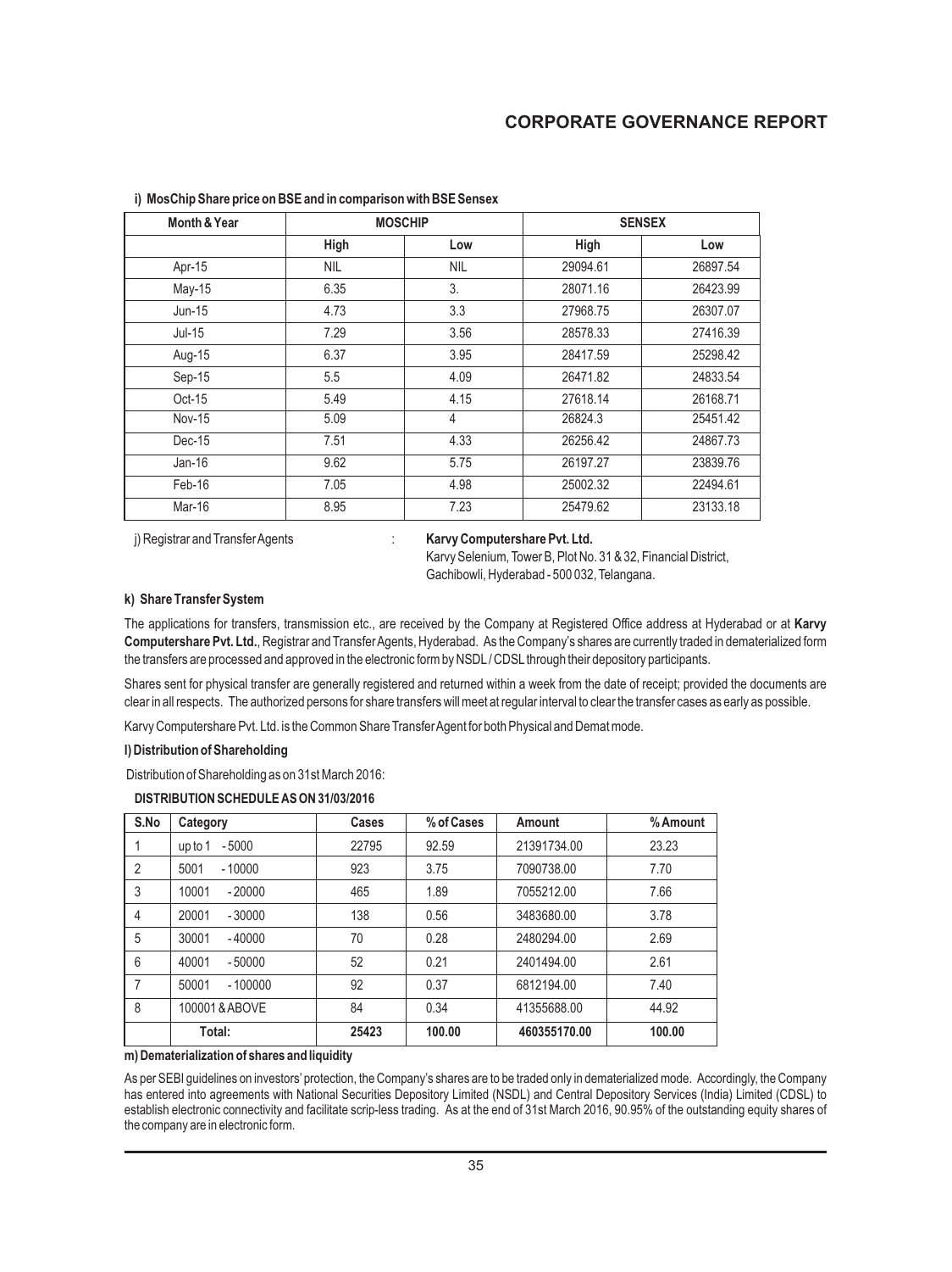**i) MosChip Share price on BSE and in comparison with BSE Sensex**

| Month & Year | MOSCHIP | | SENSEX | |
|---|---|---|---|---|
| | High | Low | High | Low |
| Apr-15 | NIL | NIL | 29094.61 | 26897.54 |
| May-15 | 6.35 | 3. | 28071.16 | 26423.99 |
| Jun-15 | 4.73 | 3.3 | 27968.75 | 26307.07 |
| Jul-15 | 7.29 | 3.56 | 28578.33 | 27416.39 |
| Aug-15 | 6.37 | 3.95 | 28417.59 | 25298.42 |
| Sep-15 | 5.5 | 4.09 | 26471.82 | 24833.54 |
| Oct-15 | 5.49 | 4.15 | 27618.14 | 26168.71 |
| Nov-15 | 5.09 | 4 | 26824.3 | 25451.42 |
| Dec-15 | 7.51 | 4.33 | 26256.42 | 24867.73 |
| Jan-16 | 9.62 | 5.75 | 26197.27 | 23839.76 |
| Feb-16 | 7.05 | 4.98 | 25002.32 | 22494.61 |
| Mar-16 | 8.95 | 7.23 | 25479.62 | 23133.18 |

j) Registrar and Transfer Agents : **Karvy Computershare Pvt. Ltd.**
Karvy Selenium, Tower B, Plot No. 31 & 32, Financial District,
Gachibowli, Hyderabad - 500 032, Telangana.

**k) Share Transfer System**

The applications for transfers, transmission etc., are received by the Company at Registered Office address at Hyderabad or at **Karvy Computershare Pvt. Ltd.**, Registrar and Transfer Agents, Hyderabad. As the Company's shares are currently traded in dematerialized form the transfers are processed and approved in the electronic form by NSDL / CDSL through their depository participants.

Shares sent for physical transfer are generally registered and returned within a week from the date of receipt; provided the documents are clear in all respects. The authorized persons for share transfers will meet at regular interval to clear the transfer cases as early as possible.

Karvy Computershare Pvt. Ltd. is the Common Share Transfer Agent for both Physical and Demat mode.

**l) Distribution of Shareholding**

Distribution of Shareholding as on 31st March 2016:

**DISTRIBUTION SCHEDULE AS ON 31/03/2016**

| S.No | Category | Cases | % of Cases | Amount | % Amount |
|---|---|---|---|---|---|
| 1 | up to 1 - 5000 | 22795 | 92.59 | 21391734.00 | 23.23 |
| 2 | 5001 - 10000 | 923 | 3.75 | 7090738.00 | 7.70 |
| 3 | 10001 - 20000 | 465 | 1.89 | 7055212.00 | 7.66 |
| 4 | 20001 - 30000 | 138 | 0.56 | 3483680.00 | 3.78 |
| 5 | 30001 - 40000 | 70 | 0.28 | 2480294.00 | 2.69 |
| 6 | 40001 - 50000 | 52 | 0.21 | 2401494.00 | 2.61 |
| 7 | 50001 - 100000 | 92 | 0.37 | 6812194.00 | 7.40 |
| 8 | 100001 & ABOVE | 84 | 0.34 | 41355688.00 | 44.92 |
| | **Total:** | **25423** | **100.00** | **460355170.00** | **100.00** |

**m) Dematerialization of shares and liquidity**

As per SEBI guidelines on investors' protection, the Company's shares are to be traded only in dematerialized mode. Accordingly, the Company has entered into agreements with National Securities Depository Limited (NSDL) and Central Depository Services (India) Limited (CDSL) to establish electronic connectivity and facilitate scrip-less trading. As at the end of 31st March 2016, 90.95% of the outstanding equity shares of the company are in electronic form.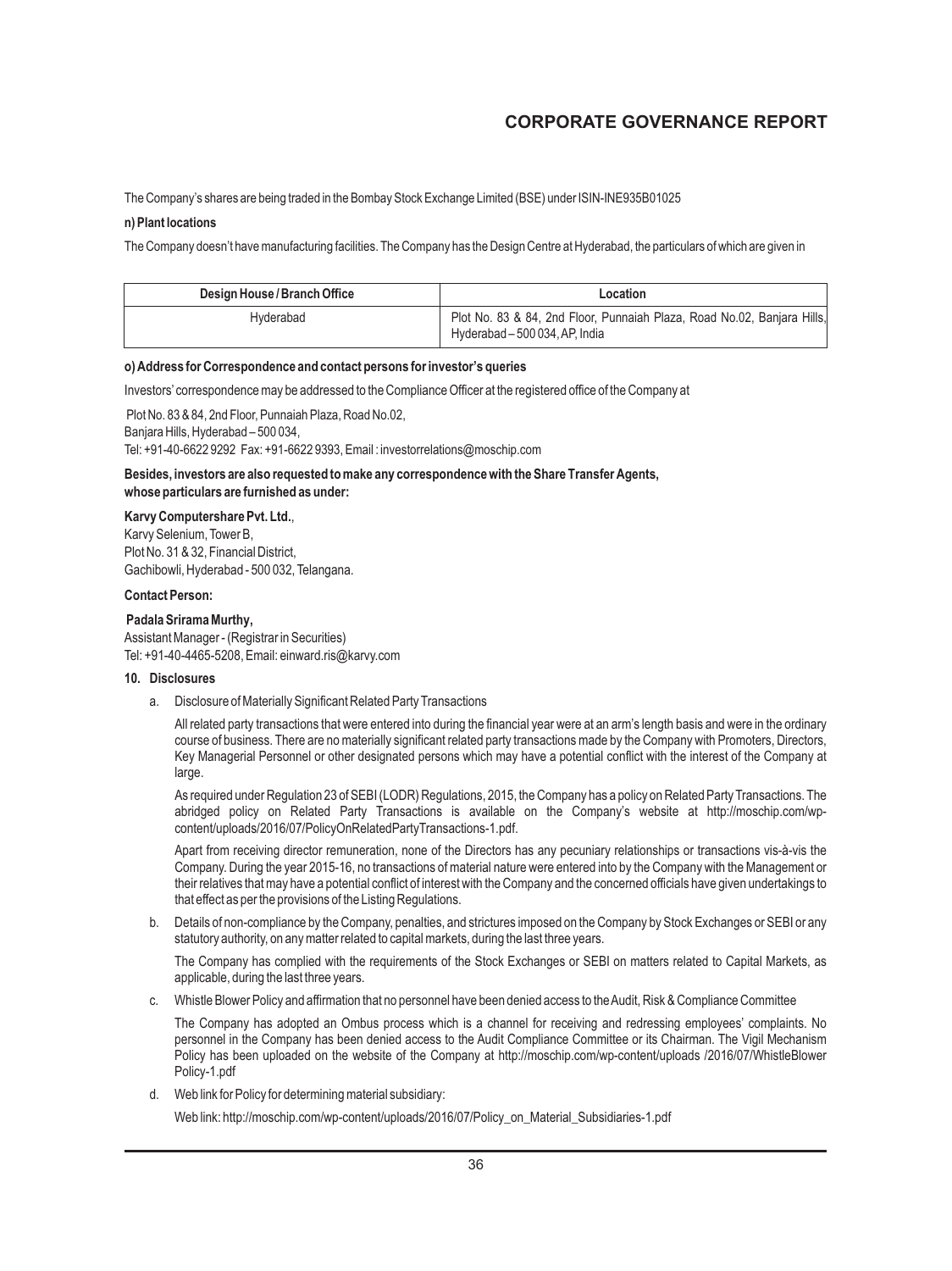The Company's shares are being traded in the Bombay Stock Exchange Limited (BSE) under ISIN-INE935B01025

**n) Plant locations**

The Company doesn't have manufacturing facilities. The Company has the Design Centre at Hyderabad, the particulars of which are given in

| Design House / Branch Office | Location |
|---|---|
| Hyderabad | Plot No. 83 & 84, 2nd Floor, Punnaiah Plaza, Road No.02, Banjara Hills, Hyderabad – 500 034, AP, India |

**o) Address for Correspondence and contact persons for investor's queries**

Investors' correspondence may be addressed to the Compliance Officer at the registered office of the Company at

Plot No. 83 & 84, 2nd Floor, Punnaiah Plaza, Road No.02,
Banjara Hills, Hyderabad – 500 034,
Tel: +91-40-6622 9292 Fax: +91-6622 9393, Email : investorrelations@moschip.com

**Besides, investors are also requested to make any correspondence with the Share Transfer Agents, whose particulars are furnished as under:**

**Karvy Computershare Pvt. Ltd.**,
Karvy Selenium, Tower B,
Plot No. 31 & 32, Financial District,
Gachibowli, Hyderabad - 500 032, Telangana.

**Contact Person:**

**Padala Srirama Murthy,**
Assistant Manager - (Registrar in Securities)
Tel: +91-40-4465-5208, Email: einward.ris@karvy.com

**10. Disclosures**

a. Disclosure of Materially Significant Related Party Transactions

All related party transactions that were entered into during the financial year were at an arm's length basis and were in the ordinary course of business. There are no materially significant related party transactions made by the Company with Promoters, Directors, Key Managerial Personnel or other designated persons which may have a potential conflict with the interest of the Company at large.

As required under Regulation 23 of SEBI (LODR) Regulations, 2015, the Company has a policy on Related Party Transactions. The abridged policy on Related Party Transactions is available on the Company's website at http://moschip.com/wp-content/uploads/2016/07/PolicyOnRelatedPartyTransactions-1.pdf.

Apart from receiving director remuneration, none of the Directors has any pecuniary relationships or transactions vis-à-vis the Company. During the year 2015-16, no transactions of material nature were entered into by the Company with the Management or their relatives that may have a potential conflict of interest with the Company and the concerned officials have given undertakings to that effect as per the provisions of the Listing Regulations.

b. Details of non-compliance by the Company, penalties, and strictures imposed on the Company by Stock Exchanges or SEBI or any statutory authority, on any matter related to capital markets, during the last three years.

The Company has complied with the requirements of the Stock Exchanges or SEBI on matters related to Capital Markets, as applicable, during the last three years.

c. Whistle Blower Policy and affirmation that no personnel have been denied access to the Audit, Risk & Compliance Committee

The Company has adopted an Ombus process which is a channel for receiving and redressing employees' complaints. No personnel in the Company has been denied access to the Audit Compliance Committee or its Chairman. The Vigil Mechanism Policy has been uploaded on the website of the Company at http://moschip.com/wp-content/uploads /2016/07/WhistleBlower Policy-1.pdf

d. Web link for Policy for determining material subsidiary:

Web link: http://moschip.com/wp-content/uploads/2016/07/Policy_on_Material_Subsidiaries-1.pdf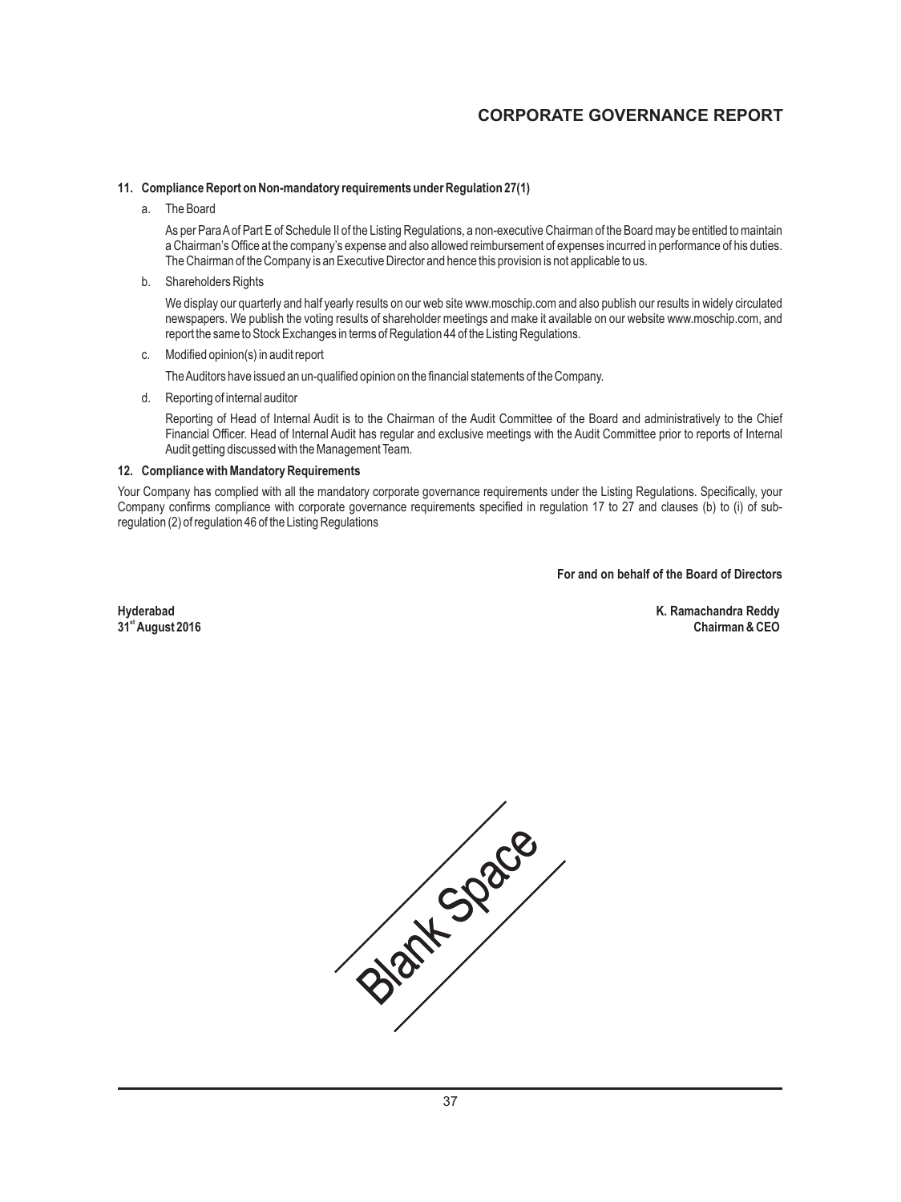**11. Compliance Report on Non-mandatory requirements under Regulation 27(1)**

a. The Board

As per Para A of Part E of Schedule II of the Listing Regulations, a non-executive Chairman of the Board may be entitled to maintain a Chairman's Office at the company's expense and also allowed reimbursement of expenses incurred in performance of his duties. The Chairman of the Company is an Executive Director and hence this provision is not applicable to us.

b. Shareholders Rights

We display our quarterly and half yearly results on our web site www.moschip.com and also publish our results in widely circulated newspapers. We publish the voting results of shareholder meetings and make it available on our website www.moschip.com, and report the same to Stock Exchanges in terms of Regulation 44 of the Listing Regulations.

c. Modified opinion(s) in audit report

The Auditors have issued an un-qualified opinion on the financial statements of the Company.

d. Reporting of internal auditor

Reporting of Head of Internal Audit is to the Chairman of the Audit Committee of the Board and administratively to the Chief Financial Officer. Head of Internal Audit has regular and exclusive meetings with the Audit Committee prior to reports of Internal Audit getting discussed with the Management Team.

**12. Compliance with Mandatory Requirements**

Your Company has complied with all the mandatory corporate governance requirements under the Listing Regulations. Specifically, your Company confirms compliance with corporate governance requirements specified in regulation 17 to 27 and clauses (b) to (i) of sub-regulation (2) of regulation 46 of the Listing Regulations

**For and on behalf of the Board of Directors**

**Hyderabad**
**31st August 2016**

**K. Ramachandra Reddy**
**Chairman & CEO**

Blank Space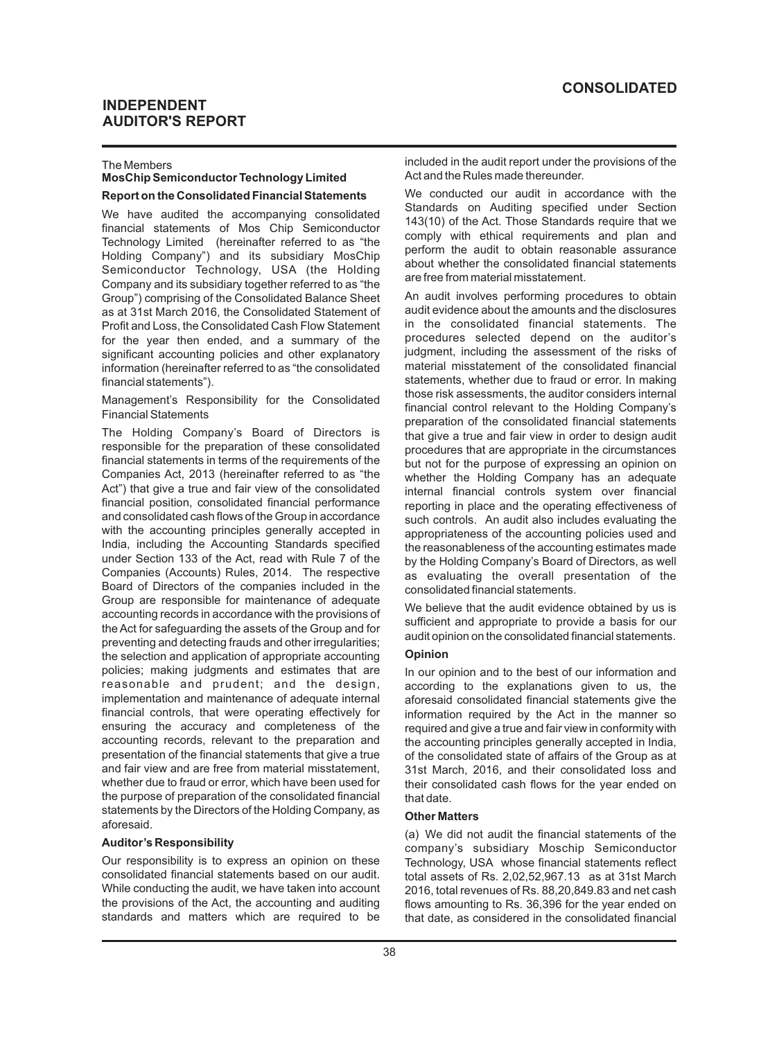# CONSOLIDATED

## INDEPENDENT AUDITOR'S REPORT

The Members
**MosChip Semiconductor Technology Limited**

**Report on the Consolidated Financial Statements**

We have audited the accompanying consolidated financial statements of Mos Chip Semiconductor Technology Limited (hereinafter referred to as "the Holding Company") and its subsidiary MosChip Semiconductor Technology, USA (the Holding Company and its subsidiary together referred to as "the Group") comprising of the Consolidated Balance Sheet as at 31st March 2016, the Consolidated Statement of Profit and Loss, the Consolidated Cash Flow Statement for the year then ended, and a summary of the significant accounting policies and other explanatory information (hereinafter referred to as "the consolidated financial statements").

Management's Responsibility for the Consolidated Financial Statements

The Holding Company's Board of Directors is responsible for the preparation of these consolidated financial statements in terms of the requirements of the Companies Act, 2013 (hereinafter referred to as "the Act") that give a true and fair view of the consolidated financial position, consolidated financial performance and consolidated cash flows of the Group in accordance with the accounting principles generally accepted in India, including the Accounting Standards specified under Section 133 of the Act, read with Rule 7 of the Companies (Accounts) Rules, 2014. The respective Board of Directors of the companies included in the Group are responsible for maintenance of adequate accounting records in accordance with the provisions of the Act for safeguarding the assets of the Group and for preventing and detecting frauds and other irregularities; the selection and application of appropriate accounting policies; making judgments and estimates that are reasonable and prudent; and the design, implementation and maintenance of adequate internal financial controls, that were operating effectively for ensuring the accuracy and completeness of the accounting records, relevant to the preparation and presentation of the financial statements that give a true and fair view and are free from material misstatement, whether due to fraud or error, which have been used for the purpose of preparation of the consolidated financial statements by the Directors of the Holding Company, as aforesaid.

**Auditor's Responsibility**

Our responsibility is to express an opinion on these consolidated financial statements based on our audit. While conducting the audit, we have taken into account the provisions of the Act, the accounting and auditing standards and matters which are required to be included in the audit report under the provisions of the Act and the Rules made thereunder.

We conducted our audit in accordance with the Standards on Auditing specified under Section 143(10) of the Act. Those Standards require that we comply with ethical requirements and plan and perform the audit to obtain reasonable assurance about whether the consolidated financial statements are free from material misstatement.

An audit involves performing procedures to obtain audit evidence about the amounts and the disclosures in the consolidated financial statements. The procedures selected depend on the auditor's judgment, including the assessment of the risks of material misstatement of the consolidated financial statements, whether due to fraud or error. In making those risk assessments, the auditor considers internal financial control relevant to the Holding Company's preparation of the consolidated financial statements that give a true and fair view in order to design audit procedures that are appropriate in the circumstances but not for the purpose of expressing an opinion on whether the Holding Company has an adequate internal financial controls system over financial reporting in place and the operating effectiveness of such controls. An audit also includes evaluating the appropriateness of the accounting policies used and the reasonableness of the accounting estimates made by the Holding Company's Board of Directors, as well as evaluating the overall presentation of the consolidated financial statements.

We believe that the audit evidence obtained by us is sufficient and appropriate to provide a basis for our audit opinion on the consolidated financial statements.

**Opinion**

In our opinion and to the best of our information and according to the explanations given to us, the aforesaid consolidated financial statements give the information required by the Act in the manner so required and give a true and fair view in conformity with the accounting principles generally accepted in India, of the consolidated state of affairs of the Group as at 31st March, 2016, and their consolidated loss and their consolidated cash flows for the year ended on that date.

**Other Matters**

(a) We did not audit the financial statements of the company's subsidiary Moschip Semiconductor Technology, USA whose financial statements reflect total assets of Rs. 2,02,52,967.13 as at 31st March 2016, total revenues of Rs. 88,20,849.83 and net cash flows amounting to Rs. 36,396 for the year ended on that date, as considered in the consolidated financial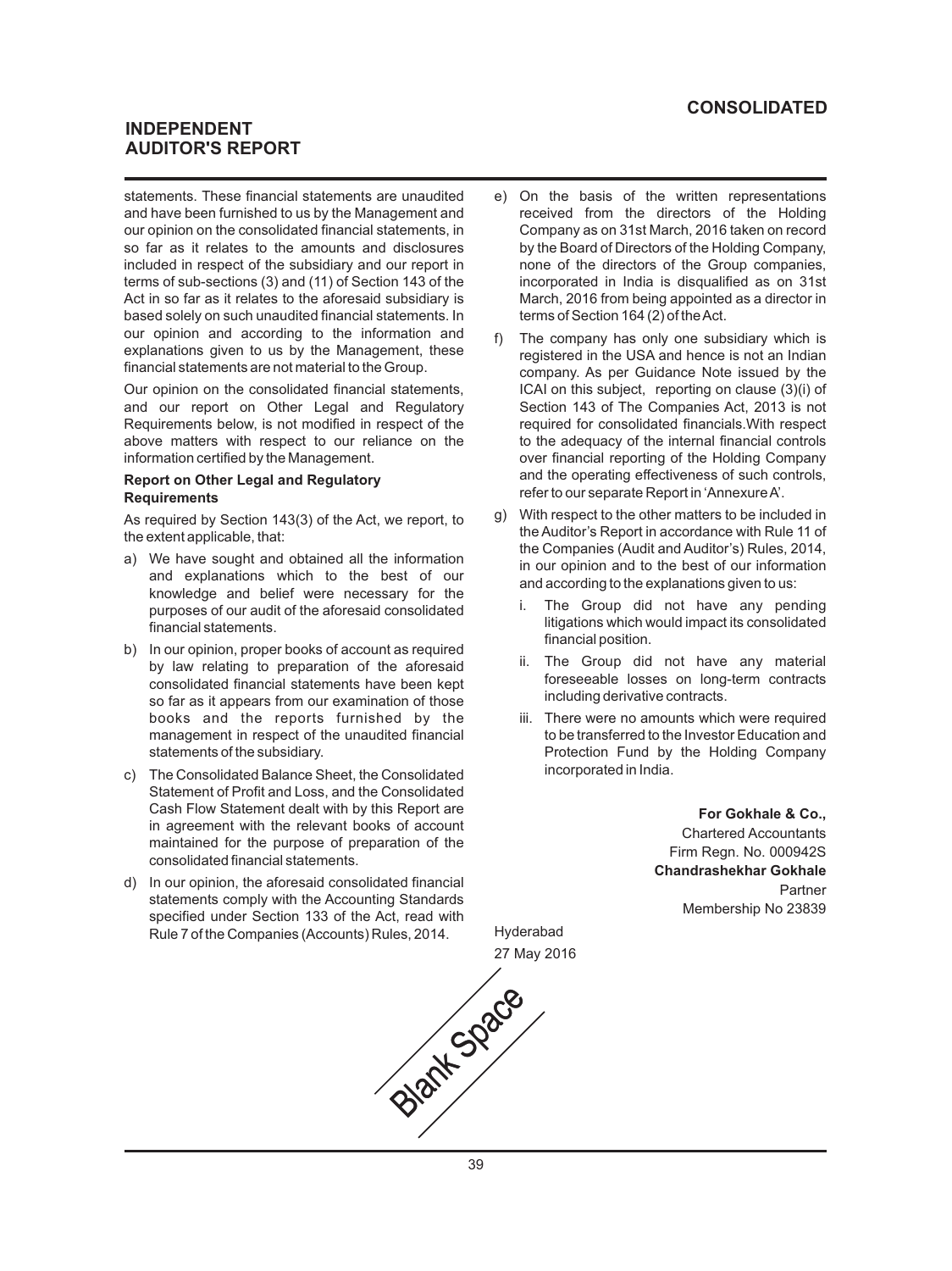statements. These financial statements are unaudited and have been furnished to us by the Management and our opinion on the consolidated financial statements, in so far as it relates to the amounts and disclosures included in respect of the subsidiary and our report in terms of sub-sections (3) and (11) of Section 143 of the Act in so far as it relates to the aforesaid subsidiary is based solely on such unaudited financial statements. In our opinion and according to the information and explanations given to us by the Management, these financial statements are not material to the Group.

Our opinion on the consolidated financial statements, and our report on Other Legal and Regulatory Requirements below, is not modified in respect of the above matters with respect to our reliance on the information certified by the Management.

**Report on Other Legal and Regulatory Requirements**

As required by Section 143(3) of the Act, we report, to the extent applicable, that:

a) We have sought and obtained all the information and explanations which to the best of our knowledge and belief were necessary for the purposes of our audit of the aforesaid consolidated financial statements.

b) In our opinion, proper books of account as required by law relating to preparation of the aforesaid consolidated financial statements have been kept so far as it appears from our examination of those books and the reports furnished by the management in respect of the unaudited financial statements of the subsidiary.

c) The Consolidated Balance Sheet, the Consolidated Statement of Profit and Loss, and the Consolidated Cash Flow Statement dealt with by this Report are in agreement with the relevant books of account maintained for the purpose of preparation of the consolidated financial statements.

d) In our opinion, the aforesaid consolidated financial statements comply with the Accounting Standards specified under Section 133 of the Act, read with Rule 7 of the Companies (Accounts) Rules, 2014.

e) On the basis of the written representations received from the directors of the Holding Company as on 31st March, 2016 taken on record by the Board of Directors of the Holding Company, none of the directors of the Group companies, incorporated in India is disqualified as on 31st March, 2016 from being appointed as a director in terms of Section 164 (2) of the Act.

f) The company has only one subsidiary which is registered in the USA and hence is not an Indian company. As per Guidance Note issued by the ICAI on this subject, reporting on clause (3)(i) of Section 143 of The Companies Act, 2013 is not required for consolidated financials.With respect to the adequacy of the internal financial controls over financial reporting of the Holding Company and the operating effectiveness of such controls, refer to our separate Report in 'Annexure A'.

g) With respect to the other matters to be included in the Auditor's Report in accordance with Rule 11 of the Companies (Audit and Auditor's) Rules, 2014, in our opinion and to the best of our information and according to the explanations given to us:

   i. The Group did not have any pending litigations which would impact its consolidated financial position.

   ii. The Group did not have any material foreseeable losses on long-term contracts including derivative contracts.

   iii. There were no amounts which were required to be transferred to the Investor Education and Protection Fund by the Holding Company incorporated in India.

**For Gokhale & Co.,**
Chartered Accountants
Firm Regn. No. 000942S
**Chandrashekhar Gokhale**
Partner
Membership No 23839

Hyderabad
27 May 2016

Blank Space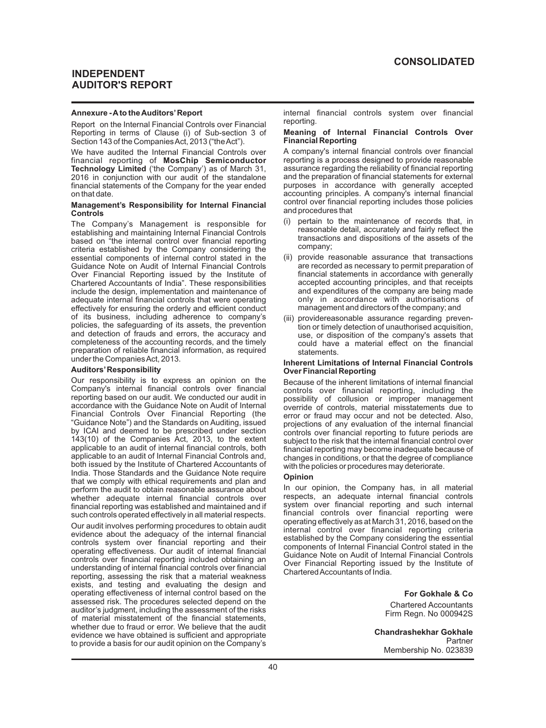# INDEPENDENT AUDITOR'S REPORT

## Annexure - A to the Auditors' Report

Report on the Internal Financial Controls over Financial Reporting in terms of Clause (i) of Sub-section 3 of Section 143 of the Companies Act, 2013 ("the Act").

We have audited the Internal Financial Controls over financial reporting of **MosChip Semiconductor Technology Limited** ('the Company') as of March 31, 2016 in conjunction with our audit of the standalone financial statements of the Company for the year ended on that date.

### Management's Responsibility for Internal Financial Controls

The Company's Management is responsible for establishing and maintaining Internal Financial Controls based on "the internal control over financial reporting criteria established by the Company considering the essential components of internal control stated in the Guidance Note on Audit of Internal Financial Controls Over Financial Reporting issued by the Institute of Chartered Accountants of India". These responsibilities include the design, implementation and maintenance of adequate internal financial controls that were operating effectively for ensuring the orderly and efficient conduct of its business, including adherence to company's policies, the safeguarding of its assets, the prevention and detection of frauds and errors, the accuracy and completeness of the accounting records, and the timely preparation of reliable financial information, as required under the Companies Act, 2013.

### Auditors' Responsibility

Our responsibility is to express an opinion on the Company's internal financial controls over financial reporting based on our audit. We conducted our audit in accordance with the Guidance Note on Audit of Internal Financial Controls Over Financial Reporting (the "Guidance Note") and the Standards on Auditing, issued by ICAI and deemed to be prescribed under section 143(10) of the Companies Act, 2013, to the extent applicable to an audit of internal financial controls, both applicable to an audit of Internal Financial Controls and, both issued by the Institute of Chartered Accountants of India. Those Standards and the Guidance Note require that we comply with ethical requirements and plan and perform the audit to obtain reasonable assurance about whether adequate internal financial controls over financial reporting was established and maintained and if such controls operated effectively in all material respects.

Our audit involves performing procedures to obtain audit evidence about the adequacy of the internal financial controls system over financial reporting and their operating effectiveness. Our audit of internal financial controls over financial reporting included obtaining an understanding of internal financial controls over financial reporting, assessing the risk that a material weakness exists, and testing and evaluating the design and operating effectiveness of internal control based on the assessed risk. The procedures selected depend on the auditor's judgment, including the assessment of the risks of material misstatement of the financial statements, whether due to fraud or error. We believe that the audit evidence we have obtained is sufficient and appropriate to provide a basis for our audit opinion on the Company's internal financial controls system over financial reporting.

### Meaning of Internal Financial Controls Over Financial Reporting

A company's internal financial controls over financial reporting is a process designed to provide reasonable assurance regarding the reliability of financial reporting and the preparation of financial statements for external purposes in accordance with generally accepted accounting principles. A company's internal financial control over financial reporting includes those policies and procedures that

(i) pertain to the maintenance of records that, in reasonable detail, accurately and fairly reflect the transactions and dispositions of the assets of the company;

(ii) provide reasonable assurance that transactions are recorded as necessary to permit preparation of financial statements in accordance with generally accepted accounting principles, and that receipts and expenditures of the company are being made only in accordance with authorisations of management and directors of the company; and

(iii) providereasonable assurance regarding prevention or timely detection of unauthorised acquisition, use, or disposition of the company's assets that could have a material effect on the financial statements.

### Inherent Limitations of Internal Financial Controls Over Financial Reporting

Because of the inherent limitations of internal financial controls over financial reporting, including the possibility of collusion or improper management override of controls, material misstatements due to error or fraud may occur and not be detected. Also, projections of any evaluation of the internal financial controls over financial reporting to future periods are subject to the risk that the internal financial control over financial reporting may become inadequate because of changes in conditions, or that the degree of compliance with the policies or procedures may deteriorate.

### Opinion

In our opinion, the Company has, in all material respects, an adequate internal financial controls system over financial reporting and such internal financial controls over financial reporting were operating effectively as at March 31, 2016, based on the internal control over financial reporting criteria established by the Company considering the essential components of Internal Financial Control stated in the Guidance Note on Audit of Internal Financial Controls Over Financial Reporting issued by the Institute of Chartered Accountants of India.

**For Gokhale & Co**
Chartered Accountants
Firm Regn. No 000942S

**Chandrashekhar Gokhale**
Partner
Membership No. 023839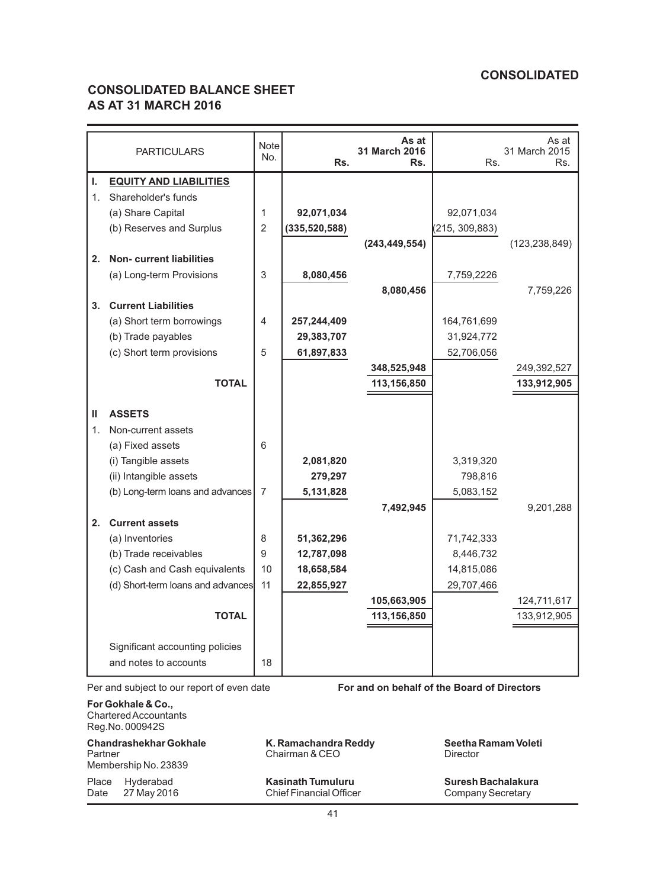**CONSOLIDATED**

## CONSOLIDATED BALANCE SHEET AS AT 31 MARCH 2016

| | PARTICULARS | Note No. | As at 31 March 2016 Rs. | Rs. | As at 31 March 2015 Rs. | Rs. |
|---|---|---|---|---|---|---|
| **I.** | **EQUITY AND LIABILITIES** | | | | | |
| 1. | Shareholder's funds | | | | | |
| | (a) Share Capital | 1 | **92,071,034** | | 92,071,034 | |
| | (b) Reserves and Surplus | 2 | **(335,520,588)** | | (215, 309,883) | |
| | | | | **(243,449,554)** | | (123,238,849) |
| **2.** | **Non- current liabilities** | | | | | |
| | (a) Long-term Provisions | 3 | **8,080,456** | | 7,759,2226 | |
| | | | | **8,080,456** | | 7,759,226 |
| **3.** | **Current Liabilities** | | | | | |
| | (a) Short term borrowings | 4 | **257,244,409** | | 164,761,699 | |
| | (b) Trade payables | | **29,383,707** | | 31,924,772 | |
| | (c) Short term provisions | 5 | **61,897,833** | | 52,706,056 | |
| | | | | **348,525,948** | | 249,392,527 |
| | **TOTAL** | | | **113,156,850** | | **133,912,905** |
| **II** | **ASSETS** | | | | | |
| 1. | Non-current assets | | | | | |
| | (a) Fixed assets | 6 | | | | |
| | (i) Tangible assets | | **2,081,820** | | 3,319,320 | |
| | (ii) Intangible assets | | **279,297** | | 798,816 | |
| | (b) Long-term loans and advances | 7 | **5,131,828** | | 5,083,152 | |
| | | | | **7,492,945** | | 9,201,288 |
| **2.** | **Current assets** | | | | | |
| | (a) Inventories | 8 | **51,362,296** | | 71,742,333 | |
| | (b) Trade receivables | 9 | **12,787,098** | | 8,446,732 | |
| | (c) Cash and Cash equivalents | 10 | **18,658,584** | | 14,815,086 | |
| | (d) Short-term loans and advances | 11 | **22,855,927** | | 29,707,466 | |
| | | | | **105,663,905** | | 124,711,617 |
| | **TOTAL** | | | **113,156,850** | | 133,912,905 |
| | Significant accounting policies and notes to accounts | 18 | | | | |

Per and subject to our report of even date

**For and on behalf of the Board of Directors**

**For Gokhale & Co.,**
Chartered Accountants
Reg.No. 000942S

**Chandrashekhar Gokhale**
Partner
Membership No. 23839

**K. Ramachandra Reddy**
Chairman & CEO

**Seetha Ramam Voleti**
Director

Place Hyderabad
Date 27 May 2016

**Kasinath Tumuluru**
Chief Financial Officer

**Suresh Bachalakura**
Company Secretary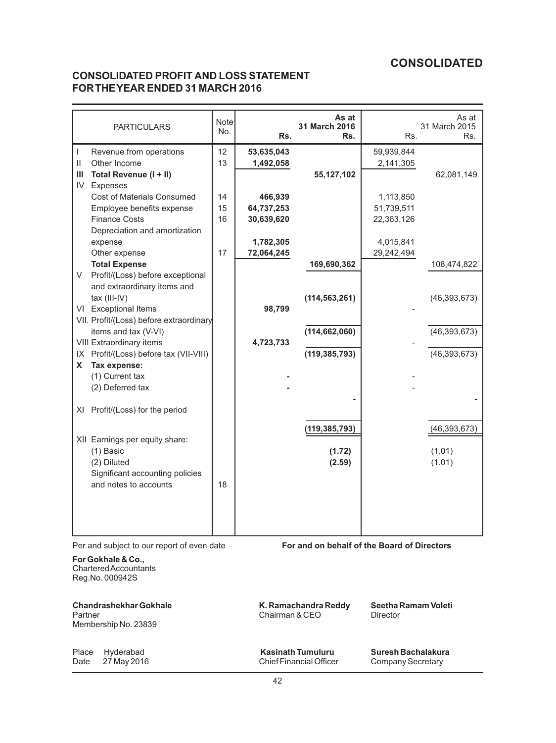# CONSOLIDATED

## CONSOLIDATED PROFIT AND LOSS STATEMENT FOR THE YEAR ENDED 31 MARCH 2016

| | PARTICULARS | Note No. | Rs. | As at 31 March 2016 Rs. | Rs. | As at 31 March 2015 Rs. |
|---|---|---|---|---|---|---|
| I | Revenue from operations | 12 | **53,635,043** | | 59,939,844 | |
| II | Other Income | 13 | **1,492,058** | | 2,141,305 | |
| **III** | **Total Revenue (I + II)** | | | **55,127,102** | | 62,081,149 |
| IV | Expenses | | | | | |
| | Cost of Materials Consumed | 14 | **466,939** | | 1,113,850 | |
| | Employee benefits expense | 15 | **64,737,253** | | 51,739,511 | |
| | Finance Costs | 16 | **30,639,620** | | 22,363,126 | |
| | Depreciation and amortization expense | | **1,782,305** | | 4,015,841 | |
| | Other expense | 17 | **72,064,245** | | 29,242,494 | |
| | **Total Expense** | | | **169,690,362** | | 108,474,822 |
| V | Profit/(Loss) before exceptional and extraordinary items and tax (III-IV) | | | **(114,563,261)** | | (46,393,673) |
| VI | Exceptional Items | | **98,799** | | - | |
| VII. | Profit/(Loss) before extraordinary items and tax (V-VI) | | | **(114,662,060)** | | (46,393,673) |
| VIII | Extraordinary items | | **4,723,733** | | - | |
| IX | Profit/(Loss) before tax (VII-VIII) | | | **(119,385,793)** | | (46,393,673) |
| **X** | **Tax expense:** | | | | | |
| | (1) Current tax | | **-** | | - | |
| | (2) Deferred tax | | **-** | | - | |
| | | | | **-** | | - |
| XI | Profit/(Loss) for the period | | | **(119,385,793)** | | (46,393,673) |
| XII | Earnings per equity share: | | | | | |
| | (1) Basic | | | **(1.72)** | | (1.01) |
| | (2) Diluted | | | **(2.59)** | | (1.01) |
| | Significant accounting policies and notes to accounts | 18 | | | | |

Per and subject to our report of even date

**For and on behalf of the Board of Directors**

**For Gokhale & Co.,**
Chartered Accountants
Reg.No. 000942S

**Chandrashekhar Gokhale**
Partner
Membership No. 23839

**K. Ramachandra Reddy**
Chairman & CEO

**Seetha Ramam Voleti**
Director

Place Hyderabad
Date 27 May 2016

**Kasinath Tumuluru**
Chief Financial Officer

**Suresh Bachalakura**
Company Secretary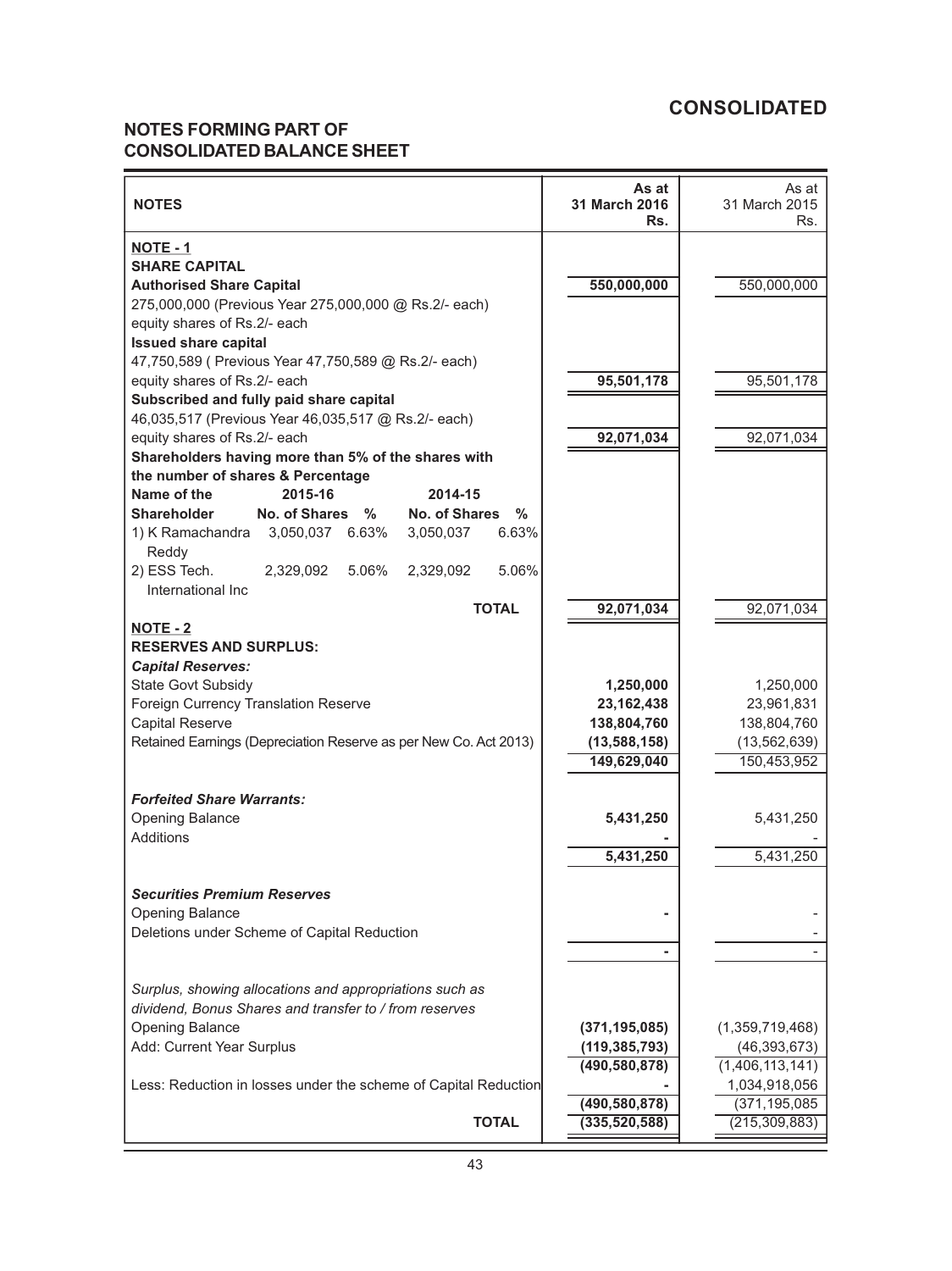# CONSOLIDATED

## NOTES FORMING PART OF CONSOLIDATED BALANCE SHEET

| NOTES | As at 31 March 2016 Rs. | As at 31 March 2015 Rs. |
|---|---|---|
| **NOTE - 1** | | |
| **SHARE CAPITAL** | | |
| **Authorised Share Capital** | **550,000,000** | 550,000,000 |
| 275,000,000 (Previous Year 275,000,000 @ Rs.2/- each) equity shares of Rs.2/- each | | |
| **Issued share capital** | | |
| 47,750,589 ( Previous Year 47,750,589 @ Rs.2/- each) equity shares of Rs.2/- each | **95,501,178** | 95,501,178 |
| **Subscribed and fully paid share capital** | | |
| 46,035,517 (Previous Year 46,035,517 @ Rs.2/- each) equity shares of Rs.2/- each | **92,071,034** | 92,071,034 |
| **Shareholders having more than 5% of the shares with the number of shares & Percentage** | | |
| **TOTAL** | **92,071,034** | 92,071,034 |

| Name of the Shareholder | 2015-16 No. of Shares | 2015-16 % | 2014-15 No. of Shares | 2014-15 % |
|---|---|---|---|---|
| 1) K Ramachandra Reddy | 3,050,037 | 6.63% | 3,050,037 | 6.63% |
| 2) ESS Tech. International Inc | 2,329,092 | 5.06% | 2,329,092 | 5.06% |

| NOTES | As at 31 March 2016 Rs. | As at 31 March 2015 Rs. |
|---|---|---|
| **NOTE - 2** | | |
| **RESERVES AND SURPLUS:** | | |
| ***Capital Reserves:*** | | |
| State Govt Subsidy | **1,250,000** | 1,250,000 |
| Foreign Currency Translation Reserve | **23,162,438** | 23,961,831 |
| Capital Reserve | **138,804,760** | 138,804,760 |
| Retained Earnings (Depreciation Reserve as per New Co. Act 2013) | **(13,588,158)** | (13,562,639) |
| | **149,629,040** | 150,453,952 |
| ***Forfeited Share Warrants:*** | | |
| Opening Balance | **5,431,250** | 5,431,250 |
| Additions | **-** | - |
| | **5,431,250** | 5,431,250 |
| ***Securities Premium Reserves*** | | |
| Opening Balance | **-** | - |
| Deletions under Scheme of Capital Reduction | | - |
| | **-** | - |
| *Surplus, showing allocations and appropriations such as dividend, Bonus Shares and transfer to / from reserves* | | |
| Opening Balance | **(371,195,085)** | (1,359,719,468) |
| Add: Current Year Surplus | **(119,385,793)** | (46,393,673) |
| | **(490,580,878)** | (1,406,113,141) |
| Less: Reduction in losses under the scheme of Capital Reduction | **-** | 1,034,918,056 |
| | **(490,580,878)** | (371,195,085) |
| **TOTAL** | **(335,520,588)** | (215,309,883) |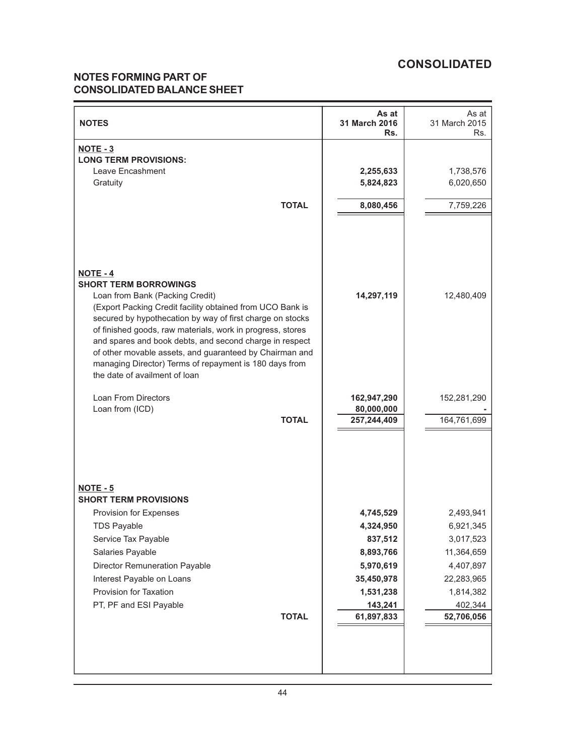# CONSOLIDATED

## NOTES FORMING PART OF CONSOLIDATED BALANCE SHEET

| NOTES | As at 31 March 2016 Rs. | As at 31 March 2015 Rs. |
|---|---|---|
| **NOTE - 3** | | |
| **LONG TERM PROVISIONS:** | | |
| Leave Encashment | **2,255,633** | 1,738,576 |
| Gratuity | **5,824,823** | 6,020,650 |
| **TOTAL** | **8,080,456** | 7,759,226 |
| **NOTE - 4** | | |
| **SHORT TERM BORROWINGS** | | |
| Loan from Bank (Packing Credit) (Export Packing Credit facility obtained from UCO Bank is secured by hypothecation by way of first charge on stocks of finished goods, raw materials, work in progress, stores and spares and book debts, and second charge in respect of other movable assets, and guaranteed by Chairman and managing Director) Terms of repayment is 180 days from the date of availment of loan | **14,297,119** | 12,480,409 |
| Loan From Directors | **162,947,290** | 152,281,290 |
| Loan from (ICD) | **80,000,000** | - |
| **TOTAL** | **257,244,409** | 164,761,699 |
| **NOTE - 5** | | |
| **SHORT TERM PROVISIONS** | | |
| Provision for Expenses | **4,745,529** | 2,493,941 |
| TDS Payable | **4,324,950** | 6,921,345 |
| Service Tax Payable | **837,512** | 3,017,523 |
| Salaries Payable | **8,893,766** | 11,364,659 |
| Director Remuneration Payable | **5,970,619** | 4,407,897 |
| Interest Payable on Loans | **35,450,978** | 22,283,965 |
| Provision for Taxation | **1,531,238** | 1,814,382 |
| PT, PF and ESI Payable | **143,241** | 402,344 |
| **TOTAL** | **61,897,833** | **52,706,056** |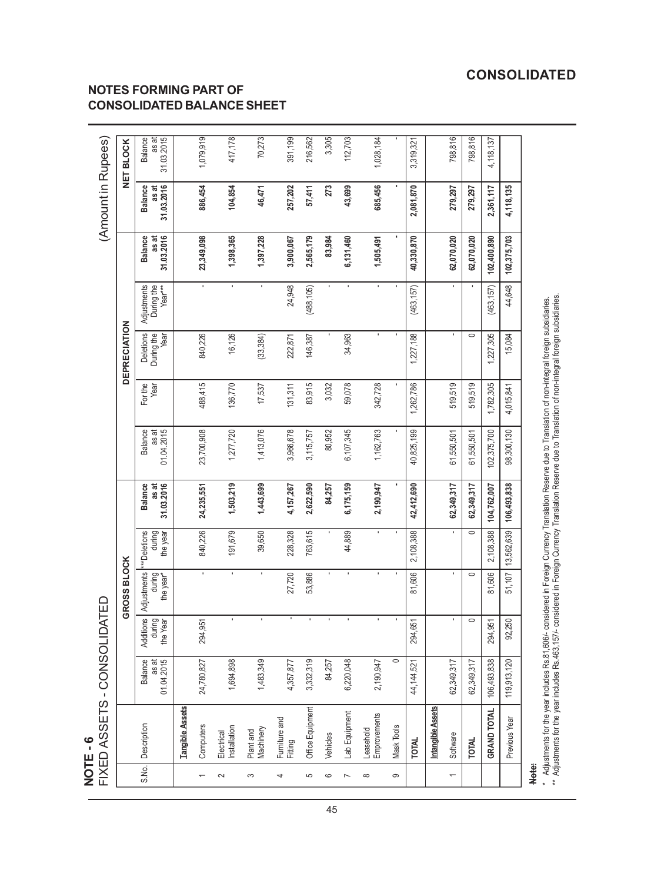# CONSOLIDATED

## NOTES FORMING PART OF CONSOLIDATED BALANCE SHEET

**NOTE - 6**

FIXED ASSETS - CONSOLIDATED

(Amount in Rupees)

| S.No. | Description | GROSS BLOCK | | | | | DEPRECIATION | | | | | NET BLOCK | |
|---|---|---|---|---|---|---|---|---|---|---|---|---|---|
| | | Balance as at 01.04.2015 | Additions during the Year | Adjustments during the year* | ***Deletions during the year | **Balance as at 31.03.2016** | Balance as at 01.04.2015 | For the Year | Deletions During the Year | Adjustments During the Year** | **Balance as at 31.03.2016** | **Balance as at 31.03.2016** | Balance as at 31.03.2015 |
| | **Tangible Assets** | | | | | | | | | | | | |
| 1 | Computers | 24,780,827 | 294,951 | - | 840,226 | **24,235,551** | 23,700,908 | 488,415 | 840,226 | - | **23,349,098** | **886,454** | 1,079,919 |
| 2 | Electrical Installation | 1,694,898 | - | - | 191,679 | **1,503,219** | 1,277,720 | 136,770 | 16,126 | - | **1,398,365** | **104,854** | 417,178 |
| 3 | Plant and Machinery | 1,483,349 | - | - | 39,650 | **1,443,699** | 1,413,076 | 17,537 | (33,384) | - | **1,397,228** | **46,471** | 70,273 |
| 4 | Furniture and Fitting | 4,357,877 | - | 27,720 | 228,328 | **4,157,267** | 3,966,678 | 131,311 | 222,871 | 24,948 | **3,900,067** | **257,202** | 391,199 |
| 5 | Office Equipment | 3,332,319 | - | 53,886 | 763,615 | **2,622,590** | 3,115,757 | 83,915 | 146,387 | (488,105) | **2,565,179** | **57,411** | 216,562 |
| 6 | Vehicles | 84,257 | - | - | - | **84,257** | 80,952 | 3,032 | - | - | **83,984** | **273** | 3,305 |
| 7 | Lab Equipment | 6,220,048 | - | - | 44,889 | **6,175,159** | 6,107,345 | 59,078 | 34,963 | - | **6,131,460** | **43,699** | 112,703 |
| 8 | Leasehold Emprovements | 2,190,947 | - | - | - | **2,190,947** | 1,162,763 | 342,728 | - | - | **1,505,491** | **685,456** | 1,028,184 |
| 9 | Mask Tools | 0 | - | - | - | **-** | - | - | - | - | **-** | **-** | - |
| | **TOTAL** | 44,144,521 | 294,651 | 81,606 | 2,108,388 | **42,412,690** | 40,825,199 | 1,262,786 | 1,227,188 | (463,157) | **40,330,870** | **2,081,870** | 3,319,321 |
| | **Intangible Assets** | | | | | | | | | | | | |
| 1 | Software | 62,349,317 | - | - | - | **62,349,317** | 61,550,501 | 519,519 | - | - | **62,070,020** | **279,297** | 798,816 |
| | **TOTAL** | 62,349,317 | 0 | 0 | 0 | **62,349,317** | 61,550,501 | 519,519 | 0 | - | **62,070,020** | **279,297** | 798,816 |
| | **GRAND TOTAL** | 106,493,838 | 294,951 | 81,606 | 2,108,388 | **104,762,007** | 102,375,700 | 1,782,305 | 1,227,305 | (463,157) | **102,400,890** | **2,361,117** | 4,118,137 |
| | Previous Year | 119,913,120 | 92,250 | 51,107 | 13,562,639 | **106,493,838** | 98,300,130 | 4,015,841 | 15,084 | 44,648 | **102,375,703** | **4,118,135** | |

**Note:**

\* Adjustments for the year includes Rs.81,606/- considered in Foreign Currency Translation Reserve due to Translation of non-integral foreign subsidiaries.

\*\* Adjustments for the year includes Rs.463,157/- considered in Foreign Currency Translation Reserve due to Translation of non-integral foreign subsidiaries.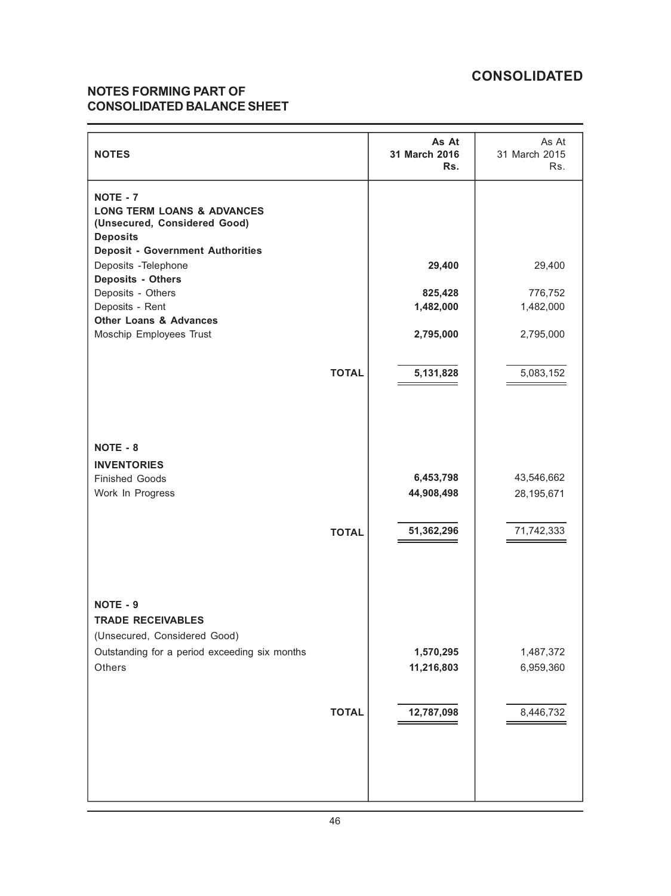## CONSOLIDATED

## NOTES FORMING PART OF CONSOLIDATED BALANCE SHEET

| NOTES | As At 31 March 2016 Rs. | As At 31 March 2015 Rs. |
|---|---|---|
| **NOTE - 7** | | |
| **LONG TERM LOANS & ADVANCES** | | |
| **(Unsecured, Considered Good)** | | |
| **Deposits** | | |
| **Deposit - Government Authorities** | | |
| Deposits -Telephone | **29,400** | 29,400 |
| **Deposits - Others** | | |
| Deposits - Others | **825,428** | 776,752 |
| Deposits - Rent | **1,482,000** | 1,482,000 |
| **Other Loans & Advances** | | |
| Moschip Employees Trust | **2,795,000** | 2,795,000 |
| **TOTAL** | **5,131,828** | 5,083,152 |
| **NOTE - 8** | | |
| **INVENTORIES** | | |
| Finished Goods | **6,453,798** | 43,546,662 |
| Work In Progress | **44,908,498** | 28,195,671 |
| **TOTAL** | **51,362,296** | 71,742,333 |
| **NOTE - 9** | | |
| **TRADE RECEIVABLES** | | |
| (Unsecured, Considered Good) | | |
| Outstanding for a period exceeding six months | **1,570,295** | 1,487,372 |
| Others | **11,216,803** | 6,959,360 |
| **TOTAL** | **12,787,098** | 8,446,732 |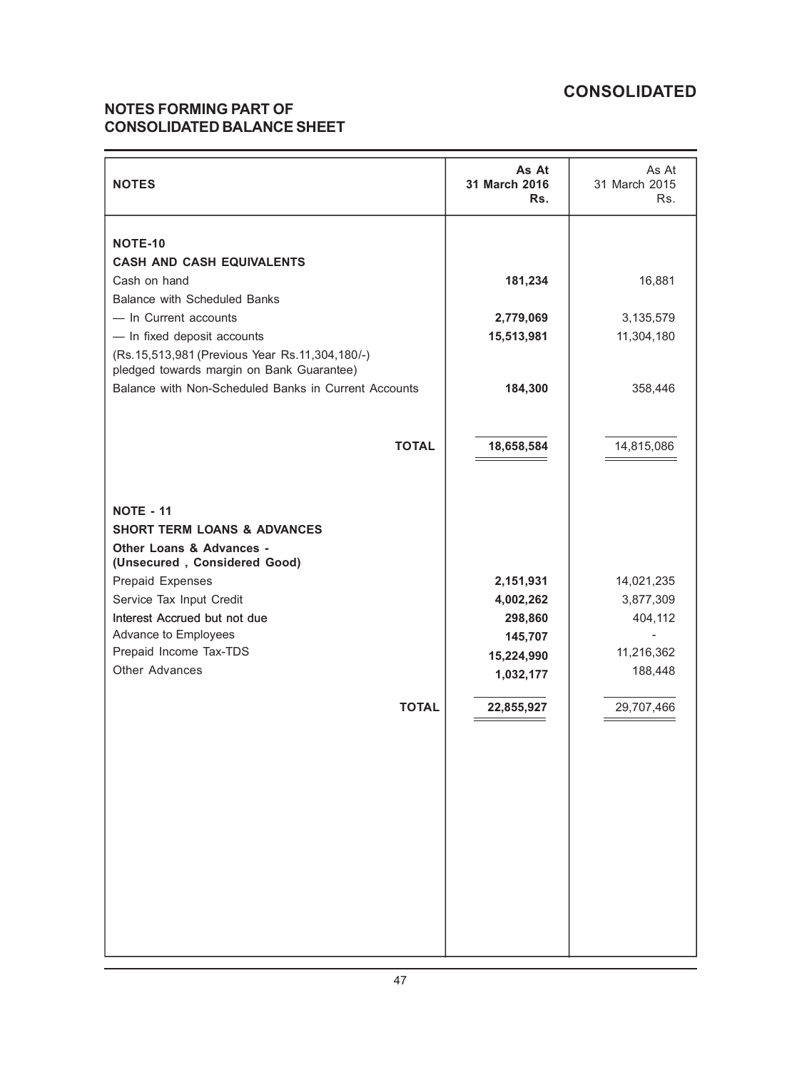# CONSOLIDATED

## NOTES FORMING PART OF CONSOLIDATED BALANCE SHEET

| NOTES | As At 31 March 2016 Rs. | As At 31 March 2015 Rs. |
|---|---|---|
| **NOTE-10** | | |
| **CASH AND CASH EQUIVALENTS** | | |
| Cash on hand | **181,234** | 16,881 |
| Balance with Scheduled Banks | | |
| — In Current accounts | **2,779,069** | 3,135,579 |
| — In fixed deposit accounts | **15,513,981** | 11,304,180 |
| (Rs.15,513,981 (Previous Year Rs.11,304,180/-) pledged towards margin on Bank Guarantee) | | |
| Balance with Non-Scheduled Banks in Current Accounts | **184,300** | 358,446 |
| **TOTAL** | **18,658,584** | 14,815,086 |
| **NOTE - 11** | | |
| **SHORT TERM LOANS & ADVANCES** | | |
| **Other Loans & Advances - (Unsecured , Considered Good)** | | |
| Prepaid Expenses | **2,151,931** | 14,021,235 |
| Service Tax Input Credit | **4,002,262** | 3,877,309 |
| Interest Accrued but not due | **298,860** | 404,112 |
| Advance to Employees | **145,707** | - |
| Prepaid Income Tax-TDS | **15,224,990** | 11,216,362 |
| Other Advances | **1,032,177** | 188,448 |
| **TOTAL** | **22,855,927** | 29,707,466 |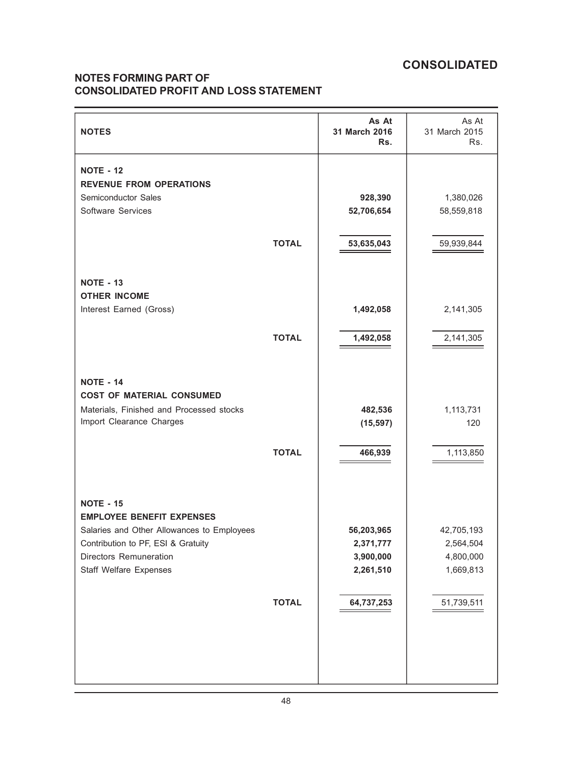# CONSOLIDATED

## NOTES FORMING PART OF CONSOLIDATED PROFIT AND LOSS STATEMENT

| NOTES | | As At 31 March 2016 Rs. | As At 31 March 2015 Rs. |
|---|---|---|---|
| **NOTE - 12** | | | |
| **REVENUE FROM OPERATIONS** | | | |
| Semiconductor Sales | | **928,390** | 1,380,026 |
| Software Services | | **52,706,654** | 58,559,818 |
| | **TOTAL** | **53,635,043** | 59,939,844 |
| **NOTE - 13** | | | |
| **OTHER INCOME** | | | |
| Interest Earned (Gross) | | **1,492,058** | 2,141,305 |
| | **TOTAL** | **1,492,058** | 2,141,305 |
| **NOTE - 14** | | | |
| **COST OF MATERIAL CONSUMED** | | | |
| Materials, Finished and Processed stocks | | **482,536** | 1,113,731 |
| Import Clearance Charges | | **(15,597)** | 120 |
| | **TOTAL** | **466,939** | 1,113,850 |
| **NOTE - 15** | | | |
| **EMPLOYEE BENEFIT EXPENSES** | | | |
| Salaries and Other Allowances to Employees | | **56,203,965** | 42,705,193 |
| Contribution to PF, ESI & Gratuity | | **2,371,777** | 2,564,504 |
| Directors Remuneration | | **3,900,000** | 4,800,000 |
| Staff Welfare Expenses | | **2,261,510** | 1,669,813 |
| | **TOTAL** | **64,737,253** | 51,739,511 |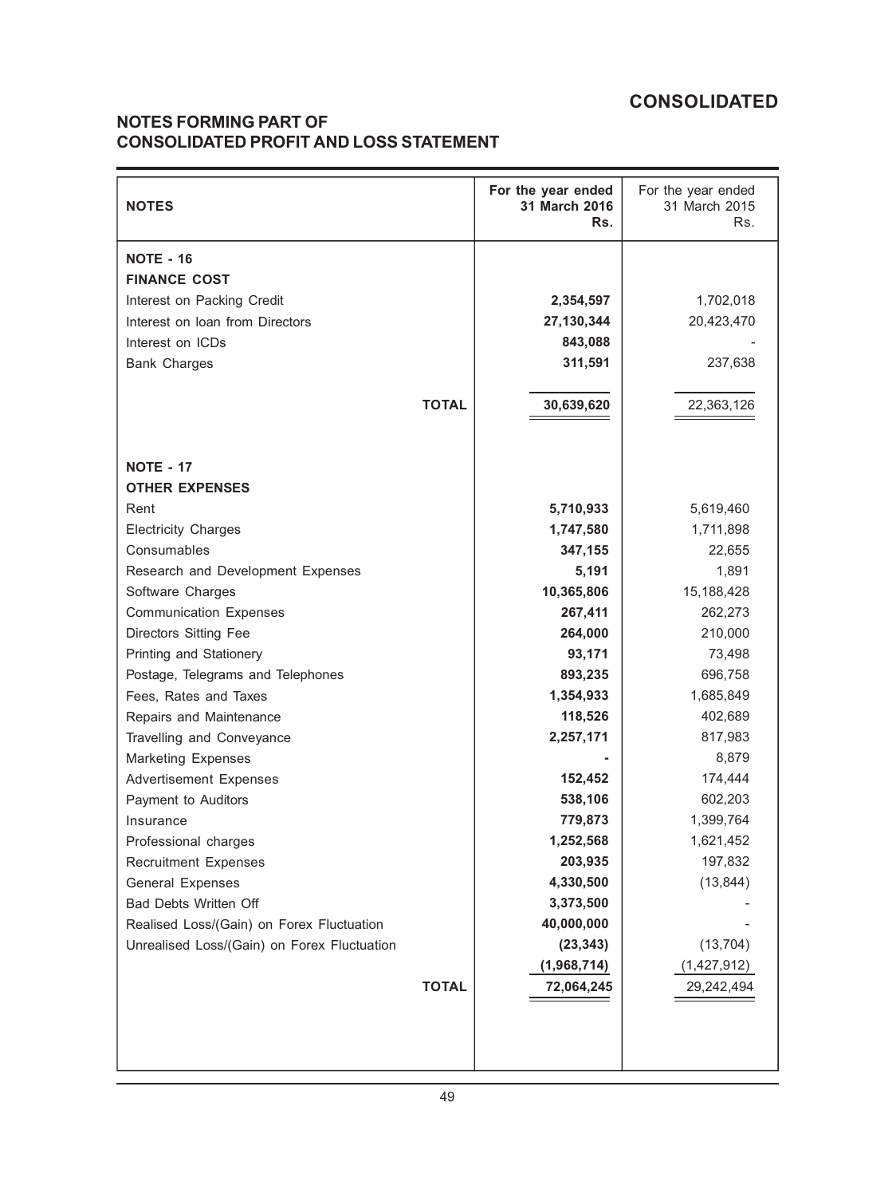# CONSOLIDATED

## NOTES FORMING PART OF CONSOLIDATED PROFIT AND LOSS STATEMENT

| NOTES | For the year ended 31 March 2016 Rs. | For the year ended 31 March 2015 Rs. |
|---|---|---|
| **NOTE - 16** | | |
| **FINANCE COST** | | |
| Interest on Packing Credit | **2,354,597** | 1,702,018 |
| Interest on loan from Directors | **27,130,344** | 20,423,470 |
| Interest on ICDs | **843,088** | - |
| Bank Charges | **311,591** | 237,638 |
| **TOTAL** | **30,639,620** | 22,363,126 |
| **NOTE - 17** | | |
| **OTHER EXPENSES** | | |
| Rent | **5,710,933** | 5,619,460 |
| Electricity Charges | **1,747,580** | 1,711,898 |
| Consumables | **347,155** | 22,655 |
| Research and Development Expenses | **5,191** | 1,891 |
| Software Charges | **10,365,806** | 15,188,428 |
| Communication Expenses | **267,411** | 262,273 |
| Directors Sitting Fee | **264,000** | 210,000 |
| Printing and Stationery | **93,171** | 73,498 |
| Postage, Telegrams and Telephones | **893,235** | 696,758 |
| Fees, Rates and Taxes | **1,354,933** | 1,685,849 |
| Repairs and Maintenance | **118,526** | 402,689 |
| Travelling and Conveyance | **2,257,171** | 817,983 |
| Marketing Expenses | **-** | 8,879 |
| Advertisement Expenses | **152,452** | 174,444 |
| Payment to Auditors | **538,106** | 602,203 |
| Insurance | **779,873** | 1,399,764 |
| Professional charges | **1,252,568** | 1,621,452 |
| Recruitment Expenses | **203,935** | 197,832 |
| General Expenses | **4,330,500** | (13,844) |
| Bad Debts Written Off | **3,373,500** | - |
| Realised Loss/(Gain) on Forex Fluctuation | **40,000,000** | - |
| Unrealised Loss/(Gain) on Forex Fluctuation | **(23,343)** | (13,704) |
| | **(1,968,714)** | (1,427,912) |
| **TOTAL** | **72,064,245** | 29,242,494 |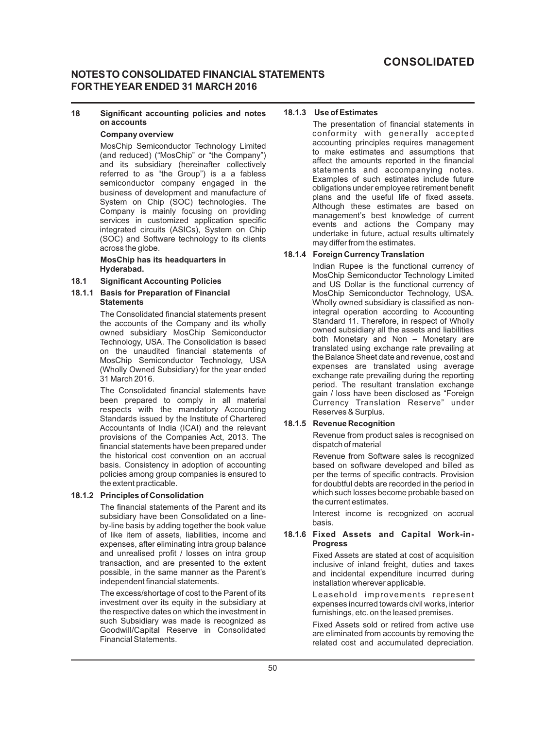# CONSOLIDATED

## NOTES TO CONSOLIDATED FINANCIAL STATEMENTS FOR THE YEAR ENDED 31 MARCH 2016

### 18 Significant accounting policies and notes on accounts

**Company overview**

MosChip Semiconductor Technology Limited (and reduced) ("MosChip" or "the Company") and its subsidiary (hereinafter collectively referred to as "the Group") is a a fabless semiconductor company engaged in the business of development and manufacture of System on Chip (SOC) technologies. The Company is mainly focusing on providing services in customized application specific integrated circuits (ASICs), System on Chip (SOC) and Software technology to its clients across the globe.

**MosChip has its headquarters in Hyderabad.**

### 18.1 Significant Accounting Policies

#### 18.1.1 Basis for Preparation of Financial Statements

The Consolidated financial statements present the accounts of the Company and its wholly owned subsidiary MosChip Semiconductor Technology, USA. The Consolidation is based on the unaudited financial statements of MosChip Semiconductor Technology, USA (Wholly Owned Subsidiary) for the year ended 31 March 2016.

The Consolidated financial statements have been prepared to comply in all material respects with the mandatory Accounting Standards issued by the Institute of Chartered Accountants of India (ICAI) and the relevant provisions of the Companies Act, 2013. The financial statements have been prepared under the historical cost convention on an accrual basis. Consistency in adoption of accounting policies among group companies is ensured to the extent practicable.

#### 18.1.2 Principles of Consolidation

The financial statements of the Parent and its subsidiary have been Consolidated on a line-by-line basis by adding together the book value of like item of assets, liabilities, income and expenses, after eliminating intra group balance and unrealised profit / losses on intra group transaction, and are presented to the extent possible, in the same manner as the Parent's independent financial statements.

The excess/shortage of cost to the Parent of its investment over its equity in the subsidiary at the respective dates on which the investment in such Subsidiary was made is recognized as Goodwill/Capital Reserve in Consolidated Financial Statements.

#### 18.1.3 Use of Estimates

The presentation of financial statements in conformity with generally accepted accounting principles requires management to make estimates and assumptions that affect the amounts reported in the financial statements and accompanying notes. Examples of such estimates include future obligations under employee retirement benefit plans and the useful life of fixed assets. Although these estimates are based on management's best knowledge of current events and actions the Company may undertake in future, actual results ultimately may differ from the estimates.

#### 18.1.4 Foreign Currency Translation

Indian Rupee is the functional currency of MosChip Semiconductor Technology Limited and US Dollar is the functional currency of MosChip Semiconductor Technology, USA. Wholly owned subsidiary is classified as non-integral operation according to Accounting Standard 11. Therefore, in respect of Wholly owned subsidiary all the assets and liabilities both Monetary and Non – Monetary are translated using exchange rate prevailing at the Balance Sheet date and revenue, cost and expenses are translated using average exchange rate prevailing during the reporting period. The resultant translation exchange gain / loss have been disclosed as "Foreign Currency Translation Reserve" under Reserves & Surplus.

#### 18.1.5 Revenue Recognition

Revenue from product sales is recognised on dispatch of material

Revenue from Software sales is recognized based on software developed and billed as per the terms of specific contracts. Provision for doubtful debts are recorded in the period in which such losses become probable based on the current estimates.

Interest income is recognized on accrual basis.

#### 18.1.6 Fixed Assets and Capital Work-in-Progress

Fixed Assets are stated at cost of acquisition inclusive of inland freight, duties and taxes and incidental expenditure incurred during installation wherever applicable.

Leasehold improvements represent expenses incurred towards civil works, interior furnishings, etc. on the leased premises.

Fixed Assets sold or retired from active use are eliminated from accounts by removing the related cost and accumulated depreciation.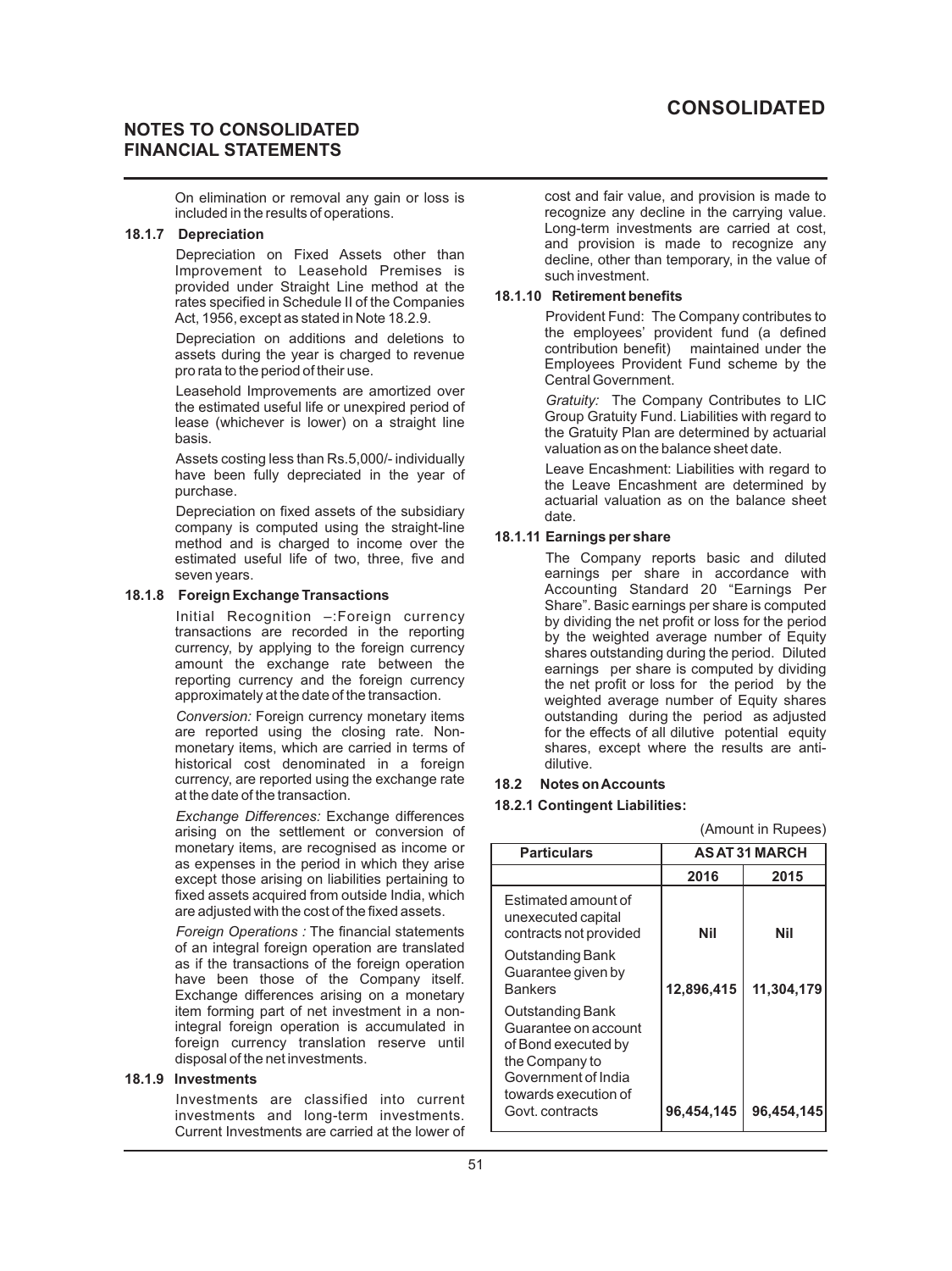On elimination or removal any gain or loss is included in the results of operations.

**18.1.7 Depreciation**

Depreciation on Fixed Assets other than Improvement to Leasehold Premises is provided under Straight Line method at the rates specified in Schedule II of the Companies Act, 1956, except as stated in Note 18.2.9.

Depreciation on additions and deletions to assets during the year is charged to revenue pro rata to the period of their use.

Leasehold Improvements are amortized over the estimated useful life or unexpired period of lease (whichever is lower) on a straight line basis.

Assets costing less than Rs.5,000/- individually have been fully depreciated in the year of purchase.

Depreciation on fixed assets of the subsidiary company is computed using the straight-line method and is charged to income over the estimated useful life of two, three, five and seven years.

**18.1.8 Foreign Exchange Transactions**

Initial Recognition –:Foreign currency transactions are recorded in the reporting currency, by applying to the foreign currency amount the exchange rate between the reporting currency and the foreign currency approximately at the date of the transaction.

*Conversion:* Foreign currency monetary items are reported using the closing rate. Non-monetary items, which are carried in terms of historical cost denominated in a foreign currency, are reported using the exchange rate at the date of the transaction.

*Exchange Differences:* Exchange differences arising on the settlement or conversion of monetary items, are recognised as income or as expenses in the period in which they arise except those arising on liabilities pertaining to fixed assets acquired from outside India, which are adjusted with the cost of the fixed assets.

*Foreign Operations :* The financial statements of an integral foreign operation are translated as if the transactions of the foreign operation have been those of the Company itself. Exchange differences arising on a monetary item forming part of net investment in a non-integral foreign operation is accumulated in foreign currency translation reserve until disposal of the net investments.

**18.1.9 Investments**

Investments are classified into current investments and long-term investments. Current Investments are carried at the lower of cost and fair value, and provision is made to recognize any decline in the carrying value. Long-term investments are carried at cost, and provision is made to recognize any decline, other than temporary, in the value of such investment.

**18.1.10 Retirement benefits**

Provident Fund: The Company contributes to the employees' provident fund (a defined contribution benefit) maintained under the Employees Provident Fund scheme by the Central Government.

*Gratuity:* The Company Contributes to LIC Group Gratuity Fund. Liabilities with regard to the Gratuity Plan are determined by actuarial valuation as on the balance sheet date.

Leave Encashment: Liabilities with regard to the Leave Encashment are determined by actuarial valuation as on the balance sheet date.

**18.1.11 Earnings per share**

The Company reports basic and diluted earnings per share in accordance with Accounting Standard 20 "Earnings Per Share". Basic earnings per share is computed by dividing the net profit or loss for the period by the weighted average number of Equity shares outstanding during the period. Diluted earnings per share is computed by dividing the net profit or loss for the period by the weighted average number of Equity shares outstanding during the period as adjusted for the effects of all dilutive potential equity shares, except where the results are anti-dilutive.

**18.2 Notes on Accounts**

**18.2.1 Contingent Liabilities:**

(Amount in Rupees)

| Particulars | AS AT 31 MARCH | |
|---|---|---|
| | **2016** | **2015** |
| Estimated amount of unexecuted capital contracts not provided | **Nil** | **Nil** |
| Outstanding Bank Guarantee given by Bankers | **12,896,415** | **11,304,179** |
| Outstanding Bank Guarantee on account of Bond executed by the Company to Government of India towards execution of Govt. contracts | **96,454,145** | **96,454,145** |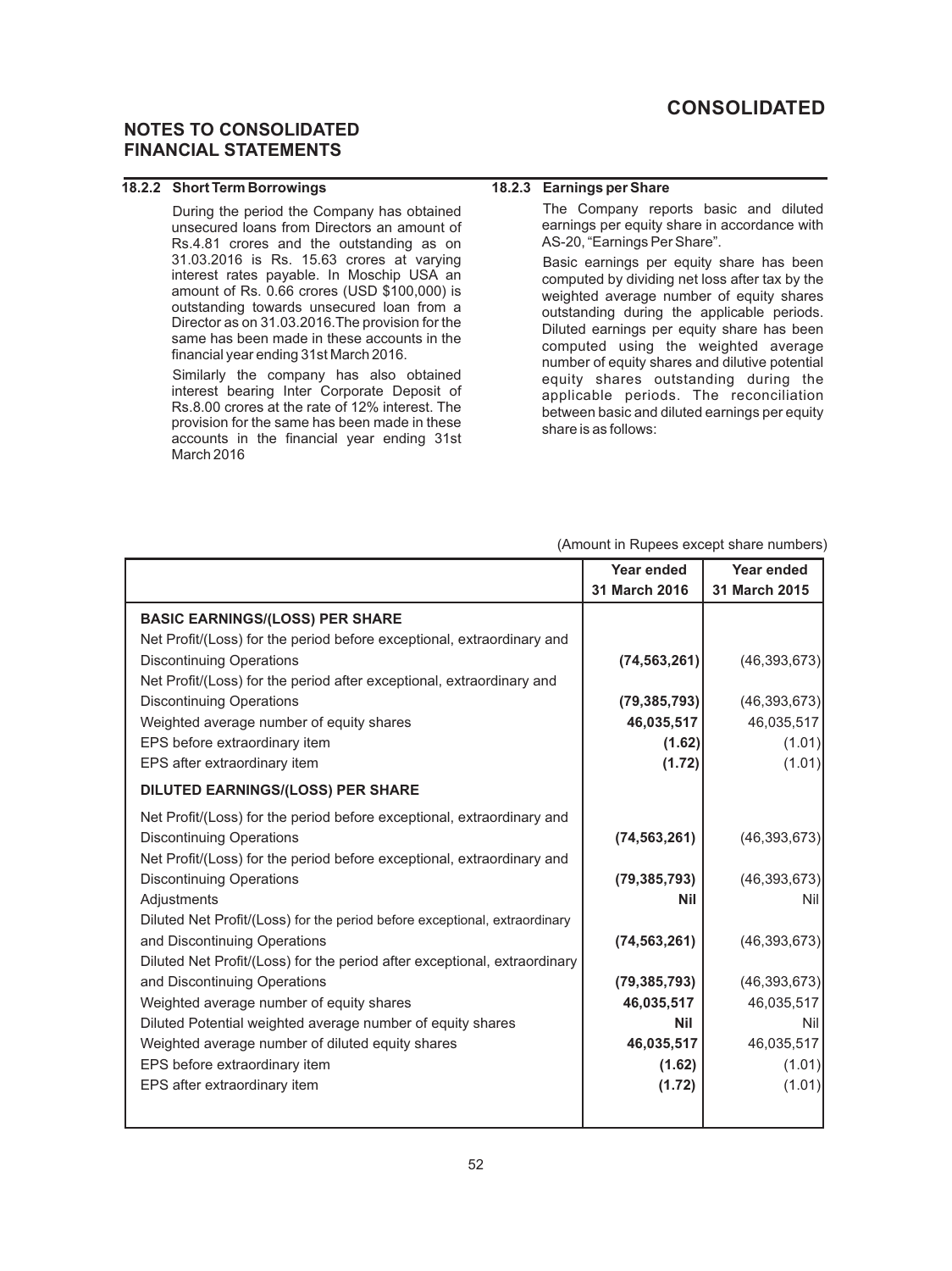# NOTES TO CONSOLIDATED FINANCIAL STATEMENTS

### 18.2.2 Short Term Borrowings

During the period the Company has obtained unsecured loans from Directors an amount of Rs.4.81 crores and the outstanding as on 31.03.2016 is Rs. 15.63 crores at varying interest rates payable. In Moschip USA an amount of Rs. 0.66 crores (USD $100,000) is outstanding towards unsecured loan from a Director as on 31.03.2016.The provision for the same has been made in these accounts in the financial year ending 31st March 2016.

Similarly the company has also obtained interest bearing Inter Corporate Deposit of Rs.8.00 crores at the rate of 12% interest. The provision for the same has been made in these accounts in the financial year ending 31st March 2016

### 18.2.3 Earnings per Share

The Company reports basic and diluted earnings per equity share in accordance with AS-20, "Earnings Per Share".

Basic earnings per equity share has been computed by dividing net loss after tax by the weighted average number of equity shares outstanding during the applicable periods. Diluted earnings per equity share has been computed using the weighted average number of equity shares and dilutive potential equity shares outstanding during the applicable periods. The reconciliation between basic and diluted earnings per equity share is as follows:

(Amount in Rupees except share numbers)

| | Year ended 31 March 2016 | Year ended 31 March 2015 |
|---|---|---|
| **BASIC EARNINGS/(LOSS) PER SHARE** | | |
| Net Profit/(Loss) for the period before exceptional, extraordinary and Discontinuing Operations | **(74,563,261)** | (46,393,673) |
| Net Profit/(Loss) for the period after exceptional, extraordinary and Discontinuing Operations | **(79,385,793)** | (46,393,673) |
| Weighted average number of equity shares | **46,035,517** | 46,035,517 |
| EPS before extraordinary item | **(1.62)** | (1.01) |
| EPS after extraordinary item | **(1.72)** | (1.01) |
| **DILUTED EARNINGS/(LOSS) PER SHARE** | | |
| Net Profit/(Loss) for the period before exceptional, extraordinary and Discontinuing Operations | **(74,563,261)** | (46,393,673) |
| Net Profit/(Loss) for the period before exceptional, extraordinary and Discontinuing Operations | **(79,385,793)** | (46,393,673) |
| Adjustments | **Nil** | Nil |
| Diluted Net Profit/(Loss) for the period before exceptional, extraordinary and Discontinuing Operations | **(74,563,261)** | (46,393,673) |
| Diluted Net Profit/(Loss) for the period after exceptional, extraordinary and Discontinuing Operations | **(79,385,793)** | (46,393,673) |
| Weighted average number of equity shares | **46,035,517** | 46,035,517 |
| Diluted Potential weighted average number of equity shares | **Nil** | Nil |
| Weighted average number of diluted equity shares | **46,035,517** | 46,035,517 |
| EPS before extraordinary item | **(1.62)** | (1.01) |
| EPS after extraordinary item | **(1.72)** | (1.01) |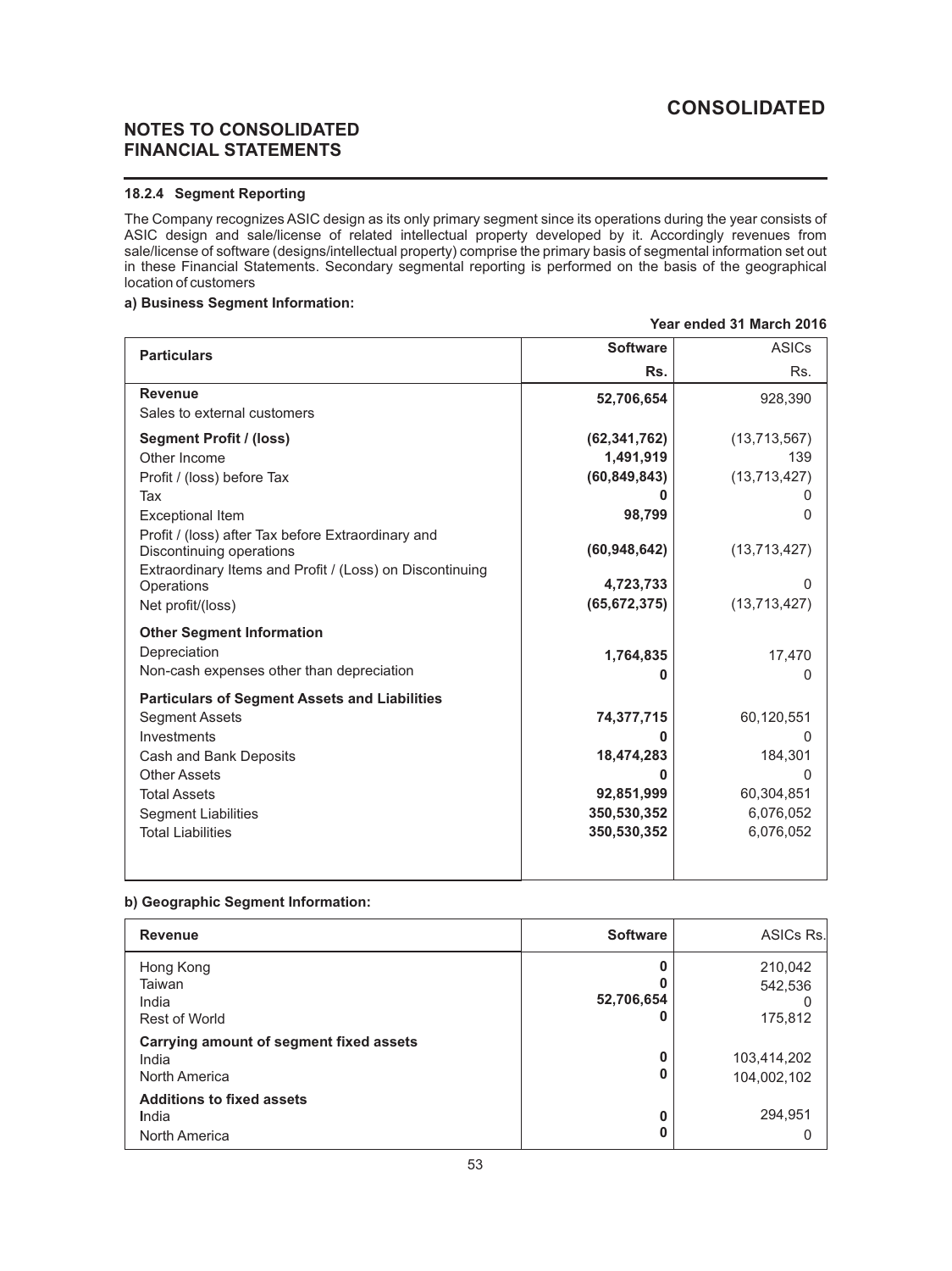# CONSOLIDATED

## NOTES TO CONSOLIDATED FINANCIAL STATEMENTS

### 18.2.4 Segment Reporting

The Company recognizes ASIC design as its only primary segment since its operations during the year consists of ASIC design and sale/license of related intellectual property developed by it. Accordingly revenues from sale/license of software (designs/intellectual property) comprise the primary basis of segmental information set out in these Financial Statements. Secondary segmental reporting is performed on the basis of the geographical location of customers

**a) Business Segment Information:**

**Year ended 31 March 2016**

| Particulars | Software | ASICs |
|---|---|---|
| | Rs. | Rs. |
| **Revenue** | | |
| Sales to external customers | **52,706,654** | 928,390 |
| **Segment Profit / (loss)** | **(62,341,762)** | (13,713,567) |
| Other Income | **1,491,919** | 139 |
| Profit / (loss) before Tax | **(60,849,843)** | (13,713,427) |
| Tax | **0** | 0 |
| Exceptional Item | **98,799** | 0 |
| Profit / (loss) after Tax before Extraordinary and Discontinuing operations | **(60,948,642)** | (13,713,427) |
| Extraordinary Items and Profit / (Loss) on Discontinuing Operations | **4,723,733** | 0 |
| Net profit/(loss) | **(65,672,375)** | (13,713,427) |
| **Other Segment Information** | | |
| Depreciation | **1,764,835** | 17,470 |
| Non-cash expenses other than depreciation | **0** | 0 |
| **Particulars of Segment Assets and Liabilities** | | |
| Segment Assets | **74,377,715** | 60,120,551 |
| Investments | **0** | 0 |
| Cash and Bank Deposits | **18,474,283** | 184,301 |
| Other Assets | **0** | 0 |
| Total Assets | **92,851,999** | 60,304,851 |
| Segment Liabilities | **350,530,352** | 6,076,052 |
| Total Liabilities | **350,530,352** | 6,076,052 |

**b) Geographic Segment Information:**

| Revenue | Software | ASICs Rs. |
|---|---|---|
| Hong Kong | **0** | 210,042 |
| Taiwan | **0** | 542,536 |
| India | **52,706,654** | 0 |
| Rest of World | **0** | 175,812 |
| **Carrying amount of segment fixed assets** | | |
| India | **0** | 103,414,202 |
| North America | **0** | 104,002,102 |
| **Additions to fixed assets** | | |
| India | **0** | 294,951 |
| North America | **0** | 0 |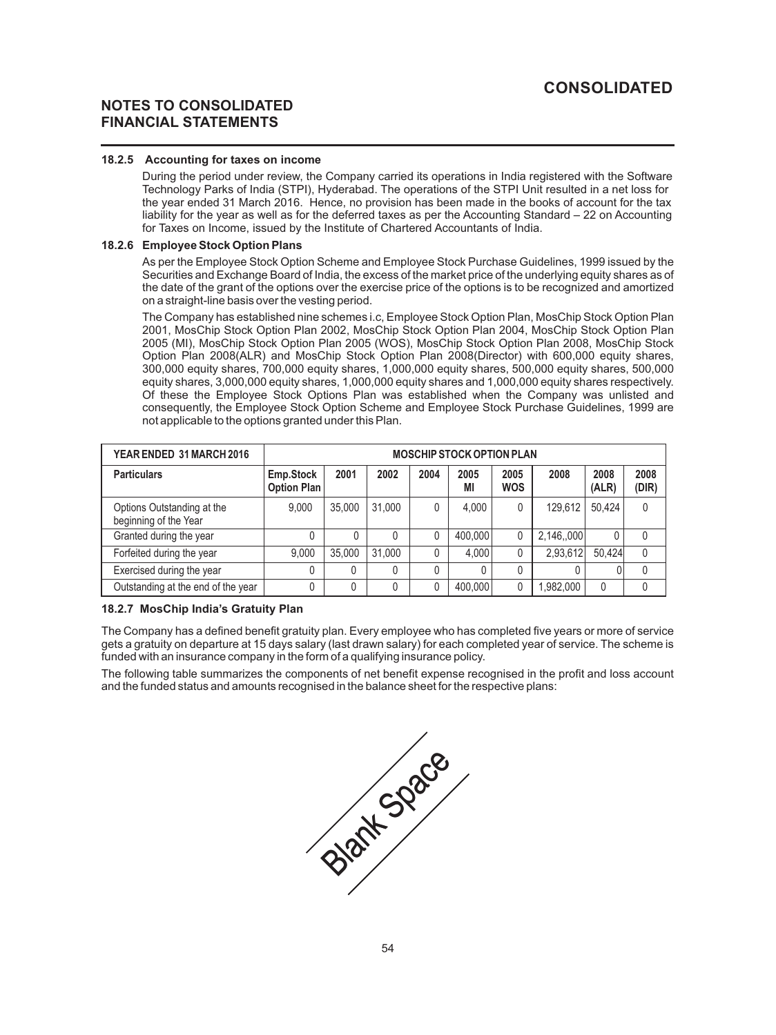## NOTES TO CONSOLIDATED FINANCIAL STATEMENTS

### 18.2.5 Accounting for taxes on income

During the period under review, the Company carried its operations in India registered with the Software Technology Parks of India (STPI), Hyderabad. The operations of the STPI Unit resulted in a net loss for the year ended 31 March 2016. Hence, no provision has been made in the books of account for the tax liability for the year as well as for the deferred taxes as per the Accounting Standard – 22 on Accounting for Taxes on Income, issued by the Institute of Chartered Accountants of India.

### 18.2.6 Employee Stock Option Plans

As per the Employee Stock Option Scheme and Employee Stock Purchase Guidelines, 1999 issued by the Securities and Exchange Board of India, the excess of the market price of the underlying equity shares as of the date of the grant of the options over the exercise price of the options is to be recognized and amortized on a straight-line basis over the vesting period.

The Company has established nine schemes i.c, Employee Stock Option Plan, MosChip Stock Option Plan 2001, MosChip Stock Option Plan 2002, MosChip Stock Option Plan 2004, MosChip Stock Option Plan 2005 (MI), MosChip Stock Option Plan 2005 (WOS), MosChip Stock Option Plan 2008, MosChip Stock Option Plan 2008(ALR) and MosChip Stock Option Plan 2008(Director) with 600,000 equity shares, 300,000 equity shares, 700,000 equity shares, 1,000,000 equity shares, 500,000 equity shares, 500,000 equity shares, 3,000,000 equity shares, 1,000,000 equity shares and 1,000,000 equity shares respectively. Of these the Employee Stock Options Plan was established when the Company was unlisted and consequently, the Employee Stock Option Scheme and Employee Stock Purchase Guidelines, 1999 are not applicable to the options granted under this Plan.

| YEAR ENDED 31 MARCH 2016 | MOSCHIP STOCK OPTION PLAN | | | | | | | | |
|---|---|---|---|---|---|---|---|---|---|
| **Particulars** | **Emp.Stock Option Plan** | **2001** | **2002** | **2004** | **2005 MI** | **2005 WOS** | **2008** | **2008 (ALR)** | **2008 (DIR)** |
| Options Outstanding at the beginning of the Year | 9,000 | 35,000 | 31,000 | 0 | 4,000 | 0 | 129,612 | 50,424 | 0 |
| Granted during the year | 0 | 0 | 0 | 0 | 400,000 | 0 | 2,146,,000 | 0 | 0 |
| Forfeited during the year | 9,000 | 35,000 | 31,000 | 0 | 4,000 | 0 | 2,93,612 | 50,424 | 0 |
| Exercised during the year | 0 | 0 | 0 | 0 | 0 | 0 | 0 | 0 | 0 |
| Outstanding at the end of the year | 0 | 0 | 0 | 0 | 400,000 | 0 | 1,982,000 | 0 | 0 |

### 18.2.7 MosChip India's Gratuity Plan

The Company has a defined benefit gratuity plan. Every employee who has completed five years or more of service gets a gratuity on departure at 15 days salary (last drawn salary) for each completed year of service. The scheme is funded with an insurance company in the form of a qualifying insurance policy.

The following table summarizes the components of net benefit expense recognised in the profit and loss account and the funded status and amounts recognised in the balance sheet for the respective plans:

Blank Space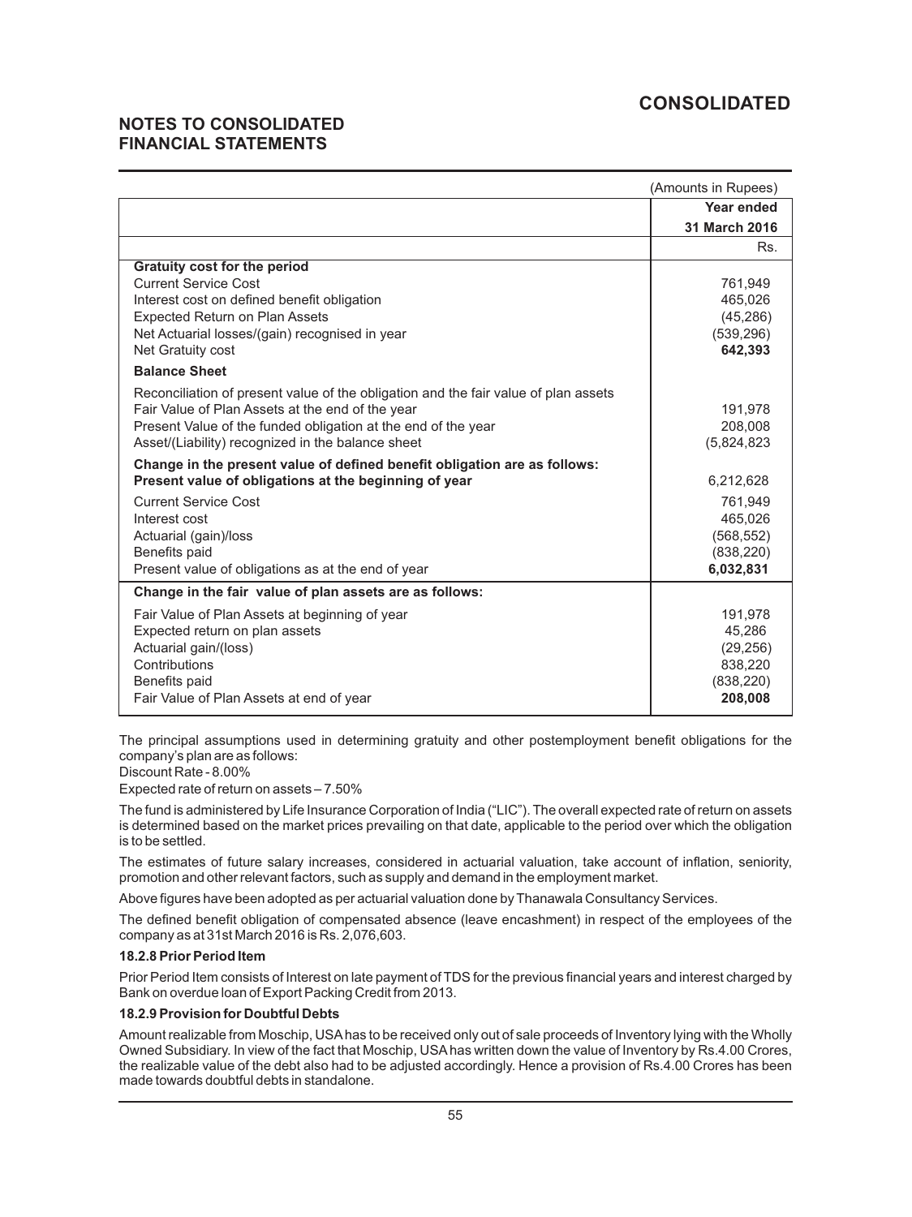# CONSOLIDATED

## NOTES TO CONSOLIDATED FINANCIAL STATEMENTS

(Amounts in Rupees)

| | Year ended 31 March 2016 |
|---|---|
| | Rs. |
| **Gratuity cost for the period** | |
| Current Service Cost | 761,949 |
| Interest cost on defined benefit obligation | 465,026 |
| Expected Return on Plan Assets | (45,286) |
| Net Actuarial losses/(gain) recognised in year | (539,296) |
| Net Gratuity cost | **642,393** |
| **Balance Sheet** | |
| Reconciliation of present value of the obligation and the fair value of plan assets | |
| Fair Value of Plan Assets at the end of the year | 191,978 |
| Present Value of the funded obligation at the end of the year | 208,008 |
| Asset/(Liability) recognized in the balance sheet | (5,824,823 |
| **Change in the present value of defined benefit obligation are as follows:** | |
| **Present value of obligations at the beginning of year** | 6,212,628 |
| Current Service Cost | 761,949 |
| Interest cost | 465,026 |
| Actuarial (gain)/loss | (568,552) |
| Benefits paid | (838,220) |
| Present value of obligations as at the end of year | **6,032,831** |
| **Change in the fair value of plan assets are as follows:** | |
| Fair Value of Plan Assets at beginning of year | 191,978 |
| Expected return on plan assets | 45,286 |
| Actuarial gain/(loss) | (29,256) |
| Contributions | 838,220 |
| Benefits paid | (838,220) |
| Fair Value of Plan Assets at end of year | **208,008** |

The principal assumptions used in determining gratuity and other postemployment benefit obligations for the company's plan are as follows:

Discount Rate - 8.00%

Expected rate of return on assets – 7.50%

The fund is administered by Life Insurance Corporation of India ("LIC"). The overall expected rate of return on assets is determined based on the market prices prevailing on that date, applicable to the period over which the obligation is to be settled.

The estimates of future salary increases, considered in actuarial valuation, take account of inflation, seniority, promotion and other relevant factors, such as supply and demand in the employment market.

Above figures have been adopted as per actuarial valuation done by Thanawala Consultancy Services.

The defined benefit obligation of compensated absence (leave encashment) in respect of the employees of the company as at 31st March 2016 is Rs. 2,076,603.

### 18.2.8 Prior Period Item

Prior Period Item consists of Interest on late payment of TDS for the previous financial years and interest charged by Bank on overdue loan of Export Packing Credit from 2013.

### 18.2.9 Provision for Doubtful Debts

Amount realizable from Moschip, USA has to be received only out of sale proceeds of Inventory lying with the Wholly Owned Subsidiary. In view of the fact that Moschip, USA has written down the value of Inventory by Rs.4.00 Crores, the realizable value of the debt also had to be adjusted accordingly. Hence a provision of Rs.4.00 Crores has been made towards doubtful debts in standalone.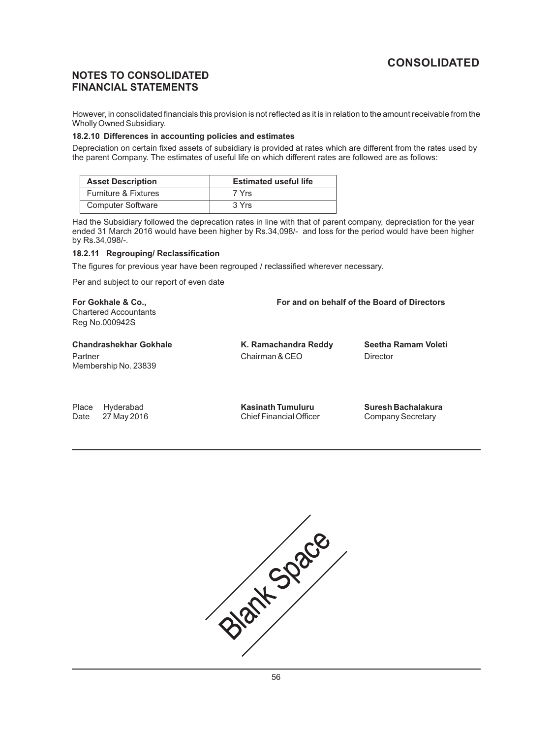## NOTES TO CONSOLIDATED FINANCIAL STATEMENTS

However, in consolidated financials this provision is not reflected as it is in relation to the amount receivable from the Wholly Owned Subsidiary.

**18.2.10 Differences in accounting policies and estimates**

Depreciation on certain fixed assets of subsidiary is provided at rates which are different from the rates used by the parent Company. The estimates of useful life on which different rates are followed are as follows:

| Asset Description | Estimated useful life |
| --- | --- |
| Furniture & Fixtures | 7 Yrs |
| Computer Software | 3 Yrs |

Had the Subsidiary followed the deprecation rates in line with that of parent company, depreciation for the year ended 31 March 2016 would have been higher by Rs.34,098/- and loss for the period would have been higher by Rs.34,098/-.

**18.2.11 Regrouping/ Reclassification**

The figures for previous year have been regrouped / reclassified wherever necessary.

Per and subject to our report of even date

**For Gokhale & Co.,**
Chartered Accountants
Reg No.000942S

**For and on behalf of the Board of Directors**

**Chandrashekhar Gokhale**
Partner
Membership No. 23839

**K. Ramachandra Reddy**
Chairman & CEO

**Seetha Ramam Voleti**
Director

Place Hyderabad
Date 27 May 2016

**Kasinath Tumuluru**
Chief Financial Officer

**Suresh Bachalakura**
Company Secretary

Blank Space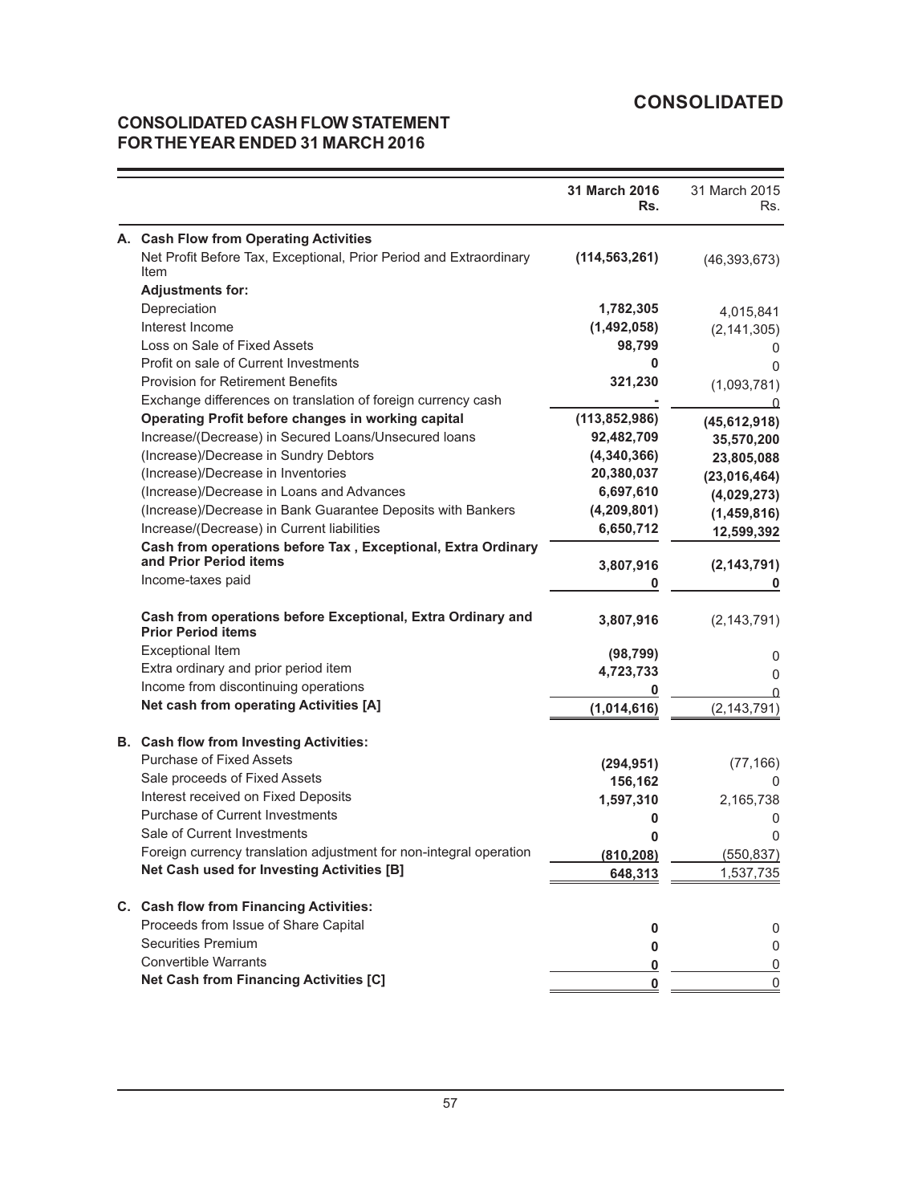## CONSOLIDATED

## CONSOLIDATED CASH FLOW STATEMENT FOR THE YEAR ENDED 31 MARCH 2016

| | | 31 March 2016 Rs. | 31 March 2015 Rs. |
|---|---|---|---|
| **A.** | **Cash Flow from Operating Activities** | | |
| | Net Profit Before Tax, Exceptional, Prior Period and Extraordinary Item | **(114,563,261)** | (46,393,673) |
| | **Adjustments for:** | | |
| | Depreciation | **1,782,305** | 4,015,841 |
| | Interest Income | **(1,492,058)** | (2,141,305) |
| | Loss on Sale of Fixed Assets | **98,799** | 0 |
| | Profit on sale of Current Investments | **0** | 0 |
| | Provision for Retirement Benefits | **321,230** | (1,093,781) |
| | Exchange differences on translation of foreign currency cash | **-** | 0 |
| | **Operating Profit before changes in working capital** | **(113,852,986)** | **(45,612,918)** |
| | Increase/(Decrease) in Secured Loans/Unsecured loans | **92,482,709** | **35,570,200** |
| | (Increase)/Decrease in Sundry Debtors | **(4,340,366)** | **23,805,088** |
| | (Increase)/Decrease in Inventories | **20,380,037** | **(23,016,464)** |
| | (Increase)/Decrease in Loans and Advances | **6,697,610** | **(4,029,273)** |
| | (Increase)/Decrease in Bank Guarantee Deposits with Bankers | **(4,209,801)** | **(1,459,816)** |
| | Increase/(Decrease) in Current liabilities | **6,650,712** | **12,599,392** |
| | **Cash from operations before Tax , Exceptional, Extra Ordinary and Prior Period items** | **3,807,916** | **(2,143,791)** |
| | Income-taxes paid | **0** | **0** |
| | **Cash from operations before Exceptional, Extra Ordinary and Prior Period items** | **3,807,916** | (2,143,791) |
| | Exceptional Item | **(98,799)** | 0 |
| | Extra ordinary and prior period item | **4,723,733** | 0 |
| | Income from discontinuing operations | **0** | 0 |
| | **Net cash from operating Activities [A]** | **(1,014,616)** | (2,143,791) |
| **B.** | **Cash flow from Investing Activities:** | | |
| | Purchase of Fixed Assets | **(294,951)** | (77,166) |
| | Sale proceeds of Fixed Assets | **156,162** | 0 |
| | Interest received on Fixed Deposits | **1,597,310** | 2,165,738 |
| | Purchase of Current Investments | **0** | 0 |
| | Sale of Current Investments | **0** | 0 |
| | Foreign currency translation adjustment for non-integral operation | **(810,208)** | (550,837) |
| | **Net Cash used for Investing Activities [B]** | **648,313** | 1,537,735 |
| **C.** | **Cash flow from Financing Activities:** | | |
| | Proceeds from Issue of Share Capital | **0** | 0 |
| | Securities Premium | **0** | 0 |
| | Convertible Warrants | **0** | 0 |
| | **Net Cash from Financing Activities [C]** | **0** | 0 |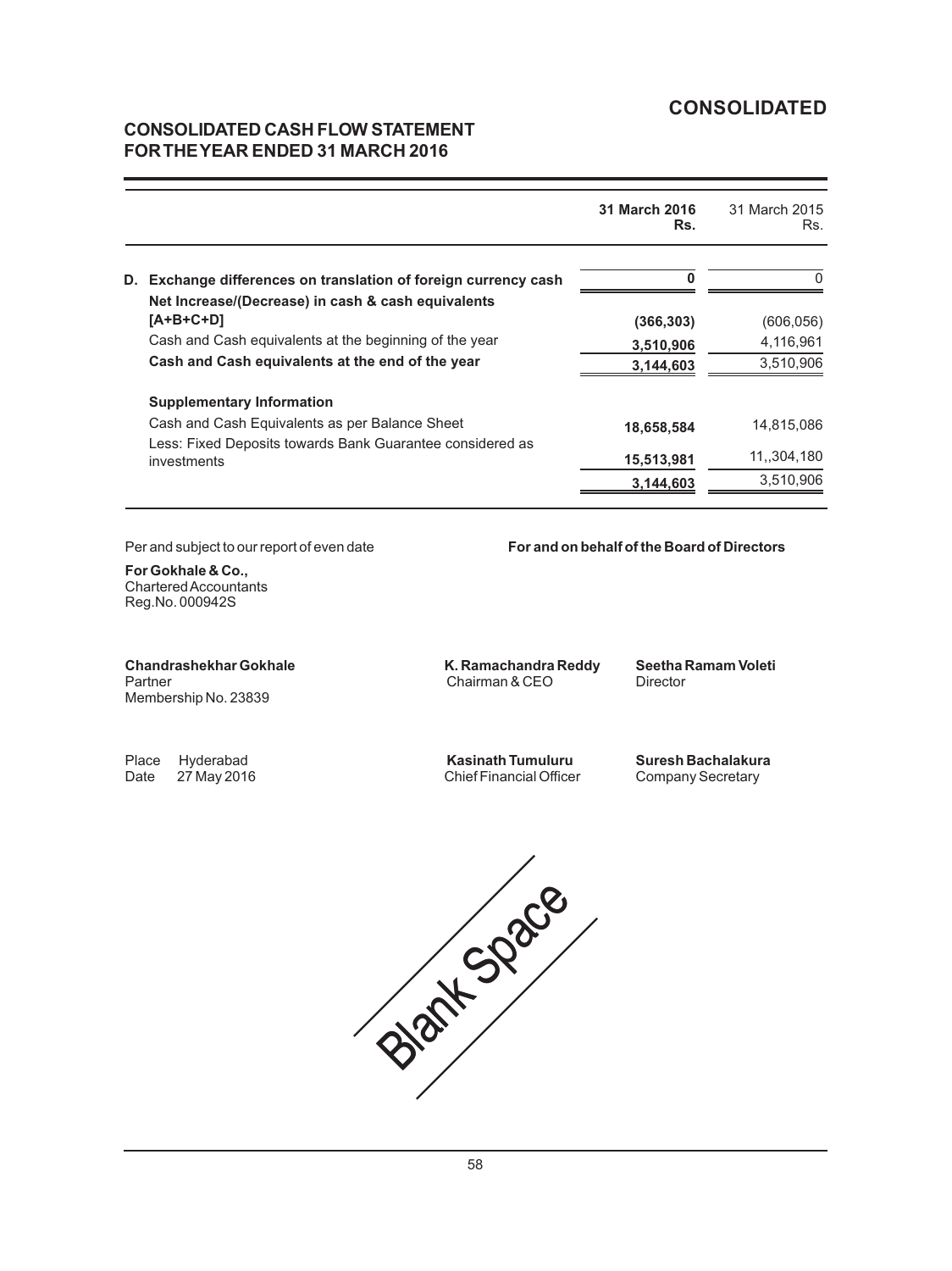# CONSOLIDATED

## CONSOLIDATED CASH FLOW STATEMENT FOR THE YEAR ENDED 31 MARCH 2016

| | **31 March 2016 Rs.** | 31 March 2015 Rs. |
|---|---|---|
| **D. Exchange differences on translation of foreign currency cash** | **0** | 0 |
| **Net Increase/(Decrease) in cash & cash equivalents [A+B+C+D]** | **(366,303)** | (606,056) |
| Cash and Cash equivalents at the beginning of the year | **3,510,906** | 4,116,961 |
| **Cash and Cash equivalents at the end of the year** | **3,144,603** | 3,510,906 |
| **Supplementary Information** | | |
| Cash and Cash Equivalents as per Balance Sheet | **18,658,584** | 14,815,086 |
| Less: Fixed Deposits towards Bank Guarantee considered as investments | **15,513,981** | 11,,304,180 |
| | **3,144,603** | 3,510,906 |

Per and subject to our report of even date

**For Gokhale & Co.,**
Chartered Accountants
Reg.No. 000942S

**Chandrashekhar Gokhale**
Partner
Membership No. 23839

Place Hyderabad
Date 27 May 2016

**For and on behalf of the Board of Directors**

**K. Ramachandra Reddy**
Chairman & CEO

**Seetha Ramam Voleti**
Director

**Kasinath Tumuluru**
Chief Financial Officer

**Suresh Bachalakura**
Company Secretary

Blank Space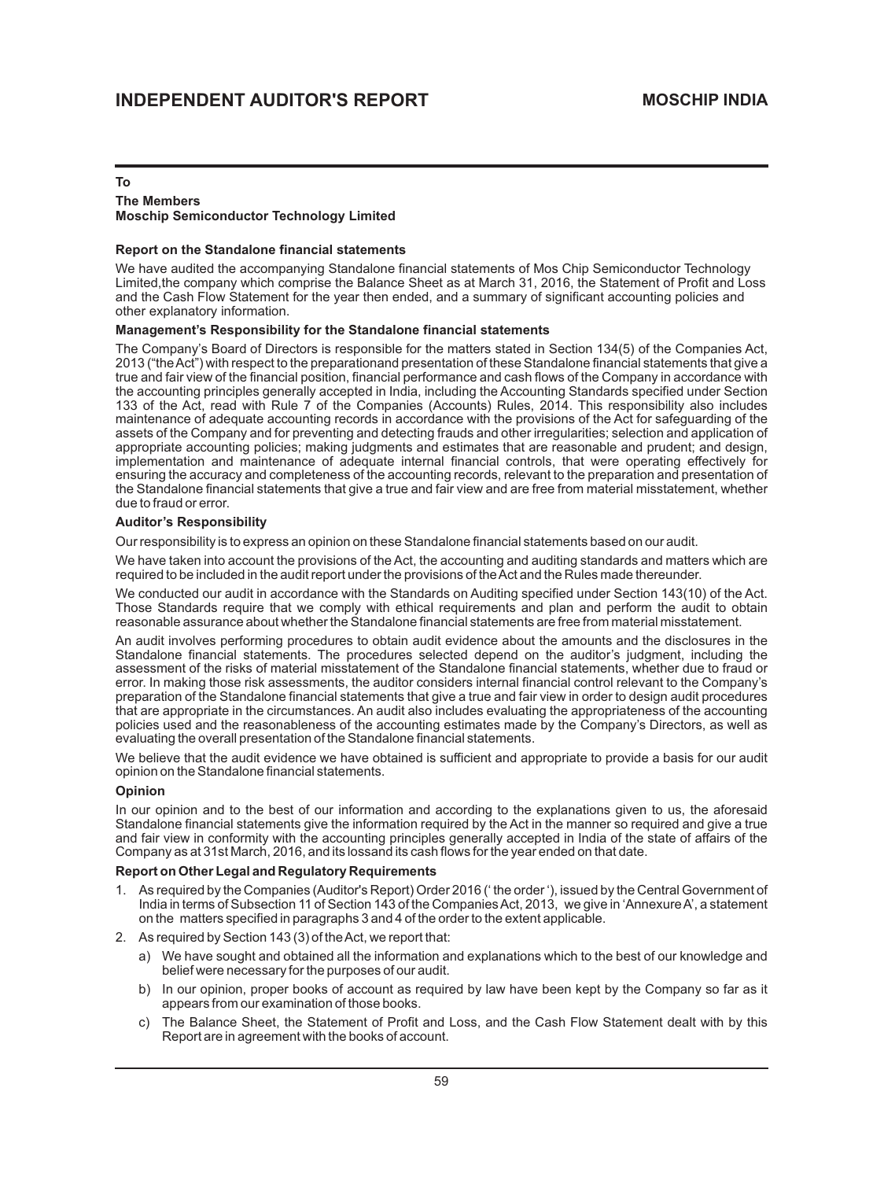# INDEPENDENT AUDITOR'S REPORT

**To**

**The Members**
**Moschip Semiconductor Technology Limited**

### Report on the Standalone financial statements

We have audited the accompanying Standalone financial statements of Mos Chip Semiconductor Technology Limited,the company which comprise the Balance Sheet as at March 31, 2016, the Statement of Profit and Loss and the Cash Flow Statement for the year then ended, and a summary of significant accounting policies and other explanatory information.

### Management's Responsibility for the Standalone financial statements

The Company's Board of Directors is responsible for the matters stated in Section 134(5) of the Companies Act, 2013 ("the Act") with respect to the preparationand presentation of these Standalone financial statements that give a true and fair view of the financial position, financial performance and cash flows of the Company in accordance with the accounting principles generally accepted in India, including the Accounting Standards specified under Section 133 of the Act, read with Rule 7 of the Companies (Accounts) Rules, 2014. This responsibility also includes maintenance of adequate accounting records in accordance with the provisions of the Act for safeguarding of the assets of the Company and for preventing and detecting frauds and other irregularities; selection and application of appropriate accounting policies; making judgments and estimates that are reasonable and prudent; and design, implementation and maintenance of adequate internal financial controls, that were operating effectively for ensuring the accuracy and completeness of the accounting records, relevant to the preparation and presentation of the Standalone financial statements that give a true and fair view and are free from material misstatement, whether due to fraud or error.

### Auditor's Responsibility

Our responsibility is to express an opinion on these Standalone financial statements based on our audit.

We have taken into account the provisions of the Act, the accounting and auditing standards and matters which are required to be included in the audit report under the provisions of the Act and the Rules made thereunder.

We conducted our audit in accordance with the Standards on Auditing specified under Section 143(10) of the Act. Those Standards require that we comply with ethical requirements and plan and perform the audit to obtain reasonable assurance about whether the Standalone financial statements are free from material misstatement.

An audit involves performing procedures to obtain audit evidence about the amounts and the disclosures in the Standalone financial statements. The procedures selected depend on the auditor's judgment, including the assessment of the risks of material misstatement of the Standalone financial statements, whether due to fraud or error. In making those risk assessments, the auditor considers internal financial control relevant to the Company's preparation of the Standalone financial statements that give a true and fair view in order to design audit procedures that are appropriate in the circumstances. An audit also includes evaluating the appropriateness of the accounting policies used and the reasonableness of the accounting estimates made by the Company's Directors, as well as evaluating the overall presentation of the Standalone financial statements.

We believe that the audit evidence we have obtained is sufficient and appropriate to provide a basis for our audit opinion on the Standalone financial statements.

### Opinion

In our opinion and to the best of our information and according to the explanations given to us, the aforesaid Standalone financial statements give the information required by the Act in the manner so required and give a true and fair view in conformity with the accounting principles generally accepted in India of the state of affairs of the Company as at 31st March, 2016, and its lossand its cash flows for the year ended on that date.

### Report on Other Legal and Regulatory Requirements

1. As required by the Companies (Auditor's Report) Order 2016 (' the order '), issued by the Central Government of India in terms of Subsection 11 of Section 143 of the Companies Act, 2013, we give in 'Annexure A', a statement on the matters specified in paragraphs 3 and 4 of the order to the extent applicable.
2. As required by Section 143 (3) of the Act, we report that:
   a) We have sought and obtained all the information and explanations which to the best of our knowledge and belief were necessary for the purposes of our audit.
   b) In our opinion, proper books of account as required by law have been kept by the Company so far as it appears from our examination of those books.
   c) The Balance Sheet, the Statement of Profit and Loss, and the Cash Flow Statement dealt with by this Report are in agreement with the books of account.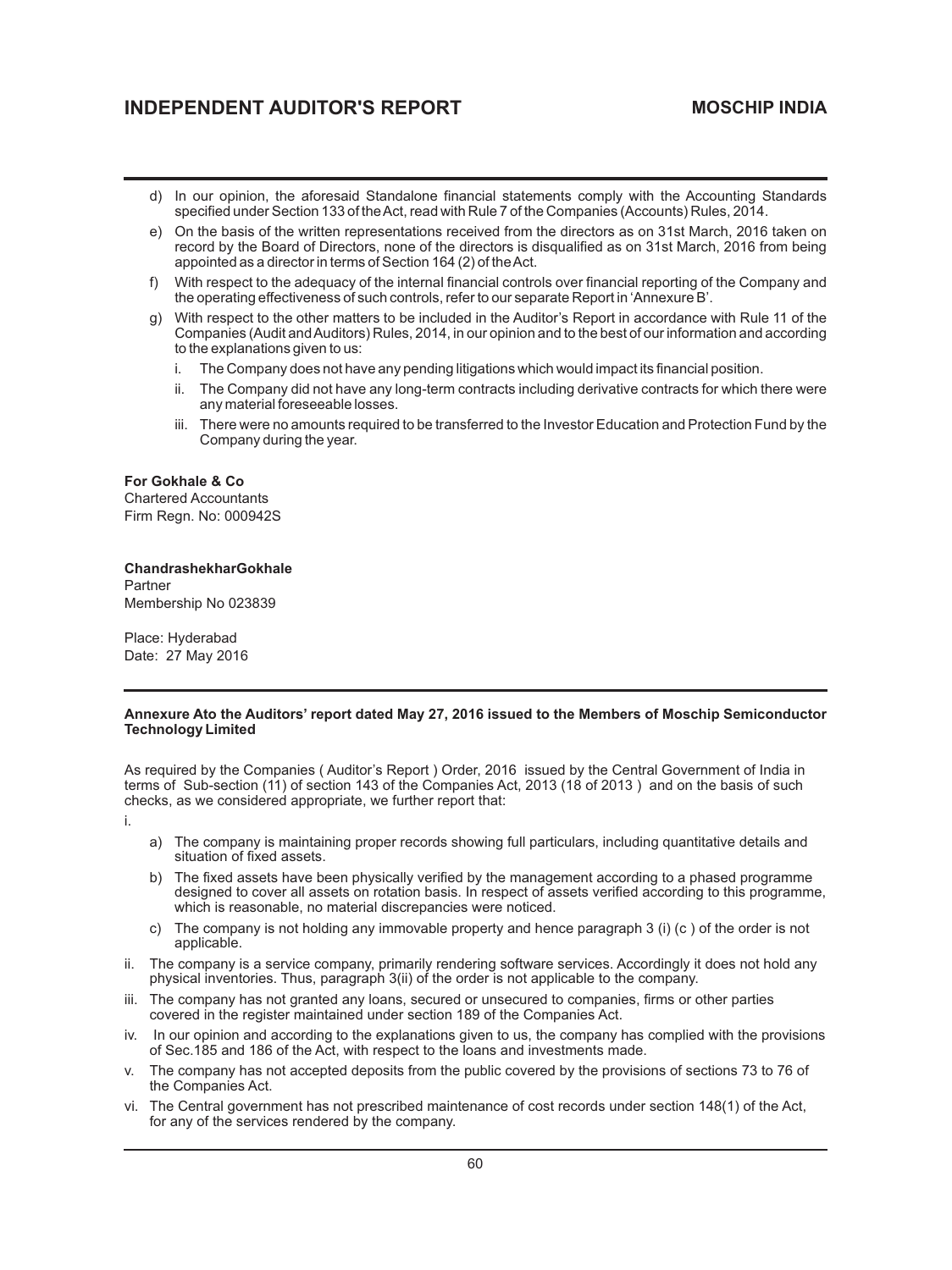d) In our opinion, the aforesaid Standalone financial statements comply with the Accounting Standards specified under Section 133 of the Act, read with Rule 7 of the Companies (Accounts) Rules, 2014.

e) On the basis of the written representations received from the directors as on 31st March, 2016 taken on record by the Board of Directors, none of the directors is disqualified as on 31st March, 2016 from being appointed as a director in terms of Section 164 (2) of the Act.

f) With respect to the adequacy of the internal financial controls over financial reporting of the Company and the operating effectiveness of such controls, refer to our separate Report in 'Annexure B'.

g) With respect to the other matters to be included in the Auditor's Report in accordance with Rule 11 of the Companies (Audit and Auditors) Rules, 2014, in our opinion and to the best of our information and according to the explanations given to us:

   i. The Company does not have any pending litigations which would impact its financial position.

   ii. The Company did not have any long-term contracts including derivative contracts for which there were any material foreseeable losses.

   iii. There were no amounts required to be transferred to the Investor Education and Protection Fund by the Company during the year.

**For Gokhale & Co**
Chartered Accountants
Firm Regn. No: 000942S

**ChandrashekharGokhale**
Partner
Membership No 023839

Place: Hyderabad
Date: 27 May 2016

**Annexure Ato the Auditors' report dated May 27, 2016 issued to the Members of Moschip Semiconductor Technology Limited**

As required by the Companies ( Auditor's Report ) Order, 2016 issued by the Central Government of India in terms of Sub-section (11) of section 143 of the Companies Act, 2013 (18 of 2013 ) and on the basis of such checks, as we considered appropriate, we further report that:

i.

   a) The company is maintaining proper records showing full particulars, including quantitative details and situation of fixed assets.

   b) The fixed assets have been physically verified by the management according to a phased programme designed to cover all assets on rotation basis. In respect of assets verified according to this programme, which is reasonable, no material discrepancies were noticed.

   c) The company is not holding any immovable property and hence paragraph 3 (i) (c ) of the order is not applicable.

ii. The company is a service company, primarily rendering software services. Accordingly it does not hold any physical inventories. Thus, paragraph 3(ii) of the order is not applicable to the company.

iii. The company has not granted any loans, secured or unsecured to companies, firms or other parties covered in the register maintained under section 189 of the Companies Act.

iv. In our opinion and according to the explanations given to us, the company has complied with the provisions of Sec.185 and 186 of the Act, with respect to the loans and investments made.

v. The company has not accepted deposits from the public covered by the provisions of sections 73 to 76 of the Companies Act.

vi. The Central government has not prescribed maintenance of cost records under section 148(1) of the Act, for any of the services rendered by the company.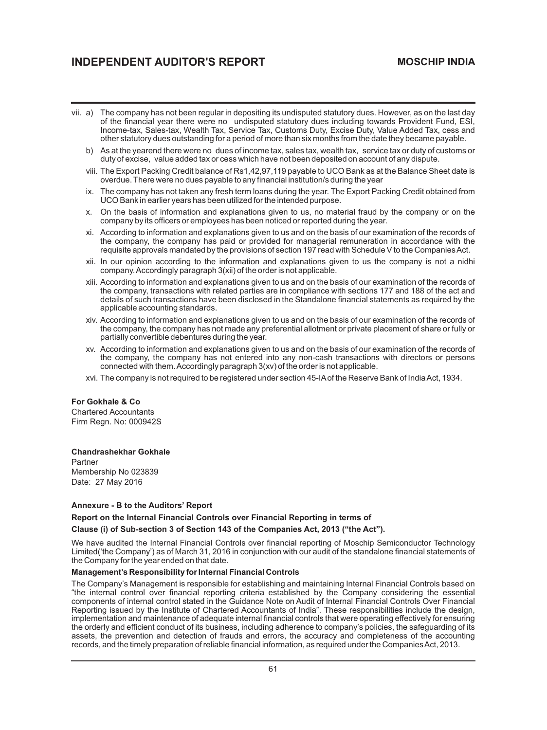vii. a) The company has not been regular in depositing its undisputed statutory dues. However, as on the last day of the financial year there were no undisputed statutory dues including towards Provident Fund, ESI, Income-tax, Sales-tax, Wealth Tax, Service Tax, Customs Duty, Excise Duty, Value Added Tax, cess and other statutory dues outstanding for a period of more than six months from the date they became payable.

b) As at the yearend there were no dues of income tax, sales tax, wealth tax, service tax or duty of customs or duty of excise, value added tax or cess which have not been deposited on account of any dispute.

viii. The Export Packing Credit balance of Rs1,42,97,119 payable to UCO Bank as at the Balance Sheet date is overdue. There were no dues payable to any financial institution/s during the year

ix. The company has not taken any fresh term loans during the year. The Export Packing Credit obtained from UCO Bank in earlier years has been utilized for the intended purpose.

x. On the basis of information and explanations given to us, no material fraud by the company or on the company by its officers or employees has been noticed or reported during the year.

xi. According to information and explanations given to us and on the basis of our examination of the records of the company, the company has paid or provided for managerial remuneration in accordance with the requisite approvals mandated by the provisions of section 197 read with Schedule V to the Companies Act.

xii. In our opinion according to the information and explanations given to us the company is not a nidhi company. Accordingly paragraph 3(xii) of the order is not applicable.

xiii. According to information and explanations given to us and on the basis of our examination of the records of the company, transactions with related parties are in compliance with sections 177 and 188 of the act and details of such transactions have been disclosed in the Standalone financial statements as required by the applicable accounting standards.

xiv. According to information and explanations given to us and on the basis of our examination of the records of the company, the company has not made any preferential allotment or private placement of share or fully or partially convertible debentures during the year.

xv. According to information and explanations given to us and on the basis of our examination of the records of the company, the company has not entered into any non-cash transactions with directors or persons connected with them. Accordingly paragraph 3(xv) of the order is not applicable.

xvi. The company is not required to be registered under section 45-IA of the Reserve Bank of India Act, 1934.

**For Gokhale & Co**
Chartered Accountants
Firm Regn. No: 000942S

**Chandrashekhar Gokhale**
Partner
Membership No 023839
Date: 27 May 2016

**Annexure - B to the Auditors' Report**

**Report on the Internal Financial Controls over Financial Reporting in terms of**

**Clause (i) of Sub-section 3 of Section 143 of the Companies Act, 2013 ("the Act").**

We have audited the Internal Financial Controls over financial reporting of Moschip Semiconductor Technology Limited('the Company') as of March 31, 2016 in conjunction with our audit of the standalone financial statements of the Company for the year ended on that date.

**Management's Responsibility for Internal Financial Controls**

The Company's Management is responsible for establishing and maintaining Internal Financial Controls based on "the internal control over financial reporting criteria established by the Company considering the essential components of internal control stated in the Guidance Note on Audit of Internal Financial Controls Over Financial Reporting issued by the Institute of Chartered Accountants of India". These responsibilities include the design, implementation and maintenance of adequate internal financial controls that were operating effectively for ensuring the orderly and efficient conduct of its business, including adherence to company's policies, the safeguarding of its assets, the prevention and detection of frauds and errors, the accuracy and completeness of the accounting records, and the timely preparation of reliable financial information, as required under the Companies Act, 2013.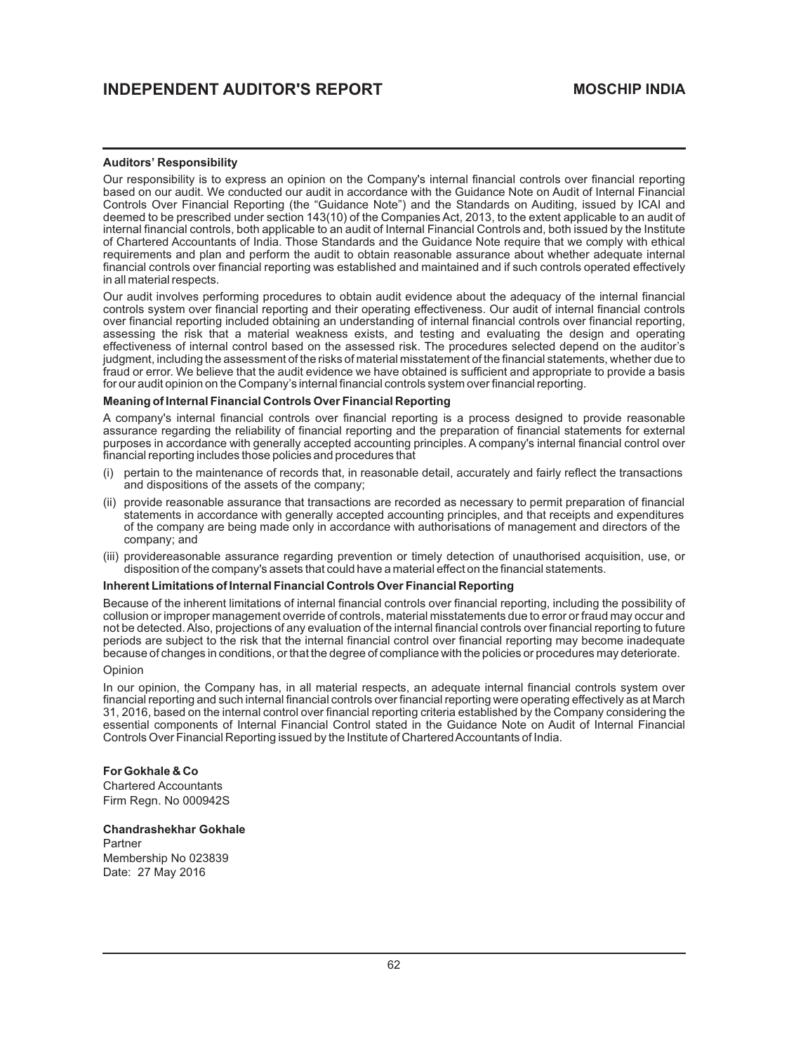**Auditors' Responsibility**

Our responsibility is to express an opinion on the Company's internal financial controls over financial reporting based on our audit. We conducted our audit in accordance with the Guidance Note on Audit of Internal Financial Controls Over Financial Reporting (the "Guidance Note") and the Standards on Auditing, issued by ICAI and deemed to be prescribed under section 143(10) of the Companies Act, 2013, to the extent applicable to an audit of internal financial controls, both applicable to an audit of Internal Financial Controls and, both issued by the Institute of Chartered Accountants of India. Those Standards and the Guidance Note require that we comply with ethical requirements and plan and perform the audit to obtain reasonable assurance about whether adequate internal financial controls over financial reporting was established and maintained and if such controls operated effectively in all material respects.

Our audit involves performing procedures to obtain audit evidence about the adequacy of the internal financial controls system over financial reporting and their operating effectiveness. Our audit of internal financial controls over financial reporting included obtaining an understanding of internal financial controls over financial reporting, assessing the risk that a material weakness exists, and testing and evaluating the design and operating effectiveness of internal control based on the assessed risk. The procedures selected depend on the auditor's judgment, including the assessment of the risks of material misstatement of the financial statements, whether due to fraud or error. We believe that the audit evidence we have obtained is sufficient and appropriate to provide a basis for our audit opinion on the Company's internal financial controls system over financial reporting.

**Meaning of Internal Financial Controls Over Financial Reporting**

A company's internal financial controls over financial reporting is a process designed to provide reasonable assurance regarding the reliability of financial reporting and the preparation of financial statements for external purposes in accordance with generally accepted accounting principles. A company's internal financial control over financial reporting includes those policies and procedures that

(i) pertain to the maintenance of records that, in reasonable detail, accurately and fairly reflect the transactions and dispositions of the assets of the company;

(ii) provide reasonable assurance that transactions are recorded as necessary to permit preparation of financial statements in accordance with generally accepted accounting principles, and that receipts and expenditures of the company are being made only in accordance with authorisations of management and directors of the company; and

(iii) providereasonable assurance regarding prevention or timely detection of unauthorised acquisition, use, or disposition of the company's assets that could have a material effect on the financial statements.

**Inherent Limitations of Internal Financial Controls Over Financial Reporting**

Because of the inherent limitations of internal financial controls over financial reporting, including the possibility of collusion or improper management override of controls, material misstatements due to error or fraud may occur and not be detected. Also, projections of any evaluation of the internal financial controls over financial reporting to future periods are subject to the risk that the internal financial control over financial reporting may become inadequate because of changes in conditions, or that the degree of compliance with the policies or procedures may deteriorate.

Opinion

In our opinion, the Company has, in all material respects, an adequate internal financial controls system over financial reporting and such internal financial controls over financial reporting were operating effectively as at March 31, 2016, based on the internal control over financial reporting criteria established by the Company considering the essential components of Internal Financial Control stated in the Guidance Note on Audit of Internal Financial Controls Over Financial Reporting issued by the Institute of Chartered Accountants of India.

**For Gokhale & Co**
Chartered Accountants
Firm Regn. No 000942S

**Chandrashekhar Gokhale**
Partner
Membership No 023839
Date: 27 May 2016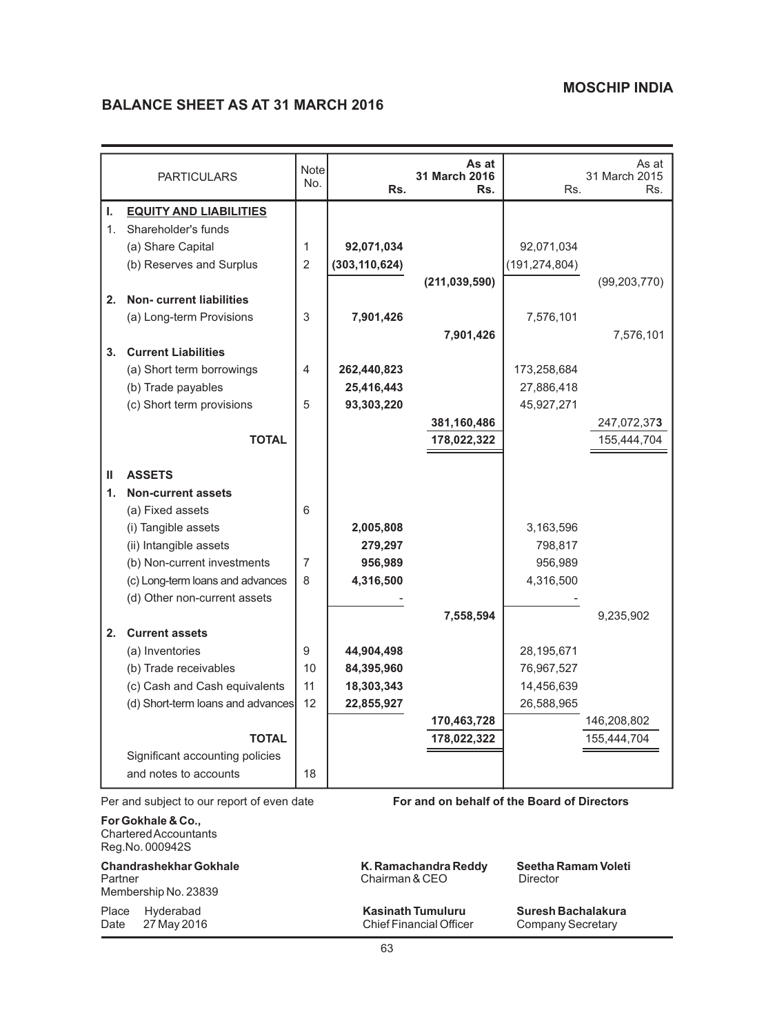# MOSCHIP INDIA

## BALANCE SHEET AS AT 31 MARCH 2016

| | PARTICULARS | Note No. | As at 31 March 2016 Rs. | Rs. | As at 31 March 2015 Rs. | Rs. |
|---|---|---|---|---|---|---|
| **I.** | **EQUITY AND LIABILITIES** | | | | | |
| 1. | Shareholder's funds | | | | | |
| | (a) Share Capital | 1 | **92,071,034** | | 92,071,034 | |
| | (b) Reserves and Surplus | 2 | **(303,110,624)** | | (191,274,804) | |
| | | | | **(211,039,590)** | | (99,203,770) |
| **2.** | **Non- current liabilities** | | | | | |
| | (a) Long-term Provisions | 3 | **7,901,426** | | 7,576,101 | |
| | | | | **7,901,426** | | 7,576,101 |
| **3.** | **Current Liabilities** | | | | | |
| | (a) Short term borrowings | 4 | **262,440,823** | | 173,258,684 | |
| | (b) Trade payables | | **25,416,443** | | 27,886,418 | |
| | (c) Short term provisions | 5 | **93,303,220** | | 45,927,271 | |
| | | | | **381,160,486** | | 247,072,373 |
| | **TOTAL** | | | **178,022,322** | | 155,444,704 |
| **II** | **ASSETS** | | | | | |
| **1.** | **Non-current assets** | | | | | |
| | (a) Fixed assets | 6 | | | | |
| | (i) Tangible assets | | **2,005,808** | | 3,163,596 | |
| | (ii) Intangible assets | | **279,297** | | 798,817 | |
| | (b) Non-current investments | 7 | **956,989** | | 956,989 | |
| | (c) Long-term loans and advances | 8 | **4,316,500** | | 4,316,500 | |
| | (d) Other non-current assets | | - | | - | |
| | | | | **7,558,594** | | 9,235,902 |
| **2.** | **Current assets** | | | | | |
| | (a) Inventories | 9 | **44,904,498** | | 28,195,671 | |
| | (b) Trade receivables | 10 | **84,395,960** | | 76,967,527 | |
| | (c) Cash and Cash equivalents | 11 | **18,303,343** | | 14,456,639 | |
| | (d) Short-term loans and advances | 12 | **22,855,927** | | 26,588,965 | |
| | | | | **170,463,728** | | 146,208,802 |
| | **TOTAL** | | | **178,022,322** | | 155,444,704 |
| | Significant accounting policies and notes to accounts | 18 | | | | |

Per and subject to our report of even date

**For and on behalf of the Board of Directors**

**For Gokhale & Co.,**
Chartered Accountants
Reg.No. 000942S

**Chandrashekhar Gokhale**
Partner
Membership No. 23839

**K. Ramachandra Reddy**
Chairman & CEO

**Seetha Ramam Voleti**
Director

Place Hyderabad
Date 27 May 2016

**Kasinath Tumuluru**
Chief Financial Officer

**Suresh Bachalakura**
Company Secretary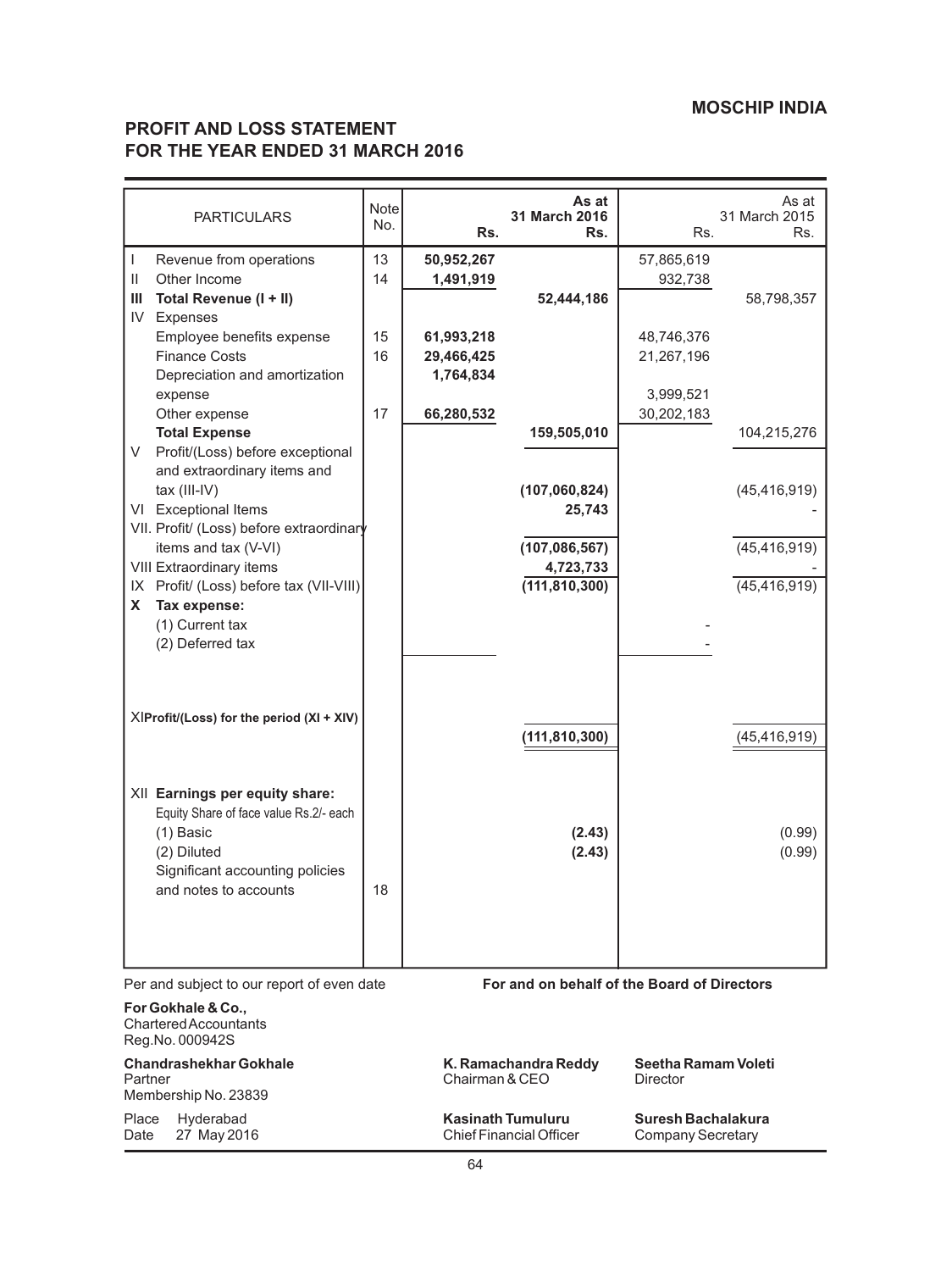**MOSCHIP INDIA**

## PROFIT AND LOSS STATEMENT
## FOR THE YEAR ENDED 31 MARCH 2016

| PARTICULARS | Note No. | Rs. | As at 31 March 2016 Rs. | Rs. | As at 31 March 2015 Rs. |
|---|---|---|---|---|---|
| I Revenue from operations | 13 | **50,952,267** | | 57,865,619 | |
| II Other Income | 14 | **1,491,919** | | 932,738 | |
| **III Total Revenue (I + II)** | | | **52,444,186** | | 58,798,357 |
| IV Expenses | | | | | |
| Employee benefits expense | 15 | **61,993,218** | | 48,746,376 | |
| Finance Costs | 16 | **29,466,425** | | 21,267,196 | |
| Depreciation and amortization expense | | **1,764,834** | | 3,999,521 | |
| Other expense | 17 | **66,280,532** | | 30,202,183 | |
| **Total Expense** | | | **159,505,010** | | 104,215,276 |
| V Profit/(Loss) before exceptional and extraordinary items and tax (III-IV) | | | **(107,060,824)** | | (45,416,919) |
| VI Exceptional Items | | | **25,743** | | - |
| VII. Profit/ (Loss) before extraordinary items and tax (V-VI) | | | **(107,086,567)** | | (45,416,919) |
| VIII Extraordinary items | | | **4,723,733** | | - |
| IX Profit/ (Loss) before tax (VII-VIII) | | | **(111,810,300)** | | (45,416,919) |
| **X Tax expense:** | | | | | |
| (1) Current tax | | | | - | |
| (2) Deferred tax | | | | - | |
| XI **Profit/(Loss) for the period (XI + XIV)** | | | **(111,810,300)** | | (45,416,919) |
| XII **Earnings per equity share:** | | | | | |
| Equity Share of face value Rs.2/- each | | | | | |
| (1) Basic | | | **(2.43)** | | (0.99) |
| (2) Diluted | | | **(2.43)** | | (0.99) |
| Significant accounting policies and notes to accounts | 18 | | | | |

Per and subject to our report of even date

**For Gokhale & Co.,**
Chartered Accountants
Reg.No. 000942S

**Chandrashekhar Gokhale**
Partner
Membership No. 23839

Place Hyderabad
Date 27 May 2016

**For and on behalf of the Board of Directors**

**K. Ramachandra Reddy**
Chairman & CEO

**Seetha Ramam Voleti**
Director

**Kasinath Tumuluru**
Chief Financial Officer

**Suresh Bachalakura**
Company Secretary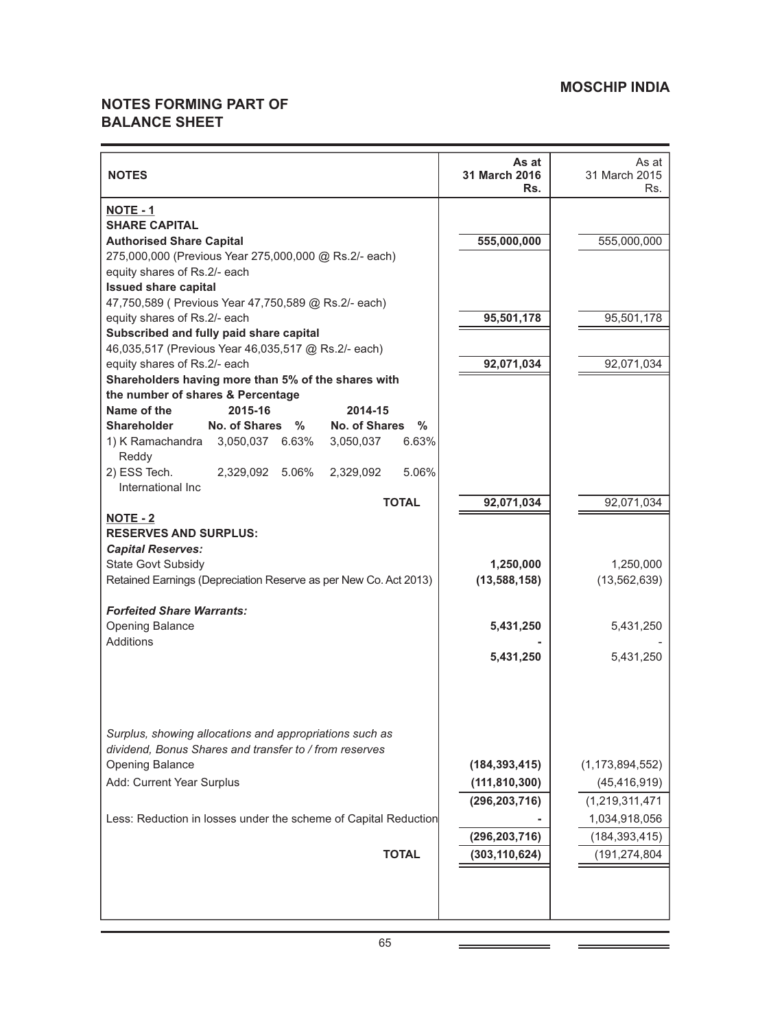## NOTES FORMING PART OF BALANCE SHEET

| NOTES | As at 31 March 2016 Rs. | As at 31 March 2015 Rs. |
|---|---|---|
| **NOTE - 1** | | |
| **SHARE CAPITAL** | | |
| **Authorised Share Capital** | **555,000,000** | 555,000,000 |
| 275,000,000 (Previous Year 275,000,000 @ Rs.2/- each) equity shares of Rs.2/- each | | |
| **Issued share capital** | | |
| 47,750,589 ( Previous Year 47,750,589 @ Rs.2/- each) equity shares of Rs.2/- each | **95,501,178** | 95,501,178 |
| **Subscribed and fully paid share capital** | | |
| 46,035,517 (Previous Year 46,035,517 @ Rs.2/- each) equity shares of Rs.2/- each | **92,071,034** | 92,071,034 |
| **Shareholders having more than 5% of the shares with the number of shares & Percentage** | | |
| **TOTAL** | **92,071,034** | 92,071,034 |
| **NOTE - 2** | | |
| **RESERVES AND SURPLUS:** | | |
| ***Capital Reserves:*** | | |
| State Govt Subsidy | **1,250,000** | 1,250,000 |
| Retained Earnings (Depreciation Reserve as per New Co. Act 2013) | **(13,588,158)** | (13,562,639) |
| ***Forfeited Share Warrants:*** | | |
| Opening Balance | **5,431,250** | 5,431,250 |
| Additions | **-** | - |
| | **5,431,250** | 5,431,250 |
| *Surplus, showing allocations and appropriations such as dividend, Bonus Shares and transfer to / from reserves* | | |
| Opening Balance | **(184,393,415)** | (1,173,894,552) |
| Add: Current Year Surplus | **(111,810,300)** | (45,416,919) |
| | **(296,203,716)** | (1,219,311,471 |
| Less: Reduction in losses under the scheme of Capital Reduction | **-** | 1,034,918,056 |
| | **(296,203,716)** | (184,393,415) |
| **TOTAL** | **(303,110,624)** | (191,274,804 |

| Name of the Shareholder | 2015-16 No. of Shares | % | 2014-15 No. of Shares | % |
|---|---|---|---|---|
| 1) K Ramachandra Reddy | 3,050,037 | 6.63% | 3,050,037 | 6.63% |
| 2) ESS Tech. International Inc | 2,329,092 | 5.06% | 2,329,092 | 5.06% |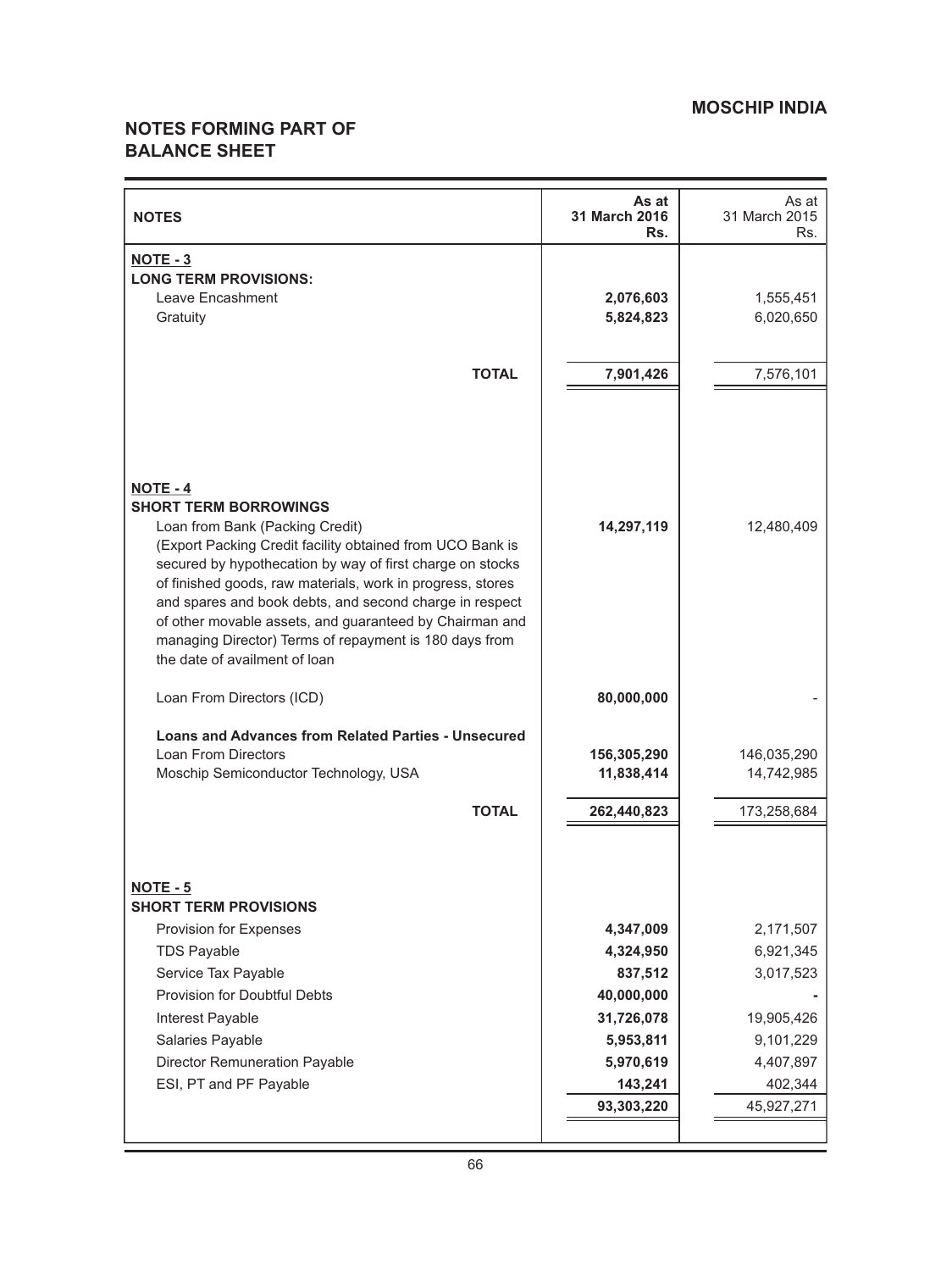## NOTES FORMING PART OF BALANCE SHEET

| NOTES | As at 31 March 2016 Rs. | As at 31 March 2015 Rs. |
|---|---|---|
| **NOTE - 3** | | |
| **LONG TERM PROVISIONS:** | | |
| Leave Encashment | **2,076,603** | 1,555,451 |
| Gratuity | **5,824,823** | 6,020,650 |
| **TOTAL** | **7,901,426** | 7,576,101 |
| **NOTE - 4** | | |
| **SHORT TERM BORROWINGS** | | |
| Loan from Bank (Packing Credit) (Export Packing Credit facility obtained from UCO Bank is secured by hypothecation by way of first charge on stocks of finished goods, raw materials, work in progress, stores and spares and book debts, and second charge in respect of other movable assets, and guaranteed by Chairman and managing Director) Terms of repayment is 180 days from the date of availment of loan | **14,297,119** | 12,480,409 |
| Loan From Directors (ICD) | **80,000,000** | - |
| **Loans and Advances from Related Parties - Unsecured** | | |
| Loan From Directors | **156,305,290** | 146,035,290 |
| Moschip Semiconductor Technology, USA | **11,838,414** | 14,742,985 |
| **TOTAL** | **262,440,823** | 173,258,684 |
| **NOTE - 5** | | |
| **SHORT TERM PROVISIONS** | | |
| Provision for Expenses | **4,347,009** | 2,171,507 |
| TDS Payable | **4,324,950** | 6,921,345 |
| Service Tax Payable | **837,512** | 3,017,523 |
| Provision for Doubtful Debts | **40,000,000** | **-** |
| Interest Payable | **31,726,078** | 19,905,426 |
| Salaries Payable | **5,953,811** | 9,101,229 |
| Director Remuneration Payable | **5,970,619** | 4,407,897 |
| ESI, PT and PF Payable | **143,241** | 402,344 |
| | **93,303,220** | 45,927,271 |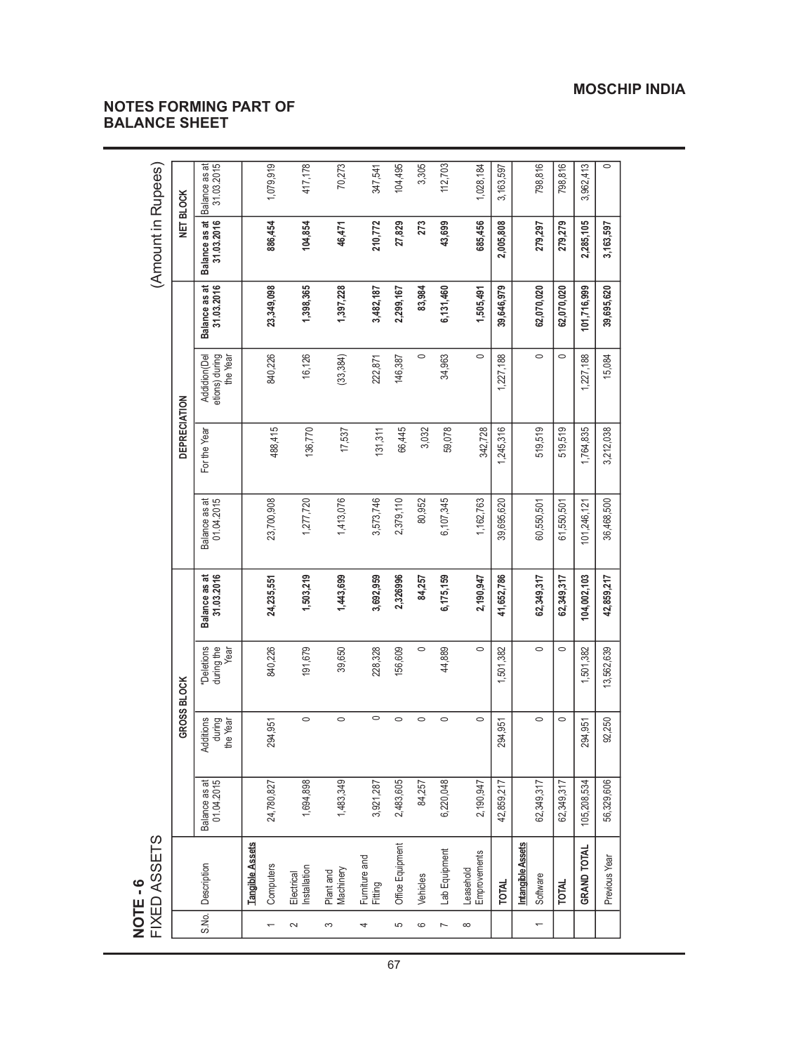# MOSCHIP INDIA

## NOTES FORMING PART OF BALANCE SHEET

### NOTE - 6
FIXED ASSETS

(Amount in Rupees)

| S.No. | Description | GROSS BLOCK | | | | DEPRECIATION | | | | NET BLOCK | |
|---|---|---|---|---|---|---|---|---|---|---|---|
| | | Balance as at 01.04.2015 | Additions during the Year | *Deletions during the Year | Balance as at 31.03.2016 | Balance as at 01.04.2015 | For the Year | Addidion(Deletions) during the Year | Balance as at 31.03.2016 | Balance as at 31.03.2016 | Balance as at 31.03.2015 |
| | **Tangible Assets** | | | | | | | | | | |
| 1 | Computers | 24,780,827 | 294,951 | 840,226 | **24,235,551** | 23,700,908 | 488,415 | 840,226 | **23,349,098** | **886,454** | 1,079,919 |
| 2 | Electrical Installation | 1,694,898 | 0 | 191,679 | **1,503,219** | 1,277,720 | 136,770 | 16,126 | **1,398,365** | **104,854** | 417,178 |
| 3 | Plant and Machinery | 1,483,349 | 0 | 39,650 | **1,443,699** | 1,413,076 | 17,537 | (33,384) | **1,397,228** | **46,471** | 70,273 |
| 4 | Furniture and Fitting | 3,921,287 | 0 | 228,328 | **3,692,959** | 3,573,746 | 131,311 | 222,871 | **3,482,187** | **210,772** | 347,541 |
| 5 | Office Equipment | 2,483,605 | 0 | 156,609 | **2,326996** | 2,379,110 | 66,445 | 146,387 | **2,299,167** | **27,829** | 104,495 |
| 6 | Vehicles | 84,257 | 0 | 0 | **84,257** | 80,952 | 3,032 | 0 | **83,984** | **273** | 3,305 |
| 7 | Lab Equipment | 6,220,048 | 0 | 44,889 | **6,175,159** | 6,107,345 | 59,078 | 34,963 | **6,131,460** | **43,699** | 112,703 |
| 8 | Leasehold Emprovements | 2,190,947 | 0 | 0 | **2,190,947** | 1,162,763 | 342,728 | 0 | **1,505,491** | **685,456** | 1,028,184 |
| | **TOTAL** | 42,859,217 | 294,951 | 1,501,382 | **41,652,786** | 39,695,620 | 1,245,316 | 1,227,188 | **39,646,979** | **2,005,808** | 3,163,597 |
| | **Intangible Assets** | | | | | | | | | | |
| 1 | Software | 62,349,317 | 0 | 0 | **62,349,317** | 60,550,501 | 519,519 | 0 | **62,070,020** | **279,297** | 798,816 |
| | **TOTAL** | 62,349,317 | 0 | 0 | **62,349,317** | 61,550,501 | 519,519 | 0 | **62,070,020** | **279,279** | 798,816 |
| | **GRAND TOTAL** | 105,208,534 | 294,951 | 1,501,382 | **104,002,103** | 101,246,121 | 1,764,835 | 1,227,188 | **101,716,999** | **2,285,105** | 3,962,413 |
| | Previous Year | 56,329,606 | 92,250 | 13,562,639 | **42,859,217** | 36,468,500 | 3,212,038 | 15,084 | **39,695,620** | **3,163,597** | 0 |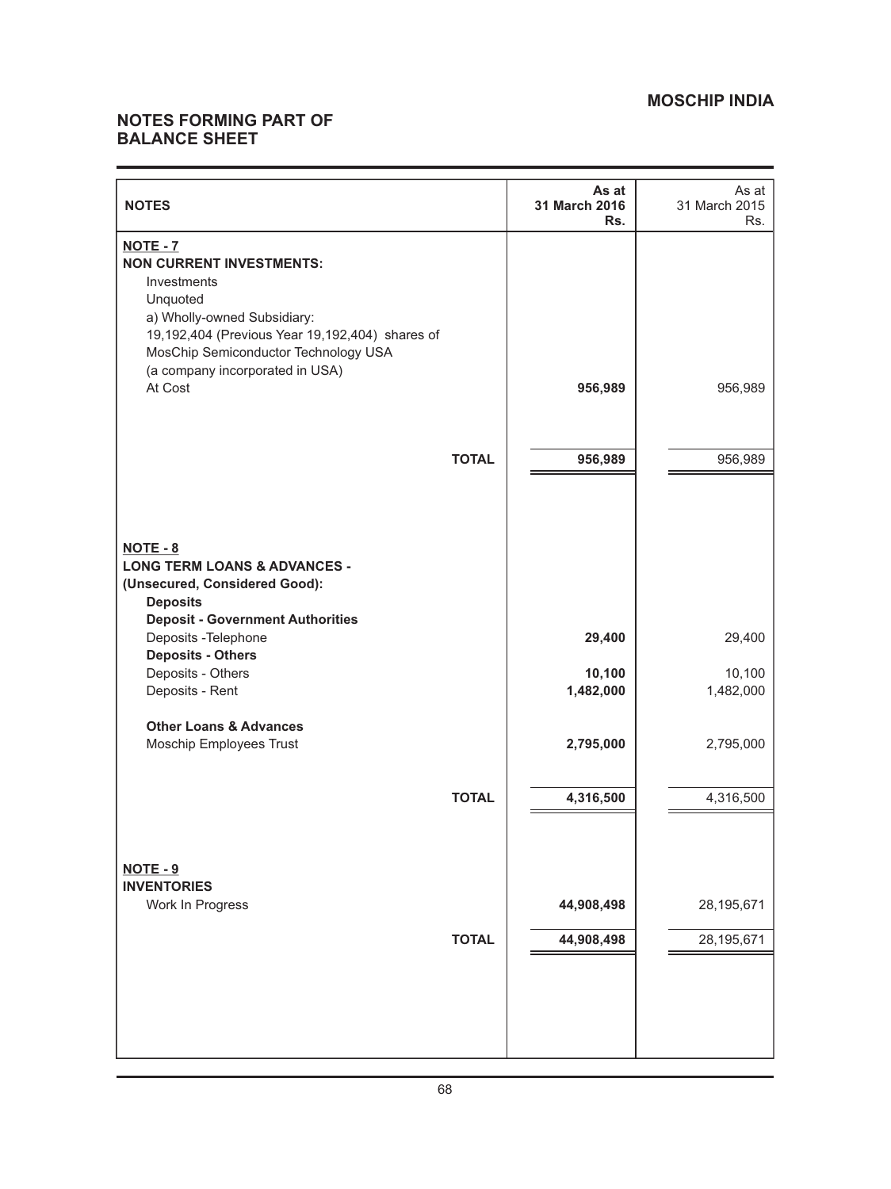## NOTES FORMING PART OF BALANCE SHEET

| NOTES | As at 31 March 2016 Rs. | As at 31 March 2015 Rs. |
|---|---|---|
| **NOTE - 7** | | |
| **NON CURRENT INVESTMENTS:** | | |
| Investments | | |
| Unquoted | | |
| a) Wholly-owned Subsidiary: | | |
| 19,192,404 (Previous Year 19,192,404) shares of MosChip Semiconductor Technology USA (a company incorporated in USA) | | |
| At Cost | **956,989** | 956,989 |
| **TOTAL** | **956,989** | 956,989 |
| **NOTE - 8** | | |
| **LONG TERM LOANS & ADVANCES - (Unsecured, Considered Good):** | | |
| **Deposits** | | |
| **Deposit - Government Authorities** | | |
| Deposits -Telephone | **29,400** | 29,400 |
| **Deposits - Others** | | |
| Deposits - Others | **10,100** | 10,100 |
| Deposits - Rent | **1,482,000** | 1,482,000 |
| **Other Loans & Advances** | | |
| Moschip Employees Trust | **2,795,000** | 2,795,000 |
| **TOTAL** | **4,316,500** | 4,316,500 |
| **NOTE - 9** | | |
| **INVENTORIES** | | |
| Work In Progress | **44,908,498** | 28,195,671 |
| **TOTAL** | **44,908,498** | 28,195,671 |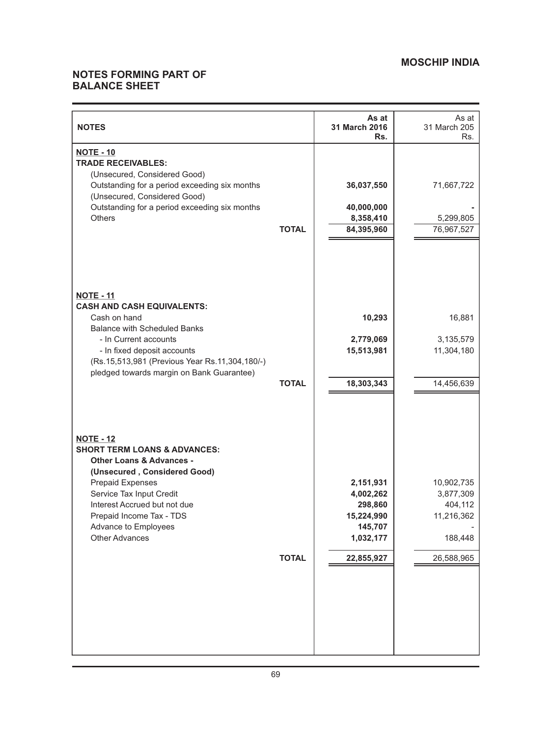## NOTES FORMING PART OF BALANCE SHEET

| NOTES | | As at 31 March 2016 Rs. | As at 31 March 205 Rs. |
|---|---|---|---|
| **NOTE - 10** | | | |
| **TRADE RECEIVABLES:** | | | |
| (Unsecured, Considered Good) | | | |
| Outstanding for a period exceeding six months | | **36,037,550** | 71,667,722 |
| (Unsecured, Considered Good) | | | |
| Outstanding for a period exceeding six months | | **40,000,000** | - |
| Others | | **8,358,410** | 5,299,805 |
| | **TOTAL** | **84,395,960** | 76,967,527 |
| **NOTE - 11** | | | |
| **CASH AND CASH EQUIVALENTS:** | | | |
| Cash on hand | | **10,293** | 16,881 |
| Balance with Scheduled Banks | | | |
| - In Current accounts | | **2,779,069** | 3,135,579 |
| - In fixed deposit accounts | | **15,513,981** | 11,304,180 |
| (Rs.15,513,981 (Previous Year Rs.11,304,180/-) pledged towards margin on Bank Guarantee) | | | |
| | **TOTAL** | **18,303,343** | 14,456,639 |
| **NOTE - 12** | | | |
| **SHORT TERM LOANS & ADVANCES:** | | | |
| **Other Loans & Advances -** | | | |
| **(Unsecured , Considered Good)** | | | |
| Prepaid Expenses | | **2,151,931** | 10,902,735 |
| Service Tax Input Credit | | **4,002,262** | 3,877,309 |
| Interest Accrued but not due | | **298,860** | 404,112 |
| Prepaid Income Tax - TDS | | **15,224,990** | 11,216,362 |
| Advance to Employees | | **145,707** | - |
| Other Advances | | **1,032,177** | 188,448 |
| | **TOTAL** | **22,855,927** | 26,588,965 |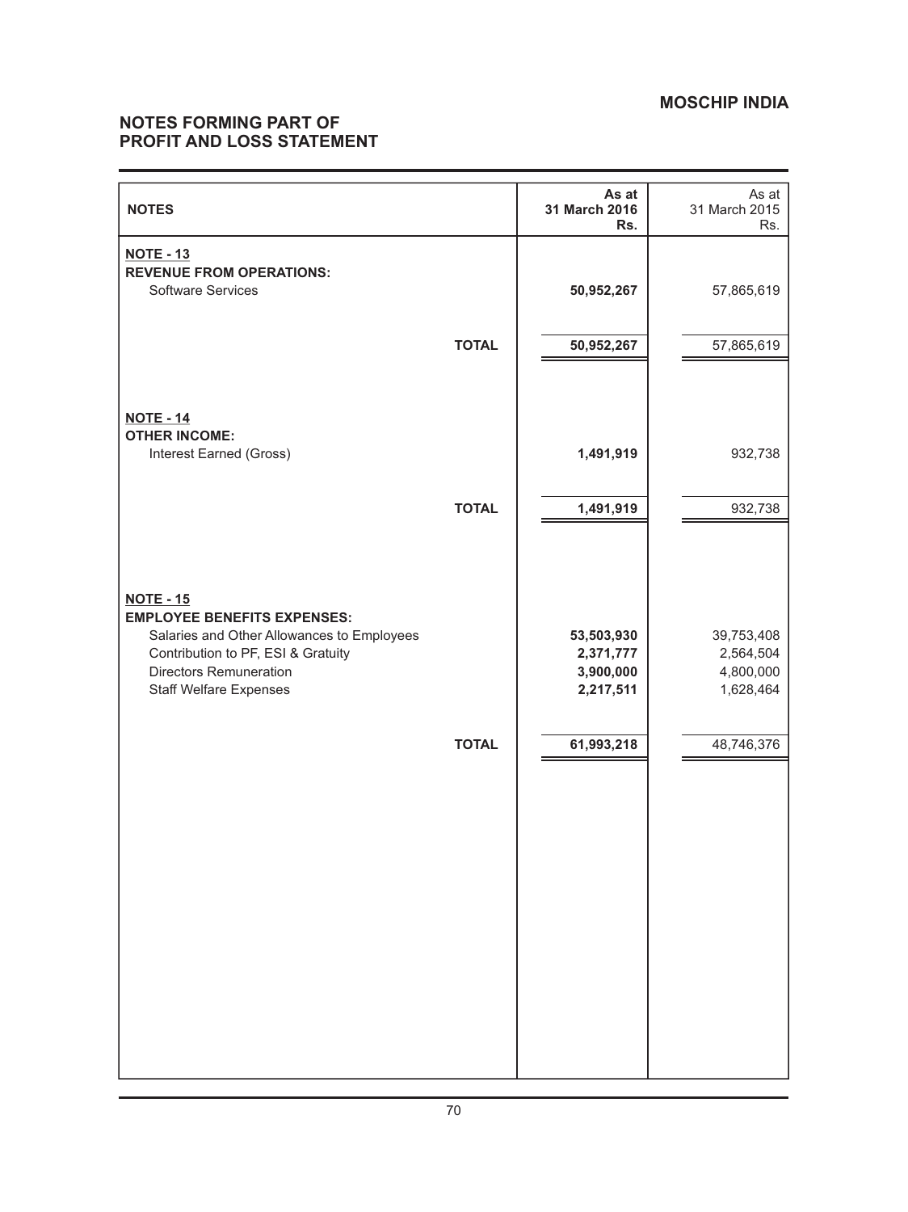## MOSCHIP INDIA

## NOTES FORMING PART OF PROFIT AND LOSS STATEMENT

| NOTES | | As at 31 March 2016 Rs. | As at 31 March 2015 Rs. |
|---|---|---|---|
| **NOTE - 13** | | | |
| **REVENUE FROM OPERATIONS:** | | | |
| Software Services | | **50,952,267** | 57,865,619 |
| | **TOTAL** | **50,952,267** | 57,865,619 |
| **NOTE - 14** | | | |
| **OTHER INCOME:** | | | |
| Interest Earned (Gross) | | **1,491,919** | 932,738 |
| | **TOTAL** | **1,491,919** | 932,738 |
| **NOTE - 15** | | | |
| **EMPLOYEE BENEFITS EXPENSES:** | | | |
| Salaries and Other Allowances to Employees | | **53,503,930** | 39,753,408 |
| Contribution to PF, ESI & Gratuity | | **2,371,777** | 2,564,504 |
| Directors Remuneration | | **3,900,000** | 4,800,000 |
| Staff Welfare Expenses | | **2,217,511** | 1,628,464 |
| | **TOTAL** | **61,993,218** | 48,746,376 |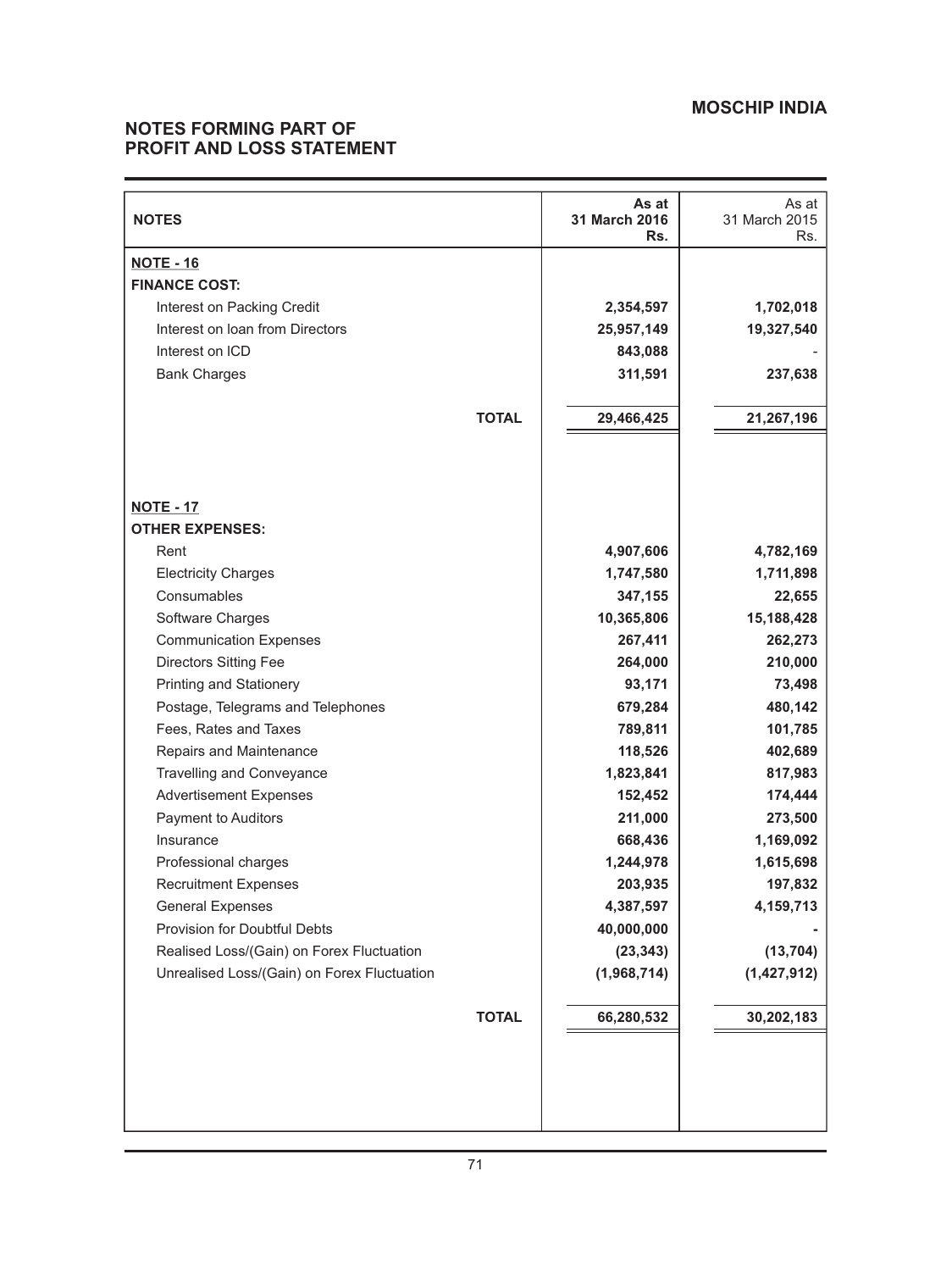## NOTES FORMING PART OF PROFIT AND LOSS STATEMENT

| NOTES | As at 31 March 2016 Rs. | As at 31 March 2015 Rs. |
|---|---|---|
| **NOTE - 16** | | |
| **FINANCE COST:** | | |
| Interest on Packing Credit | **2,354,597** | **1,702,018** |
| Interest on loan from Directors | **25,957,149** | **19,327,540** |
| Interest on ICD | **843,088** | - |
| Bank Charges | **311,591** | **237,638** |
| **TOTAL** | **29,466,425** | **21,267,196** |
| **NOTE - 17** | | |
| **OTHER EXPENSES:** | | |
| Rent | **4,907,606** | **4,782,169** |
| Electricity Charges | **1,747,580** | **1,711,898** |
| Consumables | **347,155** | **22,655** |
| Software Charges | **10,365,806** | **15,188,428** |
| Communication Expenses | **267,411** | **262,273** |
| Directors Sitting Fee | **264,000** | **210,000** |
| Printing and Stationery | **93,171** | **73,498** |
| Postage, Telegrams and Telephones | **679,284** | **480,142** |
| Fees, Rates and Taxes | **789,811** | **101,785** |
| Repairs and Maintenance | **118,526** | **402,689** |
| Travelling and Conveyance | **1,823,841** | **817,983** |
| Advertisement Expenses | **152,452** | **174,444** |
| Payment to Auditors | **211,000** | **273,500** |
| Insurance | **668,436** | **1,169,092** |
| Professional charges | **1,244,978** | **1,615,698** |
| Recruitment Expenses | **203,935** | **197,832** |
| General Expenses | **4,387,597** | **4,159,713** |
| Provision for Doubtful Debts | **40,000,000** | **-** |
| Realised Loss/(Gain) on Forex Fluctuation | **(23,343)** | **(13,704)** |
| Unrealised Loss/(Gain) on Forex Fluctuation | **(1,968,714)** | **(1,427,912)** |
| **TOTAL** | **66,280,532** | **30,202,183** |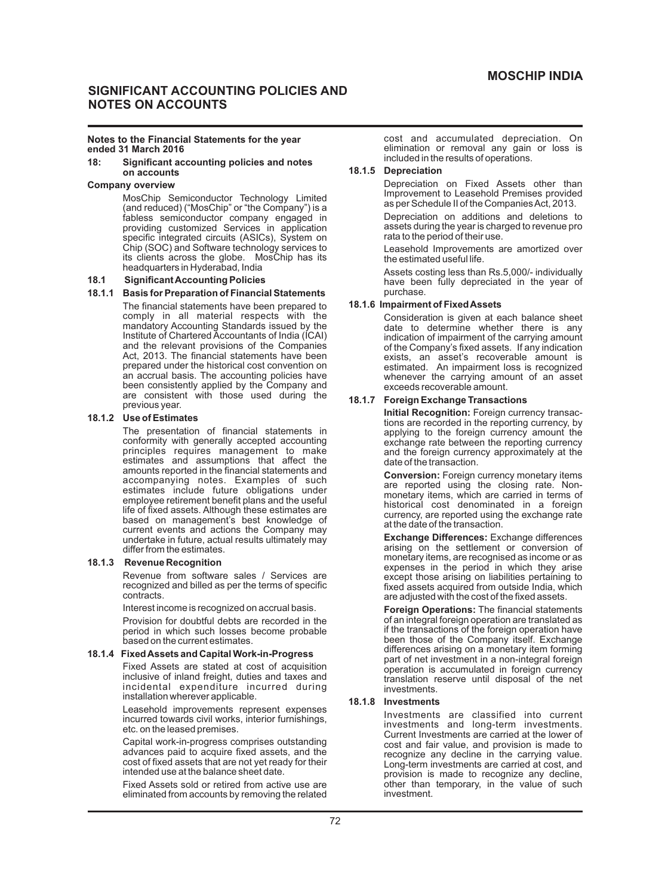# SIGNIFICANT ACCOUNTING POLICIES AND NOTES ON ACCOUNTS

**Notes to the Financial Statements for the year ended 31 March 2016**

## 18: Significant accounting policies and notes on accounts

**Company overview**

MosChip Semiconductor Technology Limited (and reduced) ("MosChip" or "the Company") is a fabless semiconductor company engaged in providing customized Services in application specific integrated circuits (ASICs), System on Chip (SOC) and Software technology services to its clients across the globe. MosChip has its headquarters in Hyderabad, India

### 18.1 Significant Accounting Policies

#### 18.1.1 Basis for Preparation of Financial Statements

The financial statements have been prepared to comply in all material respects with the mandatory Accounting Standards issued by the Institute of Chartered Accountants of India (ICAI) and the relevant provisions of the Companies Act, 2013. The financial statements have been prepared under the historical cost convention on an accrual basis. The accounting policies have been consistently applied by the Company and are consistent with those used during the previous year.

#### 18.1.2 Use of Estimates

The presentation of financial statements in conformity with generally accepted accounting principles requires management to make estimates and assumptions that affect the amounts reported in the financial statements and accompanying notes. Examples of such estimates include future obligations under employee retirement benefit plans and the useful life of fixed assets. Although these estimates are based on management's best knowledge of current events and actions the Company may undertake in future, actual results ultimately may differ from the estimates.

#### 18.1.3 Revenue Recognition

Revenue from software sales / Services are recognized and billed as per the terms of specific contracts.

Interest income is recognized on accrual basis.

Provision for doubtful debts are recorded in the period in which such losses become probable based on the current estimates.

#### 18.1.4 Fixed Assets and Capital Work-in-Progress

Fixed Assets are stated at cost of acquisition inclusive of inland freight, duties and taxes and incidental expenditure incurred during installation wherever applicable.

Leasehold improvements represent expenses incurred towards civil works, interior furnishings, etc. on the leased premises.

Capital work-in-progress comprises outstanding advances paid to acquire fixed assets, and the cost of fixed assets that are not yet ready for their intended use at the balance sheet date.

Fixed Assets sold or retired from active use are eliminated from accounts by removing the related cost and accumulated depreciation. On elimination or removal any gain or loss is included in the results of operations.

#### 18.1.5 Depreciation

Depreciation on Fixed Assets other than Improvement to Leasehold Premises provided as per Schedule II of the Companies Act, 2013.

Depreciation on additions and deletions to assets during the year is charged to revenue pro rata to the period of their use.

Leasehold Improvements are amortized over the estimated useful life.

Assets costing less than Rs.5,000/- individually have been fully depreciated in the year of purchase.

#### 18.1.6 Impairment of Fixed Assets

Consideration is given at each balance sheet date to determine whether there is any indication of impairment of the carrying amount of the Company's fixed assets. If any indication exists, an asset's recoverable amount is estimated. An impairment loss is recognized whenever the carrying amount of an asset exceeds recoverable amount.

#### 18.1.7 Foreign Exchange Transactions

**Initial Recognition:** Foreign currency transactions are recorded in the reporting currency, by applying to the foreign currency amount the exchange rate between the reporting currency and the foreign currency approximately at the date of the transaction.

**Conversion:** Foreign currency monetary items are reported using the closing rate. Non-monetary items, which are carried in terms of historical cost denominated in a foreign currency, are reported using the exchange rate at the date of the transaction.

**Exchange Differences:** Exchange differences arising on the settlement or conversion of monetary items, are recognised as income or as expenses in the period in which they arise except those arising on liabilities pertaining to fixed assets acquired from outside India, which are adjusted with the cost of the fixed assets.

**Foreign Operations:** The financial statements of an integral foreign operation are translated as if the transactions of the foreign operation have been those of the Company itself. Exchange differences arising on a monetary item forming part of net investment in a non-integral foreign operation is accumulated in foreign currency translation reserve until disposal of the net investments.

#### 18.1.8 Investments

Investments are classified into current investments and long-term investments. Current Investments are carried at the lower of cost and fair value, and provision is made to recognize any decline in the carrying value. Long-term investments are carried at cost, and provision is made to recognize any decline, other than temporary, in the value of such investment.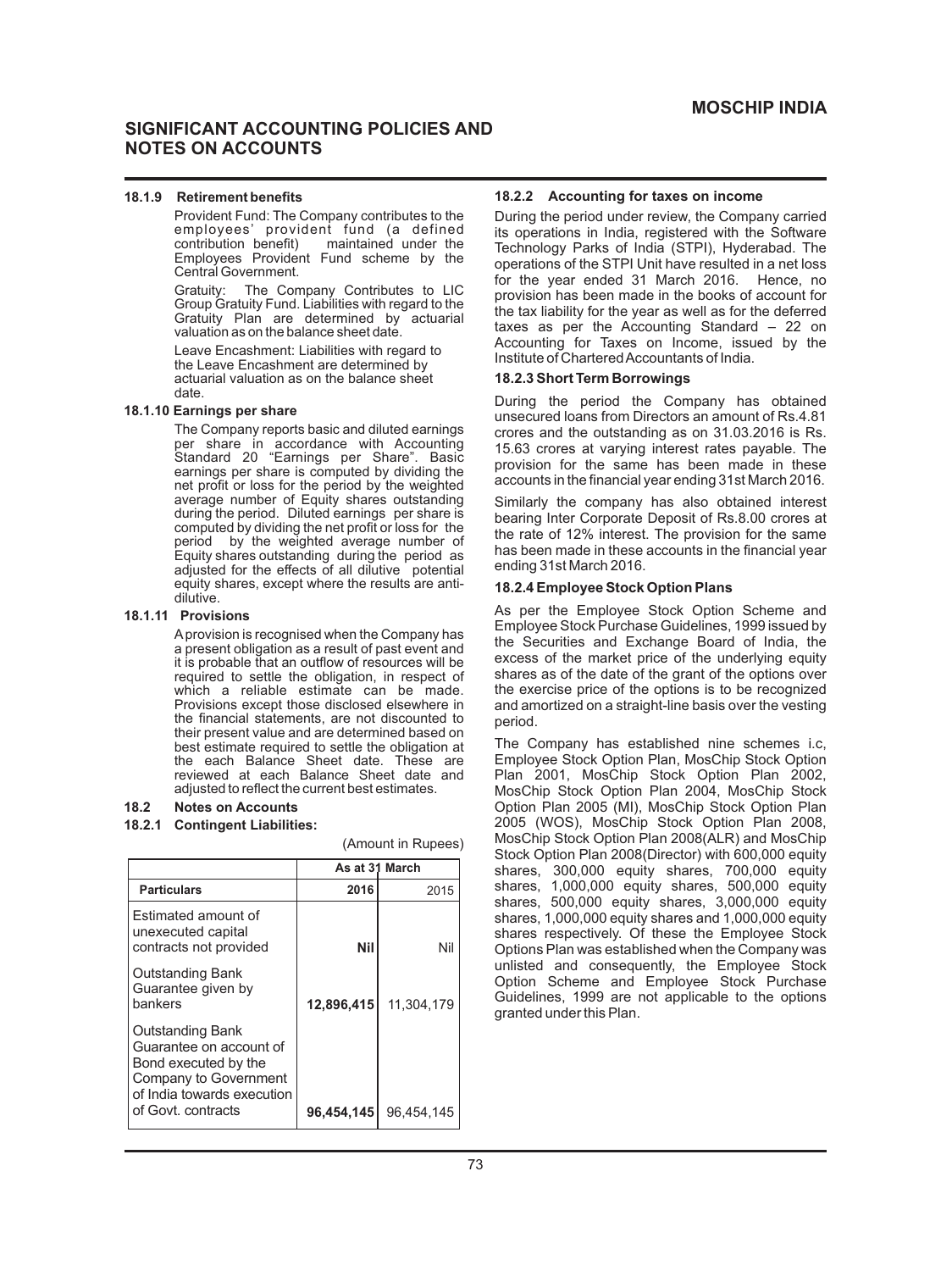## SIGNIFICANT ACCOUNTING POLICIES AND NOTES ON ACCOUNTS

#### 18.1.9 Retirement benefits

Provident Fund: The Company contributes to the employees' provident fund (a defined contribution benefit) maintained under the Employees Provident Fund scheme by the Central Government.

Gratuity: The Company Contributes to LIC Group Gratuity Fund. Liabilities with regard to the Gratuity Plan are determined by actuarial valuation as on the balance sheet date.

Leave Encashment: Liabilities with regard to the Leave Encashment are determined by actuarial valuation as on the balance sheet date.

#### 18.1.10 Earnings per share

The Company reports basic and diluted earnings per share in accordance with Accounting Standard 20 "Earnings per Share". Basic earnings per share is computed by dividing the net profit or loss for the period by the weighted average number of Equity shares outstanding during the period. Diluted earnings per share is computed by dividing the net profit or loss for the period by the weighted average number of Equity shares outstanding during the period as adjusted for the effects of all dilutive potential equity shares, except where the results are anti-dilutive.

#### 18.1.11 Provisions

A provision is recognised when the Company has a present obligation as a result of past event and it is probable that an outflow of resources will be required to settle the obligation, in respect of which a reliable estimate can be made. Provisions except those disclosed elsewhere in the financial statements, are not discounted to their present value and are determined based on best estimate required to settle the obligation at the each Balance Sheet date. These are reviewed at each Balance Sheet date and adjusted to reflect the current best estimates.

### 18.2 Notes on Accounts

#### 18.2.1 Contingent Liabilities:

(Amount in Rupees)

| | As at 31 March | |
|---|---|---|
| **Particulars** | **2016** | 2015 |
| Estimated amount of unexecuted capital contracts not provided | **Nil** | Nil |
| Outstanding Bank Guarantee given by bankers | **12,896,415** | 11,304,179 |
| Outstanding Bank Guarantee on account of Bond executed by the Company to Government of India towards execution of Govt. contracts | **96,454,145** | 96,454,145 |

#### 18.2.2 Accounting for taxes on income

During the period under review, the Company carried its operations in India, registered with the Software Technology Parks of India (STPI), Hyderabad. The operations of the STPI Unit have resulted in a net loss for the year ended 31 March 2016. Hence, no provision has been made in the books of account for the tax liability for the year as well as for the deferred taxes as per the Accounting Standard – 22 on Accounting for Taxes on Income, issued by the Institute of Chartered Accountants of India.

#### 18.2.3 Short Term Borrowings

During the period the Company has obtained unsecured loans from Directors an amount of Rs.4.81 crores and the outstanding as on 31.03.2016 is Rs. 15.63 crores at varying interest rates payable. The provision for the same has been made in these accounts in the financial year ending 31st March 2016.

Similarly the company has also obtained interest bearing Inter Corporate Deposit of Rs.8.00 crores at the rate of 12% interest. The provision for the same has been made in these accounts in the financial year ending 31st March 2016.

#### 18.2.4 Employee Stock Option Plans

As per the Employee Stock Option Scheme and Employee Stock Purchase Guidelines, 1999 issued by the Securities and Exchange Board of India, the excess of the market price of the underlying equity shares as of the date of the grant of the options over the exercise price of the options is to be recognized and amortized on a straight-line basis over the vesting period.

The Company has established nine schemes i.c, Employee Stock Option Plan, MosChip Stock Option Plan 2001, MosChip Stock Option Plan 2002, MosChip Stock Option Plan 2004, MosChip Stock Option Plan 2005 (MI), MosChip Stock Option Plan 2005 (WOS), MosChip Stock Option Plan 2008, MosChip Stock Option Plan 2008(ALR) and MosChip Stock Option Plan 2008(Director) with 600,000 equity shares, 300,000 equity shares, 700,000 equity shares, 1,000,000 equity shares, 500,000 equity shares, 500,000 equity shares, 3,000,000 equity shares, 1,000,000 equity shares and 1,000,000 equity shares respectively. Of these the Employee Stock Options Plan was established when the Company was unlisted and consequently, the Employee Stock Option Scheme and Employee Stock Purchase Guidelines, 1999 are not applicable to the options granted under this Plan.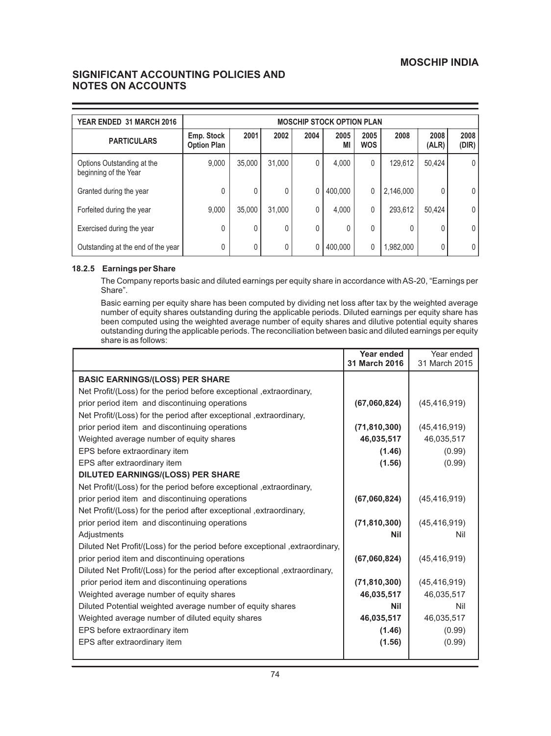## SIGNIFICANT ACCOUNTING POLICIES AND NOTES ON ACCOUNTS

| YEAR ENDED 31 MARCH 2016 | MOSCHIP STOCK OPTION PLAN | | | | | | | | |
|---|---|---|---|---|---|---|---|---|---|
| PARTICULARS | Emp. Stock Option Plan | 2001 | 2002 | 2004 | 2005 MI | 2005 WOS | 2008 | 2008 (ALR) | 2008 (DIR) |
| Options Outstanding at the beginning of the Year | 9,000 | 35,000 | 31,000 | 0 | 4,000 | 0 | 129,612 | 50,424 | 0 |
| Granted during the year | 0 | 0 | 0 | 0 | 400,000 | 0 | 2,146,000 | 0 | 0 |
| Forfeited during the year | 9,000 | 35,000 | 31,000 | 0 | 4,000 | 0 | 293,612 | 50,424 | 0 |
| Exercised during the year | 0 | 0 | 0 | 0 | 0 | 0 | 0 | 0 | 0 |
| Outstanding at the end of the year | 0 | 0 | 0 | 0 | 400,000 | 0 | 1,982,000 | 0 | 0 |

#### 18.2.5 Earnings per Share

The Company reports basic and diluted earnings per equity share in accordance with AS-20, "Earnings per Share".

Basic earning per equity share has been computed by dividing net loss after tax by the weighted average number of equity shares outstanding during the applicable periods. Diluted earnings per equity share has been computed using the weighted average number of equity shares and dilutive potential equity shares outstanding during the applicable periods. The reconciliation between basic and diluted earnings per equity share is as follows:

| | Year ended 31 March 2016 | Year ended 31 March 2015 |
|---|---|---|
| **BASIC EARNINGS/(LOSS) PER SHARE** | | |
| Net Profit/(Loss) for the period before exceptional ,extraordinary, prior period item and discontinuing operations | **(67,060,824)** | (45,416,919) |
| Net Profit/(Loss) for the period after exceptional ,extraordinary, prior period item and discontinuing operations | **(71,810,300)** | (45,416,919) |
| Weighted average number of equity shares | **46,035,517** | 46,035,517 |
| EPS before extraordinary item | **(1.46)** | (0.99) |
| EPS after extraordinary item | **(1.56)** | (0.99) |
| **DILUTED EARNINGS/(LOSS) PER SHARE** | | |
| Net Profit/(Loss) for the period before exceptional ,extraordinary, prior period item and discontinuing operations | **(67,060,824)** | (45,416,919) |
| Net Profit/(Loss) for the period after exceptional ,extraordinary, prior period item and discontinuing operations | **(71,810,300)** | (45,416,919) |
| Adjustments | **Nil** | Nil |
| Diluted Net Profit/(Loss) for the period before exceptional ,extraordinary, prior period item and discontinuing operations | **(67,060,824)** | (45,416,919) |
| Diluted Net Profit/(Loss) for the period after exceptional ,extraordinary, prior period item and discontinuing operations | **(71,810,300)** | (45,416,919) |
| Weighted average number of equity shares | **46,035,517** | 46,035,517 |
| Diluted Potential weighted average number of equity shares | **Nil** | Nil |
| Weighted average number of diluted equity shares | **46,035,517** | 46,035,517 |
| EPS before extraordinary item | **(1.46)** | (0.99) |
| EPS after extraordinary item | **(1.56)** | (0.99) |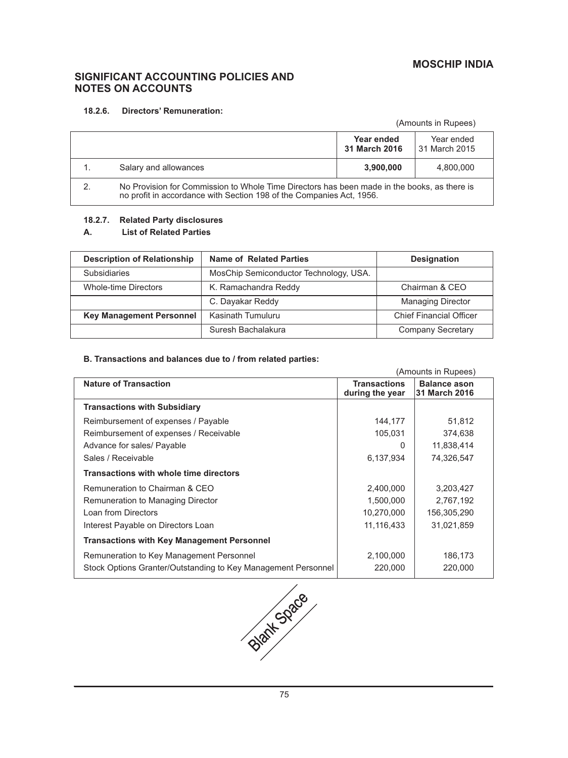## SIGNIFICANT ACCOUNTING POLICIES AND NOTES ON ACCOUNTS

#### 18.2.6. Directors' Remuneration:

(Amounts in Rupees)

| | | Year ended 31 March 2016 | Year ended 31 March 2015 |
|---|---|---|---|
| 1. | Salary and allowances | **3,900,000** | 4,800,000 |
| 2. | No Provision for Commission to Whole Time Directors has been made in the books, as there is no profit in accordance with Section 198 of the Companies Act, 1956. | | |

#### 18.2.7. Related Party disclosures

#### A. List of Related Parties

| Description of Relationship | Name of Related Parties | Designation |
|---|---|---|
| Subsidiaries | MosChip Semiconductor Technology, USA. | |
| Whole-time Directors | K. Ramachandra Reddy | Chairman & CEO |
| | C. Dayakar Reddy | Managing Director |
| **Key Management Personnel** | Kasinath Tumuluru | Chief Financial Officer |
| | Suresh Bachalakura | Company Secretary |

#### B. Transactions and balances due to / from related parties:

(Amounts in Rupees)

| Nature of Transaction | Transactions during the year | Balance ason 31 March 2016 |
|---|---|---|
| **Transactions with Subsidiary** | | |
| Reimbursement of expenses / Payable | 144,177 | 51,812 |
| Reimbursement of expenses / Receivable | 105,031 | 374,638 |
| Advance for sales/ Payable | 0 | 11,838,414 |
| Sales / Receivable | 6,137,934 | 74,326,547 |
| **Transactions with whole time directors** | | |
| Remuneration to Chairman & CEO | 2,400,000 | 3,203,427 |
| Remuneration to Managing Director | 1,500,000 | 2,767,192 |
| Loan from Directors | 10,270,000 | 156,305,290 |
| Interest Payable on Directors Loan | 11,116,433 | 31,021,859 |
| **Transactions with Key Management Personnel** | | |
| Remuneration to Key Management Personnel | 2,100,000 | 186,173 |
| Stock Options Granter/Outstanding to Key Management Personnel | 220,000 | 220,000 |

Blank Space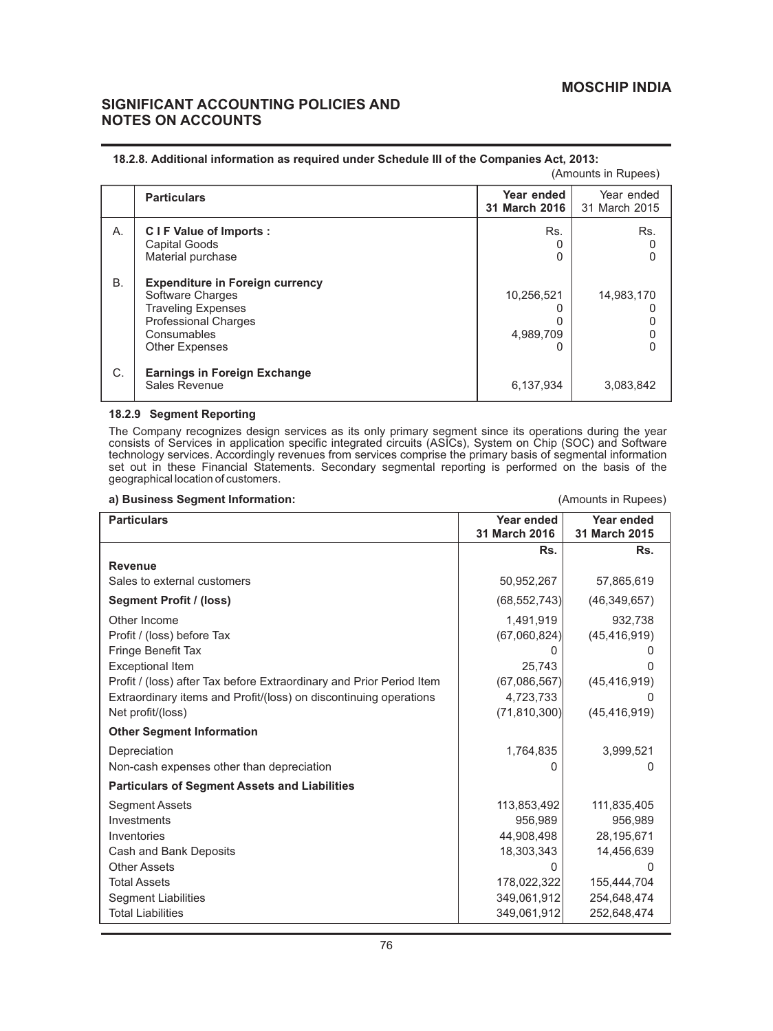# SIGNIFICANT ACCOUNTING POLICIES AND NOTES ON ACCOUNTS

**18.2.8. Additional information as required under Schedule III of the Companies Act, 2013:**

(Amounts in Rupees)

| | Particulars | Year ended 31 March 2016 | Year ended 31 March 2015 |
|---|---|---|---|
| A. | **C I F Value of Imports :** | Rs. | Rs. |
| | Capital Goods | 0 | 0 |
| | Material purchase | 0 | 0 |
| B. | **Expenditure in Foreign currency** | | |
| | Software Charges | 10,256,521 | 14,983,170 |
| | Traveling Expenses | 0 | 0 |
| | Professional Charges | 0 | 0 |
| | Consumables | 4,989,709 | 0 |
| | Other Expenses | 0 | 0 |
| C. | **Earnings in Foreign Exchange** | | |
| | Sales Revenue | 6,137,934 | 3,083,842 |

**18.2.9 Segment Reporting**

The Company recognizes design services as its only primary segment since its operations during the year consists of Services in application specific integrated circuits (ASICs), System on Chip (SOC) and Software technology services. Accordingly revenues from services comprise the primary basis of segmental information set out in these Financial Statements. Secondary segmental reporting is performed on the basis of the geographical location of customers.

**a) Business Segment Information:**

(Amounts in Rupees)

| Particulars | Year ended 31 March 2016 | Year ended 31 March 2015 |
|---|---|---|
| | Rs. | Rs. |
| **Revenue** | | |
| Sales to external customers | 50,952,267 | 57,865,619 |
| **Segment Profit / (loss)** | (68,552,743) | (46,349,657) |
| Other Income | 1,491,919 | 932,738 |
| Profit / (loss) before Tax | (67,060,824) | (45,416,919) |
| Fringe Benefit Tax | 0 | 0 |
| Exceptional Item | 25,743 | 0 |
| Profit / (loss) after Tax before Extraordinary and Prior Period Item | (67,086,567) | (45,416,919) |
| Extraordinary items and Profit/(loss) on discontinuing operations | 4,723,733 | 0 |
| Net profit/(loss) | (71,810,300) | (45,416,919) |
| **Other Segment Information** | | |
| Depreciation | 1,764,835 | 3,999,521 |
| Non-cash expenses other than depreciation | 0 | 0 |
| **Particulars of Segment Assets and Liabilities** | | |
| Segment Assets | 113,853,492 | 111,835,405 |
| Investments | 956,989 | 956,989 |
| Inventories | 44,908,498 | 28,195,671 |
| Cash and Bank Deposits | 18,303,343 | 14,456,639 |
| Other Assets | 0 | 0 |
| Total Assets | 178,022,322 | 155,444,704 |
| Segment Liabilities | 349,061,912 | 254,648,474 |
| Total Liabilities | 349,061,912 | 252,648,474 |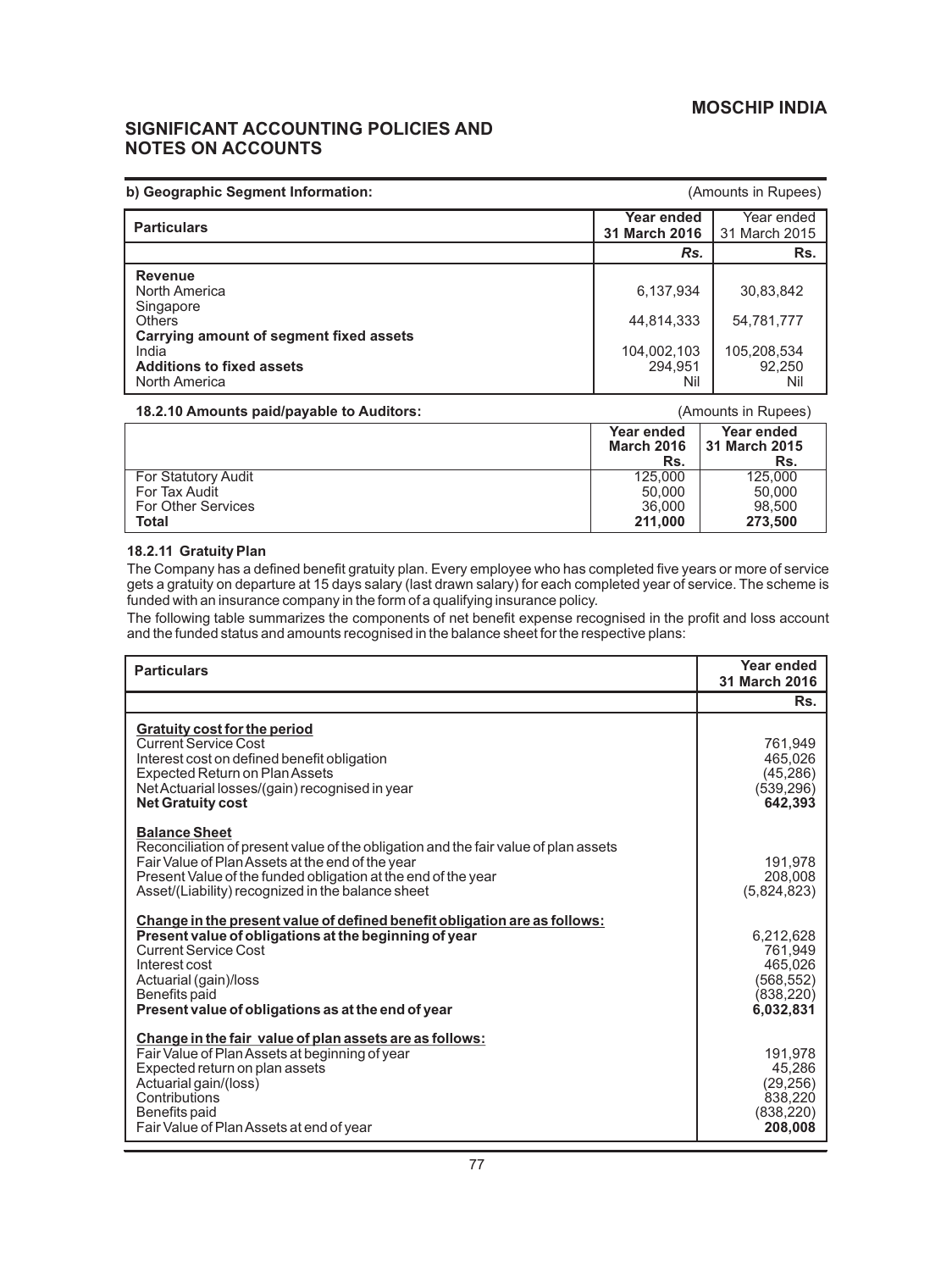## SIGNIFICANT ACCOUNTING POLICIES AND NOTES ON ACCOUNTS

**b) Geographic Segment Information:** (Amounts in Rupees)

| Particulars | Year ended 31 March 2016 | Year ended 31 March 2015 |
|---|---|---|
| | *Rs.* | Rs. |
| **Revenue** | | |
| North America | 6,137,934 | 30,83,842 |
| Singapore | | |
| Others | 44,814,333 | 54,781,777 |
| **Carrying amount of segment fixed assets** | | |
| India | 104,002,103 | 105,208,534 |
| **Additions to fixed assets** | 294,951 | 92,250 |
| North America | Nil | Nil |

**18.2.10 Amounts paid/payable to Auditors:** (Amounts in Rupees)

| | Year ended March 2016 Rs. | Year ended 31 March 2015 Rs. |
|---|---|---|
| For Statutory Audit | 125,000 | 125,000 |
| For Tax Audit | 50,000 | 50,000 |
| For Other Services | 36,000 | 98,500 |
| **Total** | **211,000** | **273,500** |

**18.2.11 Gratuity Plan**

The Company has a defined benefit gratuity plan. Every employee who has completed five years or more of service gets a gratuity on departure at 15 days salary (last drawn salary) for each completed year of service. The scheme is funded with an insurance company in the form of a qualifying insurance policy.

The following table summarizes the components of net benefit expense recognised in the profit and loss account and the funded status and amounts recognised in the balance sheet for the respective plans:

| Particulars | Year ended 31 March 2016 |
|---|---|
| | Rs. |
| **Gratuity cost for the period** | |
| Current Service Cost | 761,949 |
| Interest cost on defined benefit obligation | 465,026 |
| Expected Return on Plan Assets | (45,286) |
| Net Actuarial losses/(gain) recognised in year | (539,296) |
| **Net Gratuity cost** | **642,393** |
| **Balance Sheet** | |
| Reconciliation of present value of the obligation and the fair value of plan assets | |
| Fair Value of Plan Assets at the end of the year | 191,978 |
| Present Value of the funded obligation at the end of the year | 208,008 |
| Asset/(Liability) recognized in the balance sheet | (5,824,823) |
| **Change in the present value of defined benefit obligation are as follows:** | |
| **Present value of obligations at the beginning of year** | 6,212,628 |
| Current Service Cost | 761,949 |
| Interest cost | 465,026 |
| Actuarial (gain)/loss | (568,552) |
| Benefits paid | (838,220) |
| **Present value of obligations as at the end of year** | **6,032,831** |
| **Change in the fair value of plan assets are as follows:** | |
| Fair Value of Plan Assets at beginning of year | 191,978 |
| Expected return on plan assets | 45,286 |
| Actuarial gain/(loss) | (29,256) |
| Contributions | 838,220 |
| Benefits paid | (838,220) |
| Fair Value of Plan Assets at end of year | **208,008** |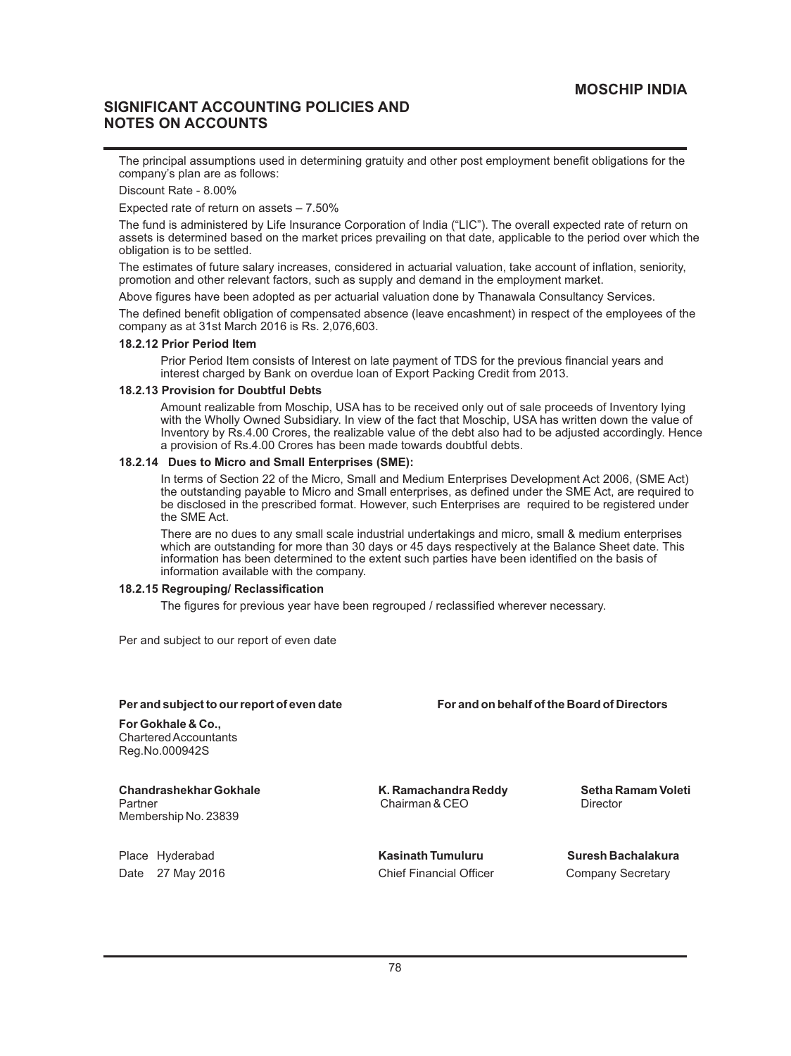The principal assumptions used in determining gratuity and other post employment benefit obligations for the company's plan are as follows:

Discount Rate - 8.00%

Expected rate of return on assets – 7.50%

The fund is administered by Life Insurance Corporation of India ("LIC"). The overall expected rate of return on assets is determined based on the market prices prevailing on that date, applicable to the period over which the obligation is to be settled.

The estimates of future salary increases, considered in actuarial valuation, take account of inflation, seniority, promotion and other relevant factors, such as supply and demand in the employment market.

Above figures have been adopted as per actuarial valuation done by Thanawala Consultancy Services.

The defined benefit obligation of compensated absence (leave encashment) in respect of the employees of the company as at 31st March 2016 is Rs. 2,076,603.

**18.2.12 Prior Period Item**

Prior Period Item consists of Interest on late payment of TDS for the previous financial years and interest charged by Bank on overdue loan of Export Packing Credit from 2013.

**18.2.13 Provision for Doubtful Debts**

Amount realizable from Moschip, USA has to be received only out of sale proceeds of Inventory lying with the Wholly Owned Subsidiary. In view of the fact that Moschip, USA has written down the value of Inventory by Rs.4.00 Crores, the realizable value of the debt also had to be adjusted accordingly. Hence a provision of Rs.4.00 Crores has been made towards doubtful debts.

**18.2.14 Dues to Micro and Small Enterprises (SME):**

In terms of Section 22 of the Micro, Small and Medium Enterprises Development Act 2006, (SME Act) the outstanding payable to Micro and Small enterprises, as defined under the SME Act, are required to be disclosed in the prescribed format. However, such Enterprises are required to be registered under the SME Act.

There are no dues to any small scale industrial undertakings and micro, small & medium enterprises which are outstanding for more than 30 days or 45 days respectively at the Balance Sheet date. This information has been determined to the extent such parties have been identified on the basis of information available with the company.

**18.2.15 Regrouping/ Reclassification**

The figures for previous year have been regrouped / reclassified wherever necessary.

Per and subject to our report of even date

**Per and subject to our report of even date** | **For and on behalf of the Board of Directors**

**For Gokhale & Co.,**
Chartered Accountants
Reg.No.000942S

**Chandrashekhar Gokhale**
Partner
Membership No. 23839

**K. Ramachandra Reddy**
Chairman & CEO

**Setha Ramam Voleti**
Director

Place Hyderabad
Date 27 May 2016

**Kasinath Tumuluru**
Chief Financial Officer

**Suresh Bachalakura**
Company Secretary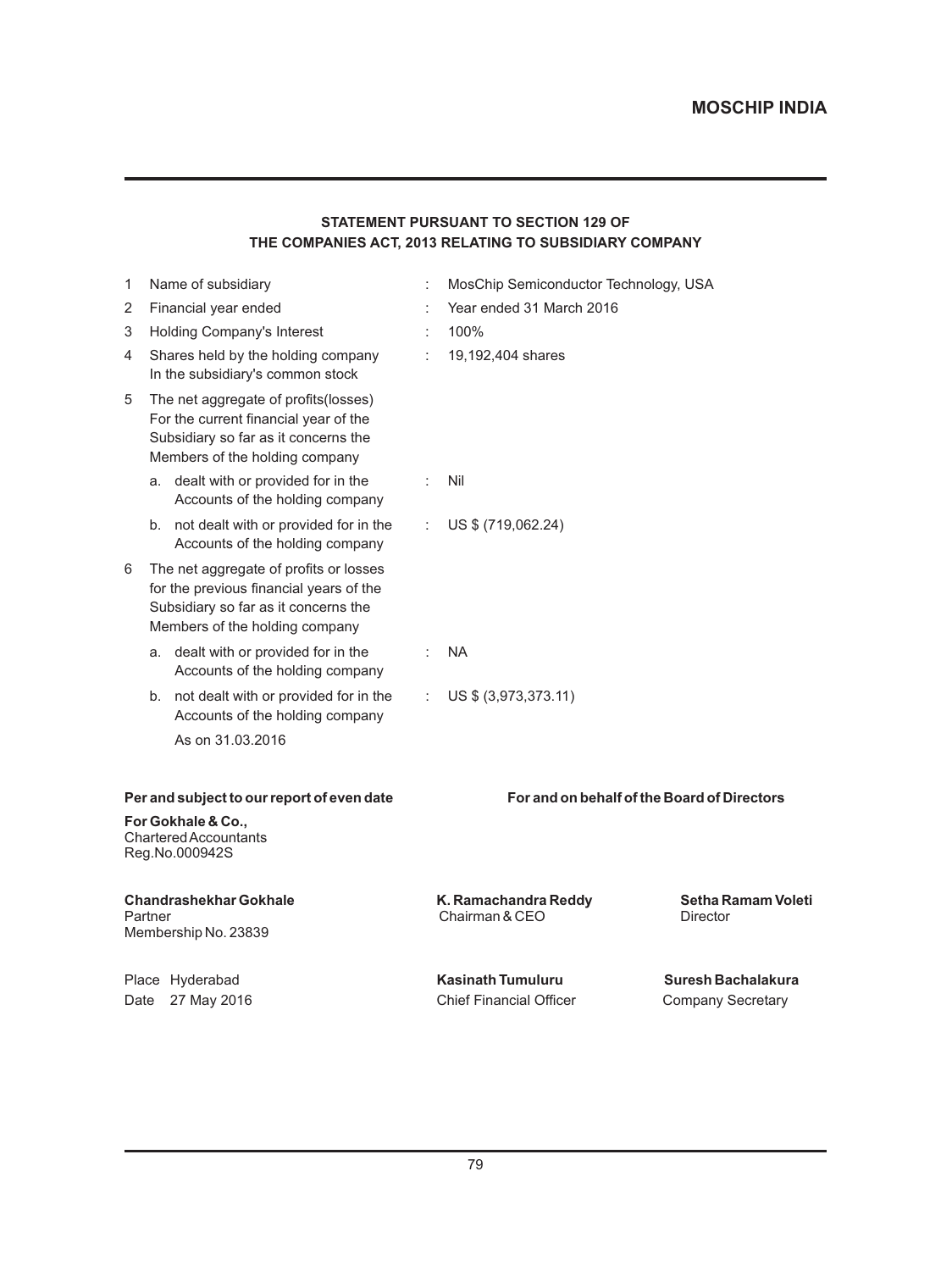## STATEMENT PURSUANT TO SECTION 129 OF THE COMPANIES ACT, 2013 RELATING TO SUBSIDIARY COMPANY

| | | | |
|---|---|---|---|
| 1 | Name of subsidiary | : | MosChip Semiconductor Technology, USA |
| 2 | Financial year ended | : | Year ended 31 March 2016 |
| 3 | Holding Company's Interest | : | 100% |
| 4 | Shares held by the holding company In the subsidiary's common stock | : | 19,192,404 shares |
| 5 | The net aggregate of profits(losses) For the current financial year of the Subsidiary so far as it concerns the Members of the holding company | | |
| | a. dealt with or provided for in the Accounts of the holding company | : | Nil |
| | b. not dealt with or provided for in the Accounts of the holding company | : | US $ (719,062.24) |
| 6 | The net aggregate of profits or losses for the previous financial years of the Subsidiary so far as it concerns the Members of the holding company | | |
| | a. dealt with or provided for in the Accounts of the holding company | : | NA |
| | b. not dealt with or provided for in the Accounts of the holding company As on 31.03.2016 | : | US $ (3,973,373.11) |

**Per and subject to our report of even date**

**For Gokhale & Co.,**
Chartered Accountants
Reg.No.000942S

**Chandrashekhar Gokhale**
Partner
Membership No. 23839

Place Hyderabad
Date 27 May 2016

**For and on behalf of the Board of Directors**

**K. Ramachandra Reddy**
Chairman & CEO

**Setha Ramam Voleti**
Director

**Kasinath Tumuluru**
Chief Financial Officer

**Suresh Bachalakura**
Company Secretary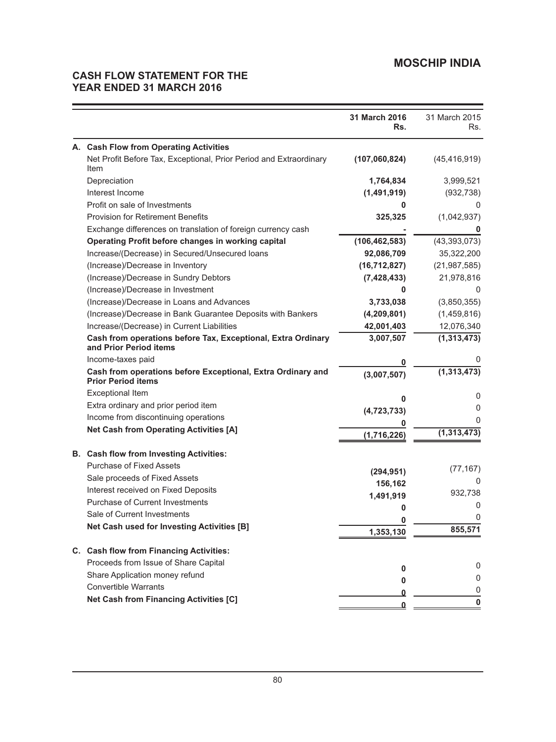## MOSCHIP INDIA

## CASH FLOW STATEMENT FOR THE YEAR ENDED 31 MARCH 2016

| | 31 March 2016 Rs. | 31 March 2015 Rs. |
|---|---|---|
| **A. Cash Flow from Operating Activities** | | |
| Net Profit Before Tax, Exceptional, Prior Period and Extraordinary Item | **(107,060,824)** | (45,416,919) |
| Depreciation | **1,764,834** | 3,999,521 |
| Interest Income | **(1,491,919)** | (932,738) |
| Profit on sale of Investments | **0** | 0 |
| Provision for Retirement Benefits | **325,325** | (1,042,937) |
| Exchange differences on translation of foreign currency cash | **-** | **0** |
| **Operating Profit before changes in working capital** | **(106,462,583)** | (43,393,073) |
| Increase/(Decrease) in Secured/Unsecured loans | **92,086,709** | 35,322,200 |
| (Increase)/Decrease in Inventory | **(16,712,827)** | (21,987,585) |
| (Increase)/Decrease in Sundry Debtors | **(7,428,433)** | 21,978,816 |
| (Increase)/Decrease in Investment | **0** | 0 |
| (Increase)/Decrease in Loans and Advances | **3,733,038** | (3,850,355) |
| (Increase)/Decrease in Bank Guarantee Deposits with Bankers | **(4,209,801)** | (1,459,816) |
| Increase/(Decrease) in Current Liabilities | **42,001,403** | 12,076,340 |
| **Cash from operations before Tax, Exceptional, Extra Ordinary and Prior Period items** | **3,007,507** | **(1,313,473)** |
| Income-taxes paid | **0** | 0 |
| **Cash from operations before Exceptional, Extra Ordinary and Prior Period items** | **(3,007,507)** | **(1,313,473)** |
| Exceptional Item | **0** | 0 |
| Extra ordinary and prior period item | **(4,723,733)** | 0 |
| Income from discontinuing operations | **0** | 0 |
| **Net Cash from Operating Activities [A]** | **(1,716,226)** | **(1,313,473)** |
| **B. Cash flow from Investing Activities:** | | |
| Purchase of Fixed Assets | **(294,951)** | (77,167) |
| Sale proceeds of Fixed Assets | **156,162** | 0 |
| Interest received on Fixed Deposits | **1,491,919** | 932,738 |
| Purchase of Current Investments | **0** | 0 |
| Sale of Current Investments | **0** | 0 |
| **Net Cash used for Investing Activities [B]** | **1,353,130** | **855,571** |
| **C. Cash flow from Financing Activities:** | | |
| Proceeds from Issue of Share Capital | **0** | 0 |
| Share Application money refund | **0** | 0 |
| Convertible Warrants | **0** | 0 |
| **Net Cash from Financing Activities [C]** | **0** | **0** |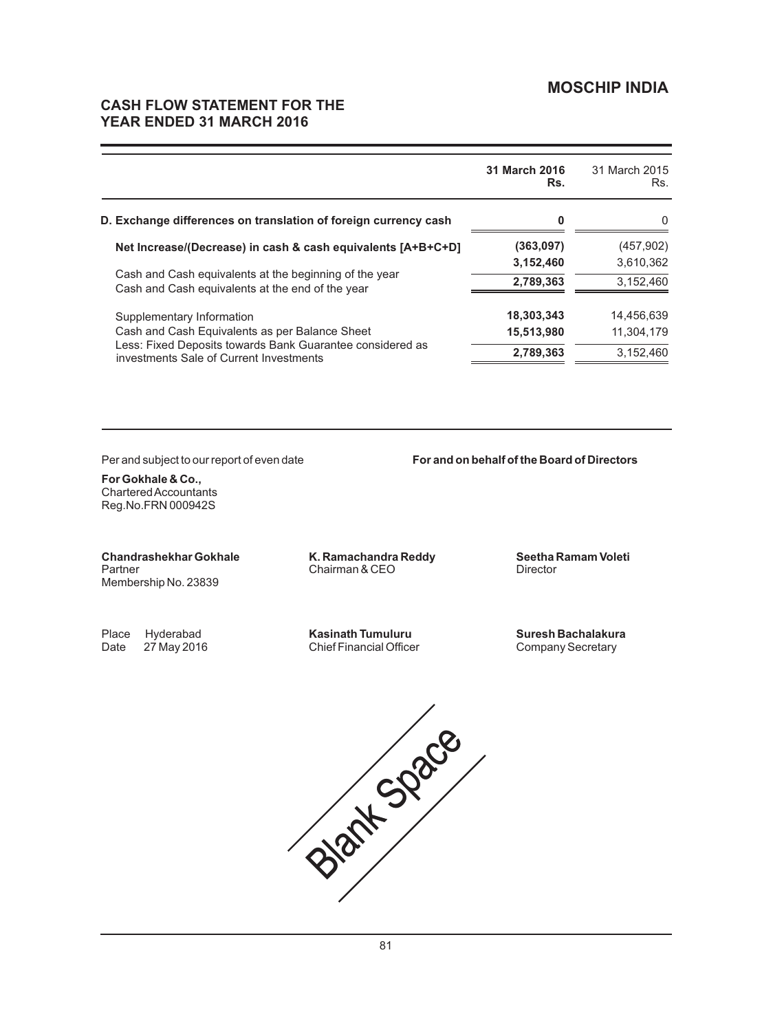## CASH FLOW STATEMENT FOR THE YEAR ENDED 31 MARCH 2016

| | 31 March 2016 Rs. | 31 March 2015 Rs. |
|---|---|---|
| **D. Exchange differences on translation of foreign currency cash** | **0** | 0 |
| **Net Increase/(Decrease) in cash & cash equivalents [A+B+C+D]** | **(363,097)** | (457,902) |
| Cash and Cash equivalents at the beginning of the year | **3,152,460** | 3,610,362 |
| Cash and Cash equivalents at the end of the year | **2,789,363** | 3,152,460 |
| Supplementary Information | | |
| Cash and Cash Equivalents as per Balance Sheet | **18,303,343** | 14,456,639 |
| Less: Fixed Deposits towards Bank Guarantee considered as investments Sale of Current Investments | **15,513,980** | 11,304,179 |
| | **2,789,363** | 3,152,460 |

Per and subject to our report of even date

**For Gokhale & Co.,**
Chartered Accountants
Reg.No.FRN 000942S

**For and on behalf of the Board of Directors**

**Chandrashekhar Gokhale**
Partner
Membership No. 23839

**K. Ramachandra Reddy**
Chairman & CEO

**Seetha Ramam Voleti**
Director

Place Hyderabad
Date 27 May 2016

**Kasinath Tumuluru**
Chief Financial Officer

**Suresh Bachalakura**
Company Secretary

Blank Space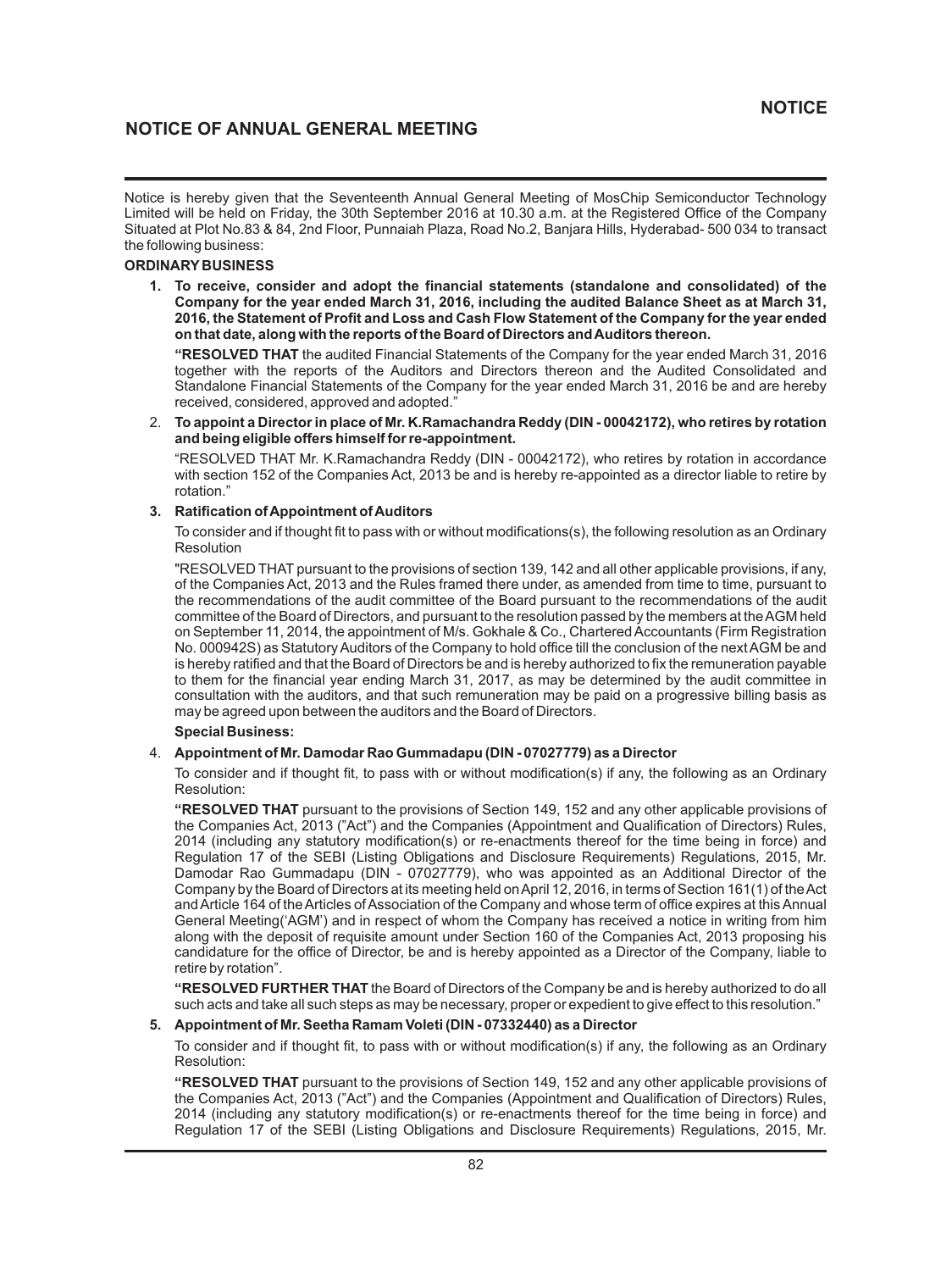# NOTICE OF ANNUAL GENERAL MEETING

Notice is hereby given that the Seventeenth Annual General Meeting of MosChip Semiconductor Technology Limited will be held on Friday, the 30th September 2016 at 10.30 a.m. at the Registered Office of the Company Situated at Plot No.83 & 84, 2nd Floor, Punnaiah Plaza, Road No.2, Banjara Hills, Hyderabad- 500 034 to transact the following business:

**ORDINARY BUSINESS**

1. **To receive, consider and adopt the financial statements (standalone and consolidated) of the Company for the year ended March 31, 2016, including the audited Balance Sheet as at March 31, 2016, the Statement of Profit and Loss and Cash Flow Statement of the Company for the year ended on that date, along with the reports of the Board of Directors and Auditors thereon.**

   **"RESOLVED THAT** the audited Financial Statements of the Company for the year ended March 31, 2016 together with the reports of the Auditors and Directors thereon and the Audited Consolidated and Standalone Financial Statements of the Company for the year ended March 31, 2016 be and are hereby received, considered, approved and adopted."

2. **To appoint a Director in place of Mr. K.Ramachandra Reddy (DIN - 00042172), who retires by rotation and being eligible offers himself for re-appointment.**

   "RESOLVED THAT Mr. K.Ramachandra Reddy (DIN - 00042172), who retires by rotation in accordance with section 152 of the Companies Act, 2013 be and is hereby re-appointed as a director liable to retire by rotation."

3. **Ratification of Appointment of Auditors**

   To consider and if thought fit to pass with or without modifications(s), the following resolution as an Ordinary Resolution

   "RESOLVED THAT pursuant to the provisions of section 139, 142 and all other applicable provisions, if any, of the Companies Act, 2013 and the Rules framed there under, as amended from time to time, pursuant to the recommendations of the audit committee of the Board pursuant to the recommendations of the audit committee of the Board of Directors, and pursuant to the resolution passed by the members at the AGM held on September 11, 2014, the appointment of M/s. Gokhale & Co., Chartered Accountants (Firm Registration No. 000942S) as Statutory Auditors of the Company to hold office till the conclusion of the next AGM be and is hereby ratified and that the Board of Directors be and is hereby authorized to fix the remuneration payable to them for the financial year ending March 31, 2017, as may be determined by the audit committee in consultation with the auditors, and that such remuneration may be paid on a progressive billing basis as may be agreed upon between the auditors and the Board of Directors.

**Special Business:**

4. **Appointment of Mr. Damodar Rao Gummadapu (DIN - 07027779) as a Director**

   To consider and if thought fit, to pass with or without modification(s) if any, the following as an Ordinary Resolution:

   **"RESOLVED THAT** pursuant to the provisions of Section 149, 152 and any other applicable provisions of the Companies Act, 2013 ("Act") and the Companies (Appointment and Qualification of Directors) Rules, 2014 (including any statutory modification(s) or re-enactments thereof for the time being in force) and Regulation 17 of the SEBI (Listing Obligations and Disclosure Requirements) Regulations, 2015, Mr. Damodar Rao Gummadapu (DIN - 07027779), who was appointed as an Additional Director of the Company by the Board of Directors at its meeting held on April 12, 2016, in terms of Section 161(1) of the Act and Article 164 of the Articles of Association of the Company and whose term of office expires at this Annual General Meeting('AGM') and in respect of whom the Company has received a notice in writing from him along with the deposit of requisite amount under Section 160 of the Companies Act, 2013 proposing his candidature for the office of Director, be and is hereby appointed as a Director of the Company, liable to retire by rotation".

   **"RESOLVED FURTHER THAT** the Board of Directors of the Company be and is hereby authorized to do all such acts and take all such steps as may be necessary, proper or expedient to give effect to this resolution."

5. **Appointment of Mr. Seetha Ramam Voleti (DIN - 07332440) as a Director**

   To consider and if thought fit, to pass with or without modification(s) if any, the following as an Ordinary Resolution:

   **"RESOLVED THAT** pursuant to the provisions of Section 149, 152 and any other applicable provisions of the Companies Act, 2013 ("Act") and the Companies (Appointment and Qualification of Directors) Rules, 2014 (including any statutory modification(s) or re-enactments thereof for the time being in force) and Regulation 17 of the SEBI (Listing Obligations and Disclosure Requirements) Regulations, 2015, Mr.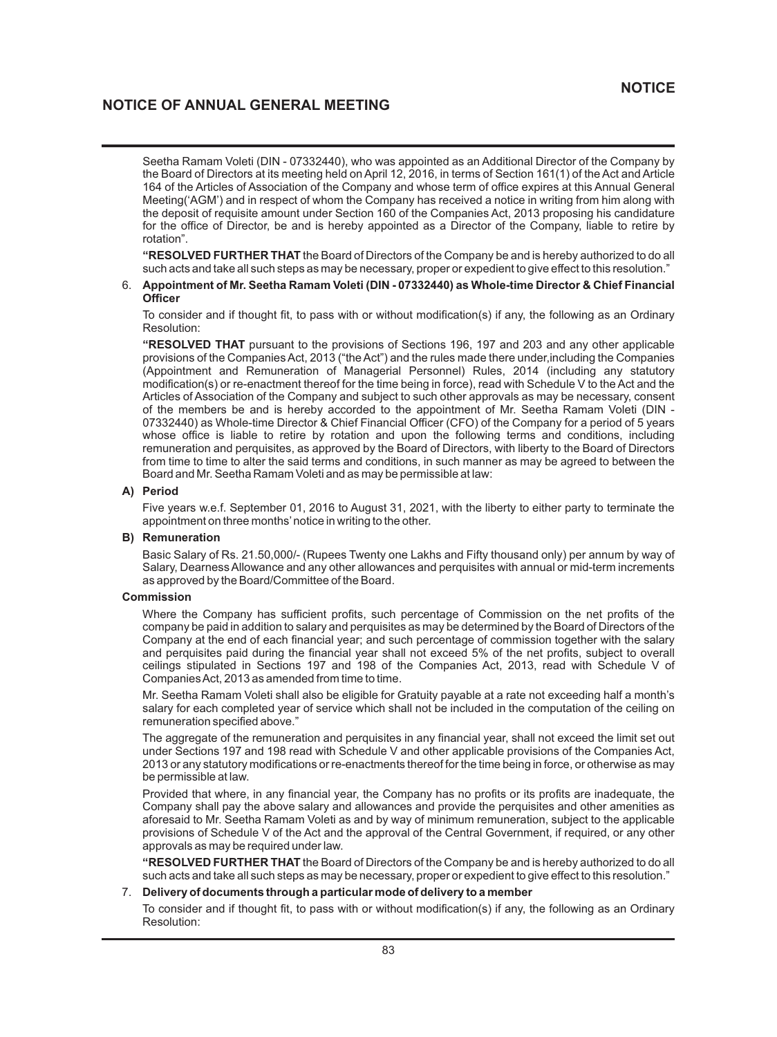Seetha Ramam Voleti (DIN - 07332440), who was appointed as an Additional Director of the Company by the Board of Directors at its meeting held on April 12, 2016, in terms of Section 161(1) of the Act and Article 164 of the Articles of Association of the Company and whose term of office expires at this Annual General Meeting('AGM') and in respect of whom the Company has received a notice in writing from him along with the deposit of requisite amount under Section 160 of the Companies Act, 2013 proposing his candidature for the office of Director, be and is hereby appointed as a Director of the Company, liable to retire by rotation".

**"RESOLVED FURTHER THAT** the Board of Directors of the Company be and is hereby authorized to do all such acts and take all such steps as may be necessary, proper or expedient to give effect to this resolution."

6. **Appointment of Mr. Seetha Ramam Voleti (DIN - 07332440) as Whole-time Director & Chief Financial Officer**

   To consider and if thought fit, to pass with or without modification(s) if any, the following as an Ordinary Resolution:

   **"RESOLVED THAT** pursuant to the provisions of Sections 196, 197 and 203 and any other applicable provisions of the Companies Act, 2013 ("the Act") and the rules made there under,including the Companies (Appointment and Remuneration of Managerial Personnel) Rules, 2014 (including any statutory modification(s) or re-enactment thereof for the time being in force), read with Schedule V to the Act and the Articles of Association of the Company and subject to such other approvals as may be necessary, consent of the members be and is hereby accorded to the appointment of Mr. Seetha Ramam Voleti (DIN - 07332440) as Whole-time Director & Chief Financial Officer (CFO) of the Company for a period of 5 years whose office is liable to retire by rotation and upon the following terms and conditions, including remuneration and perquisites, as approved by the Board of Directors, with liberty to the Board of Directors from time to time to alter the said terms and conditions, in such manner as may be agreed to between the Board and Mr. Seetha Ramam Voleti and as may be permissible at law:

**A) Period**

Five years w.e.f. September 01, 2016 to August 31, 2021, with the liberty to either party to terminate the appointment on three months' notice in writing to the other.

**B) Remuneration**

Basic Salary of Rs. 21.50,000/- (Rupees Twenty one Lakhs and Fifty thousand only) per annum by way of Salary, Dearness Allowance and any other allowances and perquisites with annual or mid-term increments as approved by the Board/Committee of the Board.

**Commission**

Where the Company has sufficient profits, such percentage of Commission on the net profits of the company be paid in addition to salary and perquisites as may be determined by the Board of Directors of the Company at the end of each financial year; and such percentage of commission together with the salary and perquisites paid during the financial year shall not exceed 5% of the net profits, subject to overall ceilings stipulated in Sections 197 and 198 of the Companies Act, 2013, read with Schedule V of Companies Act, 2013 as amended from time to time.

Mr. Seetha Ramam Voleti shall also be eligible for Gratuity payable at a rate not exceeding half a month's salary for each completed year of service which shall not be included in the computation of the ceiling on remuneration specified above."

The aggregate of the remuneration and perquisites in any financial year, shall not exceed the limit set out under Sections 197 and 198 read with Schedule V and other applicable provisions of the Companies Act, 2013 or any statutory modifications or re-enactments thereof for the time being in force, or otherwise as may be permissible at law.

Provided that where, in any financial year, the Company has no profits or its profits are inadequate, the Company shall pay the above salary and allowances and provide the perquisites and other amenities as aforesaid to Mr. Seetha Ramam Voleti as and by way of minimum remuneration, subject to the applicable provisions of Schedule V of the Act and the approval of the Central Government, if required, or any other approvals as may be required under law.

**"RESOLVED FURTHER THAT** the Board of Directors of the Company be and is hereby authorized to do all such acts and take all such steps as may be necessary, proper or expedient to give effect to this resolution."

7. **Delivery of documents through a particular mode of delivery to a member**

   To consider and if thought fit, to pass with or without modification(s) if any, the following as an Ordinary Resolution: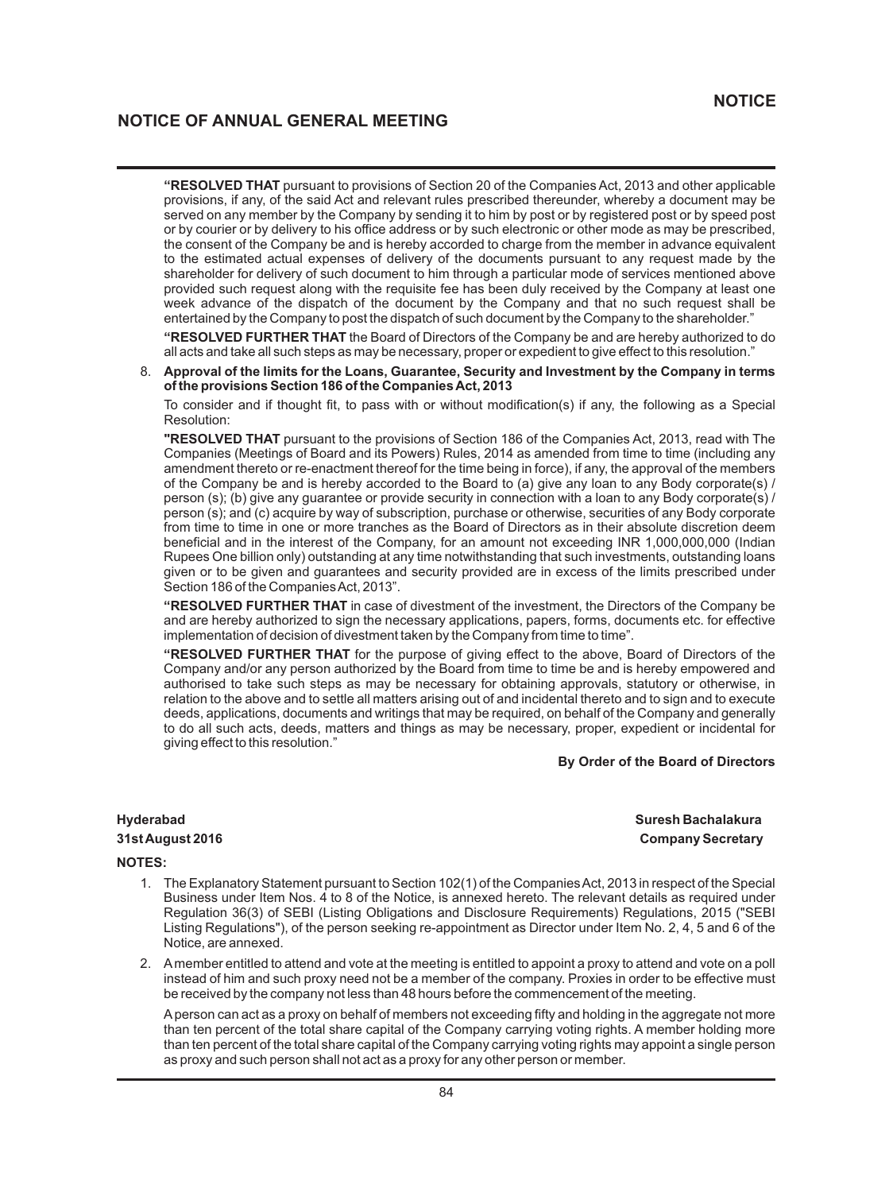**"RESOLVED THAT** pursuant to provisions of Section 20 of the Companies Act, 2013 and other applicable provisions, if any, of the said Act and relevant rules prescribed thereunder, whereby a document may be served on any member by the Company by sending it to him by post or by registered post or by speed post or by courier or by delivery to his office address or by such electronic or other mode as may be prescribed, the consent of the Company be and is hereby accorded to charge from the member in advance equivalent to the estimated actual expenses of delivery of the documents pursuant to any request made by the shareholder for delivery of such document to him through a particular mode of services mentioned above provided such request along with the requisite fee has been duly received by the Company at least one week advance of the dispatch of the document by the Company and that no such request shall be entertained by the Company to post the dispatch of such document by the Company to the shareholder."

**"RESOLVED FURTHER THAT** the Board of Directors of the Company be and are hereby authorized to do all acts and take all such steps as may be necessary, proper or expedient to give effect to this resolution."

8. **Approval of the limits for the Loans, Guarantee, Security and Investment by the Company in terms of the provisions Section 186 of the Companies Act, 2013**

   To consider and if thought fit, to pass with or without modification(s) if any, the following as a Special Resolution:

   **"RESOLVED THAT** pursuant to the provisions of Section 186 of the Companies Act, 2013, read with The Companies (Meetings of Board and its Powers) Rules, 2014 as amended from time to time (including any amendment thereto or re-enactment thereof for the time being in force), if any, the approval of the members of the Company be and is hereby accorded to the Board to (a) give any loan to any Body corporate(s) / person (s); (b) give any guarantee or provide security in connection with a loan to any Body corporate(s) / person (s); and (c) acquire by way of subscription, purchase or otherwise, securities of any Body corporate from time to time in one or more tranches as the Board of Directors as in their absolute discretion deem beneficial and in the interest of the Company, for an amount not exceeding INR 1,000,000,000 (Indian Rupees One billion only) outstanding at any time notwithstanding that such investments, outstanding loans given or to be given and guarantees and security provided are in excess of the limits prescribed under Section 186 of the Companies Act, 2013".

   **"RESOLVED FURTHER THAT** in case of divestment of the investment, the Directors of the Company be and are hereby authorized to sign the necessary applications, papers, forms, documents etc. for effective implementation of decision of divestment taken by the Company from time to time".

   **"RESOLVED FURTHER THAT** for the purpose of giving effect to the above, Board of Directors of the Company and/or any person authorized by the Board from time to time be and is hereby empowered and authorised to take such steps as may be necessary for obtaining approvals, statutory or otherwise, in relation to the above and to settle all matters arising out of and incidental thereto and to sign and to execute deeds, applications, documents and writings that may be required, on behalf of the Company and generally to do all such acts, deeds, matters and things as may be necessary, proper, expedient or incidental for giving effect to this resolution."

**By Order of the Board of Directors**

**Hyderabad**
**31st August 2016**

**Suresh Bachalakura**
**Company Secretary**

**NOTES:**

1. The Explanatory Statement pursuant to Section 102(1) of the Companies Act, 2013 in respect of the Special Business under Item Nos. 4 to 8 of the Notice, is annexed hereto. The relevant details as required under Regulation 36(3) of SEBI (Listing Obligations and Disclosure Requirements) Regulations, 2015 ("SEBI Listing Regulations"), of the person seeking re-appointment as Director under Item No. 2, 4, 5 and 6 of the Notice, are annexed.

2. A member entitled to attend and vote at the meeting is entitled to appoint a proxy to attend and vote on a poll instead of him and such proxy need not be a member of the company. Proxies in order to be effective must be received by the company not less than 48 hours before the commencement of the meeting.

   A person can act as a proxy on behalf of members not exceeding fifty and holding in the aggregate not more than ten percent of the total share capital of the Company carrying voting rights. A member holding more than ten percent of the total share capital of the Company carrying voting rights may appoint a single person as proxy and such person shall not act as a proxy for any other person or member.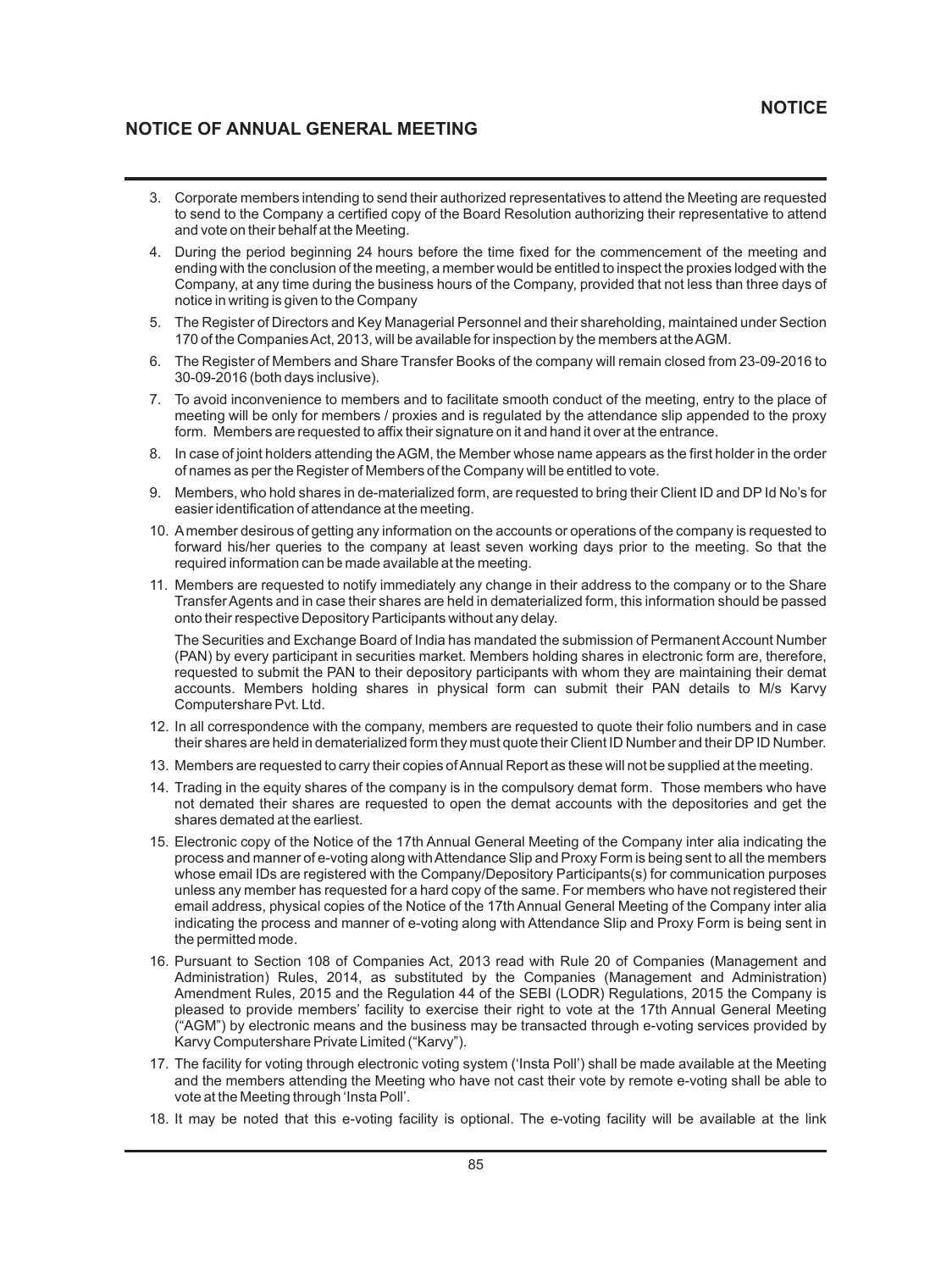# NOTICE OF ANNUAL GENERAL MEETING

3. Corporate members intending to send their authorized representatives to attend the Meeting are requested to send to the Company a certified copy of the Board Resolution authorizing their representative to attend and vote on their behalf at the Meeting.
4. During the period beginning 24 hours before the time fixed for the commencement of the meeting and ending with the conclusion of the meeting, a member would be entitled to inspect the proxies lodged with the Company, at any time during the business hours of the Company, provided that not less than three days of notice in writing is given to the Company
5. The Register of Directors and Key Managerial Personnel and their shareholding, maintained under Section 170 of the Companies Act, 2013, will be available for inspection by the members at the AGM.
6. The Register of Members and Share Transfer Books of the company will remain closed from 23-09-2016 to 30-09-2016 (both days inclusive).
7. To avoid inconvenience to members and to facilitate smooth conduct of the meeting, entry to the place of meeting will be only for members / proxies and is regulated by the attendance slip appended to the proxy form. Members are requested to affix their signature on it and hand it over at the entrance.
8. In case of joint holders attending the AGM, the Member whose name appears as the first holder in the order of names as per the Register of Members of the Company will be entitled to vote.
9. Members, who hold shares in de-materialized form, are requested to bring their Client ID and DP Id No's for easier identification of attendance at the meeting.
10. A member desirous of getting any information on the accounts or operations of the company is requested to forward his/her queries to the company at least seven working days prior to the meeting. So that the required information can be made available at the meeting.
11. Members are requested to notify immediately any change in their address to the company or to the Share Transfer Agents and in case their shares are held in dematerialized form, this information should be passed onto their respective Depository Participants without any delay.

    The Securities and Exchange Board of India has mandated the submission of Permanent Account Number (PAN) by every participant in securities market. Members holding shares in electronic form are, therefore, requested to submit the PAN to their depository participants with whom they are maintaining their demat accounts. Members holding shares in physical form can submit their PAN details to M/s Karvy Computershare Pvt. Ltd.
12. In all correspondence with the company, members are requested to quote their folio numbers and in case their shares are held in dematerialized form they must quote their Client ID Number and their DP ID Number.
13. Members are requested to carry their copies of Annual Report as these will not be supplied at the meeting.
14. Trading in the equity shares of the company is in the compulsory demat form. Those members who have not demated their shares are requested to open the demat accounts with the depositories and get the shares demated at the earliest.
15. Electronic copy of the Notice of the 17th Annual General Meeting of the Company inter alia indicating the process and manner of e-voting along with Attendance Slip and Proxy Form is being sent to all the members whose email IDs are registered with the Company/Depository Participants(s) for communication purposes unless any member has requested for a hard copy of the same. For members who have not registered their email address, physical copies of the Notice of the 17th Annual General Meeting of the Company inter alia indicating the process and manner of e-voting along with Attendance Slip and Proxy Form is being sent in the permitted mode.
16. Pursuant to Section 108 of Companies Act, 2013 read with Rule 20 of Companies (Management and Administration) Rules, 2014, as substituted by the Companies (Management and Administration) Amendment Rules, 2015 and the Regulation 44 of the SEBI (LODR) Regulations, 2015 the Company is pleased to provide members' facility to exercise their right to vote at the 17th Annual General Meeting ("AGM") by electronic means and the business may be transacted through e-voting services provided by Karvy Computershare Private Limited ("Karvy").
17. The facility for voting through electronic voting system ('Insta Poll') shall be made available at the Meeting and the members attending the Meeting who have not cast their vote by remote e-voting shall be able to vote at the Meeting through 'Insta Poll'.
18. It may be noted that this e-voting facility is optional. The e-voting facility will be available at the link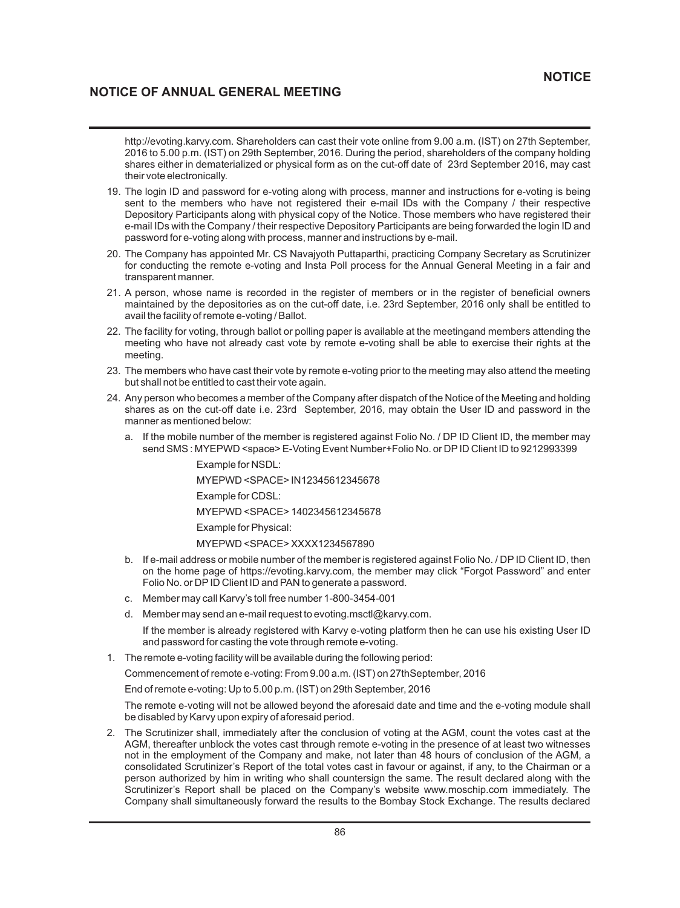http://evoting.karvy.com. Shareholders can cast their vote online from 9.00 a.m. (IST) on 27th September, 2016 to 5.00 p.m. (IST) on 29th September, 2016. During the period, shareholders of the company holding shares either in dematerialized or physical form as on the cut-off date of 23rd September 2016, may cast their vote electronically.

19. The login ID and password for e-voting along with process, manner and instructions for e-voting is being sent to the members who have not registered their e-mail IDs with the Company / their respective Depository Participants along with physical copy of the Notice. Those members who have registered their e-mail IDs with the Company / their respective Depository Participants are being forwarded the login ID and password for e-voting along with process, manner and instructions by e-mail.

20. The Company has appointed Mr. CS Navajyoth Puttaparthi, practicing Company Secretary as Scrutinizer for conducting the remote e-voting and Insta Poll process for the Annual General Meeting in a fair and transparent manner.

21. A person, whose name is recorded in the register of members or in the register of beneficial owners maintained by the depositories as on the cut-off date, i.e. 23rd September, 2016 only shall be entitled to avail the facility of remote e-voting / Ballot.

22. The facility for voting, through ballot or polling paper is available at the meetingand members attending the meeting who have not already cast vote by remote e-voting shall be able to exercise their rights at the meeting.

23. The members who have cast their vote by remote e-voting prior to the meeting may also attend the meeting but shall not be entitled to cast their vote again.

24. Any person who becomes a member of the Company after dispatch of the Notice of the Meeting and holding shares as on the cut-off date i.e. 23rd September, 2016, may obtain the User ID and password in the manner as mentioned below:

    a. If the mobile number of the member is registered against Folio No. / DP ID Client ID, the member may send SMS : MYEPWD <space> E-Voting Event Number+Folio No. or DP ID Client ID to 9212993399

       Example for NSDL:

       MYEPWD <SPACE> IN12345612345678

       Example for CDSL:

       MYEPWD <SPACE> 1402345612345678

       Example for Physical:

       MYEPWD <SPACE> XXXX1234567890

    b. If e-mail address or mobile number of the member is registered against Folio No. / DP ID Client ID, then on the home page of https://evoting.karvy.com, the member may click "Forgot Password" and enter Folio No. or DP ID Client ID and PAN to generate a password.

    c. Member may call Karvy's toll free number 1-800-3454-001

    d. Member may send an e-mail request to evoting.msctl@karvy.com.

       If the member is already registered with Karvy e-voting platform then he can use his existing User ID and password for casting the vote through remote e-voting.

1. The remote e-voting facility will be available during the following period:

   Commencement of remote e-voting: From 9.00 a.m. (IST) on 27thSeptember, 2016

   End of remote e-voting: Up to 5.00 p.m. (IST) on 29th September, 2016

   The remote e-voting will not be allowed beyond the aforesaid date and time and the e-voting module shall be disabled by Karvy upon expiry of aforesaid period.

2. The Scrutinizer shall, immediately after the conclusion of voting at the AGM, count the votes cast at the AGM, thereafter unblock the votes cast through remote e-voting in the presence of at least two witnesses not in the employment of the Company and make, not later than 48 hours of conclusion of the AGM, a consolidated Scrutinizer's Report of the total votes cast in favour or against, if any, to the Chairman or a person authorized by him in writing who shall countersign the same. The result declared along with the Scrutinizer's Report shall be placed on the Company's website www.moschip.com immediately. The Company shall simultaneously forward the results to the Bombay Stock Exchange. The results declared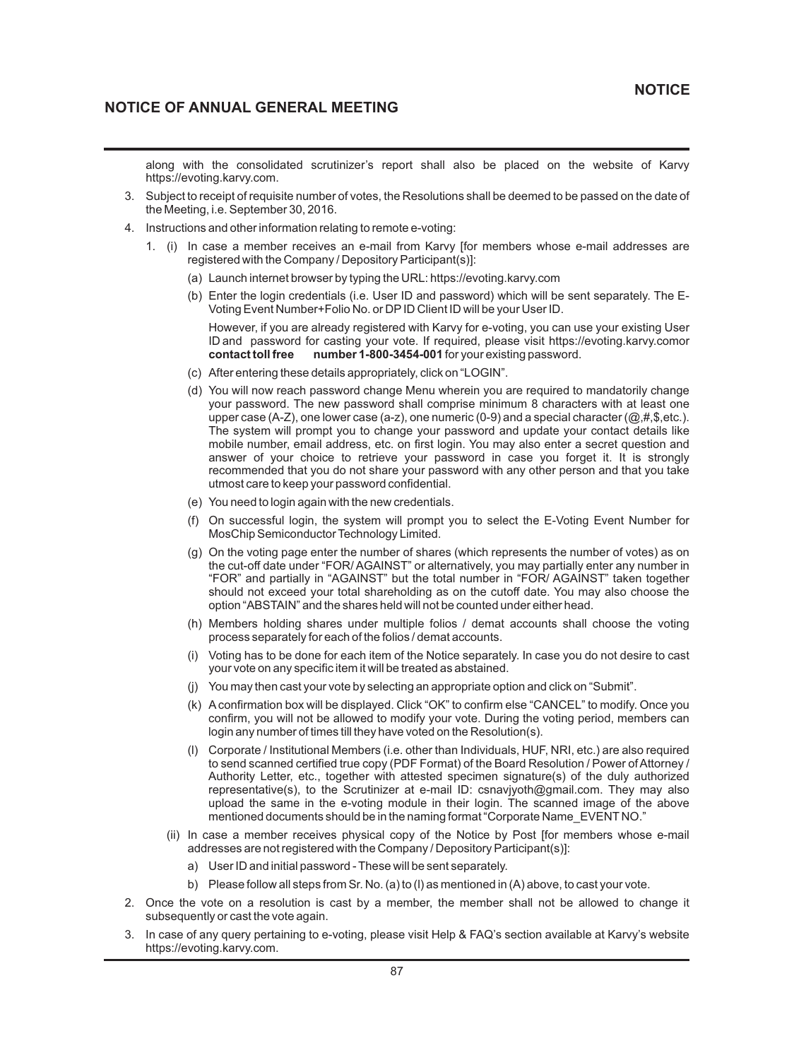along with the consolidated scrutinizer's report shall also be placed on the website of Karvy https://evoting.karvy.com.

3. Subject to receipt of requisite number of votes, the Resolutions shall be deemed to be passed on the date of the Meeting, i.e. September 30, 2016.

4. Instructions and other information relating to remote e-voting:

   1. (i) In case a member receives an e-mail from Karvy [for members whose e-mail addresses are registered with the Company / Depository Participant(s)]:

      (a) Launch internet browser by typing the URL: https://evoting.karvy.com

      (b) Enter the login credentials (i.e. User ID and password) which will be sent separately. The E-Voting Event Number+Folio No. or DP ID Client ID will be your User ID.

      However, if you are already registered with Karvy for e-voting, you can use your existing User ID and password for casting your vote. If required, please visit https://evoting.karvy.comor **contact toll free number 1-800-3454-001** for your existing password.

      (c) After entering these details appropriately, click on "LOGIN".

      (d) You will now reach password change Menu wherein you are required to mandatorily change your password. The new password shall comprise minimum 8 characters with at least one upper case (A-Z), one lower case (a-z), one numeric (0-9) and a special character (@,#,$,etc.). The system will prompt you to change your password and update your contact details like mobile number, email address, etc. on first login. You may also enter a secret question and answer of your choice to retrieve your password in case you forget it. It is strongly recommended that you do not share your password with any other person and that you take utmost care to keep your password confidential.

      (e) You need to login again with the new credentials.

      (f) On successful login, the system will prompt you to select the E-Voting Event Number for MosChip Semiconductor Technology Limited.

      (g) On the voting page enter the number of shares (which represents the number of votes) as on the cut-off date under "FOR/ AGAINST" or alternatively, you may partially enter any number in "FOR" and partially in "AGAINST" but the total number in "FOR/ AGAINST" taken together should not exceed your total shareholding as on the cutoff date. You may also choose the option "ABSTAIN" and the shares held will not be counted under either head.

      (h) Members holding shares under multiple folios / demat accounts shall choose the voting process separately for each of the folios / demat accounts.

      (i) Voting has to be done for each item of the Notice separately. In case you do not desire to cast your vote on any specific item it will be treated as abstained.

      (j) You may then cast your vote by selecting an appropriate option and click on "Submit".

      (k) A confirmation box will be displayed. Click "OK" to confirm else "CANCEL" to modify. Once you confirm, you will not be allowed to modify your vote. During the voting period, members can login any number of times till they have voted on the Resolution(s).

      (l) Corporate / Institutional Members (i.e. other than Individuals, HUF, NRI, etc.) are also required to send scanned certified true copy (PDF Format) of the Board Resolution / Power of Attorney / Authority Letter, etc., together with attested specimen signature(s) of the duly authorized representative(s), to the Scrutinizer at e-mail ID: csnavjyoth@gmail.com. They may also upload the same in the e-voting module in their login. The scanned image of the above mentioned documents should be in the naming format "Corporate Name_EVENT NO."

      (ii) In case a member receives physical copy of the Notice by Post [for members whose e-mail addresses are not registered with the Company / Depository Participant(s)]:

      a) User ID and initial password - These will be sent separately.

      b) Please follow all steps from Sr. No. (a) to (l) as mentioned in (A) above, to cast your vote.

   2. Once the vote on a resolution is cast by a member, the member shall not be allowed to change it subsequently or cast the vote again.

   3. In case of any query pertaining to e-voting, please visit Help & FAQ's section available at Karvy's website https://evoting.karvy.com.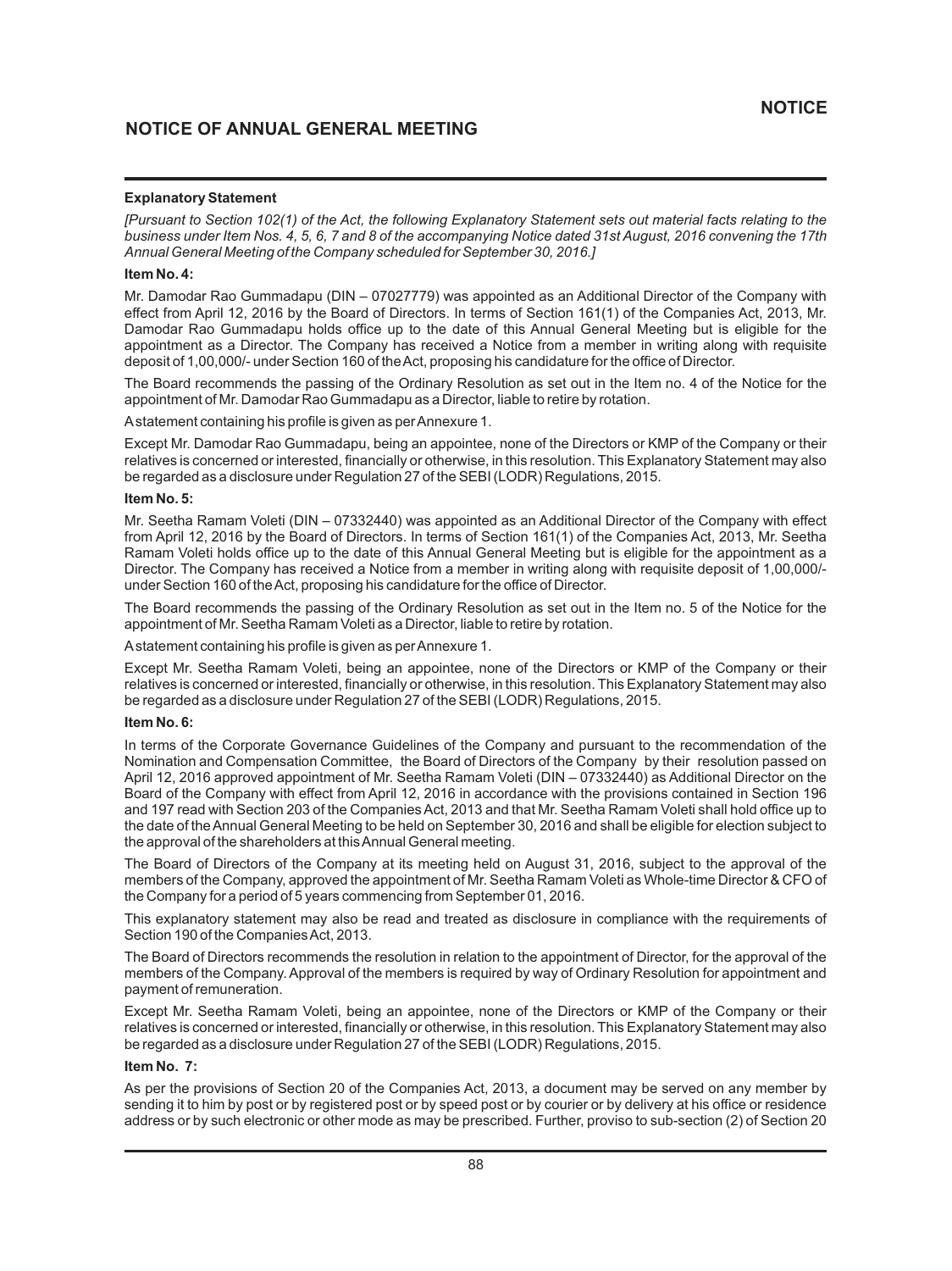## NOTICE OF ANNUAL GENERAL MEETING

**Explanatory Statement**

*[Pursuant to Section 102(1) of the Act, the following Explanatory Statement sets out material facts relating to the business under Item Nos. 4, 5, 6, 7 and 8 of the accompanying Notice dated 31st August, 2016 convening the 17th Annual General Meeting of the Company scheduled for September 30, 2016.]*

**Item No. 4:**

Mr. Damodar Rao Gummadapu (DIN – 07027779) was appointed as an Additional Director of the Company with effect from April 12, 2016 by the Board of Directors. In terms of Section 161(1) of the Companies Act, 2013, Mr. Damodar Rao Gummadapu holds office up to the date of this Annual General Meeting but is eligible for the appointment as a Director. The Company has received a Notice from a member in writing along with requisite deposit of 1,00,000/- under Section 160 of the Act, proposing his candidature for the office of Director.

The Board recommends the passing of the Ordinary Resolution as set out in the Item no. 4 of the Notice for the appointment of Mr. Damodar Rao Gummadapu as a Director, liable to retire by rotation.

A statement containing his profile is given as per Annexure 1.

Except Mr. Damodar Rao Gummadapu, being an appointee, none of the Directors or KMP of the Company or their relatives is concerned or interested, financially or otherwise, in this resolution. This Explanatory Statement may also be regarded as a disclosure under Regulation 27 of the SEBI (LODR) Regulations, 2015.

**Item No. 5:**

Mr. Seetha Ramam Voleti (DIN – 07332440) was appointed as an Additional Director of the Company with effect from April 12, 2016 by the Board of Directors. In terms of Section 161(1) of the Companies Act, 2013, Mr. Seetha Ramam Voleti holds office up to the date of this Annual General Meeting but is eligible for the appointment as a Director. The Company has received a Notice from a member in writing along with requisite deposit of 1,00,000/- under Section 160 of the Act, proposing his candidature for the office of Director.

The Board recommends the passing of the Ordinary Resolution as set out in the Item no. 5 of the Notice for the appointment of Mr. Seetha Ramam Voleti as a Director, liable to retire by rotation.

A statement containing his profile is given as per Annexure 1.

Except Mr. Seetha Ramam Voleti, being an appointee, none of the Directors or KMP of the Company or their relatives is concerned or interested, financially or otherwise, in this resolution. This Explanatory Statement may also be regarded as a disclosure under Regulation 27 of the SEBI (LODR) Regulations, 2015.

**Item No. 6:**

In terms of the Corporate Governance Guidelines of the Company and pursuant to the recommendation of the Nomination and Compensation Committee, the Board of Directors of the Company by their resolution passed on April 12, 2016 approved appointment of Mr. Seetha Ramam Voleti (DIN – 07332440) as Additional Director on the Board of the Company with effect from April 12, 2016 in accordance with the provisions contained in Section 196 and 197 read with Section 203 of the Companies Act, 2013 and that Mr. Seetha Ramam Voleti shall hold office up to the date of the Annual General Meeting to be held on September 30, 2016 and shall be eligible for election subject to the approval of the shareholders at this Annual General meeting.

The Board of Directors of the Company at its meeting held on August 31, 2016, subject to the approval of the members of the Company, approved the appointment of Mr. Seetha Ramam Voleti as Whole-time Director & CFO of the Company for a period of 5 years commencing from September 01, 2016.

This explanatory statement may also be read and treated as disclosure in compliance with the requirements of Section 190 of the Companies Act, 2013.

The Board of Directors recommends the resolution in relation to the appointment of Director, for the approval of the members of the Company. Approval of the members is required by way of Ordinary Resolution for appointment and payment of remuneration.

Except Mr. Seetha Ramam Voleti, being an appointee, none of the Directors or KMP of the Company or their relatives is concerned or interested, financially or otherwise, in this resolution. This Explanatory Statement may also be regarded as a disclosure under Regulation 27 of the SEBI (LODR) Regulations, 2015.

**Item No. 7:**

As per the provisions of Section 20 of the Companies Act, 2013, a document may be served on any member by sending it to him by post or by registered post or by speed post or by courier or by delivery at his office or residence address or by such electronic or other mode as may be prescribed. Further, proviso to sub-section (2) of Section 20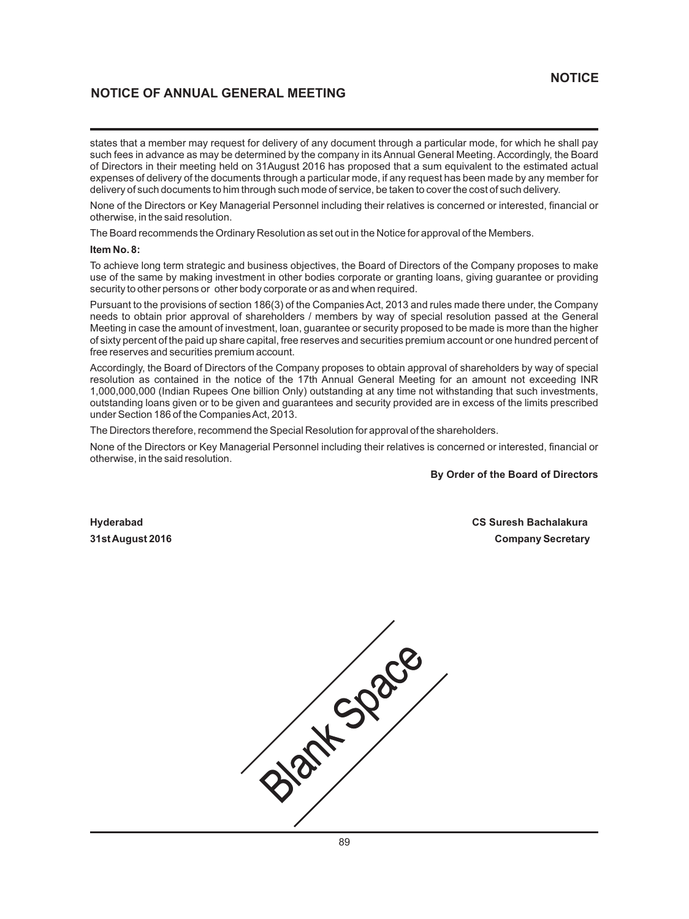states that a member may request for delivery of any document through a particular mode, for which he shall pay such fees in advance as may be determined by the company in its Annual General Meeting. Accordingly, the Board of Directors in their meeting held on 31August 2016 has proposed that a sum equivalent to the estimated actual expenses of delivery of the documents through a particular mode, if any request has been made by any member for delivery of such documents to him through such mode of service, be taken to cover the cost of such delivery.

None of the Directors or Key Managerial Personnel including their relatives is concerned or interested, financial or otherwise, in the said resolution.

The Board recommends the Ordinary Resolution as set out in the Notice for approval of the Members.

**Item No. 8:**

To achieve long term strategic and business objectives, the Board of Directors of the Company proposes to make use of the same by making investment in other bodies corporate or granting loans, giving guarantee or providing security to other persons or other body corporate or as and when required.

Pursuant to the provisions of section 186(3) of the Companies Act, 2013 and rules made there under, the Company needs to obtain prior approval of shareholders / members by way of special resolution passed at the General Meeting in case the amount of investment, loan, guarantee or security proposed to be made is more than the higher of sixty percent of the paid up share capital, free reserves and securities premium account or one hundred percent of free reserves and securities premium account.

Accordingly, the Board of Directors of the Company proposes to obtain approval of shareholders by way of special resolution as contained in the notice of the 17th Annual General Meeting for an amount not exceeding INR 1,000,000,000 (Indian Rupees One billion Only) outstanding at any time not withstanding that such investments, outstanding loans given or to be given and guarantees and security provided are in excess of the limits prescribed under Section 186 of the Companies Act, 2013.

The Directors therefore, recommend the Special Resolution for approval of the shareholders.

None of the Directors or Key Managerial Personnel including their relatives is concerned or interested, financial or otherwise, in the said resolution.

**By Order of the Board of Directors**

**Hyderabad**
**31st August 2016**

**CS Suresh Bachalakura**
**Company Secretary**

Blank Space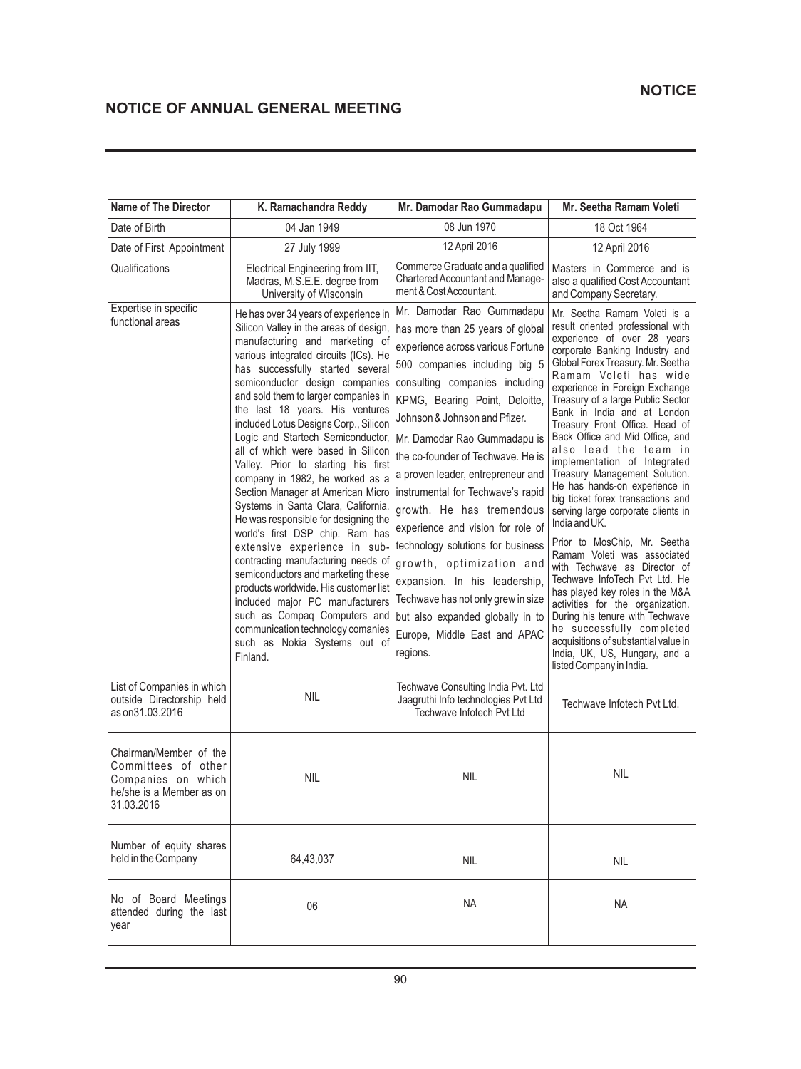# NOTICE OF ANNUAL GENERAL MEETING

| Name of The Director | K. Ramachandra Reddy | Mr. Damodar Rao Gummadapu | Mr. Seetha Ramam Voleti |
|---|---|---|---|
| Date of Birth | 04 Jan 1949 | 08 Jun 1970 | 18 Oct 1964 |
| Date of First Appointment | 27 July 1999 | 12 April 2016 | 12 April 2016 |
| Qualifications | Electrical Engineering from IIT, Madras, M.S.E.E. degree from University of Wisconsin | Commerce Graduate and a qualified Chartered Accountant and Management & Cost Accountant. | Masters in Commerce and is also a qualified Cost Accountant and Company Secretary. |
| Expertise in specific functional areas | He has over 34 years of experience in Silicon Valley in the areas of design, manufacturing and marketing of various integrated circuits (ICs). He has successfully started several semiconductor design companies and sold them to larger companies in the last 18 years. His ventures included Lotus Designs Corp., Silicon Logic and Startech Semiconductor, all of which were based in Silicon Valley. Prior to starting his first company in 1982, he worked as a Section Manager at American Micro Systems in Santa Clara, California. He was responsible for designing the world's first DSP chip. Ram has extensive experience in sub-contracting manufacturing needs of semiconductors and marketing these products worldwide. His customer list included major PC manufacturers such as Compaq Computers and communication technology comanies such as Nokia Systems out of Finland. | Mr. Damodar Rao Gummadapu has more than 25 years of global experience across various Fortune 500 companies including big 5 consulting companies including KPMG, Bearing Point, Deloitte, Johnson & Johnson and Pfizer. Mr. Damodar Rao Gummadapu is the co-founder of Techwave. He is a proven leader, entrepreneur and instrumental for Techwave's rapid growth. He has tremendous experience and vision for role of technology solutions for business growth, optimization and expansion. In his leadership, Techwave has not only grew in size but also expanded globally in to Europe, Middle East and APAC regions. | Mr. Seetha Ramam Voleti is a result oriented professional with experience of over 28 years corporate Banking Industry and Global Forex Treasury. Mr. Seetha Ramam Voleti has wide experience in Foreign Exchange Treasury of a large Public Sector Bank in India and at London Treasury Front Office. Head of Back Office and Mid Office, and also lead the team in implementation of Integrated Treasury Management Solution. He has hands-on experience in big ticket forex transactions and serving large corporate clients in India and UK. Prior to MosChip, Mr. Seetha Ramam Voleti was associated with Techwave as Director of Techwave InfoTech Pvt Ltd. He has played key roles in the M&A activities for the organization. During his tenure with Techwave he successfully completed acquisitions of substantial value in India, UK, US, Hungary, and a listed Company in India. |
| List of Companies in which outside Directorship held as on31.03.2016 | NIL | Techwave Consulting India Pvt. Ltd Jaagruthi Info technologies Pvt Ltd Techwave Infotech Pvt Ltd | Techwave Infotech Pvt Ltd. |
| Chairman/Member of the Committees of other Companies on which he/she is a Member as on 31.03.2016 | NIL | NIL | NIL |
| Number of equity shares held in the Company | 64,43,037 | NIL | NIL |
| No of Board Meetings attended during the last year | 06 | NA | NA |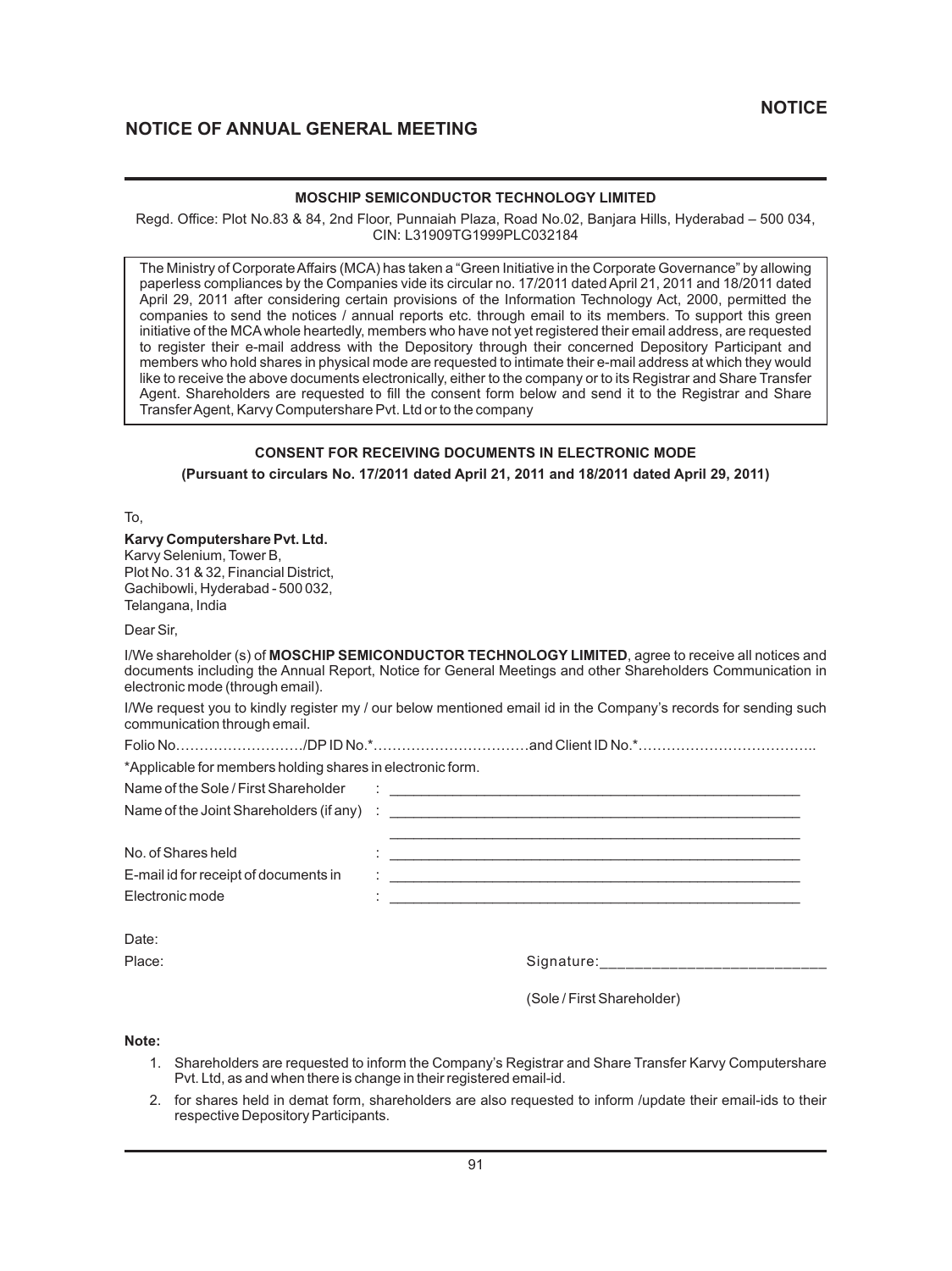**NOTICE**

## NOTICE OF ANNUAL GENERAL MEETING

**MOSCHIP SEMICONDUCTOR TECHNOLOGY LIMITED**

Regd. Office: Plot No.83 & 84, 2nd Floor, Punnaiah Plaza, Road No.02, Banjara Hills, Hyderabad – 500 034,
CIN: L31909TG1999PLC032184

The Ministry of Corporate Affairs (MCA) has taken a "Green Initiative in the Corporate Governance" by allowing paperless compliances by the Companies vide its circular no. 17/2011 dated April 21, 2011 and 18/2011 dated April 29, 2011 after considering certain provisions of the Information Technology Act, 2000, permitted the companies to send the notices / annual reports etc. through email to its members. To support this green initiative of the MCA whole heartedly, members who have not yet registered their email address, are requested to register their e-mail address with the Depository through their concerned Depository Participant and members who hold shares in physical mode are requested to intimate their e-mail address at which they would like to receive the above documents electronically, either to the company or to its Registrar and Share Transfer Agent. Shareholders are requested to fill the consent form below and send it to the Registrar and Share Transfer Agent, Karvy Computershare Pvt. Ltd or to the company

**CONSENT FOR RECEIVING DOCUMENTS IN ELECTRONIC MODE**

**(Pursuant to circulars No. 17/2011 dated April 21, 2011 and 18/2011 dated April 29, 2011)**

To,

**Karvy Computershare Pvt. Ltd.**
Karvy Selenium, Tower B,
Plot No. 31 & 32, Financial District,
Gachibowli, Hyderabad - 500 032,
Telangana, India

Dear Sir,

I/We shareholder (s) of **MOSCHIP SEMICONDUCTOR TECHNOLOGY LIMITED**, agree to receive all notices and documents including the Annual Report, Notice for General Meetings and other Shareholders Communication in electronic mode (through email).

I/We request you to kindly register my / our below mentioned email id in the Company's records for sending such communication through email.

Folio No………………………/DP ID No.*……………………………and Client ID No.*………………………………..

*Applicable for members holding shares in electronic form.

Name of the Sole / First Shareholder : ______________________________________________________

Name of the Joint Shareholders (if any) : ______________________________________________________

______________________________________________________

No. of Shares held : ______________________________________________________

E-mail id for receipt of documents in Electronic mode : ______________________________________________________

Date:

Place: Signature:___________________________

(Sole / First Shareholder)

**Note:**

1. Shareholders are requested to inform the Company's Registrar and Share Transfer Karvy Computershare Pvt. Ltd, as and when there is change in their registered email-id.
2. for shares held in demat form, shareholders are also requested to inform /update their email-ids to their respective Depository Participants.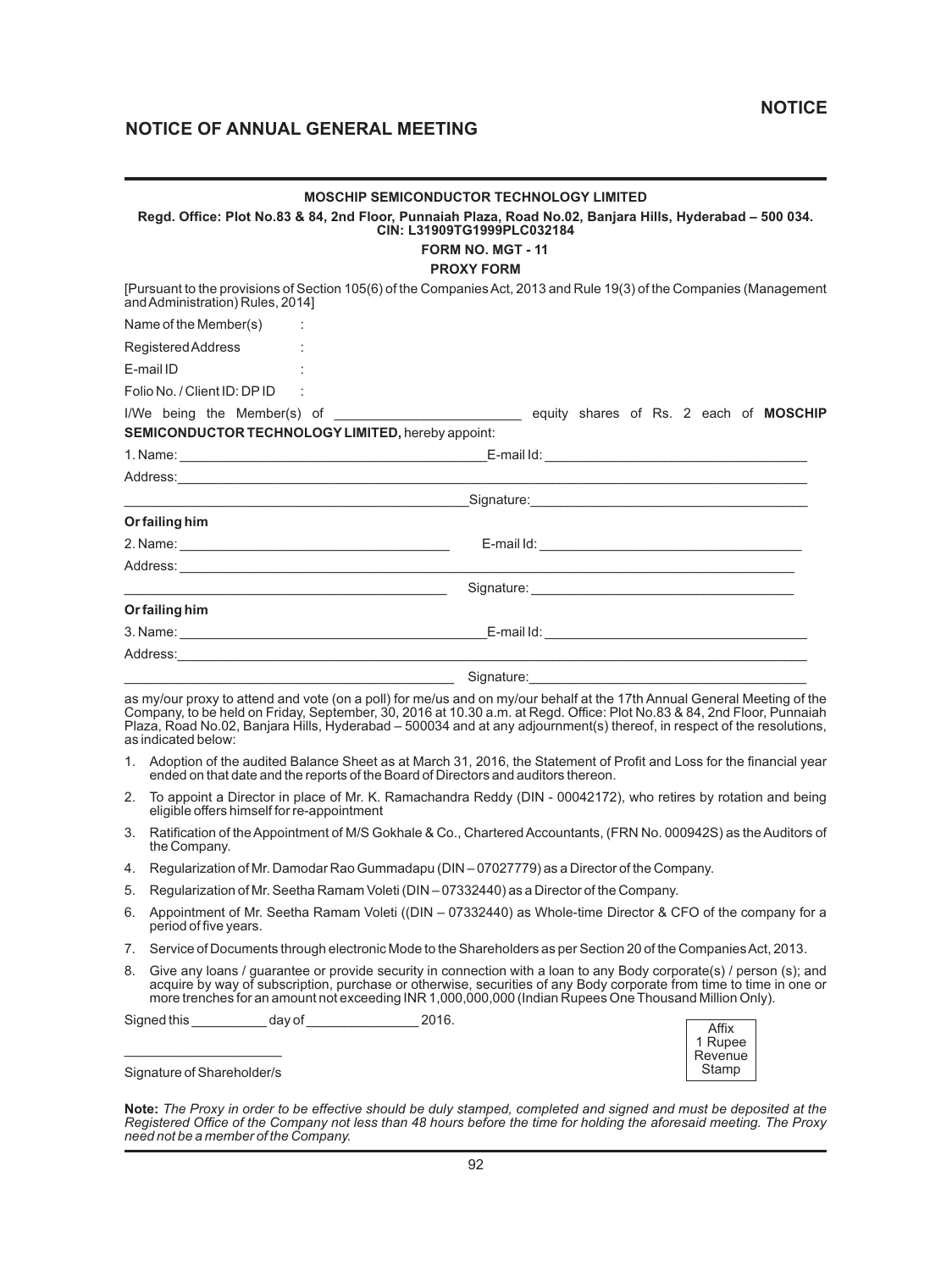## NOTICE OF ANNUAL GENERAL MEETING

**MOSCHIP SEMICONDUCTOR TECHNOLOGY LIMITED**

**Regd. Office: Plot No.83 & 84, 2nd Floor, Punnaiah Plaza, Road No.02, Banjara Hills, Hyderabad – 500 034.**
**CIN: L31909TG1999PLC032184**

**FORM NO. MGT - 11**

**PROXY FORM**

[Pursuant to the provisions of Section 105(6) of the Companies Act, 2013 and Rule 19(3) of the Companies (Management and Administration) Rules, 2014]

Name of the Member(s) :

Registered Address :

E-mail ID :

Folio No. / Client ID: DP ID :

I/We being the Member(s) of ________________________ equity shares of Rs. 2 each of **MOSCHIP SEMICONDUCTOR TECHNOLOGY LIMITED,** hereby appoint:

1. Name: ________________________________________ E-mail Id: ________________________________

Address: ________________________________________________________________________________

________________________________________ Signature: ________________________________

**Or failing him**

2. Name: ________________________________________ E-mail Id: ________________________________

Address: ________________________________________________________________________________

________________________________________ Signature: ________________________________

**Or failing him**

3. Name: ________________________________________ E-mail Id: ________________________________

Address: ________________________________________________________________________________

________________________________________ Signature: ________________________________

as my/our proxy to attend and vote (on a poll) for me/us and on my/our behalf at the 17th Annual General Meeting of the Company, to be held on Friday, September, 30, 2016 at 10.30 a.m. at Regd. Office: Plot No.83 & 84, 2nd Floor, Punnaiah Plaza, Road No.02, Banjara Hills, Hyderabad – 500034 and at any adjournment(s) thereof, in respect of the resolutions, as indicated below:

1. Adoption of the audited Balance Sheet as at March 31, 2016, the Statement of Profit and Loss for the financial year ended on that date and the reports of the Board of Directors and auditors thereon.
2. To appoint a Director in place of Mr. K. Ramachandra Reddy (DIN - 00042172), who retires by rotation and being eligible offers himself for re-appointment
3. Ratification of the Appointment of M/S Gokhale & Co., Chartered Accountants, (FRN No. 000942S) as the Auditors of the Company.
4. Regularization of Mr. Damodar Rao Gummadapu (DIN – 07027779) as a Director of the Company.
5. Regularization of Mr. Seetha Ramam Voleti (DIN – 07332440) as a Director of the Company.
6. Appointment of Mr. Seetha Ramam Voleti ((DIN – 07332440) as Whole-time Director & CFO of the company for a period of five years.
7. Service of Documents through electronic Mode to the Shareholders as per Section 20 of the Companies Act, 2013.
8. Give any loans / guarantee or provide security in connection with a loan to any Body corporate(s) / person (s); and acquire by way of subscription, purchase or otherwise, securities of any Body corporate from time to time in one or more trenches for an amount not exceeding INR 1,000,000,000 (Indian Rupees One Thousand Million Only).

Signed this __________ day of _______________ 2016.

Affix 1 Rupee Revenue Stamp

_____________________

Signature of Shareholder/s

**Note:** *The Proxy in order to be effective should be duly stamped, completed and signed and must be deposited at the Registered Office of the Company not less than 48 hours before the time for holding the aforesaid meeting. The Proxy need not be a member of the Company.*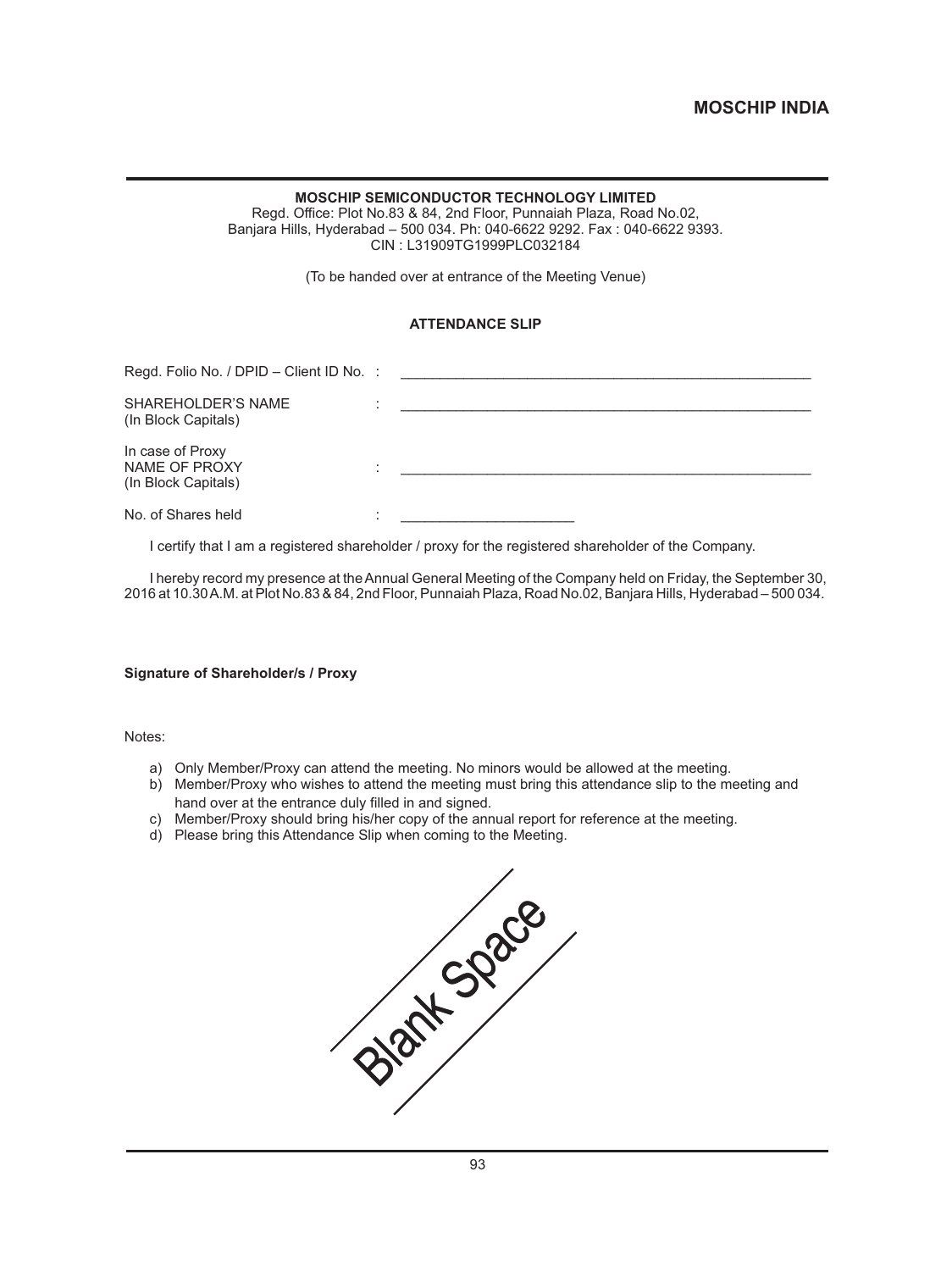**MOSCHIP SEMICONDUCTOR TECHNOLOGY LIMITED**
Regd. Office: Plot No.83 & 84, 2nd Floor, Punnaiah Plaza, Road No.02,
Banjara Hills, Hyderabad – 500 034. Ph: 040-6622 9292. Fax : 040-6622 9393.
CIN : L31909TG1999PLC032184

(To be handed over at entrance of the Meeting Venue)

## ATTENDANCE SLIP

Regd. Folio No. / DPID – Client ID No. : ______________________________________________________

SHAREHOLDER'S NAME (In Block Capitals) : ______________________________________________________

In case of Proxy
NAME OF PROXY (In Block Capitals) : ______________________________________________________

No. of Shares held : ______________________

I certify that I am a registered shareholder / proxy for the registered shareholder of the Company.

I hereby record my presence at the Annual General Meeting of the Company held on Friday, the September 30, 2016 at 10.30 A.M. at Plot No.83 & 84, 2nd Floor, Punnaiah Plaza, Road No.02, Banjara Hills, Hyderabad – 500 034.

**Signature of Shareholder/s / Proxy**

Notes:

a) Only Member/Proxy can attend the meeting. No minors would be allowed at the meeting.
b) Member/Proxy who wishes to attend the meeting must bring this attendance slip to the meeting and hand over at the entrance duly filled in and signed.
c) Member/Proxy should bring his/her copy of the annual report for reference at the meeting.
d) Please bring this Attendance Slip when coming to the Meeting.

Blank Space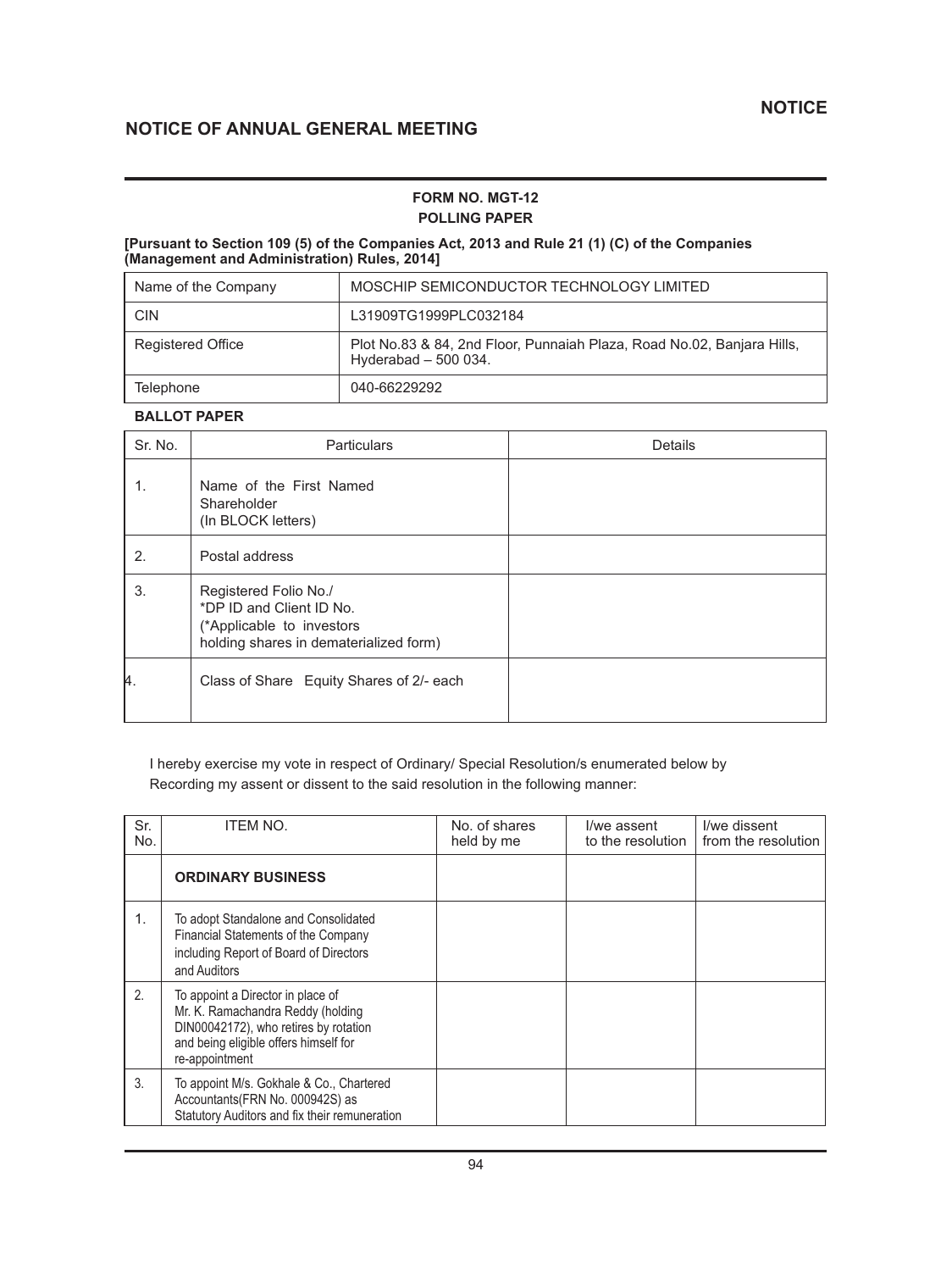## NOTICE OF ANNUAL GENERAL MEETING

**FORM NO. MGT-12**

**POLLING PAPER**

**[Pursuant to Section 109 (5) of the Companies Act, 2013 and Rule 21 (1) (C) of the Companies (Management and Administration) Rules, 2014]**

| Name of the Company | MOSCHIP SEMICONDUCTOR TECHNOLOGY LIMITED |
|---|---|
| CIN | L31909TG1999PLC032184 |
| Registered Office | Plot No.83 & 84, 2nd Floor, Punnaiah Plaza, Road No.02, Banjara Hills, Hyderabad – 500 034. |
| Telephone | 040-66229292 |

**BALLOT PAPER**

| Sr. No. | Particulars | Details |
|---|---|---|
| 1. | Name of the First Named Shareholder (In BLOCK letters) | |
| 2. | Postal address | |
| 3. | Registered Folio No./ *DP ID and Client ID No. (*Applicable to investors holding shares in dematerialized form) | |
| 4. | Class of Share Equity Shares of 2/- each | |

I hereby exercise my vote in respect of Ordinary/ Special Resolution/s enumerated below by Recording my assent or dissent to the said resolution in the following manner:

| Sr. No. | ITEM NO. | No. of shares held by me | I/we assent to the resolution | I/we dissent from the resolution |
|---|---|---|---|---|
| | **ORDINARY BUSINESS** | | | |
| 1. | To adopt Standalone and Consolidated Financial Statements of the Company including Report of Board of Directors and Auditors | | | |
| 2. | To appoint a Director in place of Mr. K. Ramachandra Reddy (holding DIN00042172), who retires by rotation and being eligible offers himself for re-appointment | | | |
| 3. | To appoint M/s. Gokhale & Co., Chartered Accountants(FRN No. 000942S) as Statutory Auditors and fix their remuneration | | | |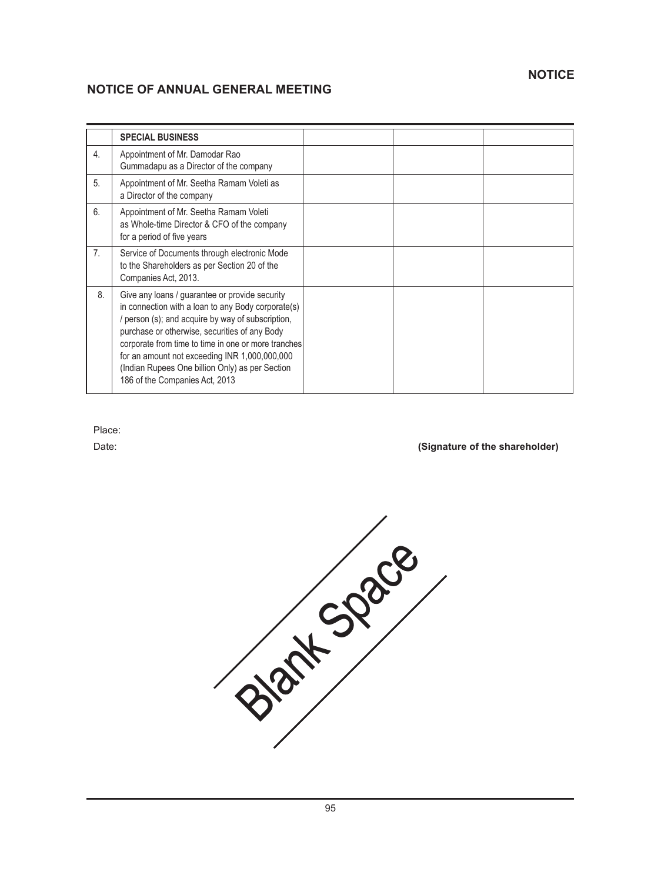## NOTICE OF ANNUAL GENERAL MEETING

| | SPECIAL BUSINESS | | | |
|---|---|---|---|---|
| 4. | Appointment of Mr. Damodar Rao Gummadapu as a Director of the company | | | |
| 5. | Appointment of Mr. Seetha Ramam Voleti as a Director of the company | | | |
| 6. | Appointment of Mr. Seetha Ramam Voleti as Whole-time Director & CFO of the company for a period of five years | | | |
| 7. | Service of Documents through electronic Mode to the Shareholders as per Section 20 of the Companies Act, 2013. | | | |
| 8. | Give any loans / guarantee or provide security in connection with a loan to any Body corporate(s) / person (s); and acquire by way of subscription, purchase or otherwise, securities of any Body corporate from time to time in one or more tranches for an amount not exceeding INR 1,000,000,000 (Indian Rupees One billion Only) as per Section 186 of the Companies Act, 2013 | | | |

Place:

Date: **(Signature of the shareholder)**

Blank Space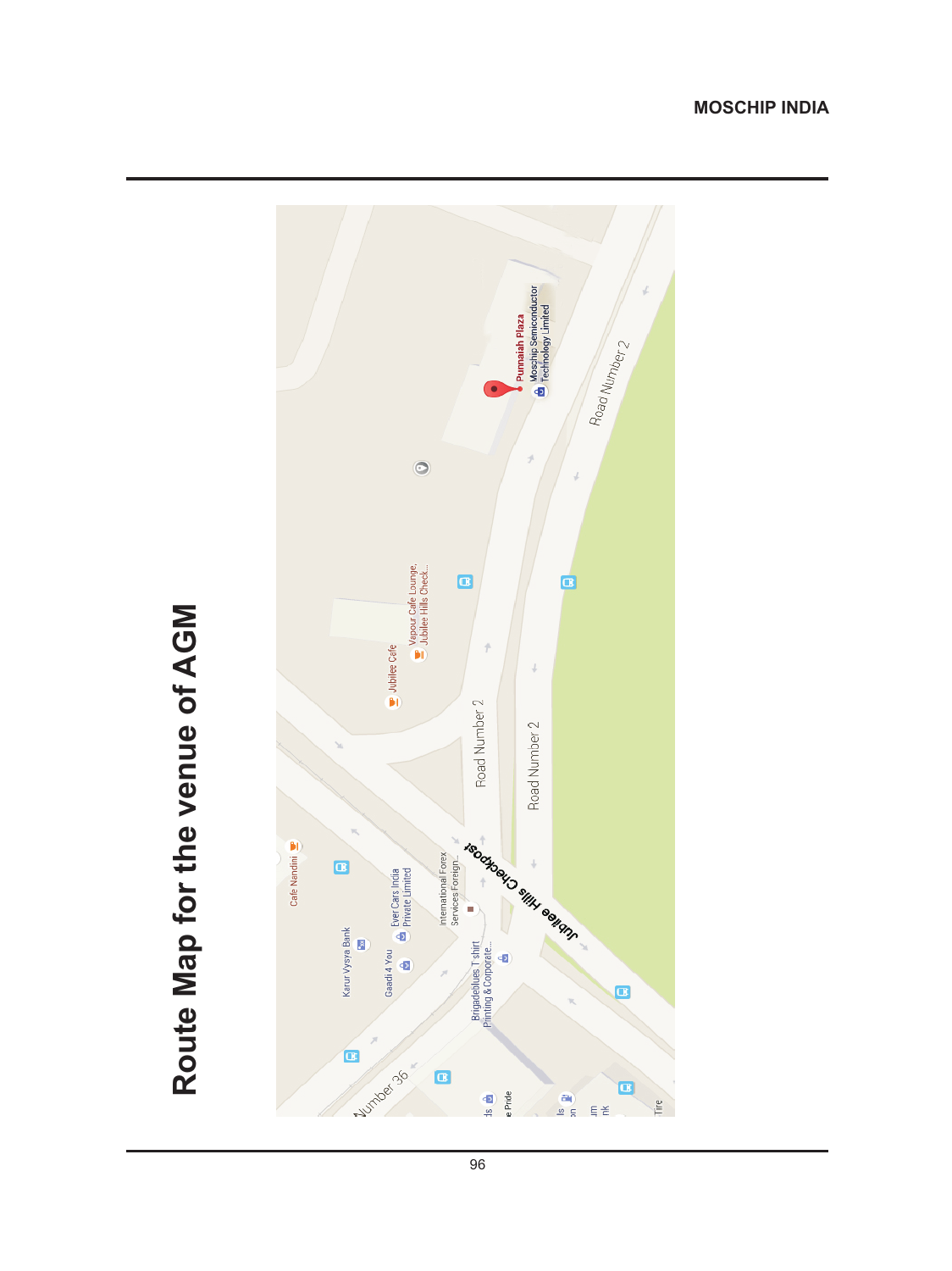# Route Map for the venue of AGM

Punnaiah Plaza

Moschip Semiconductor Technology Limited

Road Number 2

Road Number 2

Road Number 2

Vapour Cafe Lounge, Jubilee Hills Check...

Jubilee Cafe

Jubilee Hills Checkpost

Cafe Nandini

Karur Vysya Bank

Gaadi 4 You

Ever Cars India Private Limited

International Forex Services Foreign...

Brigadeblues T shirt Printing & Corporate...

Number 36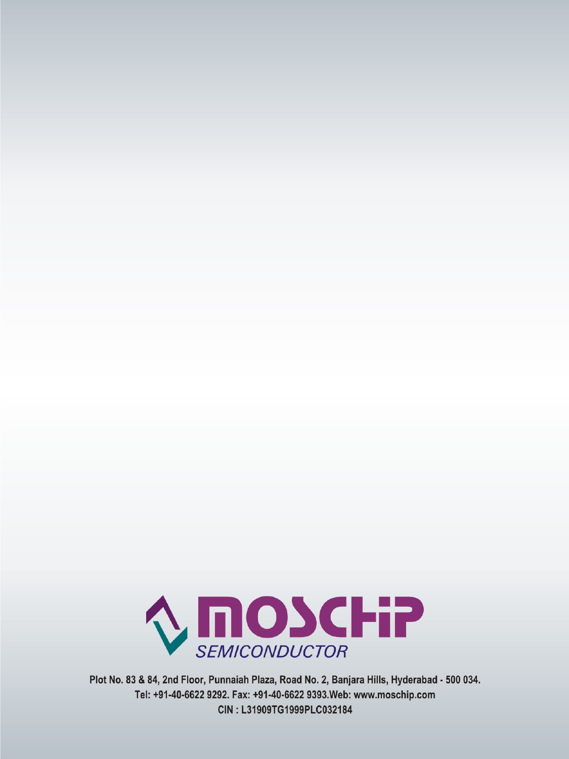MOSCHIP

SEMICONDUCTOR

Plot No. 83 & 84, 2nd Floor, Punnaiah Plaza, Road No. 2, Banjara Hills, Hyderabad - 500 034.
Tel: +91-40-6622 9292. Fax: +91-40-6622 9393.Web: www.moschip.com
CIN : L31909TG1999PLC032184